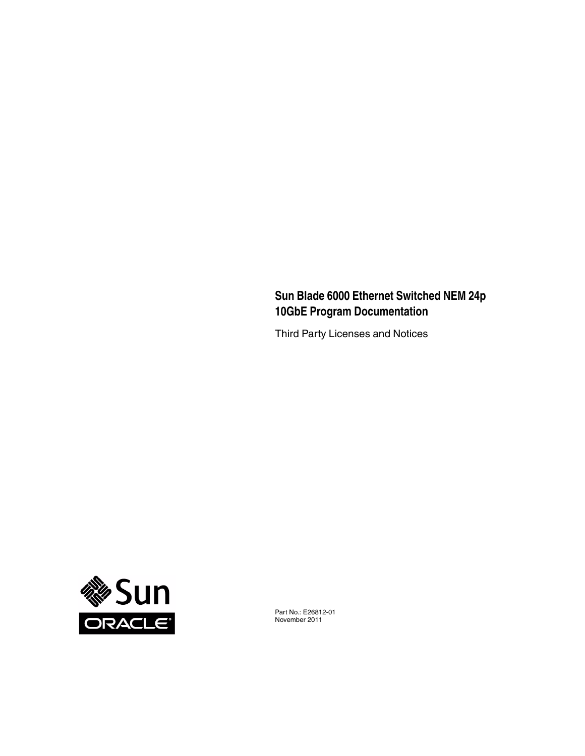# Sun Blade 6000 Ethernet Switched NEM 24p 10GbE Program Documentation

Third Party Licenses and Notices

Part No.: E26812-01
November 2011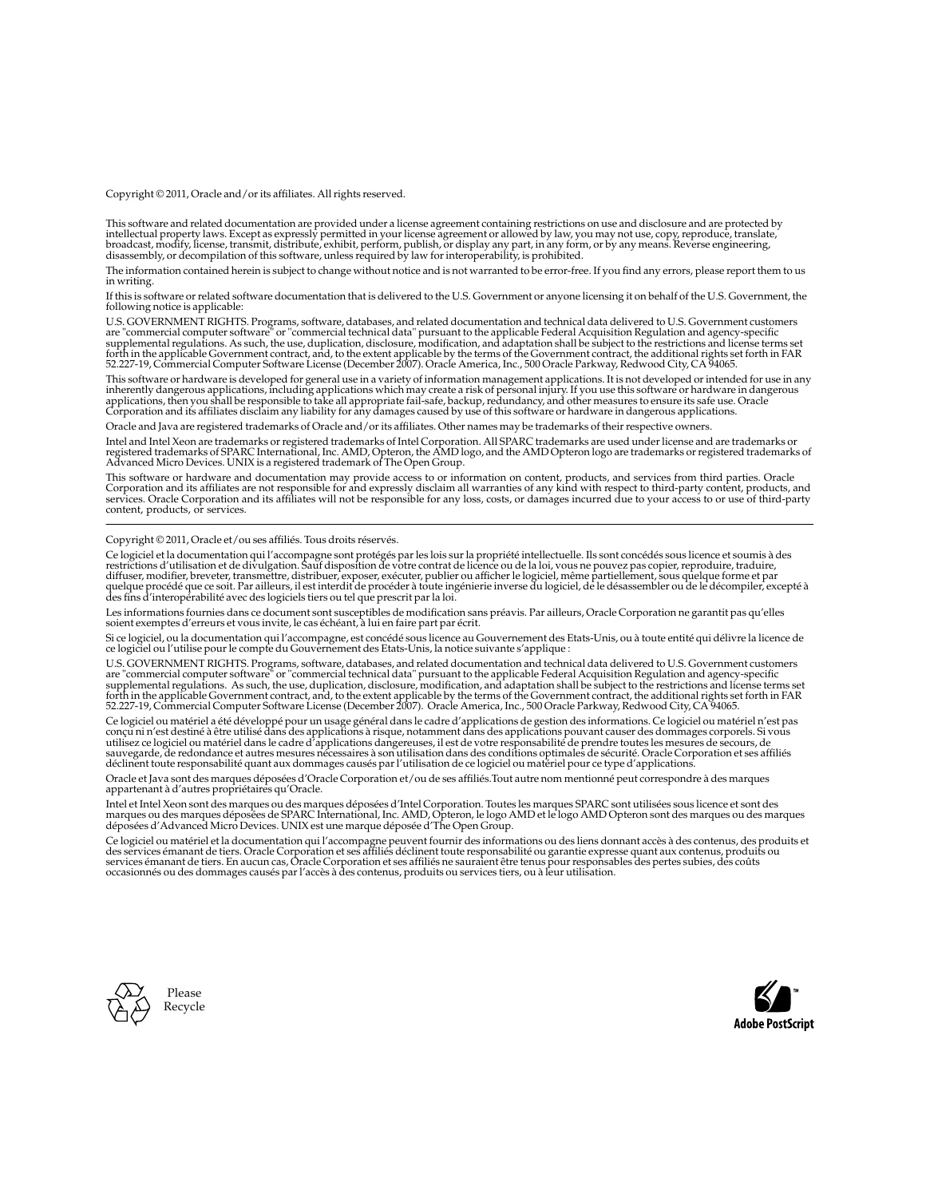Copyright © 2011, Oracle and/or its affiliates. All rights reserved.

This software and related documentation are provided under a license agreement containing restrictions on use and disclosure and are protected by intellectual property laws. Except as expressly permitted in your license agreement or allowed by law, you may not use, copy, reproduce, translate, broadcast, modify, license, transmit, distribute, exhibit, perform, publish, or display any part, in any form, or by any means. Reverse engineering, disassembly, or decompilation of this software, unless required by law for interoperability, is prohibited.

The information contained herein is subject to change without notice and is not warranted to be error-free. If you find any errors, please report them to us in writing.

If this is software or related software documentation that is delivered to the U.S. Government or anyone licensing it on behalf of the U.S. Government, the following notice is applicable:

U.S. GOVERNMENT RIGHTS. Programs, software, databases, and related documentation and technical data delivered to U.S. Government customers are "commercial computer software" or "commercial technical data" pursuant to the applicable Federal Acquisition Regulation and agency-specific supplemental regulations. As such, the use, duplication, disclosure, modification, and adaptation shall be subject to the restrictions and license terms set forth in the applicable Government contract, and, to the extent applicable by the terms of the Government contract, the additional rights set forth in FAR 52.227-19, Commercial Computer Software License (December 2007). Oracle America, Inc., 500 Oracle Parkway, Redwood City, CA 94065.

This software or hardware is developed for general use in a variety of information management applications. It is not developed or intended for use in any inherently dangerous applications, including applications which may create a risk of personal injury. If you use this software or hardware in dangerous applications, then you shall be responsible to take all appropriate fail-safe, backup, redundancy, and other measures to ensure its safe use. Oracle Corporation and its affiliates disclaim any liability for any damages caused by use of this software or hardware in dangerous applications.

Oracle and Java are registered trademarks of Oracle and/or its affiliates. Other names may be trademarks of their respective owners.

Intel and Intel Xeon are trademarks or registered trademarks of Intel Corporation. All SPARC trademarks are used under license and are trademarks or registered trademarks of SPARC International, Inc. AMD, Opteron, the AMD logo, and the AMD Opteron logo are trademarks or registered trademarks of Advanced Micro Devices. UNIX is a registered trademark of The Open Group.

This software or hardware and documentation may provide access to or information on content, products, and services from third parties. Oracle Corporation and its affiliates are not responsible for and expressly disclaim all warranties of any kind with respect to third-party content, products, and services. Oracle Corporation and its affiliates will not be responsible for any loss, costs, or damages incurred due to your access to or use of third-party content, products, or services.

---

Copyright © 2011, Oracle et/ou ses affiliés. Tous droits réservés.

Ce logiciel et la documentation qui l'accompagne sont protégés par les lois sur la propriété intellectuelle. Ils sont concédés sous licence et soumis à des restrictions d'utilisation et de divulgation. Sauf disposition de votre contrat de licence ou de la loi, vous ne pouvez pas copier, reproduire, traduire, diffuser, modifier, breveter, transmettre, distribuer, exposer, exécuter, publier ou afficher le logiciel, même partiellement, sous quelque forme et par quelque procédé que ce soit. Par ailleurs, il est interdit de procéder à toute ingénierie inverse du logiciel, de le désassembler ou de le décompiler, excepté à des fins d'interopérabilité avec des logiciels tiers ou tel que prescrit par la loi.

Les informations fournies dans ce document sont susceptibles de modification sans préavis. Par ailleurs, Oracle Corporation ne garantit pas qu'elles soient exemptes d'erreurs et vous invite, le cas échéant, à lui en faire part par écrit.

Si ce logiciel, ou la documentation qui l'accompagne, est concédé sous licence au Gouvernement des Etats-Unis, ou à toute entité qui délivre la licence de ce logiciel ou l'utilise pour le compte du Gouvernement des Etats-Unis, la notice suivante s'applique :

U.S. GOVERNMENT RIGHTS. Programs, software, databases, and related documentation and technical data delivered to U.S. Government customers are "commercial computer software" or "commercial technical data" pursuant to the applicable Federal Acquisition Regulation and agency-specific supplemental regulations. As such, the use, duplication, disclosure, modification, and adaptation shall be subject to the restrictions and license terms set forth in the applicable Government contract, and, to the extent applicable by the terms of the Government contract, the additional rights set forth in FAR 52.227-19, Commercial Computer Software License (December 2007). Oracle America, Inc., 500 Oracle Parkway, Redwood City, CA 94065.

Ce logiciel ou matériel a été développé pour un usage général dans le cadre d'applications de gestion des informations. Ce logiciel ou matériel n'est pas conçu ni n'est destiné à être utilisé dans des applications à risque, notamment dans des applications pouvant causer des dommages corporels. Si vous utilisez ce logiciel ou matériel dans le cadre d'applications dangereuses, il est de votre responsabilité de prendre toutes les mesures de secours, de sauvegarde, de redondance et autres mesures nécessaires à son utilisation dans des conditions optimales de sécurité. Oracle Corporation et ses affiliés déclinent toute responsabilité quant aux dommages causés par l'utilisation de ce logiciel ou matériel pour ce type d'applications.

Oracle et Java sont des marques déposées d'Oracle Corporation et/ou de ses affiliés.Tout autre nom mentionné peut correspondre à des marques appartenant à d'autres propriétaires qu'Oracle.

Intel et Intel Xeon sont des marques ou des marques déposées d'Intel Corporation. Toutes les marques SPARC sont utilisées sous licence et sont des marques ou des marques déposées de SPARC International, Inc. AMD, Opteron, le logo AMD et le logo AMD Opteron sont des marques ou des marques déposées d'Advanced Micro Devices. UNIX est une marque déposée d'The Open Group.

Ce logiciel ou matériel et la documentation qui l'accompagne peuvent fournir des informations ou des liens donnant accès à des contenus, des produits et des services émanant de tiers. Oracle Corporation et ses affiliés déclinent toute responsabilité ou garantie expresse quant aux contenus, produits ou services émanant de tiers. En aucun cas, Oracle Corporation et ses affiliés ne sauraient être tenus pour responsables des pertes subies, des coûts occasionnés ou des dommages causés par l'accès à des contenus, produits ou services tiers, ou à leur utilisation.

Please Recycle

Adobe PostScript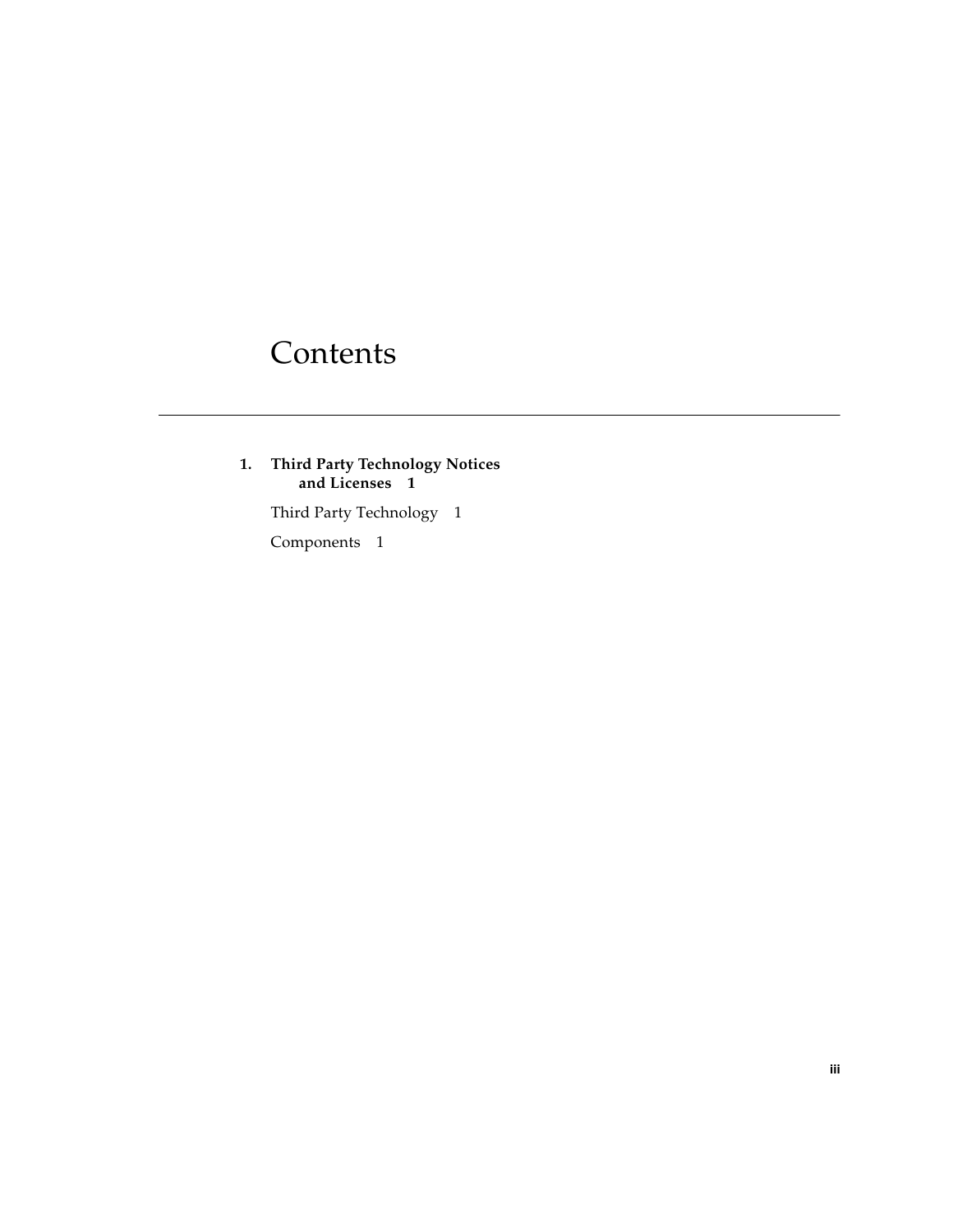# Contents

**1. Third Party Technology Notices and Licenses 1**

Third Party Technology 1

Components 1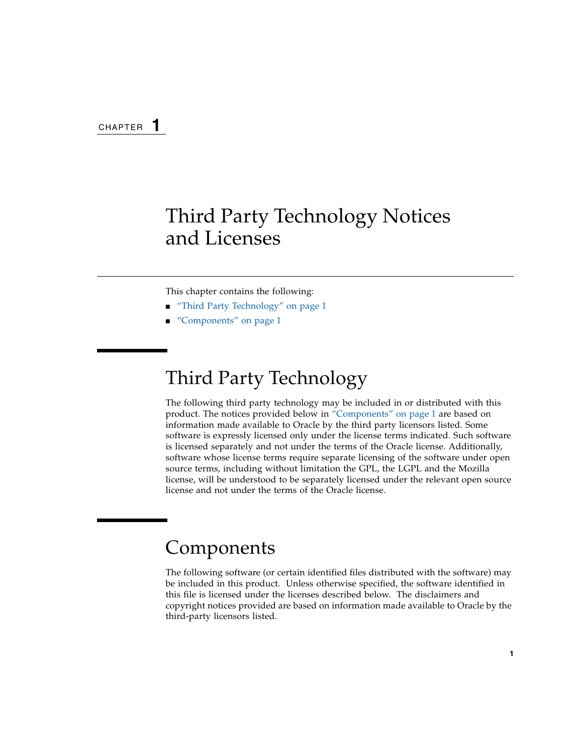CHAPTER 1

# Third Party Technology Notices and Licenses

This chapter contains the following:

- "Third Party Technology" on page 1
- "Components" on page 1

## Third Party Technology

The following third party technology may be included in or distributed with this product. The notices provided below in "Components" on page 1 are based on information made available to Oracle by the third party licensors listed. Some software is expressly licensed only under the license terms indicated. Such software is licensed separately and not under the terms of the Oracle license. Additionally, software whose license terms require separate licensing of the software under open source terms, including without limitation the GPL, the LGPL and the Mozilla license, will be understood to be separately licensed under the relevant open source license and not under the terms of the Oracle license.

## Components

The following software (or certain identified files distributed with the software) may be included in this product. Unless otherwise specified, the software identified in this file is licensed under the licenses described below. The disclaimers and copyright notices provided are based on information made available to Oracle by the third-party licensors listed.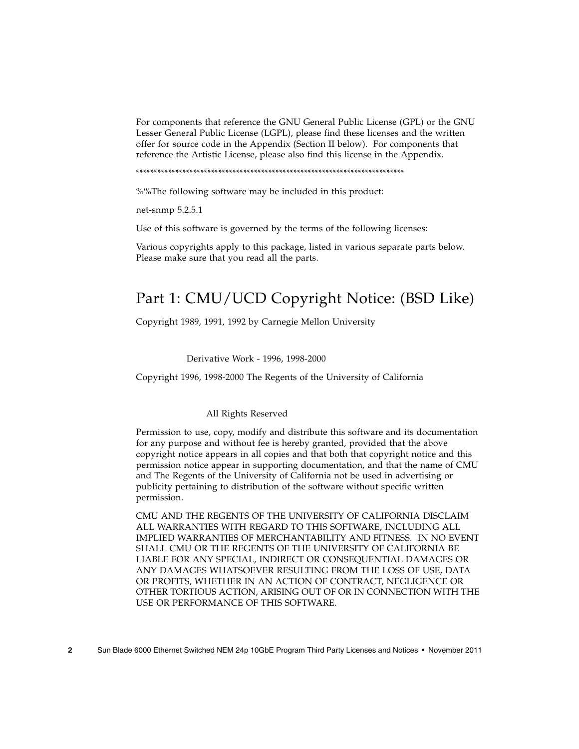For components that reference the GNU General Public License (GPL) or the GNU Lesser General Public License (LGPL), please find these licenses and the written offer for source code in the Appendix (Section II below). For components that reference the Artistic License, please also find this license in the Appendix.

***************************************************************************

%%The following software may be included in this product:

net-snmp 5.2.5.1

Use of this software is governed by the terms of the following licenses:

Various copyrights apply to this package, listed in various separate parts below. Please make sure that you read all the parts.

## Part 1: CMU/UCD Copyright Notice: (BSD Like)

Copyright 1989, 1991, 1992 by Carnegie Mellon University

Derivative Work - 1996, 1998-2000

Copyright 1996, 1998-2000 The Regents of the University of California

All Rights Reserved

Permission to use, copy, modify and distribute this software and its documentation for any purpose and without fee is hereby granted, provided that the above copyright notice appears in all copies and that both that copyright notice and this permission notice appear in supporting documentation, and that the name of CMU and The Regents of the University of California not be used in advertising or publicity pertaining to distribution of the software without specific written permission.

CMU AND THE REGENTS OF THE UNIVERSITY OF CALIFORNIA DISCLAIM ALL WARRANTIES WITH REGARD TO THIS SOFTWARE, INCLUDING ALL IMPLIED WARRANTIES OF MERCHANTABILITY AND FITNESS. IN NO EVENT SHALL CMU OR THE REGENTS OF THE UNIVERSITY OF CALIFORNIA BE LIABLE FOR ANY SPECIAL, INDIRECT OR CONSEQUENTIAL DAMAGES OR ANY DAMAGES WHATSOEVER RESULTING FROM THE LOSS OF USE, DATA OR PROFITS, WHETHER IN AN ACTION OF CONTRACT, NEGLIGENCE OR OTHER TORTIOUS ACTION, ARISING OUT OF OR IN CONNECTION WITH THE USE OR PERFORMANCE OF THIS SOFTWARE.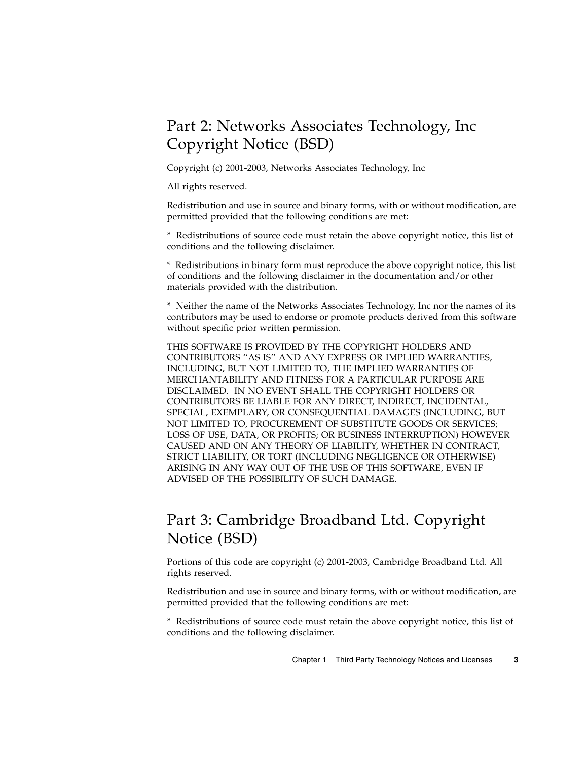## Part 2: Networks Associates Technology, Inc Copyright Notice (BSD)

Copyright (c) 2001-2003, Networks Associates Technology, Inc

All rights reserved.

Redistribution and use in source and binary forms, with or without modification, are permitted provided that the following conditions are met:

* Redistributions of source code must retain the above copyright notice, this list of conditions and the following disclaimer.

* Redistributions in binary form must reproduce the above copyright notice, this list of conditions and the following disclaimer in the documentation and/or other materials provided with the distribution.

* Neither the name of the Networks Associates Technology, Inc nor the names of its contributors may be used to endorse or promote products derived from this software without specific prior written permission.

THIS SOFTWARE IS PROVIDED BY THE COPYRIGHT HOLDERS AND CONTRIBUTORS ''AS IS'' AND ANY EXPRESS OR IMPLIED WARRANTIES, INCLUDING, BUT NOT LIMITED TO, THE IMPLIED WARRANTIES OF MERCHANTABILITY AND FITNESS FOR A PARTICULAR PURPOSE ARE DISCLAIMED. IN NO EVENT SHALL THE COPYRIGHT HOLDERS OR CONTRIBUTORS BE LIABLE FOR ANY DIRECT, INDIRECT, INCIDENTAL, SPECIAL, EXEMPLARY, OR CONSEQUENTIAL DAMAGES (INCLUDING, BUT NOT LIMITED TO, PROCUREMENT OF SUBSTITUTE GOODS OR SERVICES; LOSS OF USE, DATA, OR PROFITS; OR BUSINESS INTERRUPTION) HOWEVER CAUSED AND ON ANY THEORY OF LIABILITY, WHETHER IN CONTRACT, STRICT LIABILITY, OR TORT (INCLUDING NEGLIGENCE OR OTHERWISE) ARISING IN ANY WAY OUT OF THE USE OF THIS SOFTWARE, EVEN IF ADVISED OF THE POSSIBILITY OF SUCH DAMAGE.

## Part 3: Cambridge Broadband Ltd. Copyright Notice (BSD)

Portions of this code are copyright (c) 2001-2003, Cambridge Broadband Ltd. All rights reserved.

Redistribution and use in source and binary forms, with or without modification, are permitted provided that the following conditions are met:

* Redistributions of source code must retain the above copyright notice, this list of conditions and the following disclaimer.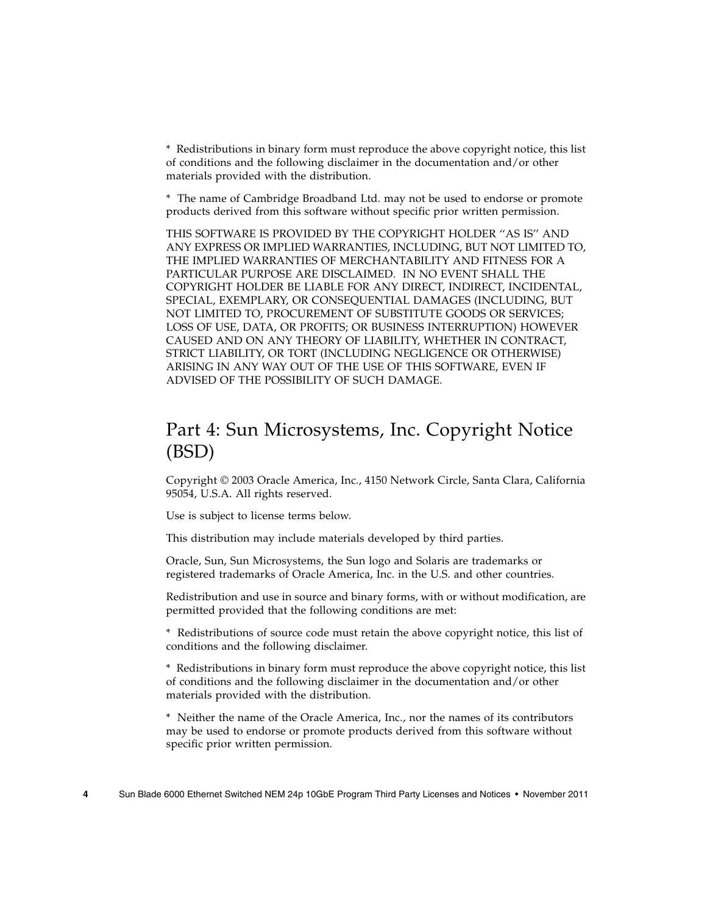* Redistributions in binary form must reproduce the above copyright notice, this list of conditions and the following disclaimer in the documentation and/or other materials provided with the distribution.

* The name of Cambridge Broadband Ltd. may not be used to endorse or promote products derived from this software without specific prior written permission.

THIS SOFTWARE IS PROVIDED BY THE COPYRIGHT HOLDER ''AS IS'' AND ANY EXPRESS OR IMPLIED WARRANTIES, INCLUDING, BUT NOT LIMITED TO, THE IMPLIED WARRANTIES OF MERCHANTABILITY AND FITNESS FOR A PARTICULAR PURPOSE ARE DISCLAIMED. IN NO EVENT SHALL THE COPYRIGHT HOLDER BE LIABLE FOR ANY DIRECT, INDIRECT, INCIDENTAL, SPECIAL, EXEMPLARY, OR CONSEQUENTIAL DAMAGES (INCLUDING, BUT NOT LIMITED TO, PROCUREMENT OF SUBSTITUTE GOODS OR SERVICES; LOSS OF USE, DATA, OR PROFITS; OR BUSINESS INTERRUPTION) HOWEVER CAUSED AND ON ANY THEORY OF LIABILITY, WHETHER IN CONTRACT, STRICT LIABILITY, OR TORT (INCLUDING NEGLIGENCE OR OTHERWISE) ARISING IN ANY WAY OUT OF THE USE OF THIS SOFTWARE, EVEN IF ADVISED OF THE POSSIBILITY OF SUCH DAMAGE.

## Part 4: Sun Microsystems, Inc. Copyright Notice (BSD)

Copyright © 2003 Oracle America, Inc., 4150 Network Circle, Santa Clara, California 95054, U.S.A. All rights reserved.

Use is subject to license terms below.

This distribution may include materials developed by third parties.

Oracle, Sun, Sun Microsystems, the Sun logo and Solaris are trademarks or registered trademarks of Oracle America, Inc. in the U.S. and other countries.

Redistribution and use in source and binary forms, with or without modification, are permitted provided that the following conditions are met:

* Redistributions of source code must retain the above copyright notice, this list of conditions and the following disclaimer.

* Redistributions in binary form must reproduce the above copyright notice, this list of conditions and the following disclaimer in the documentation and/or other materials provided with the distribution.

* Neither the name of the Oracle America, Inc., nor the names of its contributors may be used to endorse or promote products derived from this software without specific prior written permission.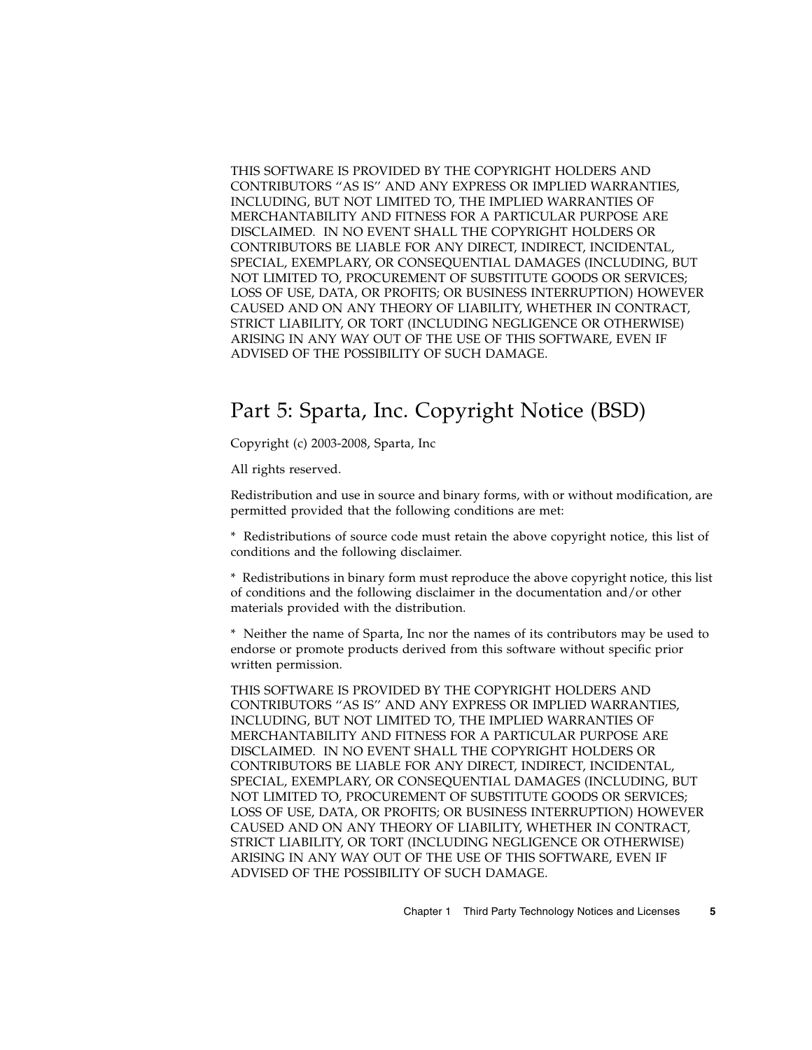THIS SOFTWARE IS PROVIDED BY THE COPYRIGHT HOLDERS AND CONTRIBUTORS ''AS IS'' AND ANY EXPRESS OR IMPLIED WARRANTIES, INCLUDING, BUT NOT LIMITED TO, THE IMPLIED WARRANTIES OF MERCHANTABILITY AND FITNESS FOR A PARTICULAR PURPOSE ARE DISCLAIMED. IN NO EVENT SHALL THE COPYRIGHT HOLDERS OR CONTRIBUTORS BE LIABLE FOR ANY DIRECT, INDIRECT, INCIDENTAL, SPECIAL, EXEMPLARY, OR CONSEQUENTIAL DAMAGES (INCLUDING, BUT NOT LIMITED TO, PROCUREMENT OF SUBSTITUTE GOODS OR SERVICES; LOSS OF USE, DATA, OR PROFITS; OR BUSINESS INTERRUPTION) HOWEVER CAUSED AND ON ANY THEORY OF LIABILITY, WHETHER IN CONTRACT, STRICT LIABILITY, OR TORT (INCLUDING NEGLIGENCE OR OTHERWISE) ARISING IN ANY WAY OUT OF THE USE OF THIS SOFTWARE, EVEN IF ADVISED OF THE POSSIBILITY OF SUCH DAMAGE.

## Part 5: Sparta, Inc. Copyright Notice (BSD)

Copyright (c) 2003-2008, Sparta, Inc

All rights reserved.

Redistribution and use in source and binary forms, with or without modification, are permitted provided that the following conditions are met:

* Redistributions of source code must retain the above copyright notice, this list of conditions and the following disclaimer.

* Redistributions in binary form must reproduce the above copyright notice, this list of conditions and the following disclaimer in the documentation and/or other materials provided with the distribution.

* Neither the name of Sparta, Inc nor the names of its contributors may be used to endorse or promote products derived from this software without specific prior written permission.

THIS SOFTWARE IS PROVIDED BY THE COPYRIGHT HOLDERS AND CONTRIBUTORS ''AS IS'' AND ANY EXPRESS OR IMPLIED WARRANTIES, INCLUDING, BUT NOT LIMITED TO, THE IMPLIED WARRANTIES OF MERCHANTABILITY AND FITNESS FOR A PARTICULAR PURPOSE ARE DISCLAIMED. IN NO EVENT SHALL THE COPYRIGHT HOLDERS OR CONTRIBUTORS BE LIABLE FOR ANY DIRECT, INDIRECT, INCIDENTAL, SPECIAL, EXEMPLARY, OR CONSEQUENTIAL DAMAGES (INCLUDING, BUT NOT LIMITED TO, PROCUREMENT OF SUBSTITUTE GOODS OR SERVICES; LOSS OF USE, DATA, OR PROFITS; OR BUSINESS INTERRUPTION) HOWEVER CAUSED AND ON ANY THEORY OF LIABILITY, WHETHER IN CONTRACT, STRICT LIABILITY, OR TORT (INCLUDING NEGLIGENCE OR OTHERWISE) ARISING IN ANY WAY OUT OF THE USE OF THIS SOFTWARE, EVEN IF ADVISED OF THE POSSIBILITY OF SUCH DAMAGE.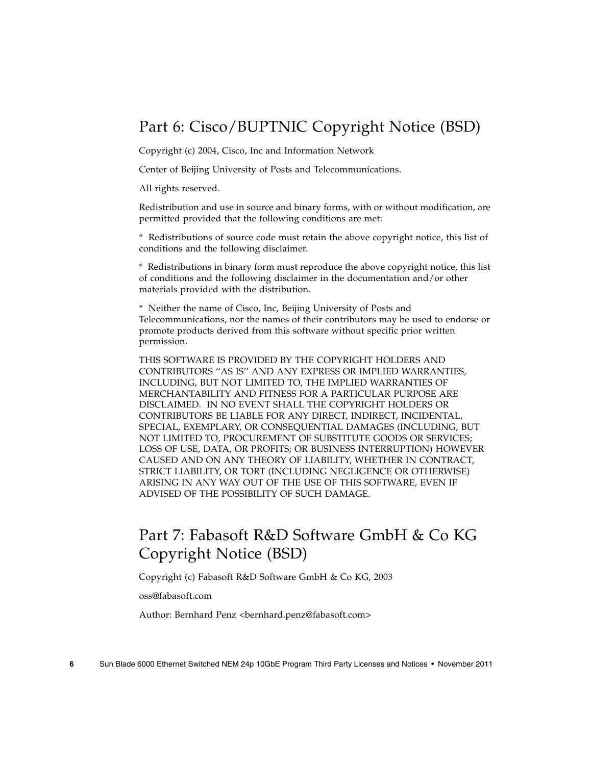## Part 6: Cisco/BUPTNIC Copyright Notice (BSD)

Copyright (c) 2004, Cisco, Inc and Information Network

Center of Beijing University of Posts and Telecommunications.

All rights reserved.

Redistribution and use in source and binary forms, with or without modification, are permitted provided that the following conditions are met:

* Redistributions of source code must retain the above copyright notice, this list of conditions and the following disclaimer.

* Redistributions in binary form must reproduce the above copyright notice, this list of conditions and the following disclaimer in the documentation and/or other materials provided with the distribution.

* Neither the name of Cisco, Inc, Beijing University of Posts and Telecommunications, nor the names of their contributors may be used to endorse or promote products derived from this software without specific prior written permission.

THIS SOFTWARE IS PROVIDED BY THE COPYRIGHT HOLDERS AND CONTRIBUTORS ''AS IS'' AND ANY EXPRESS OR IMPLIED WARRANTIES, INCLUDING, BUT NOT LIMITED TO, THE IMPLIED WARRANTIES OF MERCHANTABILITY AND FITNESS FOR A PARTICULAR PURPOSE ARE DISCLAIMED. IN NO EVENT SHALL THE COPYRIGHT HOLDERS OR CONTRIBUTORS BE LIABLE FOR ANY DIRECT, INDIRECT, INCIDENTAL, SPECIAL, EXEMPLARY, OR CONSEQUENTIAL DAMAGES (INCLUDING, BUT NOT LIMITED TO, PROCUREMENT OF SUBSTITUTE GOODS OR SERVICES; LOSS OF USE, DATA, OR PROFITS; OR BUSINESS INTERRUPTION) HOWEVER CAUSED AND ON ANY THEORY OF LIABILITY, WHETHER IN CONTRACT, STRICT LIABILITY, OR TORT (INCLUDING NEGLIGENCE OR OTHERWISE) ARISING IN ANY WAY OUT OF THE USE OF THIS SOFTWARE, EVEN IF ADVISED OF THE POSSIBILITY OF SUCH DAMAGE.

## Part 7: Fabasoft R&D Software GmbH & Co KG Copyright Notice (BSD)

Copyright (c) Fabasoft R&D Software GmbH & Co KG, 2003

oss@fabasoft.com

Author: Bernhard Penz <bernhard.penz@fabasoft.com>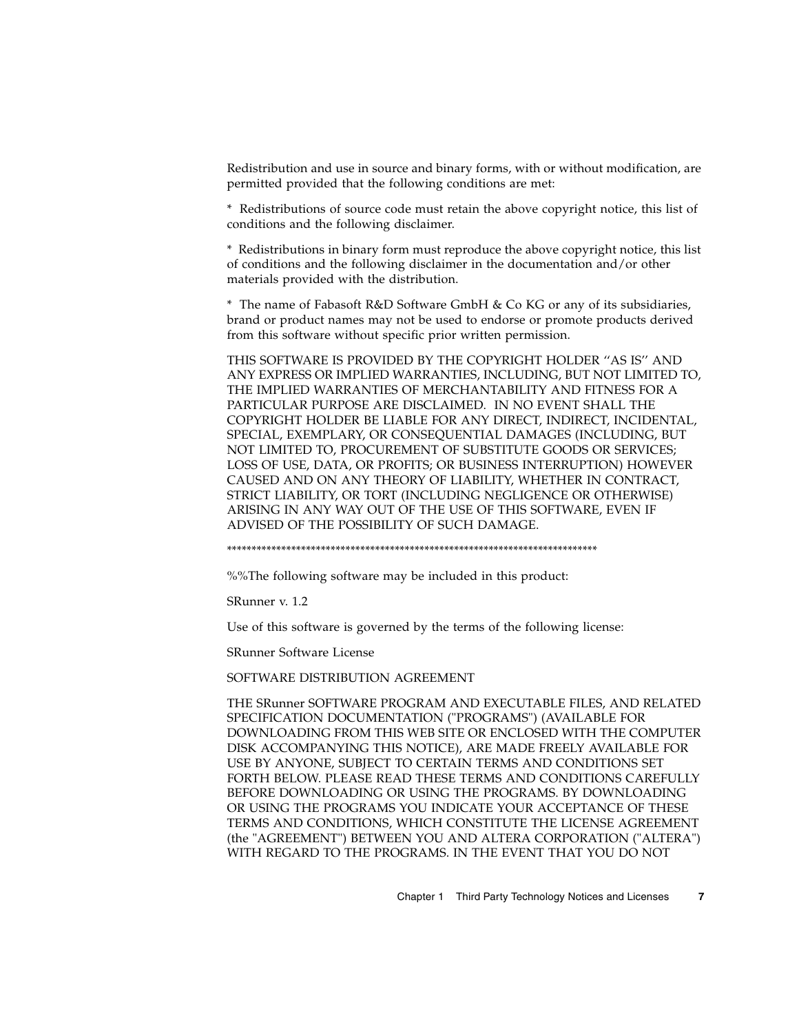Redistribution and use in source and binary forms, with or without modification, are permitted provided that the following conditions are met:

* Redistributions of source code must retain the above copyright notice, this list of conditions and the following disclaimer.

* Redistributions in binary form must reproduce the above copyright notice, this list of conditions and the following disclaimer in the documentation and/or other materials provided with the distribution.

* The name of Fabasoft R&D Software GmbH & Co KG or any of its subsidiaries, brand or product names may not be used to endorse or promote products derived from this software without specific prior written permission.

THIS SOFTWARE IS PROVIDED BY THE COPYRIGHT HOLDER ''AS IS'' AND ANY EXPRESS OR IMPLIED WARRANTIES, INCLUDING, BUT NOT LIMITED TO, THE IMPLIED WARRANTIES OF MERCHANTABILITY AND FITNESS FOR A PARTICULAR PURPOSE ARE DISCLAIMED. IN NO EVENT SHALL THE COPYRIGHT HOLDER BE LIABLE FOR ANY DIRECT, INDIRECT, INCIDENTAL, SPECIAL, EXEMPLARY, OR CONSEQUENTIAL DAMAGES (INCLUDING, BUT NOT LIMITED TO, PROCUREMENT OF SUBSTITUTE GOODS OR SERVICES; LOSS OF USE, DATA, OR PROFITS; OR BUSINESS INTERRUPTION) HOWEVER CAUSED AND ON ANY THEORY OF LIABILITY, WHETHER IN CONTRACT, STRICT LIABILITY, OR TORT (INCLUDING NEGLIGENCE OR OTHERWISE) ARISING IN ANY WAY OUT OF THE USE OF THIS SOFTWARE, EVEN IF ADVISED OF THE POSSIBILITY OF SUCH DAMAGE.

*************************************************************************

%%The following software may be included in this product:

SRunner v. 1.2

Use of this software is governed by the terms of the following license:

SRunner Software License

SOFTWARE DISTRIBUTION AGREEMENT

THE SRunner SOFTWARE PROGRAM AND EXECUTABLE FILES, AND RELATED SPECIFICATION DOCUMENTATION ("PROGRAMS") (AVAILABLE FOR DOWNLOADING FROM THIS WEB SITE OR ENCLOSED WITH THE COMPUTER DISK ACCOMPANYING THIS NOTICE), ARE MADE FREELY AVAILABLE FOR USE BY ANYONE, SUBJECT TO CERTAIN TERMS AND CONDITIONS SET FORTH BELOW. PLEASE READ THESE TERMS AND CONDITIONS CAREFULLY BEFORE DOWNLOADING OR USING THE PROGRAMS. BY DOWNLOADING OR USING THE PROGRAMS YOU INDICATE YOUR ACCEPTANCE OF THESE TERMS AND CONDITIONS, WHICH CONSTITUTE THE LICENSE AGREEMENT (the "AGREEMENT") BETWEEN YOU AND ALTERA CORPORATION ("ALTERA") WITH REGARD TO THE PROGRAMS. IN THE EVENT THAT YOU DO NOT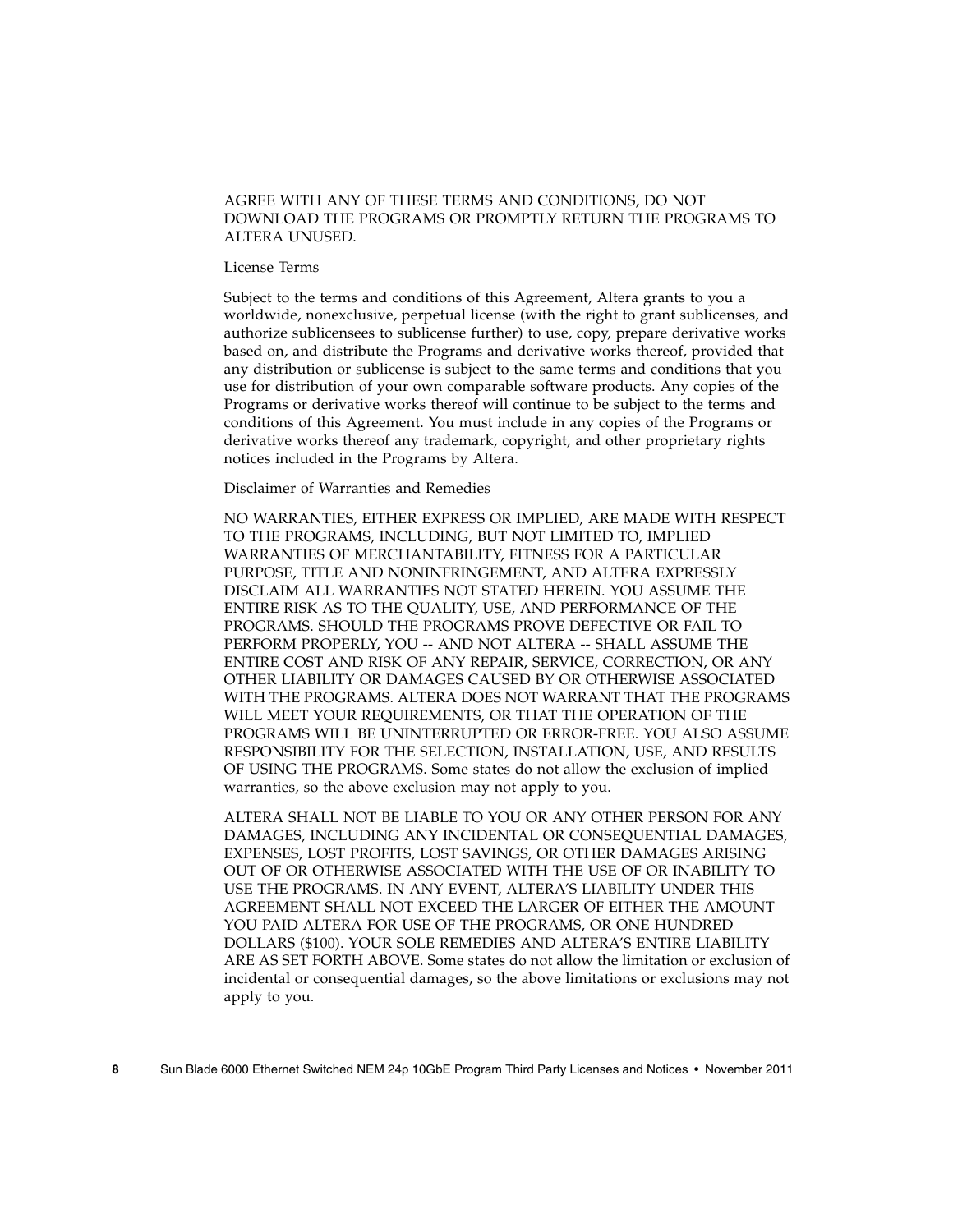AGREE WITH ANY OF THESE TERMS AND CONDITIONS, DO NOT DOWNLOAD THE PROGRAMS OR PROMPTLY RETURN THE PROGRAMS TO ALTERA UNUSED.

License Terms

Subject to the terms and conditions of this Agreement, Altera grants to you a worldwide, nonexclusive, perpetual license (with the right to grant sublicenses, and authorize sublicensees to sublicense further) to use, copy, prepare derivative works based on, and distribute the Programs and derivative works thereof, provided that any distribution or sublicense is subject to the same terms and conditions that you use for distribution of your own comparable software products. Any copies of the Programs or derivative works thereof will continue to be subject to the terms and conditions of this Agreement. You must include in any copies of the Programs or derivative works thereof any trademark, copyright, and other proprietary rights notices included in the Programs by Altera.

Disclaimer of Warranties and Remedies

NO WARRANTIES, EITHER EXPRESS OR IMPLIED, ARE MADE WITH RESPECT TO THE PROGRAMS, INCLUDING, BUT NOT LIMITED TO, IMPLIED WARRANTIES OF MERCHANTABILITY, FITNESS FOR A PARTICULAR PURPOSE, TITLE AND NONINFRINGEMENT, AND ALTERA EXPRESSLY DISCLAIM ALL WARRANTIES NOT STATED HEREIN. YOU ASSUME THE ENTIRE RISK AS TO THE QUALITY, USE, AND PERFORMANCE OF THE PROGRAMS. SHOULD THE PROGRAMS PROVE DEFECTIVE OR FAIL TO PERFORM PROPERLY, YOU -- AND NOT ALTERA -- SHALL ASSUME THE ENTIRE COST AND RISK OF ANY REPAIR, SERVICE, CORRECTION, OR ANY OTHER LIABILITY OR DAMAGES CAUSED BY OR OTHERWISE ASSOCIATED WITH THE PROGRAMS. ALTERA DOES NOT WARRANT THAT THE PROGRAMS WILL MEET YOUR REQUIREMENTS, OR THAT THE OPERATION OF THE PROGRAMS WILL BE UNINTERRUPTED OR ERROR-FREE. YOU ALSO ASSUME RESPONSIBILITY FOR THE SELECTION, INSTALLATION, USE, AND RESULTS OF USING THE PROGRAMS. Some states do not allow the exclusion of implied warranties, so the above exclusion may not apply to you.

ALTERA SHALL NOT BE LIABLE TO YOU OR ANY OTHER PERSON FOR ANY DAMAGES, INCLUDING ANY INCIDENTAL OR CONSEQUENTIAL DAMAGES, EXPENSES, LOST PROFITS, LOST SAVINGS, OR OTHER DAMAGES ARISING OUT OF OR OTHERWISE ASSOCIATED WITH THE USE OF OR INABILITY TO USE THE PROGRAMS. IN ANY EVENT, ALTERA'S LIABILITY UNDER THIS AGREEMENT SHALL NOT EXCEED THE LARGER OF EITHER THE AMOUNT YOU PAID ALTERA FOR USE OF THE PROGRAMS, OR ONE HUNDRED DOLLARS ($100). YOUR SOLE REMEDIES AND ALTERA'S ENTIRE LIABILITY ARE AS SET FORTH ABOVE. Some states do not allow the limitation or exclusion of incidental or consequential damages, so the above limitations or exclusions may not apply to you.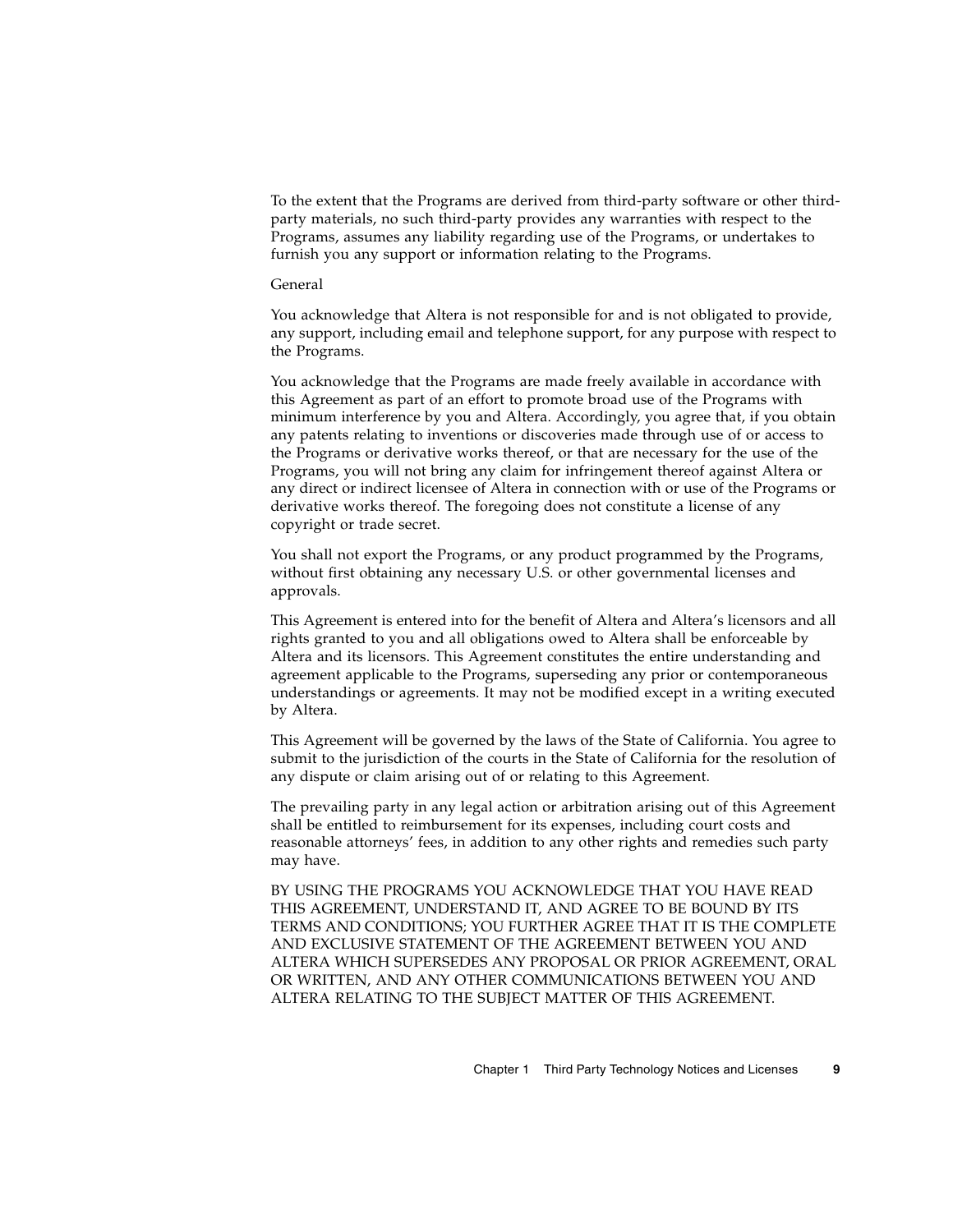To the extent that the Programs are derived from third-party software or other third-party materials, no such third-party provides any warranties with respect to the Programs, assumes any liability regarding use of the Programs, or undertakes to furnish you any support or information relating to the Programs.

General

You acknowledge that Altera is not responsible for and is not obligated to provide, any support, including email and telephone support, for any purpose with respect to the Programs.

You acknowledge that the Programs are made freely available in accordance with this Agreement as part of an effort to promote broad use of the Programs with minimum interference by you and Altera. Accordingly, you agree that, if you obtain any patents relating to inventions or discoveries made through use of or access to the Programs or derivative works thereof, or that are necessary for the use of the Programs, you will not bring any claim for infringement thereof against Altera or any direct or indirect licensee of Altera in connection with or use of the Programs or derivative works thereof. The foregoing does not constitute a license of any copyright or trade secret.

You shall not export the Programs, or any product programmed by the Programs, without first obtaining any necessary U.S. or other governmental licenses and approvals.

This Agreement is entered into for the benefit of Altera and Altera's licensors and all rights granted to you and all obligations owed to Altera shall be enforceable by Altera and its licensors. This Agreement constitutes the entire understanding and agreement applicable to the Programs, superseding any prior or contemporaneous understandings or agreements. It may not be modified except in a writing executed by Altera.

This Agreement will be governed by the laws of the State of California. You agree to submit to the jurisdiction of the courts in the State of California for the resolution of any dispute or claim arising out of or relating to this Agreement.

The prevailing party in any legal action or arbitration arising out of this Agreement shall be entitled to reimbursement for its expenses, including court costs and reasonable attorneys' fees, in addition to any other rights and remedies such party may have.

BY USING THE PROGRAMS YOU ACKNOWLEDGE THAT YOU HAVE READ THIS AGREEMENT, UNDERSTAND IT, AND AGREE TO BE BOUND BY ITS TERMS AND CONDITIONS; YOU FURTHER AGREE THAT IT IS THE COMPLETE AND EXCLUSIVE STATEMENT OF THE AGREEMENT BETWEEN YOU AND ALTERA WHICH SUPERSEDES ANY PROPOSAL OR PRIOR AGREEMENT, ORAL OR WRITTEN, AND ANY OTHER COMMUNICATIONS BETWEEN YOU AND ALTERA RELATING TO THE SUBJECT MATTER OF THIS AGREEMENT.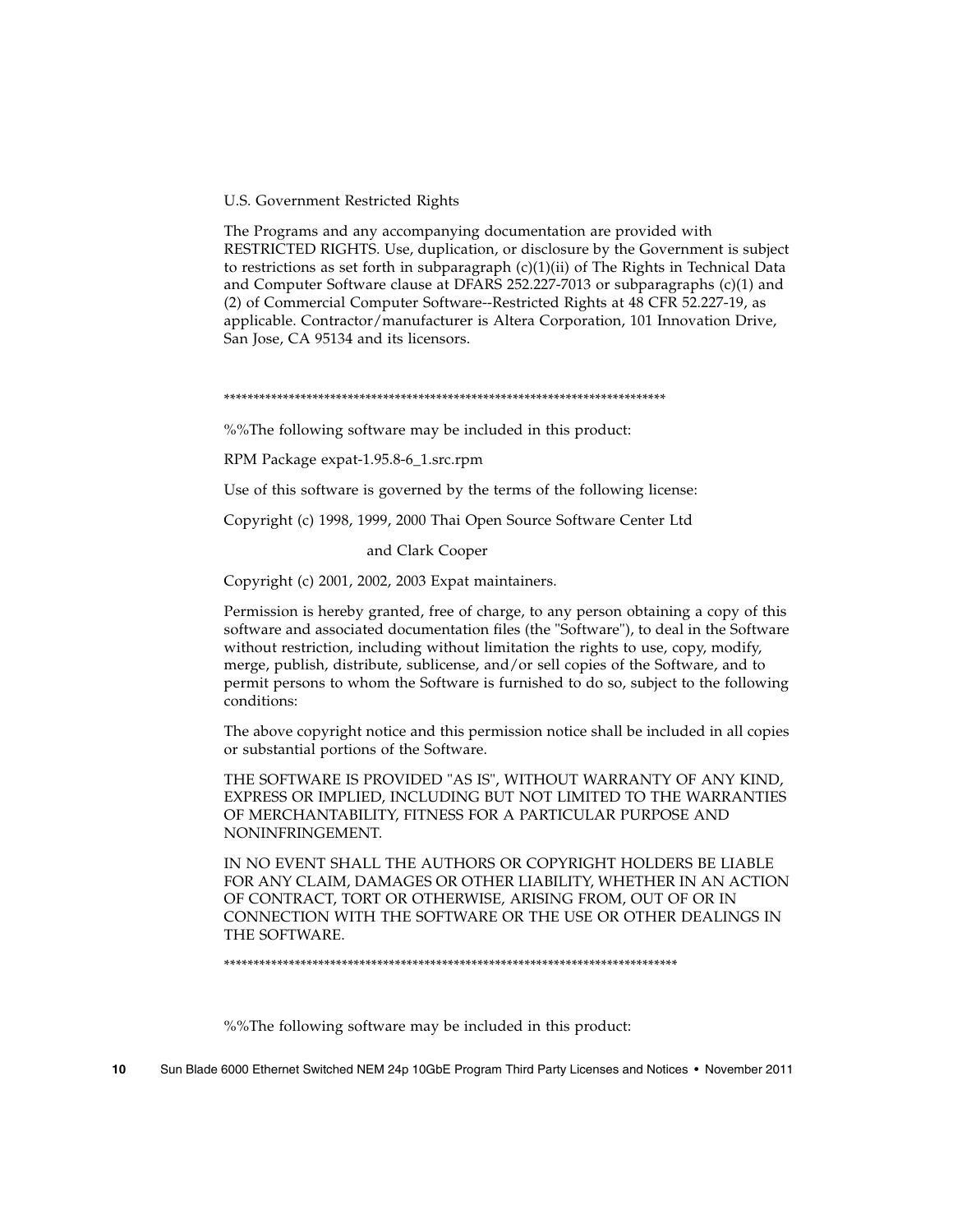U.S. Government Restricted Rights

The Programs and any accompanying documentation are provided with RESTRICTED RIGHTS. Use, duplication, or disclosure by the Government is subject to restrictions as set forth in subparagraph (c)(1)(ii) of The Rights in Technical Data and Computer Software clause at DFARS 252.227-7013 or subparagraphs (c)(1) and (2) of Commercial Computer Software--Restricted Rights at 48 CFR 52.227-19, as applicable. Contractor/manufacturer is Altera Corporation, 101 Innovation Drive, San Jose, CA 95134 and its licensors.

*****************************************************************************

%%The following software may be included in this product:

RPM Package expat-1.95.8-6_1.src.rpm

Use of this software is governed by the terms of the following license:

Copyright (c) 1998, 1999, 2000 Thai Open Source Software Center Ltd

and Clark Cooper

Copyright (c) 2001, 2002, 2003 Expat maintainers.

Permission is hereby granted, free of charge, to any person obtaining a copy of this software and associated documentation files (the "Software"), to deal in the Software without restriction, including without limitation the rights to use, copy, modify, merge, publish, distribute, sublicense, and/or sell copies of the Software, and to permit persons to whom the Software is furnished to do so, subject to the following conditions:

The above copyright notice and this permission notice shall be included in all copies or substantial portions of the Software.

THE SOFTWARE IS PROVIDED "AS IS", WITHOUT WARRANTY OF ANY KIND, EXPRESS OR IMPLIED, INCLUDING BUT NOT LIMITED TO THE WARRANTIES OF MERCHANTABILITY, FITNESS FOR A PARTICULAR PURPOSE AND NONINFRINGEMENT.

IN NO EVENT SHALL THE AUTHORS OR COPYRIGHT HOLDERS BE LIABLE FOR ANY CLAIM, DAMAGES OR OTHER LIABILITY, WHETHER IN AN ACTION OF CONTRACT, TORT OR OTHERWISE, ARISING FROM, OUT OF OR IN CONNECTION WITH THE SOFTWARE OR THE USE OR OTHER DEALINGS IN THE SOFTWARE.

*****************************************************************************

%%The following software may be included in this product: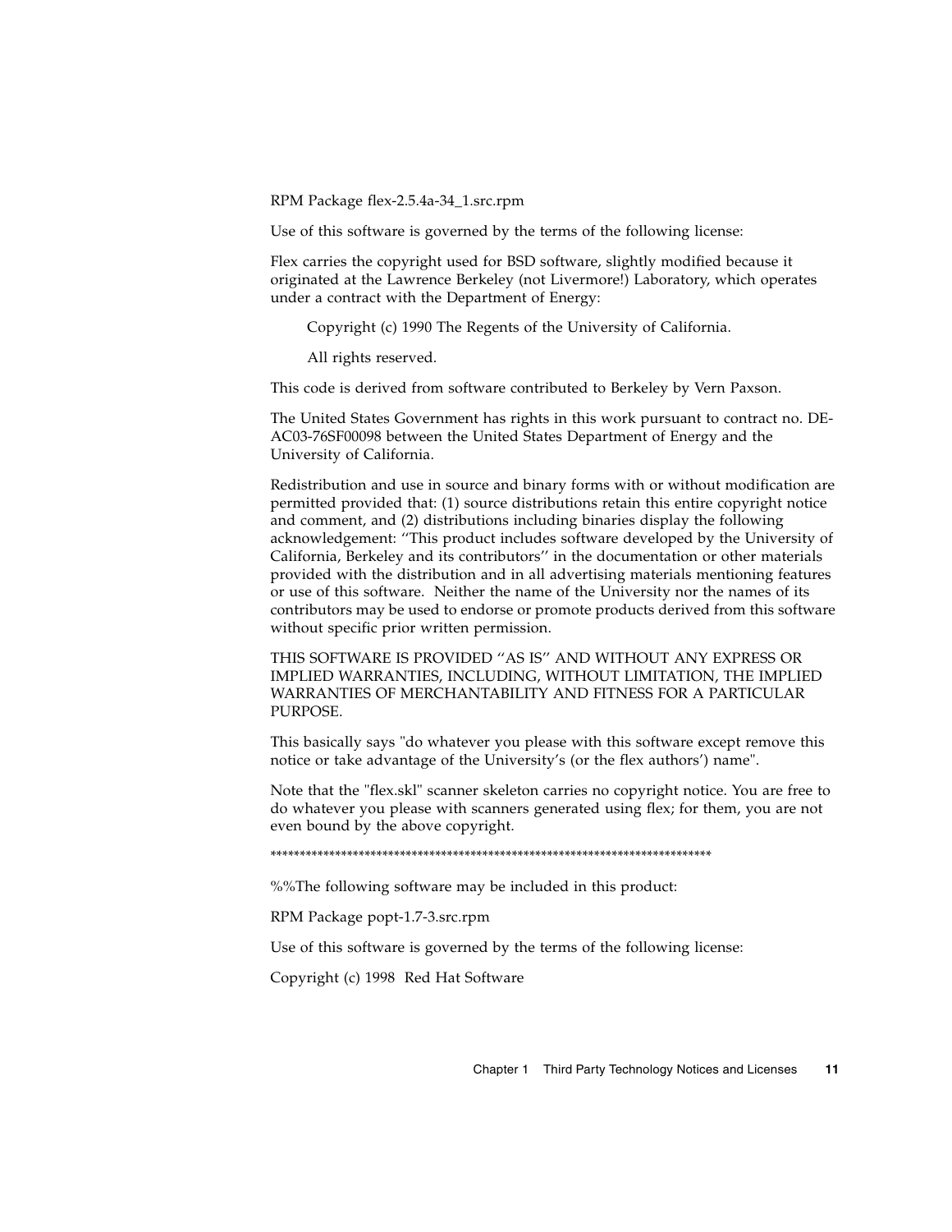RPM Package flex-2.5.4a-34_1.src.rpm

Use of this software is governed by the terms of the following license:

Flex carries the copyright used for BSD software, slightly modified because it originated at the Lawrence Berkeley (not Livermore!) Laboratory, which operates under a contract with the Department of Energy:

> Copyright (c) 1990 The Regents of the University of California.
>
> All rights reserved.

This code is derived from software contributed to Berkeley by Vern Paxson.

The United States Government has rights in this work pursuant to contract no. DE-AC03-76SF00098 between the United States Department of Energy and the University of California.

Redistribution and use in source and binary forms with or without modification are permitted provided that: (1) source distributions retain this entire copyright notice and comment, and (2) distributions including binaries display the following acknowledgement: ''This product includes software developed by the University of California, Berkeley and its contributors'' in the documentation or other materials provided with the distribution and in all advertising materials mentioning features or use of this software. Neither the name of the University nor the names of its contributors may be used to endorse or promote products derived from this software without specific prior written permission.

THIS SOFTWARE IS PROVIDED ''AS IS'' AND WITHOUT ANY EXPRESS OR IMPLIED WARRANTIES, INCLUDING, WITHOUT LIMITATION, THE IMPLIED WARRANTIES OF MERCHANTABILITY AND FITNESS FOR A PARTICULAR PURPOSE.

This basically says "do whatever you please with this software except remove this notice or take advantage of the University's (or the flex authors') name".

Note that the "flex.skl" scanner skeleton carries no copyright notice. You are free to do whatever you please with scanners generated using flex; for them, you are not even bound by the above copyright.

*******************************************************************************

%%The following software may be included in this product:

RPM Package popt-1.7-3.src.rpm

Use of this software is governed by the terms of the following license:

Copyright (c) 1998 Red Hat Software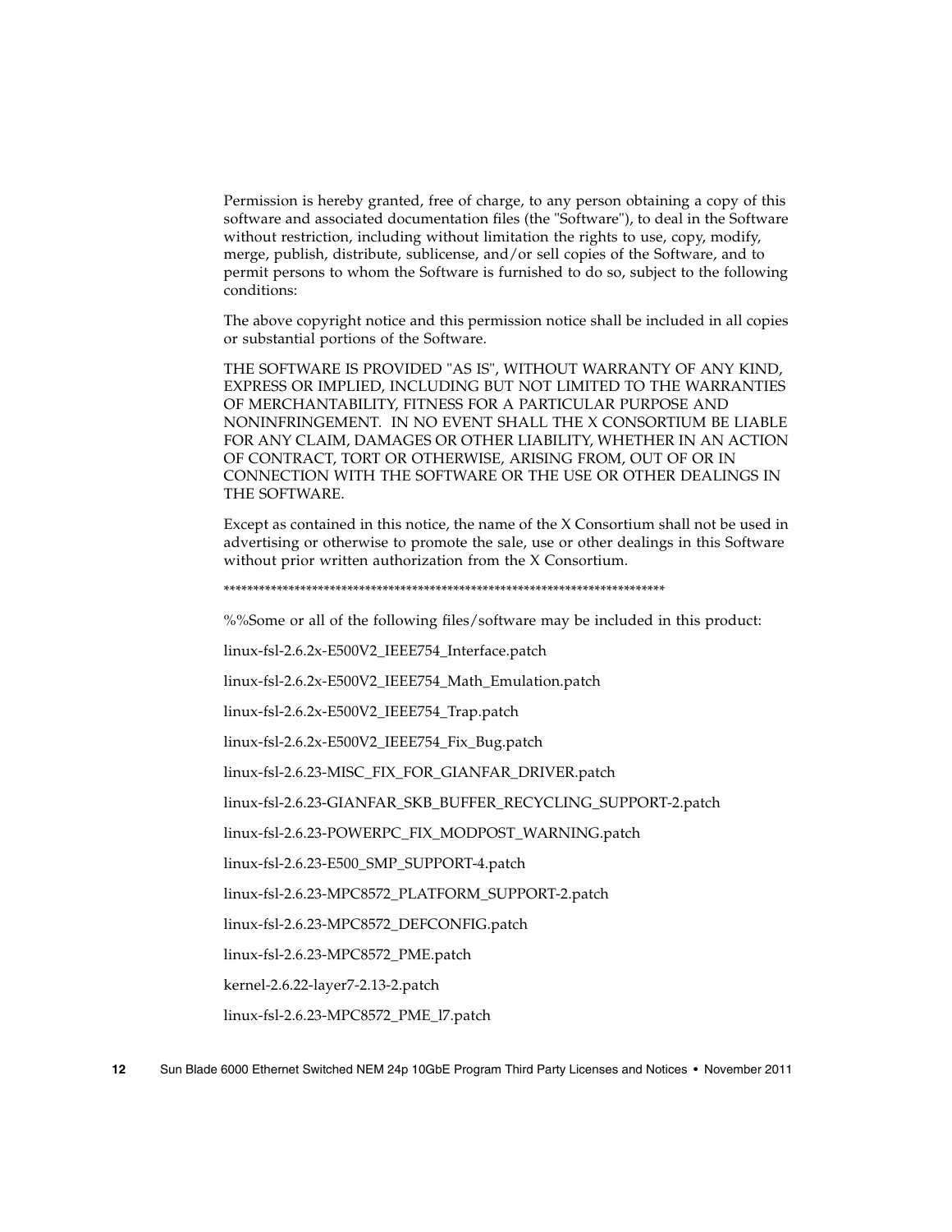Permission is hereby granted, free of charge, to any person obtaining a copy of this software and associated documentation files (the "Software"), to deal in the Software without restriction, including without limitation the rights to use, copy, modify, merge, publish, distribute, sublicense, and/or sell copies of the Software, and to permit persons to whom the Software is furnished to do so, subject to the following conditions:

The above copyright notice and this permission notice shall be included in all copies or substantial portions of the Software.

THE SOFTWARE IS PROVIDED "AS IS", WITHOUT WARRANTY OF ANY KIND, EXPRESS OR IMPLIED, INCLUDING BUT NOT LIMITED TO THE WARRANTIES OF MERCHANTABILITY, FITNESS FOR A PARTICULAR PURPOSE AND NONINFRINGEMENT. IN NO EVENT SHALL THE X CONSORTIUM BE LIABLE FOR ANY CLAIM, DAMAGES OR OTHER LIABILITY, WHETHER IN AN ACTION OF CONTRACT, TORT OR OTHERWISE, ARISING FROM, OUT OF OR IN CONNECTION WITH THE SOFTWARE OR THE USE OR OTHER DEALINGS IN THE SOFTWARE.

Except as contained in this notice, the name of the X Consortium shall not be used in advertising or otherwise to promote the sale, use or other dealings in this Software without prior written authorization from the X Consortium.

*************************************************************************

%%Some or all of the following files/software may be included in this product:

linux-fsl-2.6.2x-E500V2_IEEE754_Interface.patch

linux-fsl-2.6.2x-E500V2_IEEE754_Math_Emulation.patch

linux-fsl-2.6.2x-E500V2_IEEE754_Trap.patch

linux-fsl-2.6.2x-E500V2_IEEE754_Fix_Bug.patch

linux-fsl-2.6.23-MISC_FIX_FOR_GIANFAR_DRIVER.patch

linux-fsl-2.6.23-GIANFAR_SKB_BUFFER_RECYCLING_SUPPORT-2.patch

linux-fsl-2.6.23-POWERPC_FIX_MODPOST_WARNING.patch

linux-fsl-2.6.23-E500_SMP_SUPPORT-4.patch

linux-fsl-2.6.23-MPC8572_PLATFORM_SUPPORT-2.patch

linux-fsl-2.6.23-MPC8572_DEFCONFIG.patch

linux-fsl-2.6.23-MPC8572_PME.patch

kernel-2.6.22-layer7-2.13-2.patch

linux-fsl-2.6.23-MPC8572_PME_l7.patch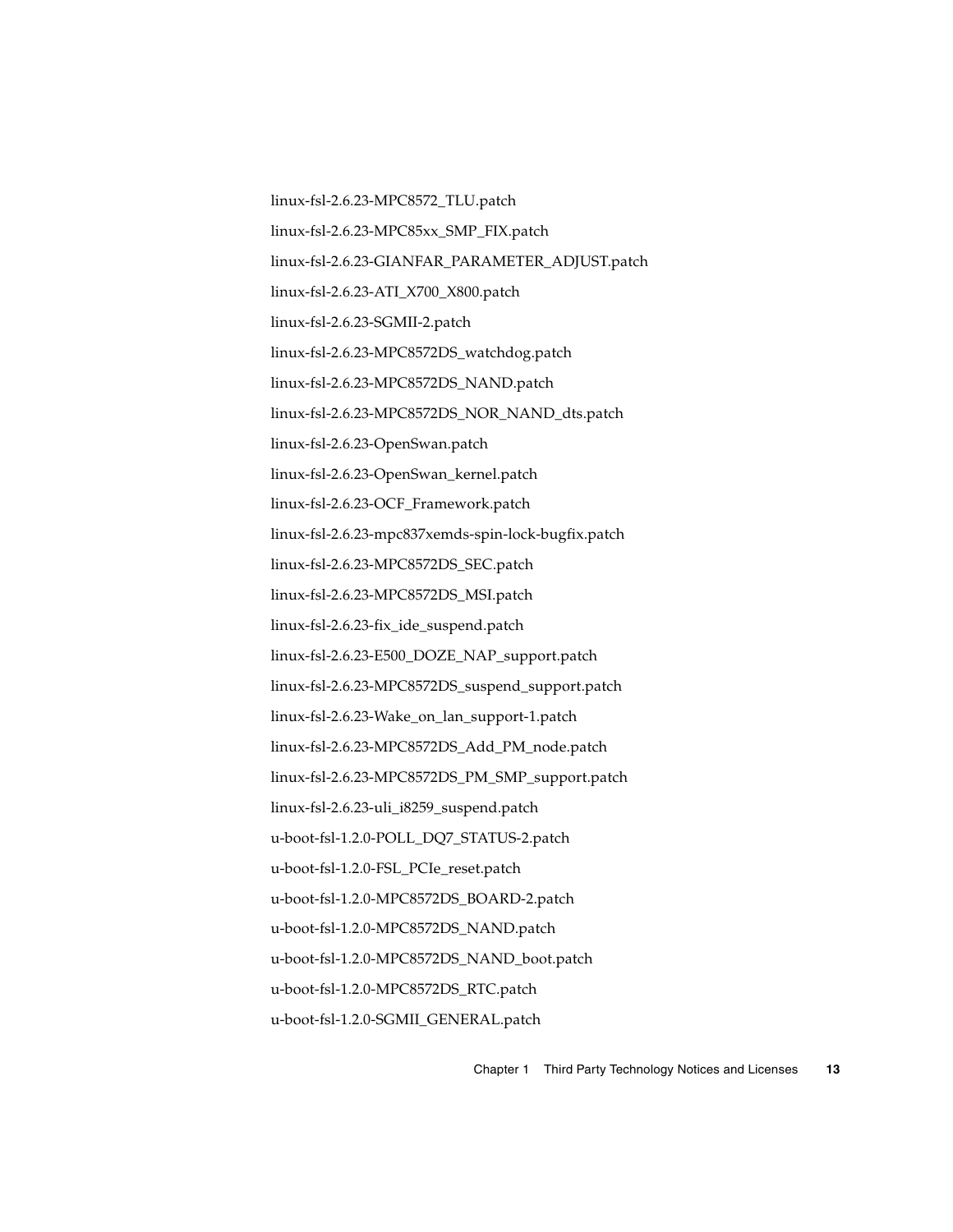linux-fsl-2.6.23-MPC8572_TLU.patch

linux-fsl-2.6.23-MPC85xx_SMP_FIX.patch

linux-fsl-2.6.23-GIANFAR_PARAMETER_ADJUST.patch

linux-fsl-2.6.23-ATI_X700_X800.patch

linux-fsl-2.6.23-SGMII-2.patch

linux-fsl-2.6.23-MPC8572DS_watchdog.patch

linux-fsl-2.6.23-MPC8572DS_NAND.patch

linux-fsl-2.6.23-MPC8572DS_NOR_NAND_dts.patch

linux-fsl-2.6.23-OpenSwan.patch

linux-fsl-2.6.23-OpenSwan_kernel.patch

linux-fsl-2.6.23-OCF_Framework.patch

linux-fsl-2.6.23-mpc837xemds-spin-lock-bugfix.patch

linux-fsl-2.6.23-MPC8572DS_SEC.patch

linux-fsl-2.6.23-MPC8572DS_MSI.patch

linux-fsl-2.6.23-fix_ide_suspend.patch

linux-fsl-2.6.23-E500_DOZE_NAP_support.patch

linux-fsl-2.6.23-MPC8572DS_suspend_support.patch

linux-fsl-2.6.23-Wake_on_lan_support-1.patch

linux-fsl-2.6.23-MPC8572DS_Add_PM_node.patch

linux-fsl-2.6.23-MPC8572DS_PM_SMP_support.patch

linux-fsl-2.6.23-uli_i8259_suspend.patch

u-boot-fsl-1.2.0-POLL_DQ7_STATUS-2.patch

u-boot-fsl-1.2.0-FSL_PCIe_reset.patch

u-boot-fsl-1.2.0-MPC8572DS_BOARD-2.patch

u-boot-fsl-1.2.0-MPC8572DS_NAND.patch

u-boot-fsl-1.2.0-MPC8572DS_NAND_boot.patch

u-boot-fsl-1.2.0-MPC8572DS_RTC.patch

u-boot-fsl-1.2.0-SGMII_GENERAL.patch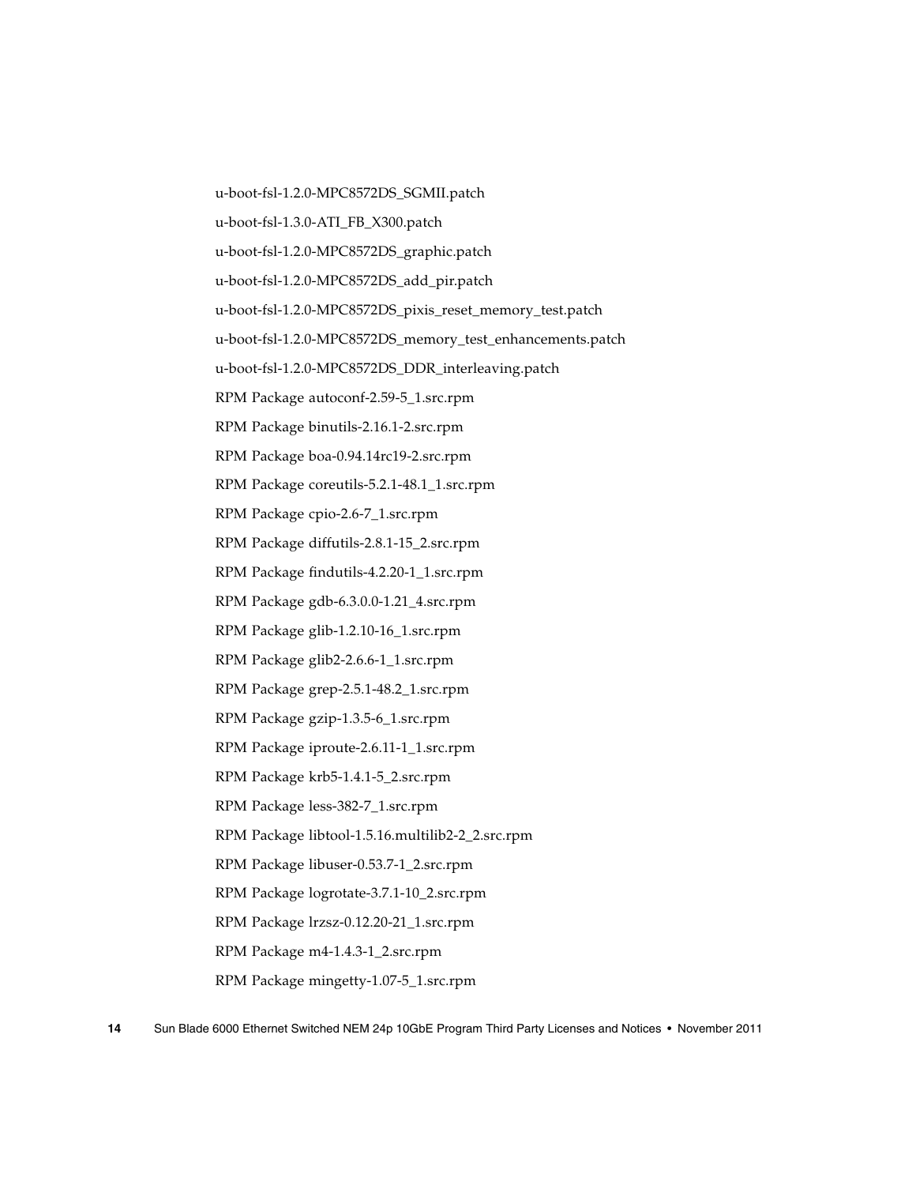u-boot-fsl-1.2.0-MPC8572DS_SGMII.patch

u-boot-fsl-1.3.0-ATI_FB_X300.patch

u-boot-fsl-1.2.0-MPC8572DS_graphic.patch

u-boot-fsl-1.2.0-MPC8572DS_add_pir.patch

u-boot-fsl-1.2.0-MPC8572DS_pixis_reset_memory_test.patch

u-boot-fsl-1.2.0-MPC8572DS_memory_test_enhancements.patch

u-boot-fsl-1.2.0-MPC8572DS_DDR_interleaving.patch

RPM Package autoconf-2.59-5_1.src.rpm

RPM Package binutils-2.16.1-2.src.rpm

RPM Package boa-0.94.14rc19-2.src.rpm

RPM Package coreutils-5.2.1-48.1_1.src.rpm

RPM Package cpio-2.6-7_1.src.rpm

RPM Package diffutils-2.8.1-15_2.src.rpm

RPM Package findutils-4.2.20-1_1.src.rpm

RPM Package gdb-6.3.0.0-1.21_4.src.rpm

RPM Package glib-1.2.10-16_1.src.rpm

RPM Package glib2-2.6.6-1_1.src.rpm

RPM Package grep-2.5.1-48.2_1.src.rpm

RPM Package gzip-1.3.5-6_1.src.rpm

RPM Package iproute-2.6.11-1_1.src.rpm

RPM Package krb5-1.4.1-5_2.src.rpm

RPM Package less-382-7_1.src.rpm

RPM Package libtool-1.5.16.multilib2-2_2.src.rpm

RPM Package libuser-0.53.7-1_2.src.rpm

RPM Package logrotate-3.7.1-10_2.src.rpm

RPM Package lrzsz-0.12.20-21_1.src.rpm

RPM Package m4-1.4.3-1_2.src.rpm

RPM Package mingetty-1.07-5_1.src.rpm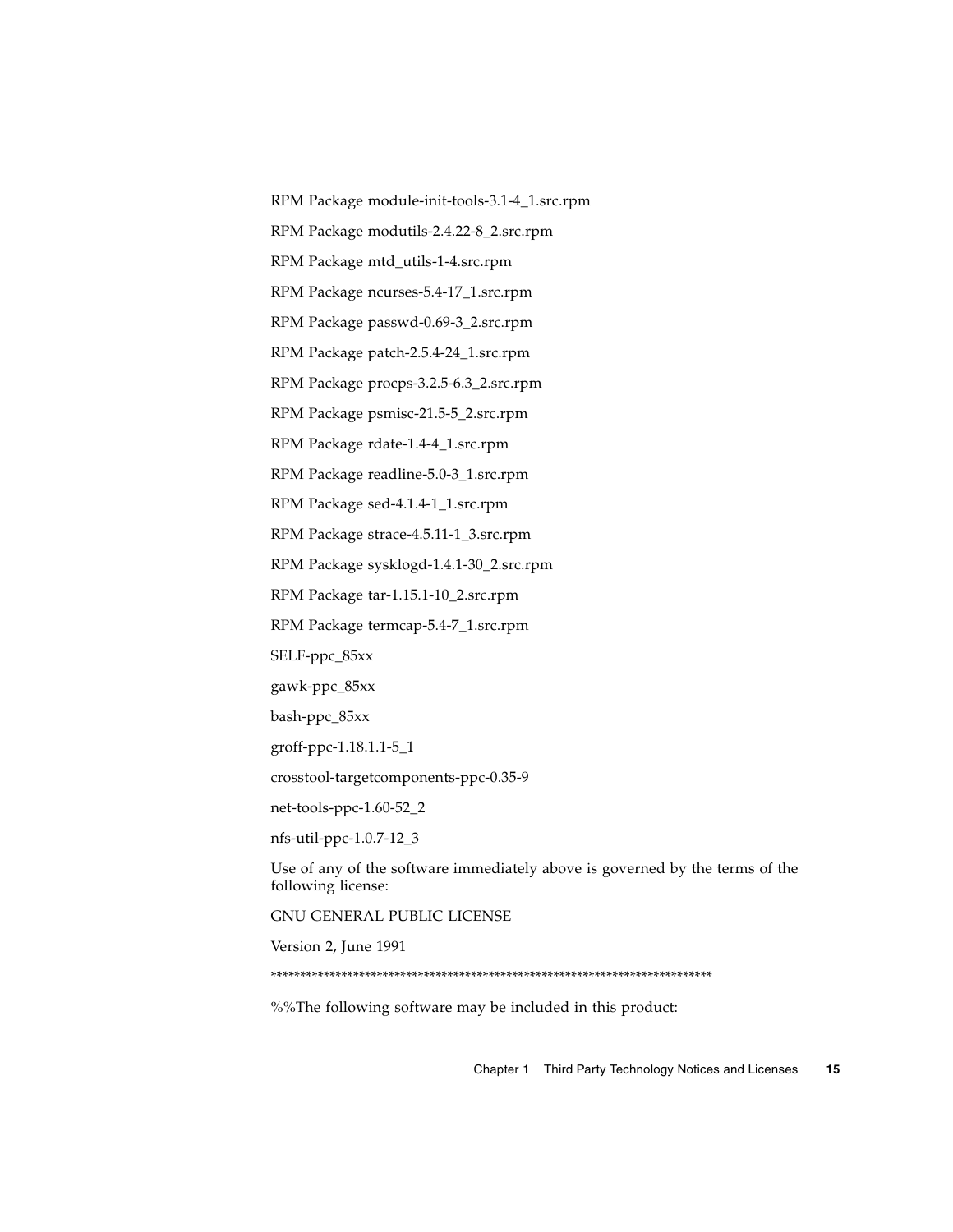RPM Package module-init-tools-3.1-4_1.src.rpm

RPM Package modutils-2.4.22-8_2.src.rpm

RPM Package mtd_utils-1-4.src.rpm

RPM Package ncurses-5.4-17_1.src.rpm

RPM Package passwd-0.69-3_2.src.rpm

RPM Package patch-2.5.4-24_1.src.rpm

RPM Package procps-3.2.5-6.3_2.src.rpm

RPM Package psmisc-21.5-5_2.src.rpm

RPM Package rdate-1.4-4_1.src.rpm

RPM Package readline-5.0-3_1.src.rpm

RPM Package sed-4.1.4-1_1.src.rpm

RPM Package strace-4.5.11-1_3.src.rpm

RPM Package sysklogd-1.4.1-30_2.src.rpm

RPM Package tar-1.15.1-10_2.src.rpm

RPM Package termcap-5.4-7_1.src.rpm

SELF-ppc_85xx

gawk-ppc_85xx

bash-ppc_85xx

groff-ppc-1.18.1.1-5_1

crosstool-targetcomponents-ppc-0.35-9

net-tools-ppc-1.60-52_2

nfs-util-ppc-1.0.7-12_3

Use of any of the software immediately above is governed by the terms of the following license:

GNU GENERAL PUBLIC LICENSE

Version 2, June 1991

*************************************************************************

%%The following software may be included in this product: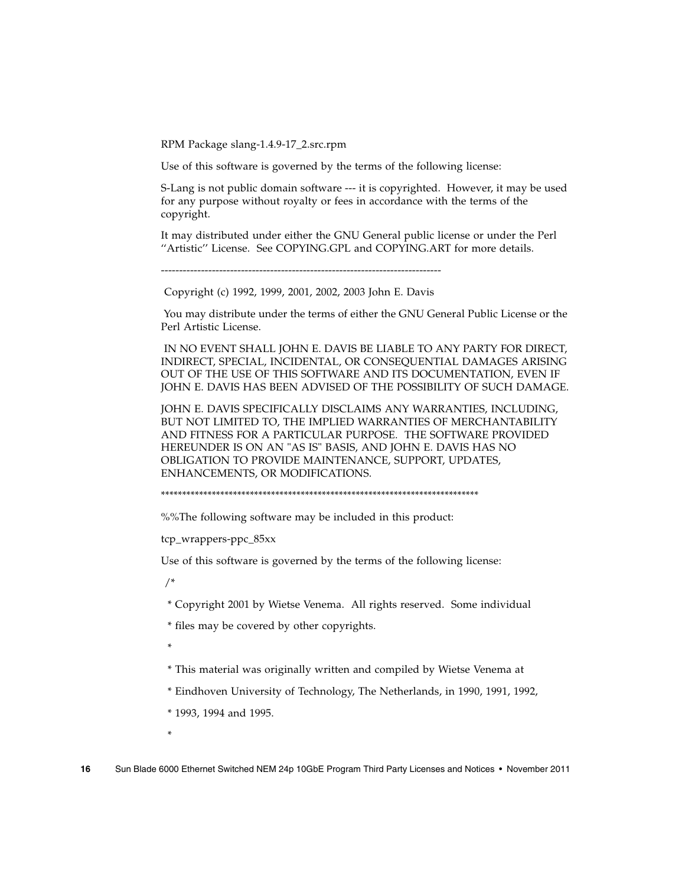RPM Package slang-1.4.9-17_2.src.rpm

Use of this software is governed by the terms of the following license:

S-Lang is not public domain software --- it is copyrighted. However, it may be used for any purpose without royalty or fees in accordance with the terms of the copyright.

It may distributed under either the GNU General public license or under the Perl ''Artistic'' License. See COPYING.GPL and COPYING.ART for more details.

----------------------------------------------------------------------------

Copyright (c) 1992, 1999, 2001, 2002, 2003 John E. Davis

You may distribute under the terms of either the GNU General Public License or the Perl Artistic License.

IN NO EVENT SHALL JOHN E. DAVIS BE LIABLE TO ANY PARTY FOR DIRECT, INDIRECT, SPECIAL, INCIDENTAL, OR CONSEQUENTIAL DAMAGES ARISING OUT OF THE USE OF THIS SOFTWARE AND ITS DOCUMENTATION, EVEN IF JOHN E. DAVIS HAS BEEN ADVISED OF THE POSSIBILITY OF SUCH DAMAGE.

JOHN E. DAVIS SPECIFICALLY DISCLAIMS ANY WARRANTIES, INCLUDING, BUT NOT LIMITED TO, THE IMPLIED WARRANTIES OF MERCHANTABILITY AND FITNESS FOR A PARTICULAR PURPOSE. THE SOFTWARE PROVIDED HEREUNDER IS ON AN "AS IS" BASIS, AND JOHN E. DAVIS HAS NO OBLIGATION TO PROVIDE MAINTENANCE, SUPPORT, UPDATES, ENHANCEMENTS, OR MODIFICATIONS.

**************************************************************************

%%The following software may be included in this product:

tcp_wrappers-ppc_85xx

Use of this software is governed by the terms of the following license:

```
/*
 * Copyright 2001 by Wietse Venema. All rights reserved. Some individual
 * files may be covered by other copyrights.
 *
 * This material was originally written and compiled by Wietse Venema at
 * Eindhoven University of Technology, The Netherlands, in 1990, 1991, 1992,
 * 1993, 1994 and 1995.
 *
```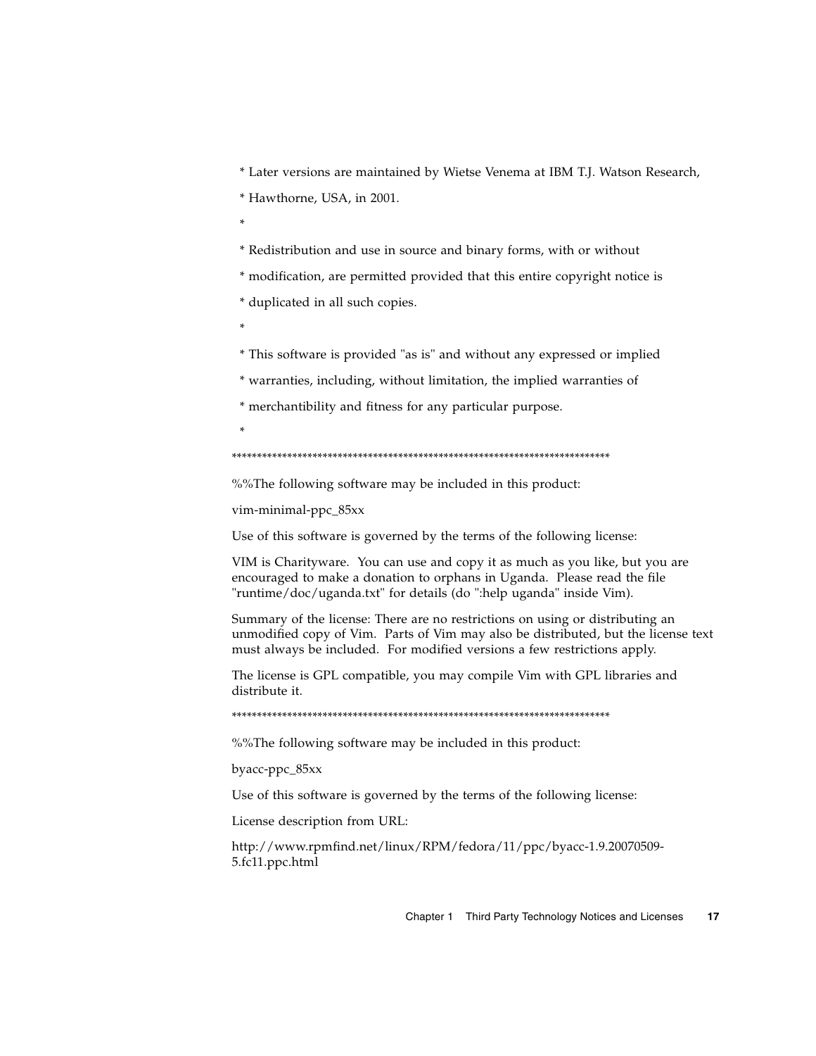* Later versions are maintained by Wietse Venema at IBM T.J. Watson Research,

* Hawthorne, USA, in 2001.

*

* Redistribution and use in source and binary forms, with or without

* modification, are permitted provided that this entire copyright notice is

* duplicated in all such copies.

*

* This software is provided "as is" and without any expressed or implied

* warranties, including, without limitation, the implied warranties of

* merchantibility and fitness for any particular purpose.

*

******************************************************************************

%%The following software may be included in this product:

vim-minimal-ppc_85xx

Use of this software is governed by the terms of the following license:

VIM is Charityware.  You can use and copy it as much as you like, but you are encouraged to make a donation to orphans in Uganda.  Please read the file "runtime/doc/uganda.txt" for details (do ":help uganda" inside Vim).

Summary of the license: There are no restrictions on using or distributing an unmodified copy of Vim.  Parts of Vim may also be distributed, but the license text must always be included.  For modified versions a few restrictions apply.

The license is GPL compatible, you may compile Vim with GPL libraries and distribute it.

******************************************************************************

%%The following software may be included in this product:

byacc-ppc_85xx

Use of this software is governed by the terms of the following license:

License description from URL:

http://www.rpmfind.net/linux/RPM/fedora/11/ppc/byacc-1.9.20070509-5.fc11.ppc.html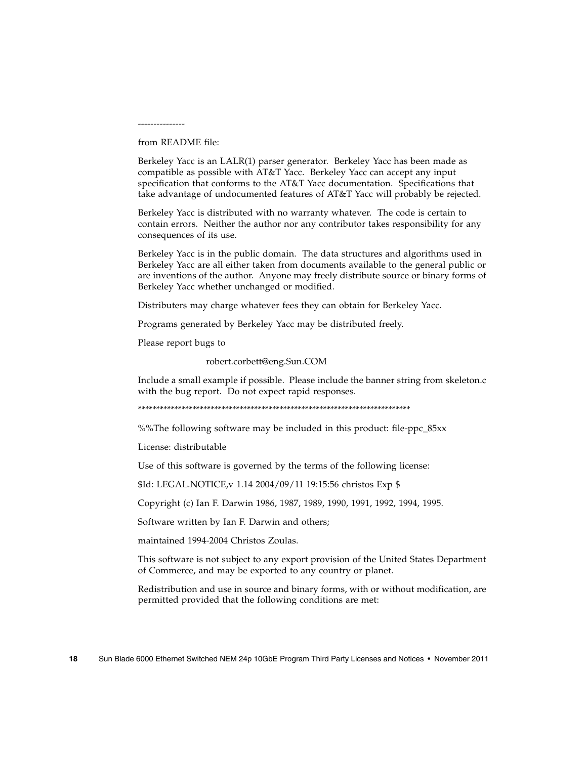---------------

from README file:

Berkeley Yacc is an LALR(1) parser generator. Berkeley Yacc has been made as compatible as possible with AT&T Yacc. Berkeley Yacc can accept any input specification that conforms to the AT&T Yacc documentation. Specifications that take advantage of undocumented features of AT&T Yacc will probably be rejected.

Berkeley Yacc is distributed with no warranty whatever. The code is certain to contain errors. Neither the author nor any contributor takes responsibility for any consequences of its use.

Berkeley Yacc is in the public domain. The data structures and algorithms used in Berkeley Yacc are all either taken from documents available to the general public or are inventions of the author. Anyone may freely distribute source or binary forms of Berkeley Yacc whether unchanged or modified.

Distributers may charge whatever fees they can obtain for Berkeley Yacc.

Programs generated by Berkeley Yacc may be distributed freely.

Please report bugs to

robert.corbett@eng.Sun.COM

Include a small example if possible. Please include the banner string from skeleton.c with the bug report. Do not expect rapid responses.

****************************************************************************

%%The following software may be included in this product: file-ppc_85xx

License: distributable

Use of this software is governed by the terms of the following license:

$Id: LEGAL.NOTICE,v 1.14 2004/09/11 19:15:56 christos Exp $

Copyright (c) Ian F. Darwin 1986, 1987, 1989, 1990, 1991, 1992, 1994, 1995.

Software written by Ian F. Darwin and others;

maintained 1994-2004 Christos Zoulas.

This software is not subject to any export provision of the United States Department of Commerce, and may be exported to any country or planet.

Redistribution and use in source and binary forms, with or without modification, are permitted provided that the following conditions are met: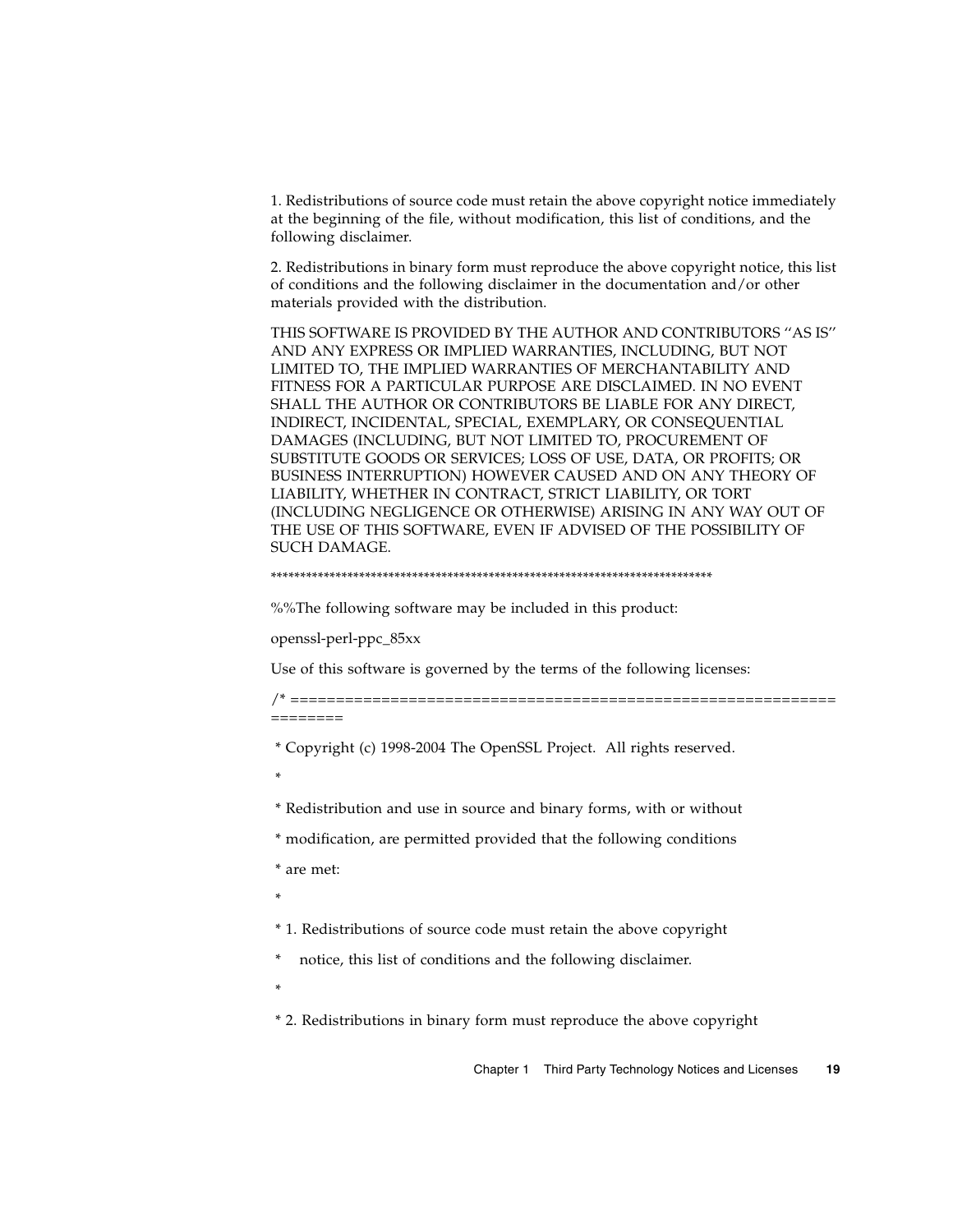1. Redistributions of source code must retain the above copyright notice immediately at the beginning of the file, without modification, this list of conditions, and the following disclaimer.

2. Redistributions in binary form must reproduce the above copyright notice, this list of conditions and the following disclaimer in the documentation and/or other materials provided with the distribution.

THIS SOFTWARE IS PROVIDED BY THE AUTHOR AND CONTRIBUTORS ''AS IS'' AND ANY EXPRESS OR IMPLIED WARRANTIES, INCLUDING, BUT NOT LIMITED TO, THE IMPLIED WARRANTIES OF MERCHANTABILITY AND FITNESS FOR A PARTICULAR PURPOSE ARE DISCLAIMED. IN NO EVENT SHALL THE AUTHOR OR CONTRIBUTORS BE LIABLE FOR ANY DIRECT, INDIRECT, INCIDENTAL, SPECIAL, EXEMPLARY, OR CONSEQUENTIAL DAMAGES (INCLUDING, BUT NOT LIMITED TO, PROCUREMENT OF SUBSTITUTE GOODS OR SERVICES; LOSS OF USE, DATA, OR PROFITS; OR BUSINESS INTERRUPTION) HOWEVER CAUSED AND ON ANY THEORY OF LIABILITY, WHETHER IN CONTRACT, STRICT LIABILITY, OR TORT (INCLUDING NEGLIGENCE OR OTHERWISE) ARISING IN ANY WAY OUT OF THE USE OF THIS SOFTWARE, EVEN IF ADVISED OF THE POSSIBILITY OF SUCH DAMAGE.

\*\*\*\*\*\*\*\*\*\*\*\*\*\*\*\*\*\*\*\*\*\*\*\*\*\*\*\*\*\*\*\*\*\*\*\*\*\*\*\*\*\*\*\*\*\*\*\*\*\*\*\*\*\*\*\*\*\*\*\*\*\*\*\*\*\*\*\*\*\*\*\*\*\*\*\*

%%The following software may be included in this product:

openssl-perl-ppc_85xx

Use of this software is governed by the terms of the following licenses:

```
/* ====================================================================
 * Copyright (c) 1998-2004 The OpenSSL Project.  All rights reserved.
 *
 * Redistribution and use in source and binary forms, with or without
 * modification, are permitted provided that the following conditions
 * are met:
 *
 * 1. Redistributions of source code must retain the above copyright
 *    notice, this list of conditions and the following disclaimer.
 *
 * 2. Redistributions in binary form must reproduce the above copyright
```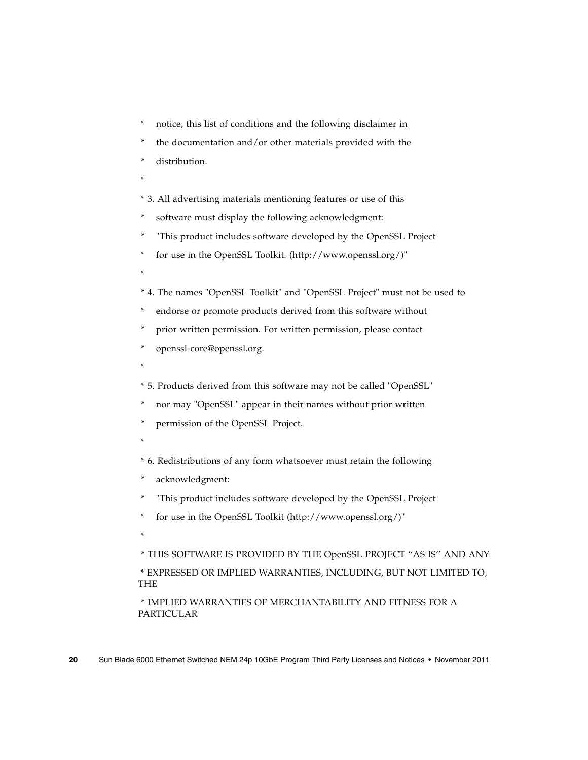\*    notice, this list of conditions and the following disclaimer in

\*    the documentation and/or other materials provided with the

\*    distribution.

\*

\* 3. All advertising materials mentioning features or use of this

\*    software must display the following acknowledgment:

\*    "This product includes software developed by the OpenSSL Project

\*    for use in the OpenSSL Toolkit. (http://www.openssl.org/)"

\*

\* 4. The names "OpenSSL Toolkit" and "OpenSSL Project" must not be used to

\*    endorse or promote products derived from this software without

\*    prior written permission. For written permission, please contact

\*    openssl-core@openssl.org.

\*

\* 5. Products derived from this software may not be called "OpenSSL"

\*    nor may "OpenSSL" appear in their names without prior written

\*    permission of the OpenSSL Project.

\*

\* 6. Redistributions of any form whatsoever must retain the following

\*    acknowledgment:

\*    "This product includes software developed by the OpenSSL Project

\*    for use in the OpenSSL Toolkit (http://www.openssl.org/)"

\*

\* THIS SOFTWARE IS PROVIDED BY THE OpenSSL PROJECT ''AS IS'' AND ANY

\* EXPRESSED OR IMPLIED WARRANTIES, INCLUDING, BUT NOT LIMITED TO, THE

\* IMPLIED WARRANTIES OF MERCHANTABILITY AND FITNESS FOR A PARTICULAR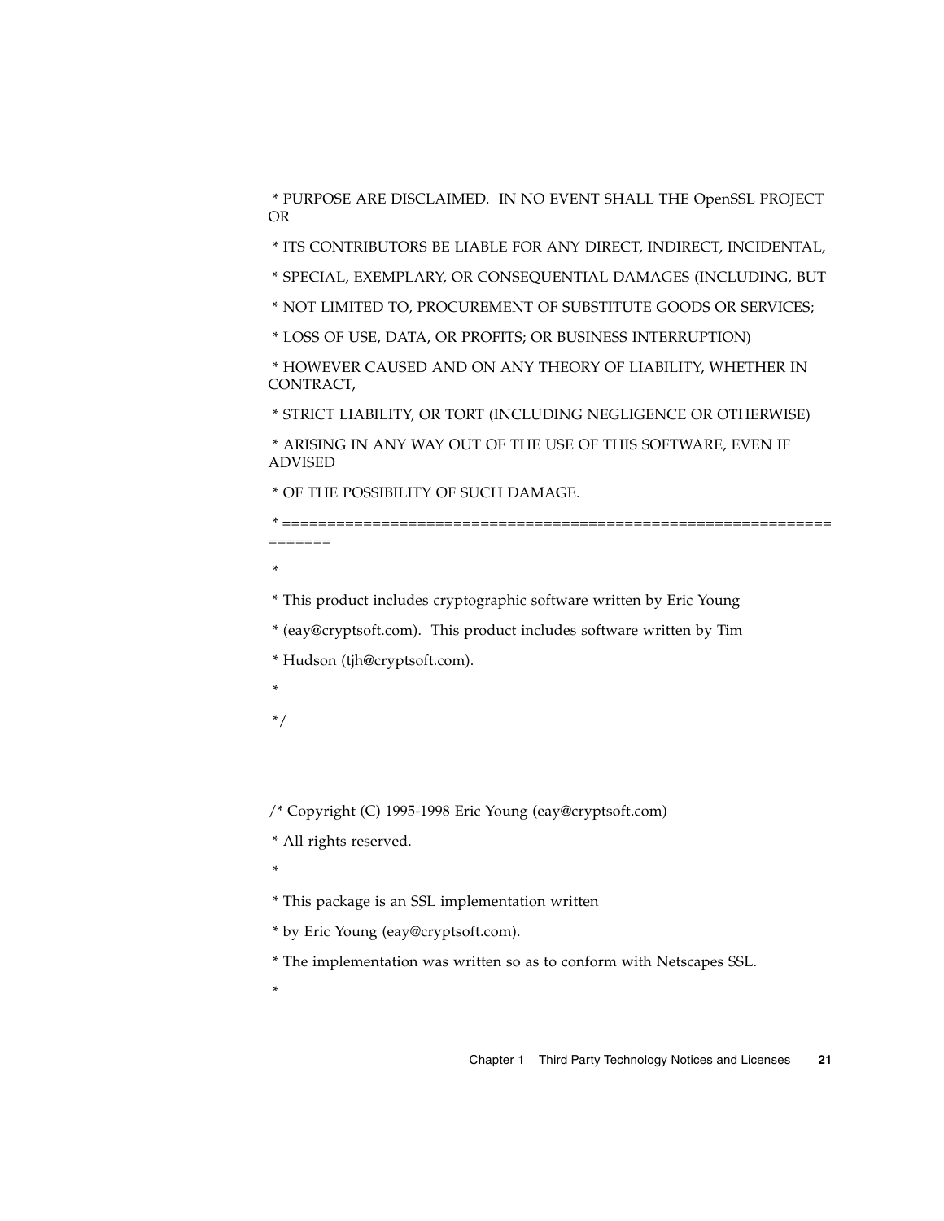* PURPOSE ARE DISCLAIMED.  IN NO EVENT SHALL THE OpenSSL PROJECT OR

* ITS CONTRIBUTORS BE LIABLE FOR ANY DIRECT, INDIRECT, INCIDENTAL,

* SPECIAL, EXEMPLARY, OR CONSEQUENTIAL DAMAGES (INCLUDING, BUT

* NOT LIMITED TO, PROCUREMENT OF SUBSTITUTE GOODS OR SERVICES;

* LOSS OF USE, DATA, OR PROFITS; OR BUSINESS INTERRUPTION)

* HOWEVER CAUSED AND ON ANY THEORY OF LIABILITY, WHETHER IN CONTRACT,

* STRICT LIABILITY, OR TORT (INCLUDING NEGLIGENCE OR OTHERWISE)

* ARISING IN ANY WAY OUT OF THE USE OF THIS SOFTWARE, EVEN IF ADVISED

* OF THE POSSIBILITY OF SUCH DAMAGE.

* ====================================================================

*

* This product includes cryptographic software written by Eric Young

* (eay@cryptsoft.com).  This product includes software written by Tim

* Hudson (tjh@cryptsoft.com).

*

*/

/* Copyright (C) 1995-1998 Eric Young (eay@cryptsoft.com)

* All rights reserved.

*

* This package is an SSL implementation written

* by Eric Young (eay@cryptsoft.com).

* The implementation was written so as to conform with Netscapes SSL.

*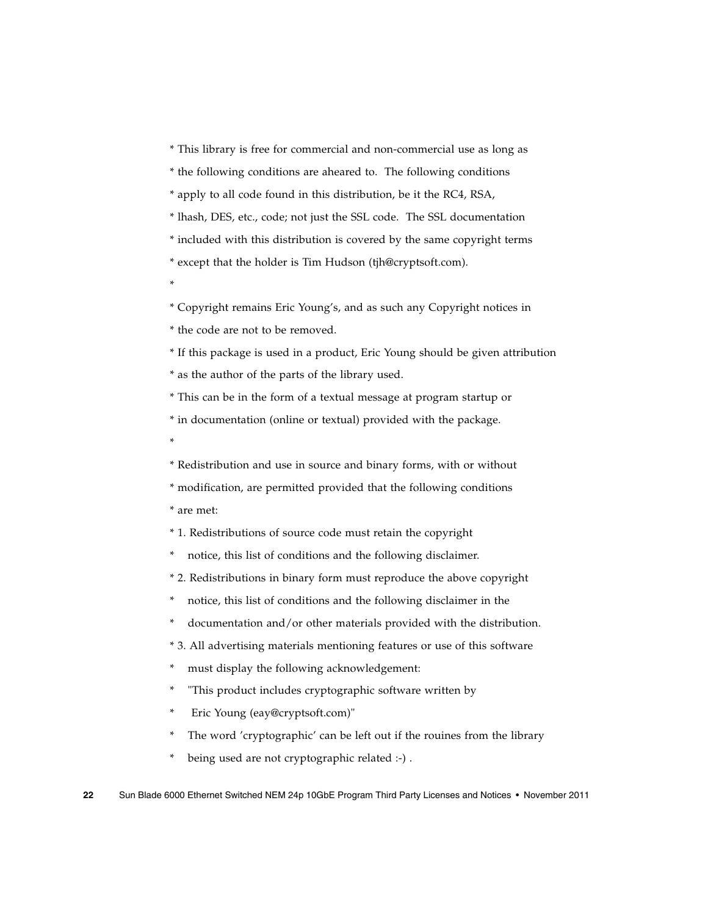* This library is free for commercial and non-commercial use as long as

* the following conditions are aheared to.  The following conditions

* apply to all code found in this distribution, be it the RC4, RSA,

* lhash, DES, etc., code; not just the SSL code.  The SSL documentation

* included with this distribution is covered by the same copyright terms

* except that the holder is Tim Hudson (tjh@cryptsoft.com).

*

* Copyright remains Eric Young's, and as such any Copyright notices in

* the code are not to be removed.

* If this package is used in a product, Eric Young should be given attribution

* as the author of the parts of the library used.

* This can be in the form of a textual message at program startup or

* in documentation (online or textual) provided with the package.

*

* Redistribution and use in source and binary forms, with or without

* modification, are permitted provided that the following conditions

* are met:

* 1. Redistributions of source code must retain the copyright

*    notice, this list of conditions and the following disclaimer.

* 2. Redistributions in binary form must reproduce the above copyright

*    notice, this list of conditions and the following disclaimer in the

*    documentation and/or other materials provided with the distribution.

* 3. All advertising materials mentioning features or use of this software

*    must display the following acknowledgement:

*    "This product includes cryptographic software written by

*     Eric Young (eay@cryptsoft.com)"

*    The word 'cryptographic' can be left out if the rouines from the library

*    being used are not cryptographic related :-) .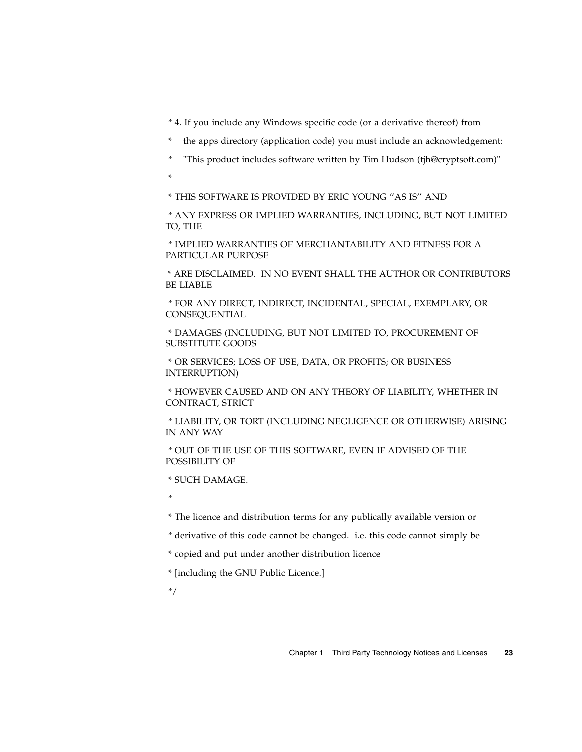```
 * 4. If you include any Windows specific code (or a derivative thereof) from
 *    the apps directory (application code) you must include an acknowledgement:
 *    "This product includes software written by Tim Hudson (tjh@cryptsoft.com)"
 *
 * THIS SOFTWARE IS PROVIDED BY ERIC YOUNG ``AS IS'' AND
 * ANY EXPRESS OR IMPLIED WARRANTIES, INCLUDING, BUT NOT LIMITED TO, THE
 * IMPLIED WARRANTIES OF MERCHANTABILITY AND FITNESS FOR A PARTICULAR PURPOSE
 * ARE DISCLAIMED.  IN NO EVENT SHALL THE AUTHOR OR CONTRIBUTORS BE LIABLE
 * FOR ANY DIRECT, INDIRECT, INCIDENTAL, SPECIAL, EXEMPLARY, OR CONSEQUENTIAL
 * DAMAGES (INCLUDING, BUT NOT LIMITED TO, PROCUREMENT OF SUBSTITUTE GOODS
 * OR SERVICES; LOSS OF USE, DATA, OR PROFITS; OR BUSINESS INTERRUPTION)
 * HOWEVER CAUSED AND ON ANY THEORY OF LIABILITY, WHETHER IN CONTRACT, STRICT
 * LIABILITY, OR TORT (INCLUDING NEGLIGENCE OR OTHERWISE) ARISING IN ANY WAY
 * OUT OF THE USE OF THIS SOFTWARE, EVEN IF ADVISED OF THE POSSIBILITY OF
 * SUCH DAMAGE.
 *
 * The licence and distribution terms for any publically available version or
 * derivative of this code cannot be changed.  i.e. this code cannot simply be
 * copied and put under another distribution licence
 * [including the GNU Public Licence.]
 */
```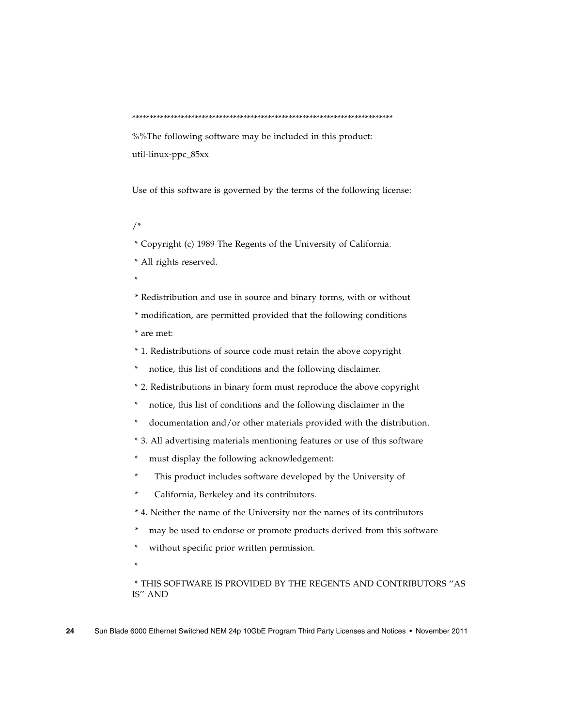***************************************************************************

%%The following software may be included in this product:

util-linux-ppc_85xx

Use of this software is governed by the terms of the following license:

```
/*
 * Copyright (c) 1989 The Regents of the University of California.
 * All rights reserved.
 *
 * Redistribution and use in source and binary forms, with or without
 * modification, are permitted provided that the following conditions
 * are met:
 * 1. Redistributions of source code must retain the above copyright
 *    notice, this list of conditions and the following disclaimer.
 * 2. Redistributions in binary form must reproduce the above copyright
 *    notice, this list of conditions and the following disclaimer in the
 *    documentation and/or other materials provided with the distribution.
 * 3. All advertising materials mentioning features or use of this software
 *    must display the following acknowledgement:
 *      This product includes software developed by the University of
 *      California, Berkeley and its contributors.
 * 4. Neither the name of the University nor the names of its contributors
 *    may be used to endorse or promote products derived from this software
 *    without specific prior written permission.
 *
 * THIS SOFTWARE IS PROVIDED BY THE REGENTS AND CONTRIBUTORS ''AS IS'' AND
```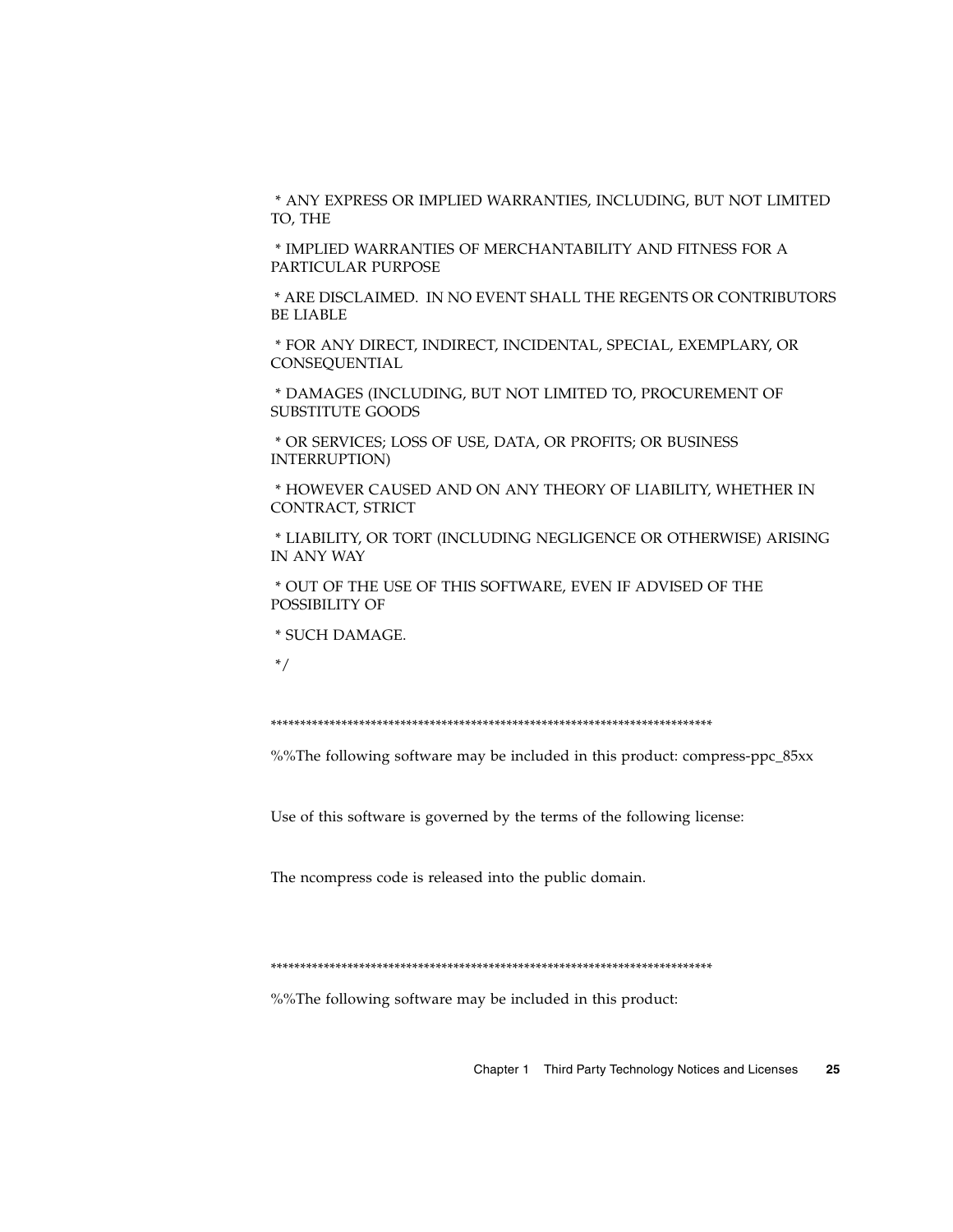* ANY EXPRESS OR IMPLIED WARRANTIES, INCLUDING, BUT NOT LIMITED TO, THE

* IMPLIED WARRANTIES OF MERCHANTABILITY AND FITNESS FOR A PARTICULAR PURPOSE

* ARE DISCLAIMED.  IN NO EVENT SHALL THE REGENTS OR CONTRIBUTORS BE LIABLE

* FOR ANY DIRECT, INDIRECT, INCIDENTAL, SPECIAL, EXEMPLARY, OR CONSEQUENTIAL

* DAMAGES (INCLUDING, BUT NOT LIMITED TO, PROCUREMENT OF SUBSTITUTE GOODS

* OR SERVICES; LOSS OF USE, DATA, OR PROFITS; OR BUSINESS INTERRUPTION)

* HOWEVER CAUSED AND ON ANY THEORY OF LIABILITY, WHETHER IN CONTRACT, STRICT

* LIABILITY, OR TORT (INCLUDING NEGLIGENCE OR OTHERWISE) ARISING IN ANY WAY

* OUT OF THE USE OF THIS SOFTWARE, EVEN IF ADVISED OF THE POSSIBILITY OF

* SUCH DAMAGE.

*/

****************************************************************************

%%The following software may be included in this product: compress-ppc_85xx

Use of this software is governed by the terms of the following license:

The ncompress code is released into the public domain.

****************************************************************************

%%The following software may be included in this product: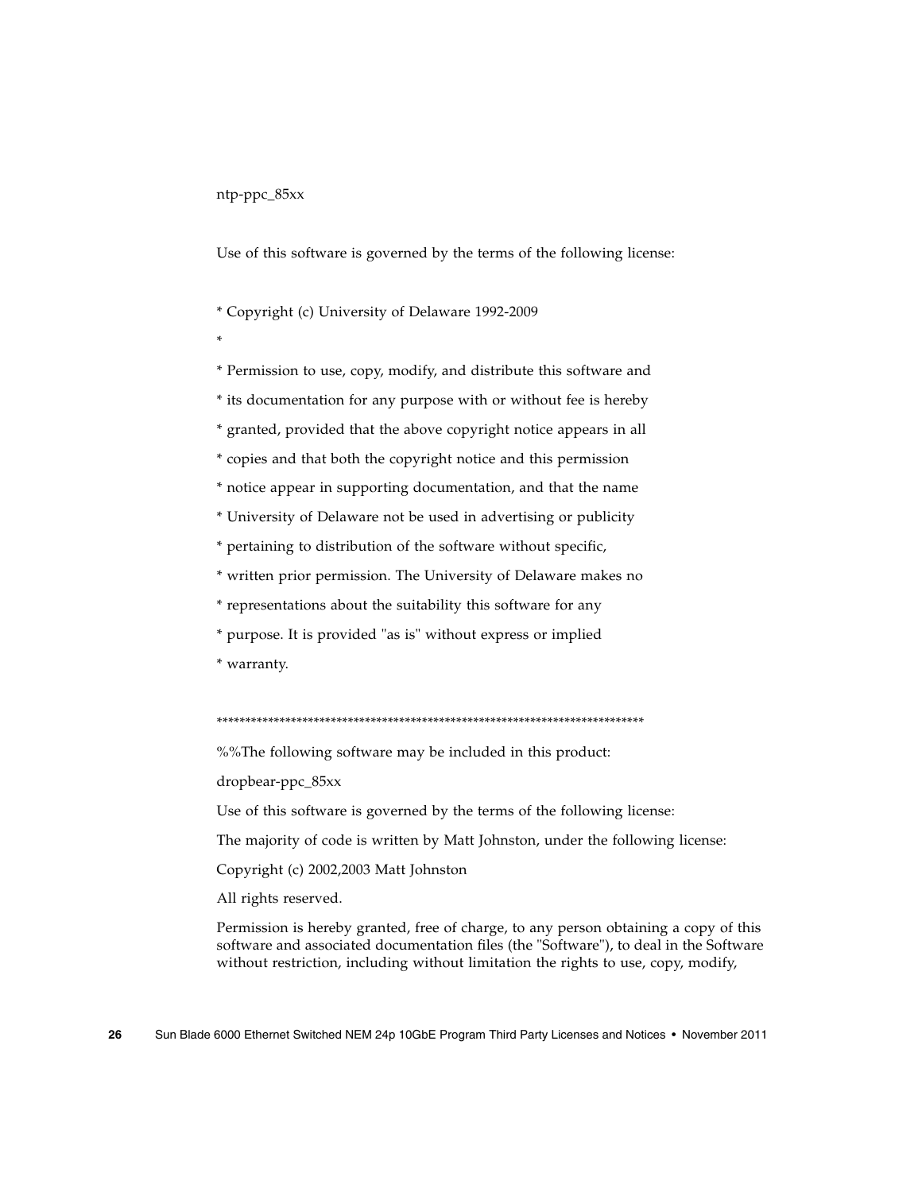ntp-ppc_85xx

Use of this software is governed by the terms of the following license:

* Copyright (c) University of Delaware 1992-2009

*

* Permission to use, copy, modify, and distribute this software and

* its documentation for any purpose with or without fee is hereby

* granted, provided that the above copyright notice appears in all

* copies and that both the copyright notice and this permission

* notice appear in supporting documentation, and that the name

* University of Delaware not be used in advertising or publicity

* pertaining to distribution of the software without specific,

* written prior permission. The University of Delaware makes no

* representations about the suitability this software for any

* purpose. It is provided "as is" without express or implied

* warranty.

*************************************************************************

%%The following software may be included in this product:

dropbear-ppc_85xx

Use of this software is governed by the terms of the following license:

The majority of code is written by Matt Johnston, under the following license:

Copyright (c) 2002,2003 Matt Johnston

All rights reserved.

Permission is hereby granted, free of charge, to any person obtaining a copy of this software and associated documentation files (the "Software"), to deal in the Software without restriction, including without limitation the rights to use, copy, modify,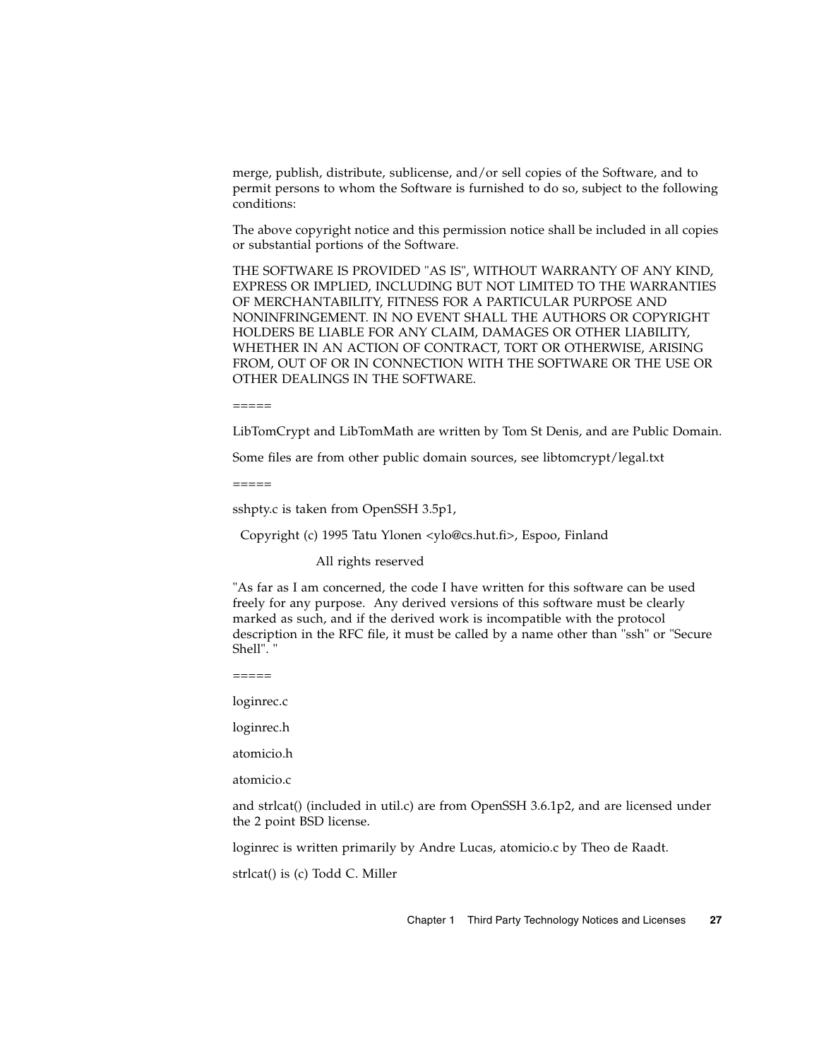merge, publish, distribute, sublicense, and/or sell copies of the Software, and to permit persons to whom the Software is furnished to do so, subject to the following conditions:

The above copyright notice and this permission notice shall be included in all copies or substantial portions of the Software.

THE SOFTWARE IS PROVIDED "AS IS", WITHOUT WARRANTY OF ANY KIND, EXPRESS OR IMPLIED, INCLUDING BUT NOT LIMITED TO THE WARRANTIES OF MERCHANTABILITY, FITNESS FOR A PARTICULAR PURPOSE AND NONINFRINGEMENT. IN NO EVENT SHALL THE AUTHORS OR COPYRIGHT HOLDERS BE LIABLE FOR ANY CLAIM, DAMAGES OR OTHER LIABILITY, WHETHER IN AN ACTION OF CONTRACT, TORT OR OTHERWISE, ARISING FROM, OUT OF OR IN CONNECTION WITH THE SOFTWARE OR THE USE OR OTHER DEALINGS IN THE SOFTWARE.

=====

LibTomCrypt and LibTomMath are written by Tom St Denis, and are Public Domain.

Some files are from other public domain sources, see libtomcrypt/legal.txt

=====

sshpty.c is taken from OpenSSH 3.5p1,

Copyright (c) 1995 Tatu Ylonen <ylo@cs.hut.fi>, Espoo, Finland

All rights reserved

"As far as I am concerned, the code I have written for this software can be used freely for any purpose. Any derived versions of this software must be clearly marked as such, and if the derived work is incompatible with the protocol description in the RFC file, it must be called by a name other than "ssh" or "Secure Shell". "

=====

loginrec.c

loginrec.h

atomicio.h

atomicio.c

and strlcat() (included in util.c) are from OpenSSH 3.6.1p2, and are licensed under the 2 point BSD license.

loginrec is written primarily by Andre Lucas, atomicio.c by Theo de Raadt.

strlcat() is (c) Todd C. Miller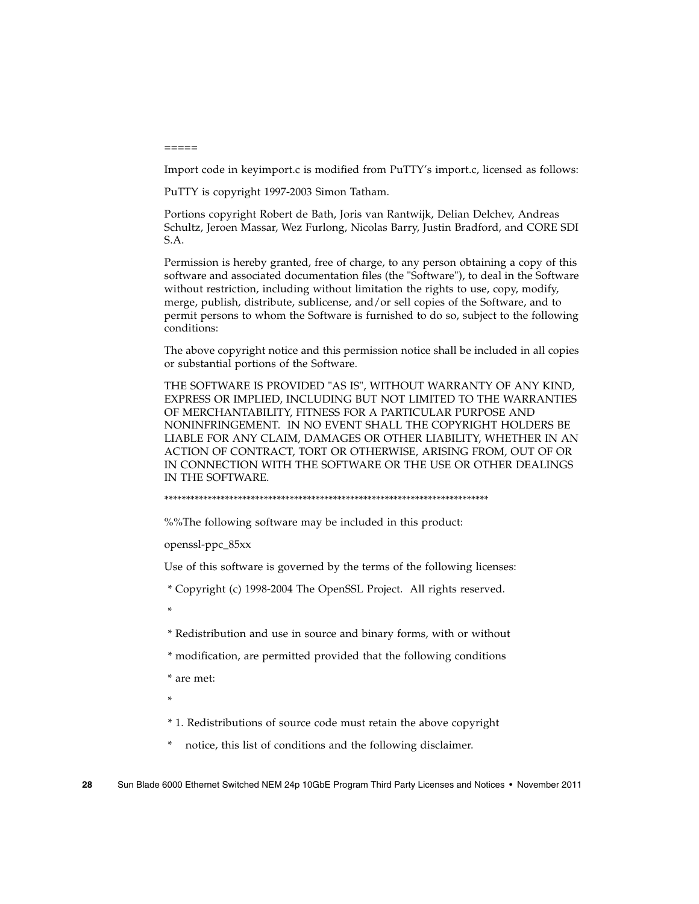=====

Import code in keyimport.c is modified from PuTTY's import.c, licensed as follows:

PuTTY is copyright 1997-2003 Simon Tatham.

Portions copyright Robert de Bath, Joris van Rantwijk, Delian Delchev, Andreas Schultz, Jeroen Massar, Wez Furlong, Nicolas Barry, Justin Bradford, and CORE SDI S.A.

Permission is hereby granted, free of charge, to any person obtaining a copy of this software and associated documentation files (the "Software"), to deal in the Software without restriction, including without limitation the rights to use, copy, modify, merge, publish, distribute, sublicense, and/or sell copies of the Software, and to permit persons to whom the Software is furnished to do so, subject to the following conditions:

The above copyright notice and this permission notice shall be included in all copies or substantial portions of the Software.

THE SOFTWARE IS PROVIDED "AS IS", WITHOUT WARRANTY OF ANY KIND, EXPRESS OR IMPLIED, INCLUDING BUT NOT LIMITED TO THE WARRANTIES OF MERCHANTABILITY, FITNESS FOR A PARTICULAR PURPOSE AND NONINFRINGEMENT. IN NO EVENT SHALL THE COPYRIGHT HOLDERS BE LIABLE FOR ANY CLAIM, DAMAGES OR OTHER LIABILITY, WHETHER IN AN ACTION OF CONTRACT, TORT OR OTHERWISE, ARISING FROM, OUT OF OR IN CONNECTION WITH THE SOFTWARE OR THE USE OR OTHER DEALINGS IN THE SOFTWARE.

***************************************************************************

%%The following software may be included in this product:

openssl-ppc_85xx

Use of this software is governed by the terms of the following licenses:

 * Copyright (c) 1998-2004 The OpenSSL Project.  All rights reserved.

 *

 * Redistribution and use in source and binary forms, with or without

 * modification, are permitted provided that the following conditions

 * are met:

 *

 * 1. Redistributions of source code must retain the above copyright

 *    notice, this list of conditions and the following disclaimer.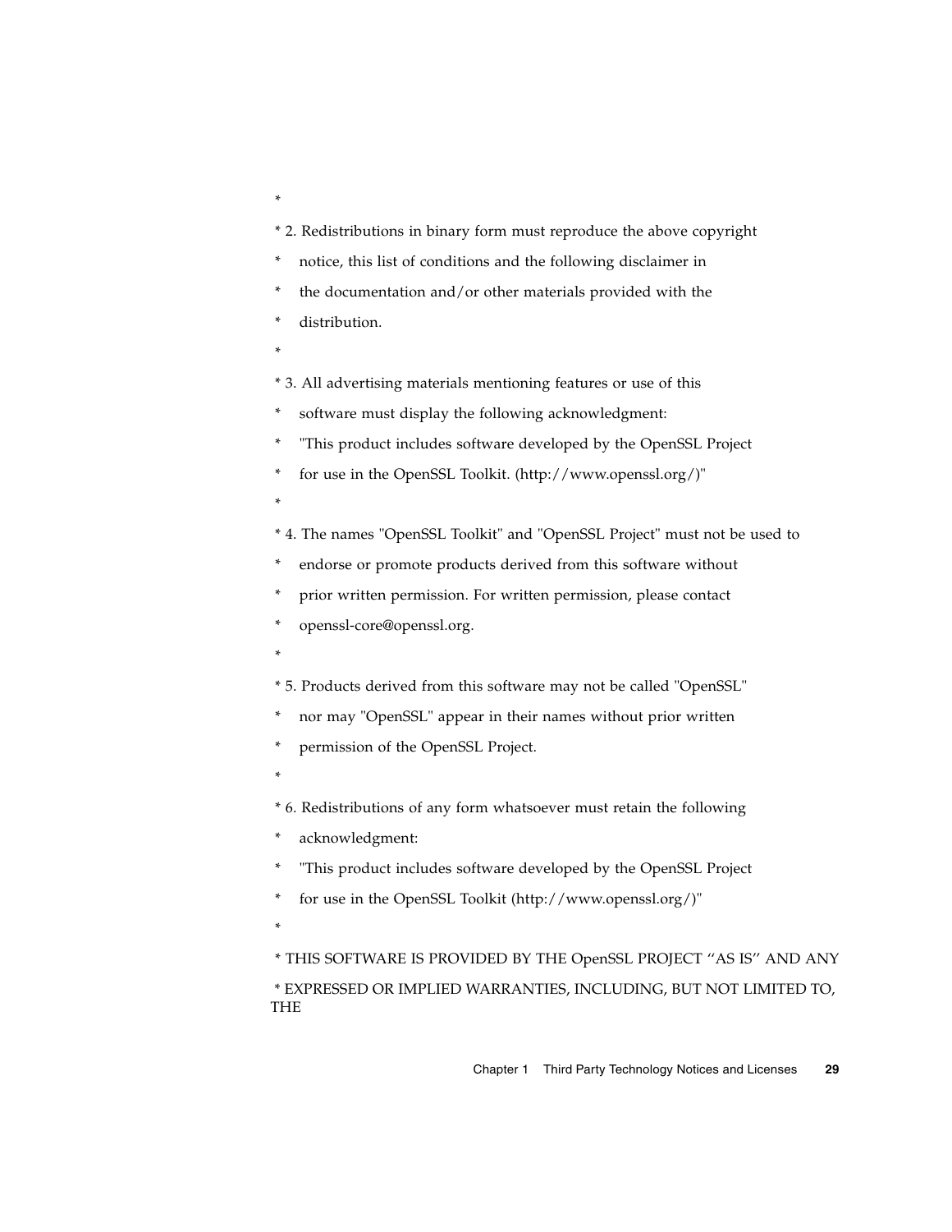*

* 2. Redistributions in binary form must reproduce the above copyright

*    notice, this list of conditions and the following disclaimer in

*    the documentation and/or other materials provided with the

*    distribution.

*

* 3. All advertising materials mentioning features or use of this

*    software must display the following acknowledgment:

*    "This product includes software developed by the OpenSSL Project

*    for use in the OpenSSL Toolkit. (http://www.openssl.org/)"

*

* 4. The names "OpenSSL Toolkit" and "OpenSSL Project" must not be used to

*    endorse or promote products derived from this software without

*    prior written permission. For written permission, please contact

*    openssl-core@openssl.org.

*

* 5. Products derived from this software may not be called "OpenSSL"

*    nor may "OpenSSL" appear in their names without prior written

*    permission of the OpenSSL Project.

*

* 6. Redistributions of any form whatsoever must retain the following

*    acknowledgment:

*    "This product includes software developed by the OpenSSL Project

*    for use in the OpenSSL Toolkit (http://www.openssl.org/)"

*

* THIS SOFTWARE IS PROVIDED BY THE OpenSSL PROJECT ''AS IS'' AND ANY

* EXPRESSED OR IMPLIED WARRANTIES, INCLUDING, BUT NOT LIMITED TO, THE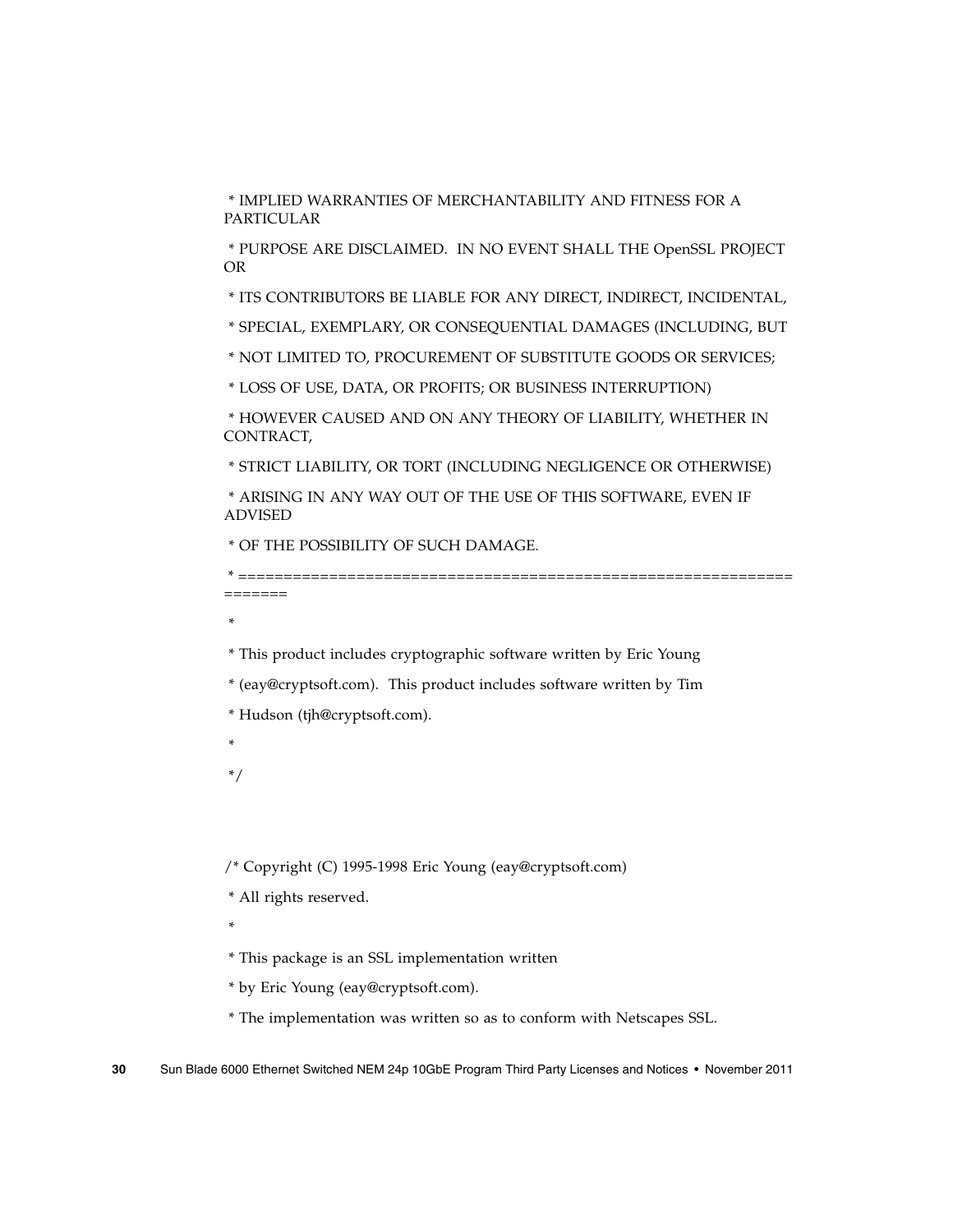* IMPLIED WARRANTIES OF MERCHANTABILITY AND FITNESS FOR A PARTICULAR

* PURPOSE ARE DISCLAIMED. IN NO EVENT SHALL THE OpenSSL PROJECT OR

* ITS CONTRIBUTORS BE LIABLE FOR ANY DIRECT, INDIRECT, INCIDENTAL,

* SPECIAL, EXEMPLARY, OR CONSEQUENTIAL DAMAGES (INCLUDING, BUT

* NOT LIMITED TO, PROCUREMENT OF SUBSTITUTE GOODS OR SERVICES;

* LOSS OF USE, DATA, OR PROFITS; OR BUSINESS INTERRUPTION)

* HOWEVER CAUSED AND ON ANY THEORY OF LIABILITY, WHETHER IN CONTRACT,

* STRICT LIABILITY, OR TORT (INCLUDING NEGLIGENCE OR OTHERWISE)

* ARISING IN ANY WAY OUT OF THE USE OF THIS SOFTWARE, EVEN IF ADVISED

* OF THE POSSIBILITY OF SUCH DAMAGE.

* ====================================================================

*

* This product includes cryptographic software written by Eric Young

* (eay@cryptsoft.com). This product includes software written by Tim

* Hudson (tjh@cryptsoft.com).

*

*/

/* Copyright (C) 1995-1998 Eric Young (eay@cryptsoft.com)

* All rights reserved.

*

* This package is an SSL implementation written

* by Eric Young (eay@cryptsoft.com).

* The implementation was written so as to conform with Netscapes SSL.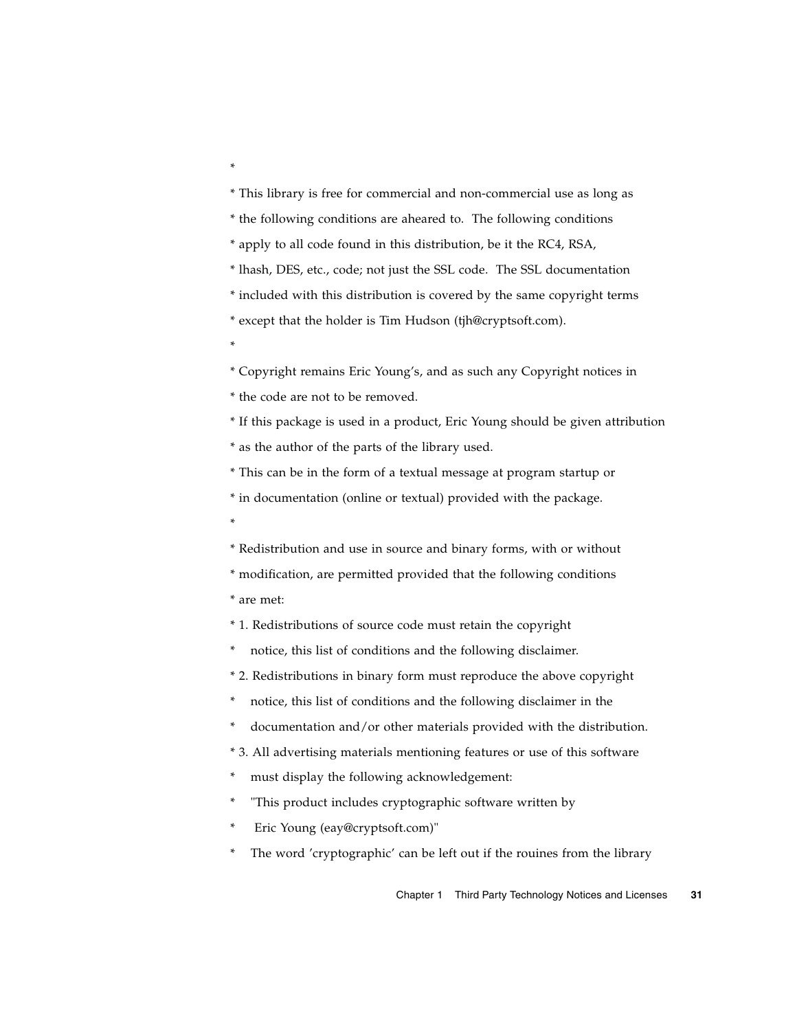```
*
* This library is free for commercial and non-commercial use as long as
* the following conditions are aheared to.  The following conditions
* apply to all code found in this distribution, be it the RC4, RSA,
* lhash, DES, etc., code; not just the SSL code.  The SSL documentation
* included with this distribution is covered by the same copyright terms
* except that the holder is Tim Hudson (tjh@cryptsoft.com).
*
* Copyright remains Eric Young's, and as such any Copyright notices in
* the code are not to be removed.
* If this package is used in a product, Eric Young should be given attribution
* as the author of the parts of the library used.
* This can be in the form of a textual message at program startup or
* in documentation (online or textual) provided with the package.
*
* Redistribution and use in source and binary forms, with or without
* modification, are permitted provided that the following conditions
* are met:
* 1. Redistributions of source code must retain the copyright
*    notice, this list of conditions and the following disclaimer.
* 2. Redistributions in binary form must reproduce the above copyright
*    notice, this list of conditions and the following disclaimer in the
*    documentation and/or other materials provided with the distribution.
* 3. All advertising materials mentioning features or use of this software
*    must display the following acknowledgement:
*    "This product includes cryptographic software written by
*     Eric Young (eay@cryptsoft.com)"
*    The word 'cryptographic' can be left out if the rouines from the library
```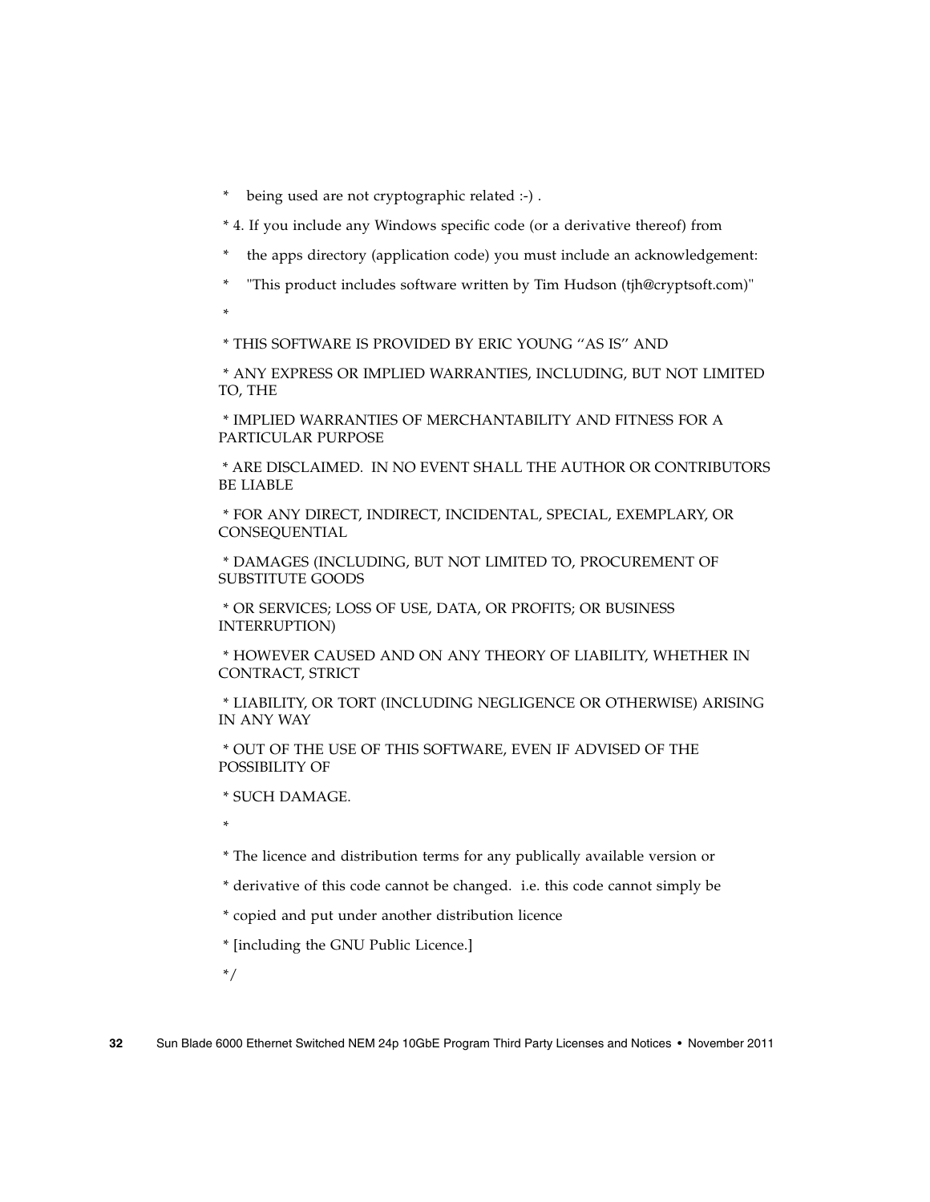\*    being used are not cryptographic related :-) .

\* 4. If you include any Windows specific code (or a derivative thereof) from

\*    the apps directory (application code) you must include an acknowledgement:

\*    "This product includes software written by Tim Hudson (tjh@cryptsoft.com)"

\*

\* THIS SOFTWARE IS PROVIDED BY ERIC YOUNG ‘‘AS IS’’ AND

\* ANY EXPRESS OR IMPLIED WARRANTIES, INCLUDING, BUT NOT LIMITED TO, THE

\* IMPLIED WARRANTIES OF MERCHANTABILITY AND FITNESS FOR A PARTICULAR PURPOSE

\* ARE DISCLAIMED.  IN NO EVENT SHALL THE AUTHOR OR CONTRIBUTORS BE LIABLE

\* FOR ANY DIRECT, INDIRECT, INCIDENTAL, SPECIAL, EXEMPLARY, OR CONSEQUENTIAL

\* DAMAGES (INCLUDING, BUT NOT LIMITED TO, PROCUREMENT OF SUBSTITUTE GOODS

\* OR SERVICES; LOSS OF USE, DATA, OR PROFITS; OR BUSINESS INTERRUPTION)

\* HOWEVER CAUSED AND ON ANY THEORY OF LIABILITY, WHETHER IN CONTRACT, STRICT

\* LIABILITY, OR TORT (INCLUDING NEGLIGENCE OR OTHERWISE) ARISING IN ANY WAY

\* OUT OF THE USE OF THIS SOFTWARE, EVEN IF ADVISED OF THE POSSIBILITY OF

\* SUCH DAMAGE.

\*

\* The licence and distribution terms for any publically available version or

\* derivative of this code cannot be changed.  i.e. this code cannot simply be

\* copied and put under another distribution licence

\* [including the GNU Public Licence.]

\*/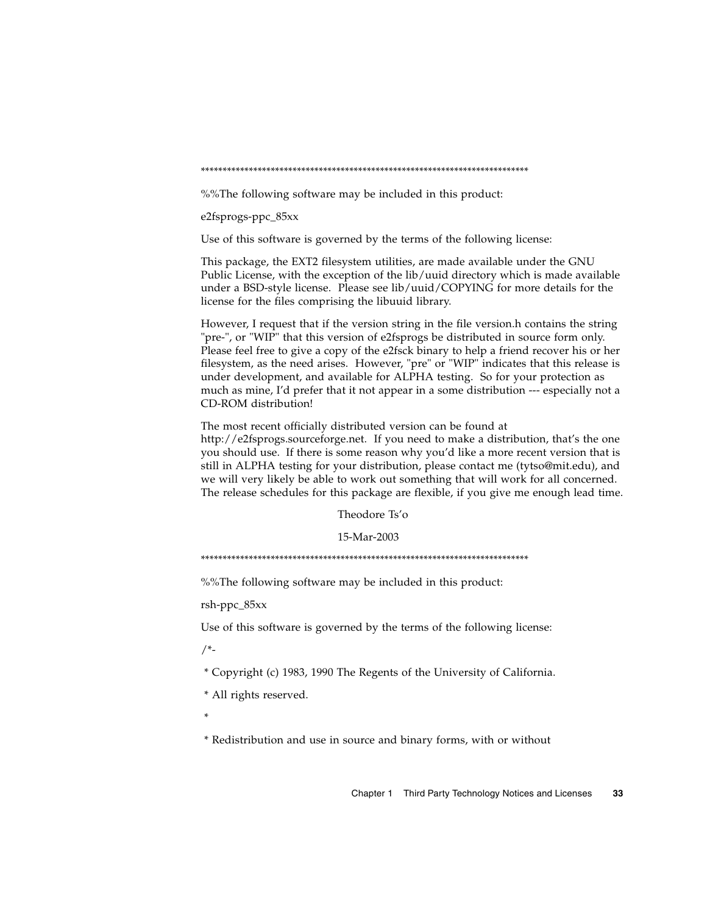*************************************************************************

%%The following software may be included in this product:

e2fsprogs-ppc_85xx

Use of this software is governed by the terms of the following license:

This package, the EXT2 filesystem utilities, are made available under the GNU Public License, with the exception of the lib/uuid directory which is made available under a BSD-style license. Please see lib/uuid/COPYING for more details for the license for the files comprising the libuuid library.

However, I request that if the version string in the file version.h contains the string "pre-", or "WIP" that this version of e2fsprogs be distributed in source form only. Please feel free to give a copy of the e2fsck binary to help a friend recover his or her filesystem, as the need arises. However, "pre" or "WIP" indicates that this release is under development, and available for ALPHA testing. So for your protection as much as mine, I'd prefer that it not appear in a some distribution --- especially not a CD-ROM distribution!

The most recent officially distributed version can be found at http://e2fsprogs.sourceforge.net. If you need to make a distribution, that's the one you should use. If there is some reason why you'd like a more recent version that is still in ALPHA testing for your distribution, please contact me (tytso@mit.edu), and we will very likely be able to work out something that will work for all concerned. The release schedules for this package are flexible, if you give me enough lead time.

Theodore Ts'o

15-Mar-2003

*************************************************************************

%%The following software may be included in this product:

rsh-ppc_85xx

Use of this software is governed by the terms of the following license:

/*-

 * Copyright (c) 1983, 1990 The Regents of the University of California.

 * All rights reserved.

 *

 * Redistribution and use in source and binary forms, with or without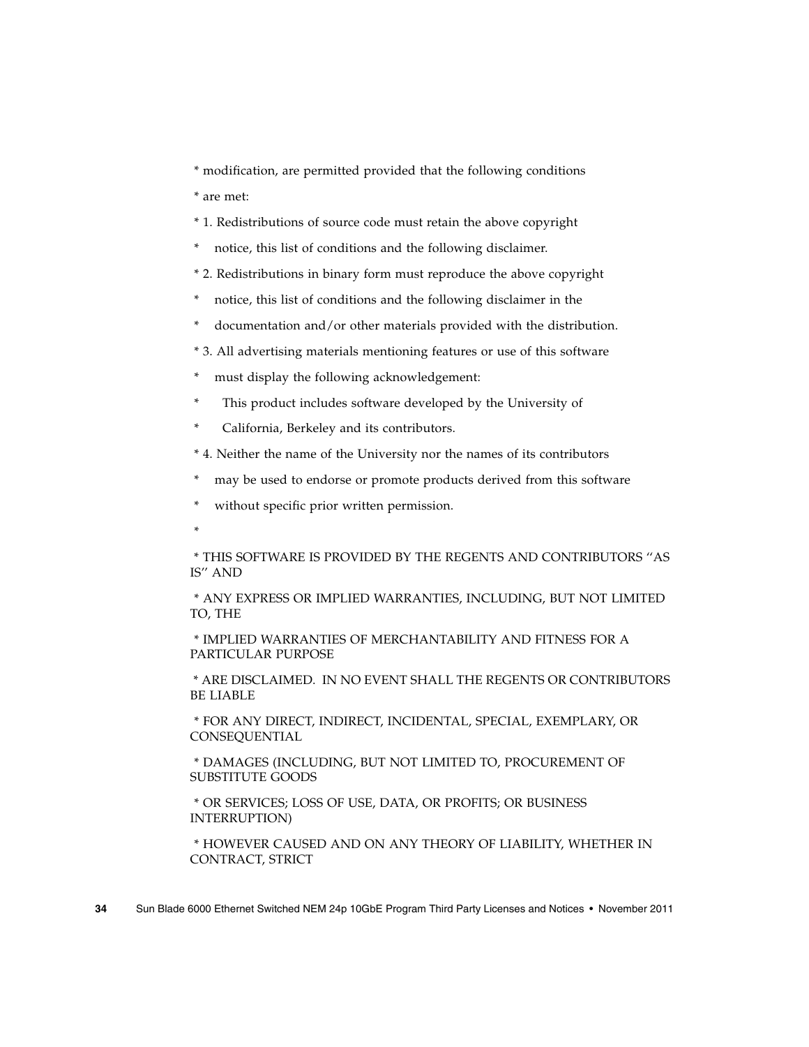* modification, are permitted provided that the following conditions

* are met:

* 1. Redistributions of source code must retain the above copyright

*    notice, this list of conditions and the following disclaimer.

* 2. Redistributions in binary form must reproduce the above copyright

*    notice, this list of conditions and the following disclaimer in the

*    documentation and/or other materials provided with the distribution.

* 3. All advertising materials mentioning features or use of this software

*    must display the following acknowledgement:

*      This product includes software developed by the University of

*      California, Berkeley and its contributors.

* 4. Neither the name of the University nor the names of its contributors

*    may be used to endorse or promote products derived from this software

*    without specific prior written permission.

*

* THIS SOFTWARE IS PROVIDED BY THE REGENTS AND CONTRIBUTORS ''AS IS'' AND

* ANY EXPRESS OR IMPLIED WARRANTIES, INCLUDING, BUT NOT LIMITED TO, THE

* IMPLIED WARRANTIES OF MERCHANTABILITY AND FITNESS FOR A PARTICULAR PURPOSE

* ARE DISCLAIMED.  IN NO EVENT SHALL THE REGENTS OR CONTRIBUTORS BE LIABLE

* FOR ANY DIRECT, INDIRECT, INCIDENTAL, SPECIAL, EXEMPLARY, OR CONSEQUENTIAL

* DAMAGES (INCLUDING, BUT NOT LIMITED TO, PROCUREMENT OF SUBSTITUTE GOODS

* OR SERVICES; LOSS OF USE, DATA, OR PROFITS; OR BUSINESS INTERRUPTION)

* HOWEVER CAUSED AND ON ANY THEORY OF LIABILITY, WHETHER IN CONTRACT, STRICT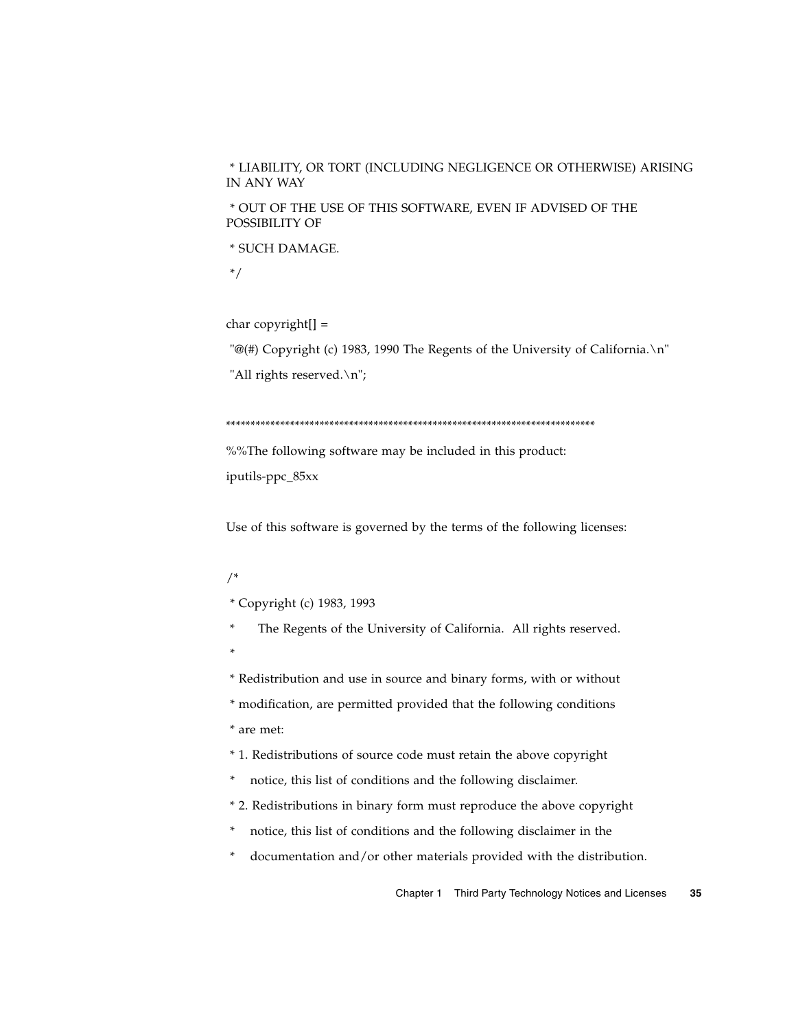* LIABILITY, OR TORT (INCLUDING NEGLIGENCE OR OTHERWISE) ARISING IN ANY WAY

* OUT OF THE USE OF THIS SOFTWARE, EVEN IF ADVISED OF THE POSSIBILITY OF

* SUCH DAMAGE.

*/

char copyright[] =

"@(#) Copyright (c) 1983, 1990 The Regents of the University of California.\n"

"All rights reserved.\n";

****************************************************************************

%%The following software may be included in this product:

iputils-ppc_85xx

Use of this software is governed by the terms of the following licenses:

/*

* Copyright (c) 1983, 1993

*      The Regents of the University of California.  All rights reserved.

*

* Redistribution and use in source and binary forms, with or without

* modification, are permitted provided that the following conditions

* are met:

* 1. Redistributions of source code must retain the above copyright

*    notice, this list of conditions and the following disclaimer.

* 2. Redistributions in binary form must reproduce the above copyright

*    notice, this list of conditions and the following disclaimer in the

*    documentation and/or other materials provided with the distribution.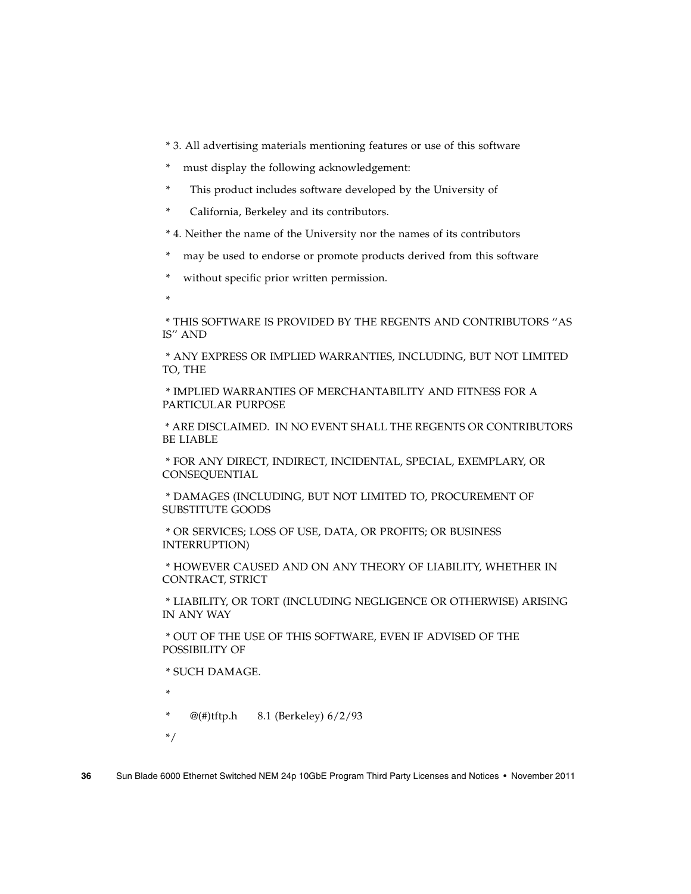```
 * 3. All advertising materials mentioning features or use of this software
 *    must display the following acknowledgement:
 *      This product includes software developed by the University of
 *      California, Berkeley and its contributors.
 * 4. Neither the name of the University nor the names of its contributors
 *    may be used to endorse or promote products derived from this software
 *    without specific prior written permission.
 *
 * THIS SOFTWARE IS PROVIDED BY THE REGENTS AND CONTRIBUTORS ''AS IS'' AND
 * ANY EXPRESS OR IMPLIED WARRANTIES, INCLUDING, BUT NOT LIMITED TO, THE
 * IMPLIED WARRANTIES OF MERCHANTABILITY AND FITNESS FOR A PARTICULAR PURPOSE
 * ARE DISCLAIMED.  IN NO EVENT SHALL THE REGENTS OR CONTRIBUTORS BE LIABLE
 * FOR ANY DIRECT, INDIRECT, INCIDENTAL, SPECIAL, EXEMPLARY, OR CONSEQUENTIAL
 * DAMAGES (INCLUDING, BUT NOT LIMITED TO, PROCUREMENT OF SUBSTITUTE GOODS
 * OR SERVICES; LOSS OF USE, DATA, OR PROFITS; OR BUSINESS INTERRUPTION)
 * HOWEVER CAUSED AND ON ANY THEORY OF LIABILITY, WHETHER IN CONTRACT, STRICT
 * LIABILITY, OR TORT (INCLUDING NEGLIGENCE OR OTHERWISE) ARISING IN ANY WAY
 * OUT OF THE USE OF THIS SOFTWARE, EVEN IF ADVISED OF THE POSSIBILITY OF
 * SUCH DAMAGE.
 *
 *      @(#)tftp.h      8.1 (Berkeley) 6/2/93
 */
```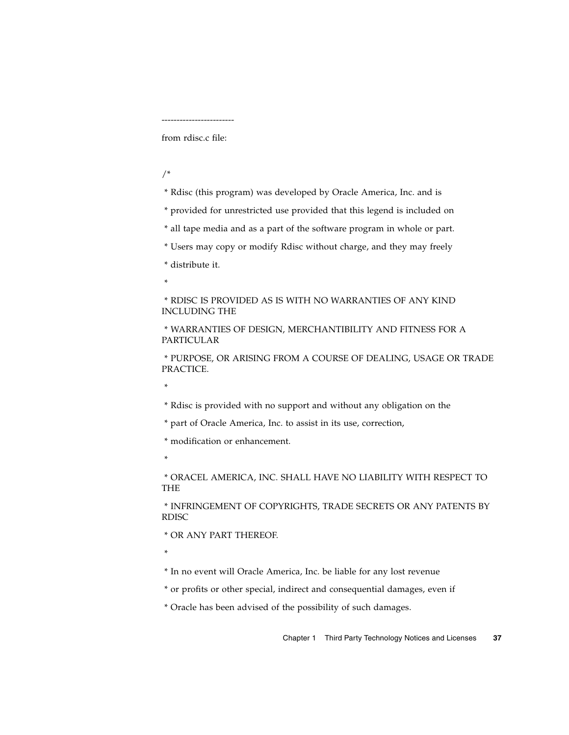------------------------

from rdisc.c file:

/*

 * Rdisc (this program) was developed by Oracle America, Inc. and is

 * provided for unrestricted use provided that this legend is included on

 * all tape media and as a part of the software program in whole or part.

 * Users may copy or modify Rdisc without charge, and they may freely

 * distribute it.

 *

 * RDISC IS PROVIDED AS IS WITH NO WARRANTIES OF ANY KIND INCLUDING THE

 * WARRANTIES OF DESIGN, MERCHANTIBILITY AND FITNESS FOR A PARTICULAR

 * PURPOSE, OR ARISING FROM A COURSE OF DEALING, USAGE OR TRADE PRACTICE.

 *

 * Rdisc is provided with no support and without any obligation on the

 * part of Oracle America, Inc. to assist in its use, correction,

 * modification or enhancement.

 *

 * ORACEL AMERICA, INC. SHALL HAVE NO LIABILITY WITH RESPECT TO THE

 * INFRINGEMENT OF COPYRIGHTS, TRADE SECRETS OR ANY PATENTS BY RDISC

 * OR ANY PART THEREOF.

 *

 * In no event will Oracle America, Inc. be liable for any lost revenue

 * or profits or other special, indirect and consequential damages, even if

 * Oracle has been advised of the possibility of such damages.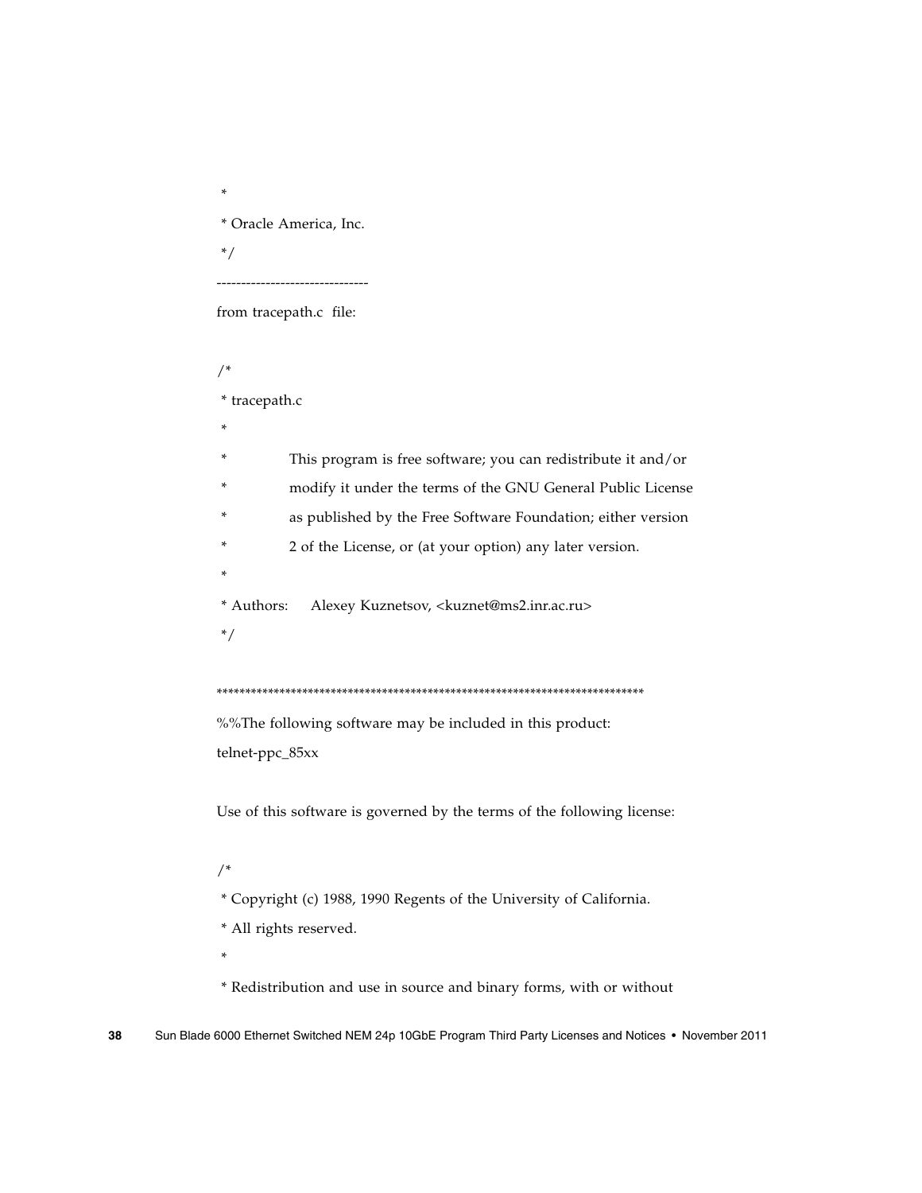*

 * Oracle America, Inc.

 */

-------------------------------

from tracepath.c  file:

/*

 * tracepath.c

 *

 *        This program is free software; you can redistribute it and/or

 *        modify it under the terms of the GNU General Public License

 *        as published by the Free Software Foundation; either version

 *        2 of the License, or (at your option) any later version.

 *

 * Authors:    Alexey Kuznetsov, <kuznet@ms2.inr.ac.ru>

 */

****************************************************************************

%%The following software may be included in this product:
telnet-ppc_85xx

Use of this software is governed by the terms of the following license:

/*

 * Copyright (c) 1988, 1990 Regents of the University of California.

 * All rights reserved.

 *

 * Redistribution and use in source and binary forms, with or without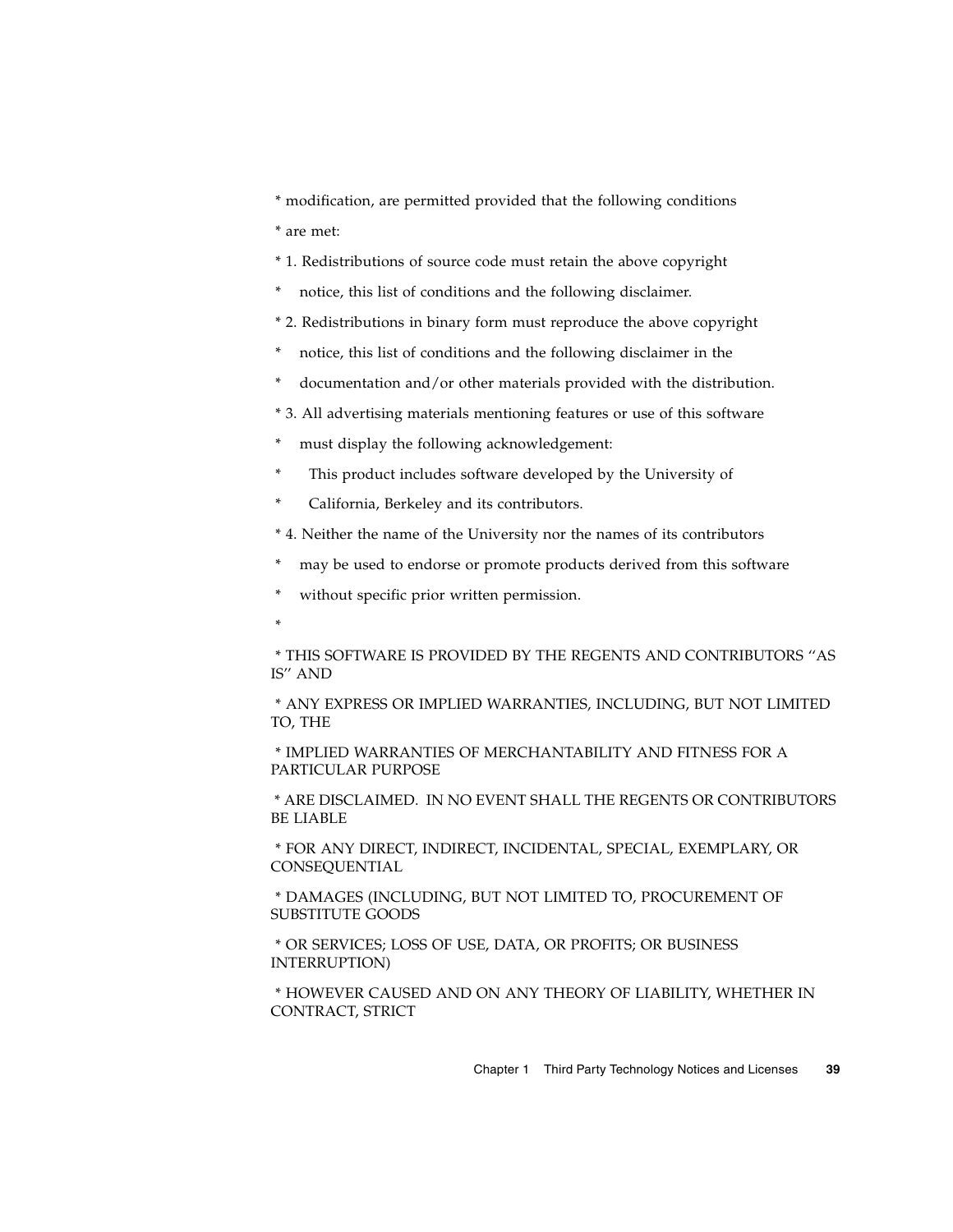* modification, are permitted provided that the following conditions

 * are met:

 * 1. Redistributions of source code must retain the above copyright

 *    notice, this list of conditions and the following disclaimer.

 * 2. Redistributions in binary form must reproduce the above copyright

 *    notice, this list of conditions and the following disclaimer in the

 *    documentation and/or other materials provided with the distribution.

 * 3. All advertising materials mentioning features or use of this software

 *    must display the following acknowledgement:

 *      This product includes software developed by the University of

 *      California, Berkeley and its contributors.

 * 4. Neither the name of the University nor the names of its contributors

 *    may be used to endorse or promote products derived from this software

 *    without specific prior written permission.

 *

 * THIS SOFTWARE IS PROVIDED BY THE REGENTS AND CONTRIBUTORS ''AS IS'' AND

 * ANY EXPRESS OR IMPLIED WARRANTIES, INCLUDING, BUT NOT LIMITED TO, THE

 * IMPLIED WARRANTIES OF MERCHANTABILITY AND FITNESS FOR A PARTICULAR PURPOSE

 * ARE DISCLAIMED.  IN NO EVENT SHALL THE REGENTS OR CONTRIBUTORS BE LIABLE

 * FOR ANY DIRECT, INDIRECT, INCIDENTAL, SPECIAL, EXEMPLARY, OR CONSEQUENTIAL

 * DAMAGES (INCLUDING, BUT NOT LIMITED TO, PROCUREMENT OF SUBSTITUTE GOODS

 * OR SERVICES; LOSS OF USE, DATA, OR PROFITS; OR BUSINESS INTERRUPTION)

 * HOWEVER CAUSED AND ON ANY THEORY OF LIABILITY, WHETHER IN CONTRACT, STRICT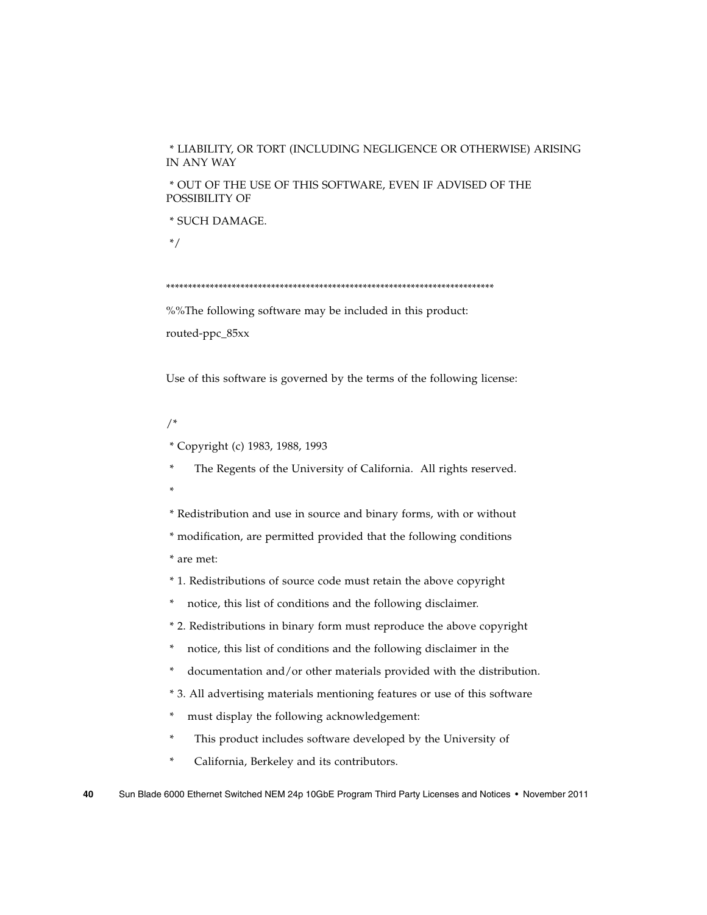* LIABILITY, OR TORT (INCLUDING NEGLIGENCE OR OTHERWISE) ARISING IN ANY WAY

* OUT OF THE USE OF THIS SOFTWARE, EVEN IF ADVISED OF THE POSSIBILITY OF

* SUCH DAMAGE.

*/

**************************************************************************

%%The following software may be included in this product:

routed-ppc_85xx

Use of this software is governed by the terms of the following license:

/*

* Copyright (c) 1983, 1988, 1993

*      The Regents of the University of California.  All rights reserved.

*

* Redistribution and use in source and binary forms, with or without

* modification, are permitted provided that the following conditions

* are met:

* 1. Redistributions of source code must retain the above copyright

*    notice, this list of conditions and the following disclaimer.

* 2. Redistributions in binary form must reproduce the above copyright

*    notice, this list of conditions and the following disclaimer in the

*    documentation and/or other materials provided with the distribution.

* 3. All advertising materials mentioning features or use of this software

*    must display the following acknowledgement:

*      This product includes software developed by the University of

*      California, Berkeley and its contributors.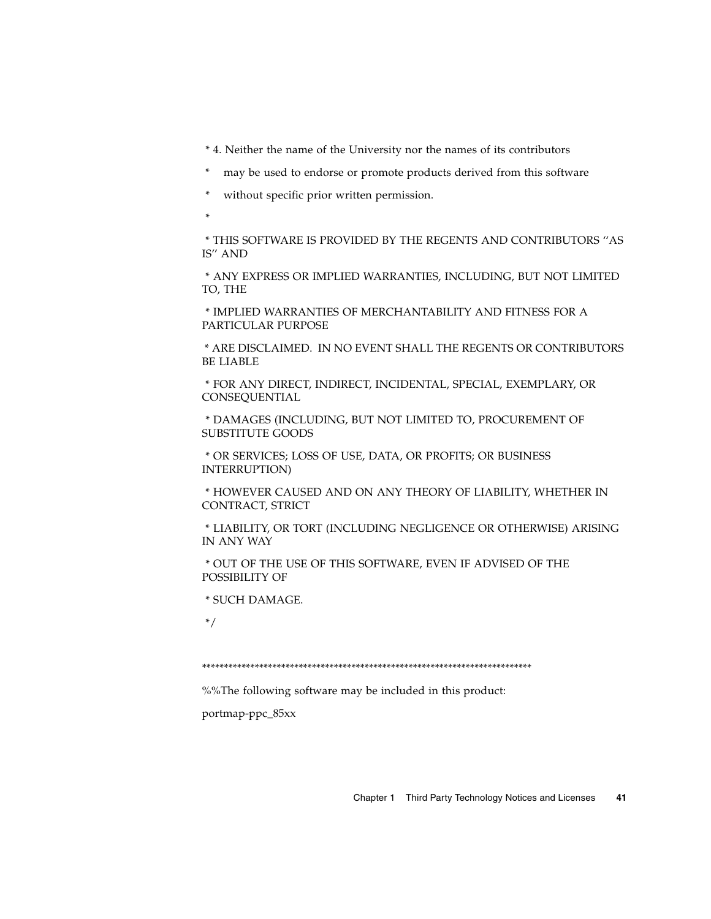* 4. Neither the name of the University nor the names of its contributors

 *    may be used to endorse or promote products derived from this software

 *    without specific prior written permission.

 *

 * THIS SOFTWARE IS PROVIDED BY THE REGENTS AND CONTRIBUTORS ''AS IS'' AND

 * ANY EXPRESS OR IMPLIED WARRANTIES, INCLUDING, BUT NOT LIMITED TO, THE

 * IMPLIED WARRANTIES OF MERCHANTABILITY AND FITNESS FOR A PARTICULAR PURPOSE

 * ARE DISCLAIMED.  IN NO EVENT SHALL THE REGENTS OR CONTRIBUTORS BE LIABLE

 * FOR ANY DIRECT, INDIRECT, INCIDENTAL, SPECIAL, EXEMPLARY, OR CONSEQUENTIAL

 * DAMAGES (INCLUDING, BUT NOT LIMITED TO, PROCUREMENT OF SUBSTITUTE GOODS

 * OR SERVICES; LOSS OF USE, DATA, OR PROFITS; OR BUSINESS INTERRUPTION)

 * HOWEVER CAUSED AND ON ANY THEORY OF LIABILITY, WHETHER IN CONTRACT, STRICT

 * LIABILITY, OR TORT (INCLUDING NEGLIGENCE OR OTHERWISE) ARISING IN ANY WAY

 * OUT OF THE USE OF THIS SOFTWARE, EVEN IF ADVISED OF THE POSSIBILITY OF

 * SUCH DAMAGE.

 */

***************************************************************************

%%The following software may be included in this product:

portmap-ppc_85xx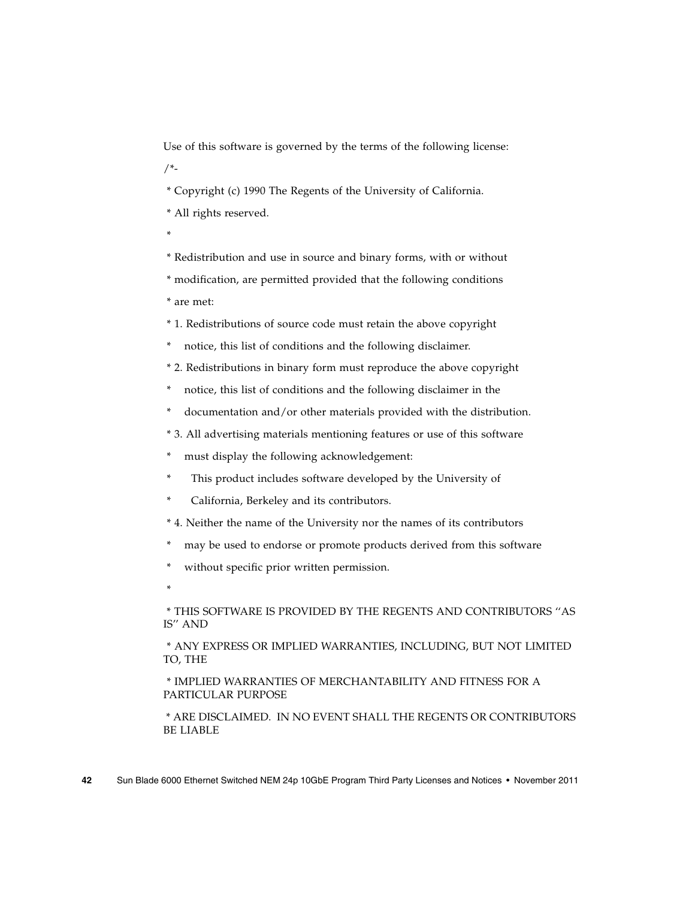Use of this software is governed by the terms of the following license:

```
/*-
 * Copyright (c) 1990 The Regents of the University of California.
 * All rights reserved.
 *
 * Redistribution and use in source and binary forms, with or without
 * modification, are permitted provided that the following conditions
 * are met:
 * 1. Redistributions of source code must retain the above copyright
 *    notice, this list of conditions and the following disclaimer.
 * 2. Redistributions in binary form must reproduce the above copyright
 *    notice, this list of conditions and the following disclaimer in the
 *    documentation and/or other materials provided with the distribution.
 * 3. All advertising materials mentioning features or use of this software
 *    must display the following acknowledgement:
 *     This product includes software developed by the University of
 *     California, Berkeley and its contributors.
 * 4. Neither the name of the University nor the names of its contributors
 *    may be used to endorse or promote products derived from this software
 *    without specific prior written permission.
 *
 * THIS SOFTWARE IS PROVIDED BY THE REGENTS AND CONTRIBUTORS ''AS IS'' AND
 * ANY EXPRESS OR IMPLIED WARRANTIES, INCLUDING, BUT NOT LIMITED TO, THE
 * IMPLIED WARRANTIES OF MERCHANTABILITY AND FITNESS FOR A PARTICULAR PURPOSE
 * ARE DISCLAIMED.  IN NO EVENT SHALL THE REGENTS OR CONTRIBUTORS BE LIABLE
```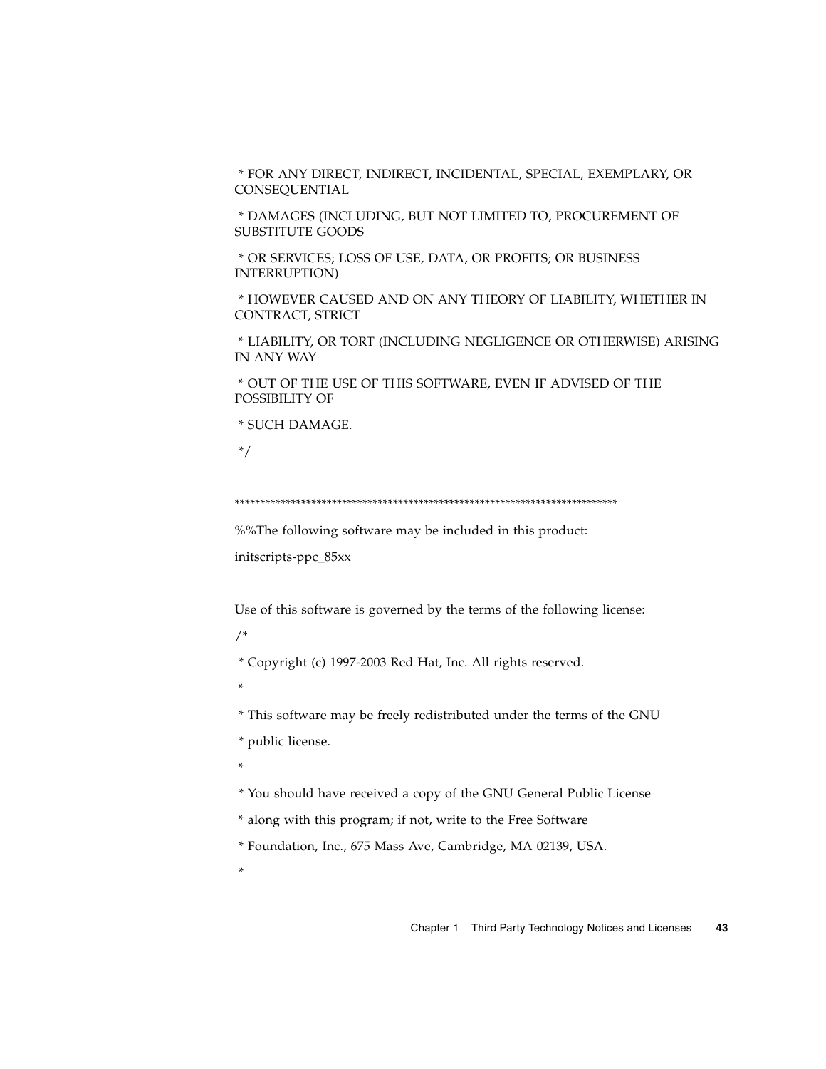* FOR ANY DIRECT, INDIRECT, INCIDENTAL, SPECIAL, EXEMPLARY, OR CONSEQUENTIAL

* DAMAGES (INCLUDING, BUT NOT LIMITED TO, PROCUREMENT OF SUBSTITUTE GOODS

* OR SERVICES; LOSS OF USE, DATA, OR PROFITS; OR BUSINESS INTERRUPTION)

* HOWEVER CAUSED AND ON ANY THEORY OF LIABILITY, WHETHER IN CONTRACT, STRICT

* LIABILITY, OR TORT (INCLUDING NEGLIGENCE OR OTHERWISE) ARISING IN ANY WAY

* OUT OF THE USE OF THIS SOFTWARE, EVEN IF ADVISED OF THE POSSIBILITY OF

* SUCH DAMAGE.

*/

**************************************************************************

%%The following software may be included in this product:

initscripts-ppc_85xx

Use of this software is governed by the terms of the following license:

/*

* Copyright (c) 1997-2003 Red Hat, Inc. All rights reserved.

*

* This software may be freely redistributed under the terms of the GNU

* public license.

*

* You should have received a copy of the GNU General Public License

* along with this program; if not, write to the Free Software

* Foundation, Inc., 675 Mass Ave, Cambridge, MA 02139, USA.

*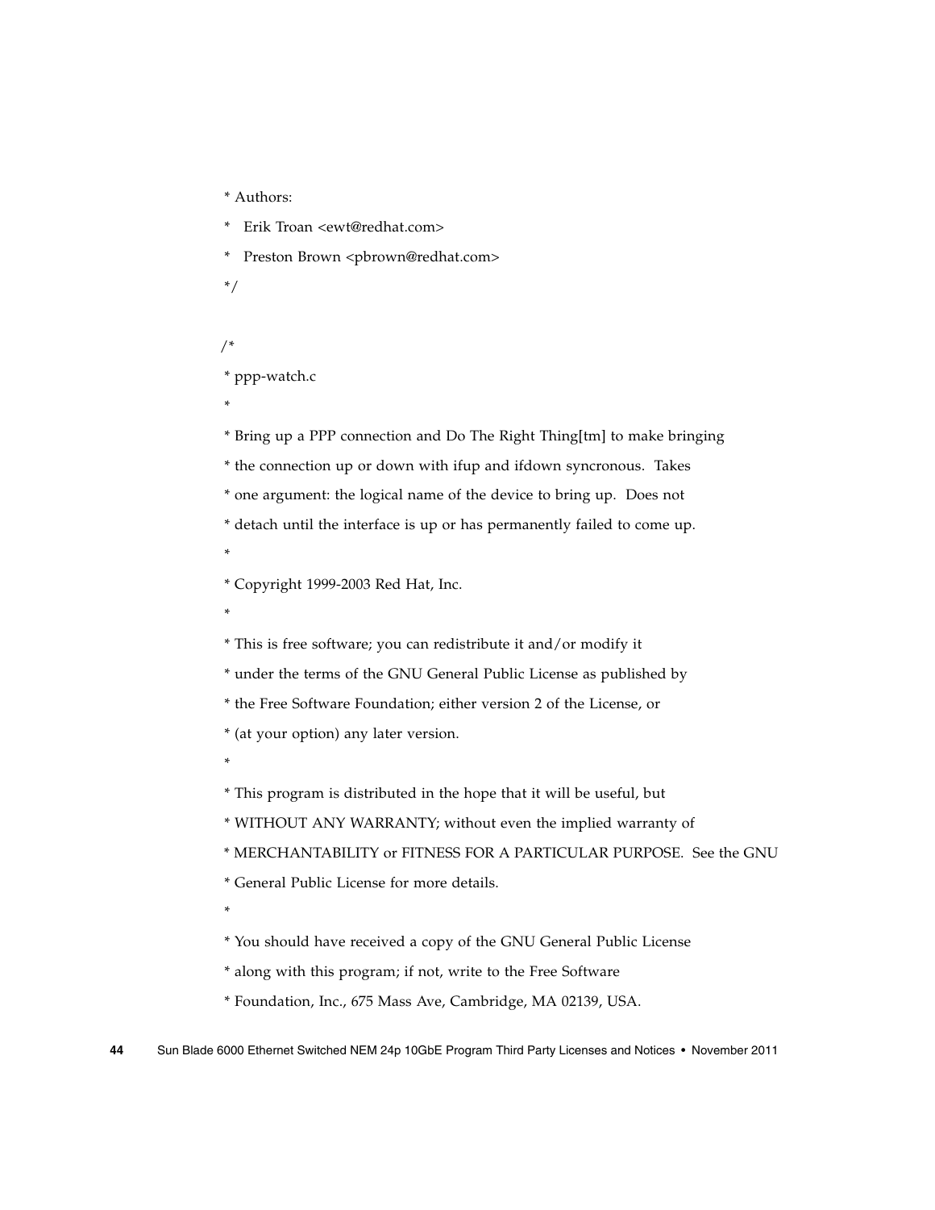```
 * Authors:
 *   Erik Troan <ewt@redhat.com>
 *   Preston Brown <pbrown@redhat.com>
 */

/*
 * ppp-watch.c
 *
 * Bring up a PPP connection and Do The Right Thing[tm] to make bringing
 * the connection up or down with ifup and ifdown syncronous.  Takes
 * one argument: the logical name of the device to bring up.  Does not
 * detach until the interface is up or has permanently failed to come up.
 *
 * Copyright 1999-2003 Red Hat, Inc.
 *
 * This is free software; you can redistribute it and/or modify it
 * under the terms of the GNU General Public License as published by
 * the Free Software Foundation; either version 2 of the License, or
 * (at your option) any later version.
 *
 * This program is distributed in the hope that it will be useful, but
 * WITHOUT ANY WARRANTY; without even the implied warranty of
 * MERCHANTABILITY or FITNESS FOR A PARTICULAR PURPOSE.  See the GNU
 * General Public License for more details.
 *
 * You should have received a copy of the GNU General Public License
 * along with this program; if not, write to the Free Software
 * Foundation, Inc., 675 Mass Ave, Cambridge, MA 02139, USA.
```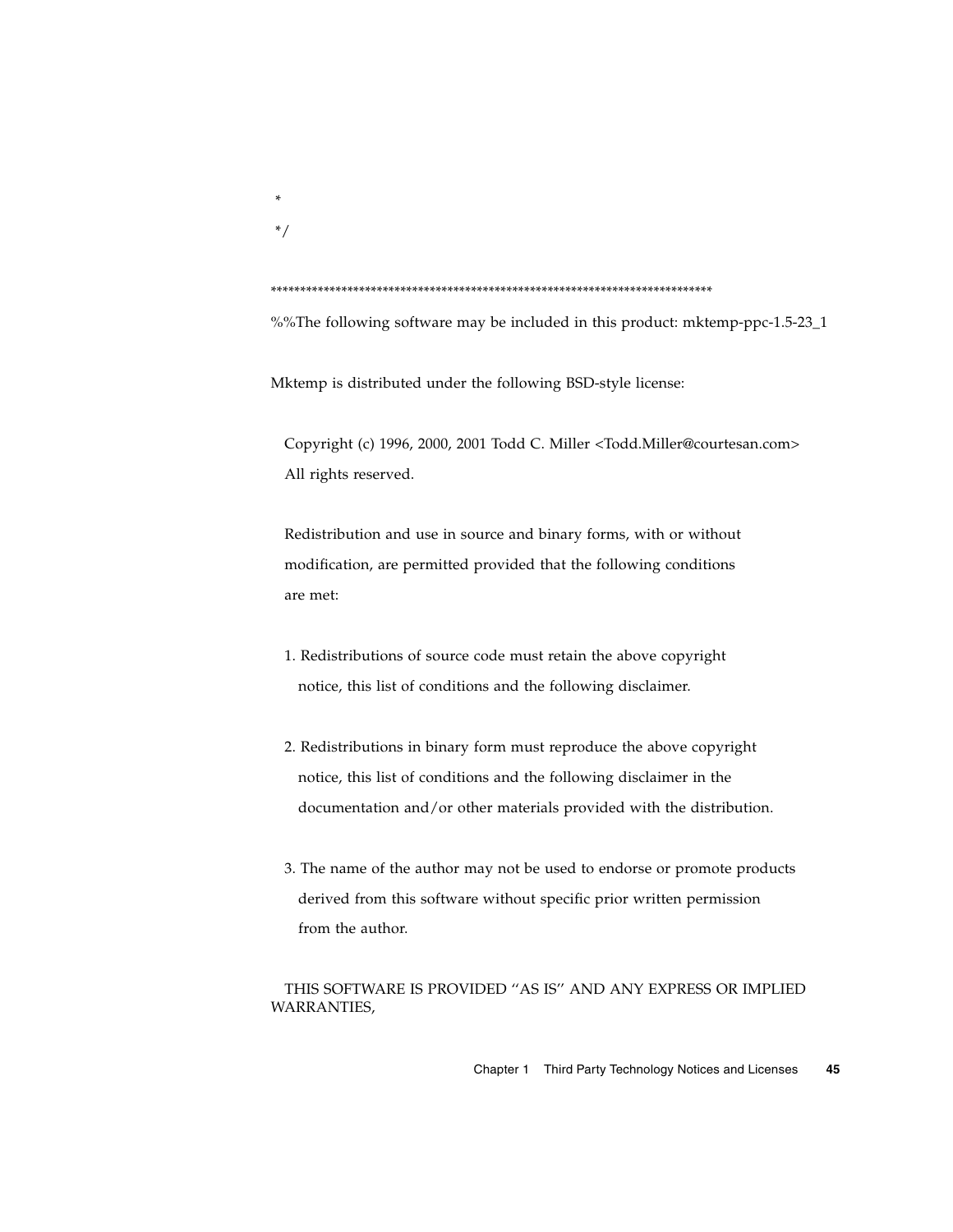*

 */

****************************************************************************

%%The following software may be included in this product: mktemp-ppc-1.5-23_1

Mktemp is distributed under the following BSD-style license:

Copyright (c) 1996, 2000, 2001 Todd C. Miller <Todd.Miller@courtesan.com>
All rights reserved.

Redistribution and use in source and binary forms, with or without modification, are permitted provided that the following conditions are met:

1. Redistributions of source code must retain the above copyright notice, this list of conditions and the following disclaimer.

2. Redistributions in binary form must reproduce the above copyright notice, this list of conditions and the following disclaimer in the documentation and/or other materials provided with the distribution.

3. The name of the author may not be used to endorse or promote products derived from this software without specific prior written permission from the author.

THIS SOFTWARE IS PROVIDED ''AS IS'' AND ANY EXPRESS OR IMPLIED WARRANTIES,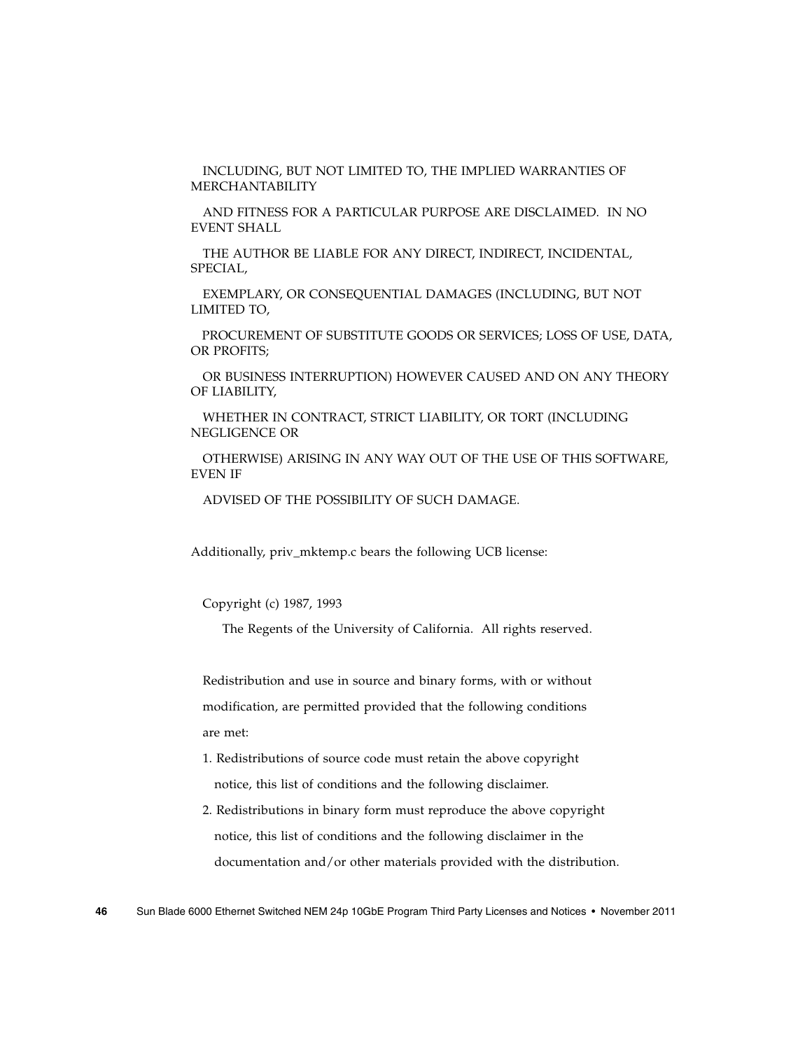INCLUDING, BUT NOT LIMITED TO, THE IMPLIED WARRANTIES OF MERCHANTABILITY

AND FITNESS FOR A PARTICULAR PURPOSE ARE DISCLAIMED. IN NO EVENT SHALL

THE AUTHOR BE LIABLE FOR ANY DIRECT, INDIRECT, INCIDENTAL, SPECIAL,

EXEMPLARY, OR CONSEQUENTIAL DAMAGES (INCLUDING, BUT NOT LIMITED TO,

PROCUREMENT OF SUBSTITUTE GOODS OR SERVICES; LOSS OF USE, DATA, OR PROFITS;

OR BUSINESS INTERRUPTION) HOWEVER CAUSED AND ON ANY THEORY OF LIABILITY,

WHETHER IN CONTRACT, STRICT LIABILITY, OR TORT (INCLUDING NEGLIGENCE OR

OTHERWISE) ARISING IN ANY WAY OUT OF THE USE OF THIS SOFTWARE, EVEN IF

ADVISED OF THE POSSIBILITY OF SUCH DAMAGE.

Additionally, priv_mktemp.c bears the following UCB license:

Copyright (c) 1987, 1993

The Regents of the University of California. All rights reserved.

Redistribution and use in source and binary forms, with or without

modification, are permitted provided that the following conditions

are met:

1. Redistributions of source code must retain the above copyright
   notice, this list of conditions and the following disclaimer.
2. Redistributions in binary form must reproduce the above copyright
   notice, this list of conditions and the following disclaimer in the
   documentation and/or other materials provided with the distribution.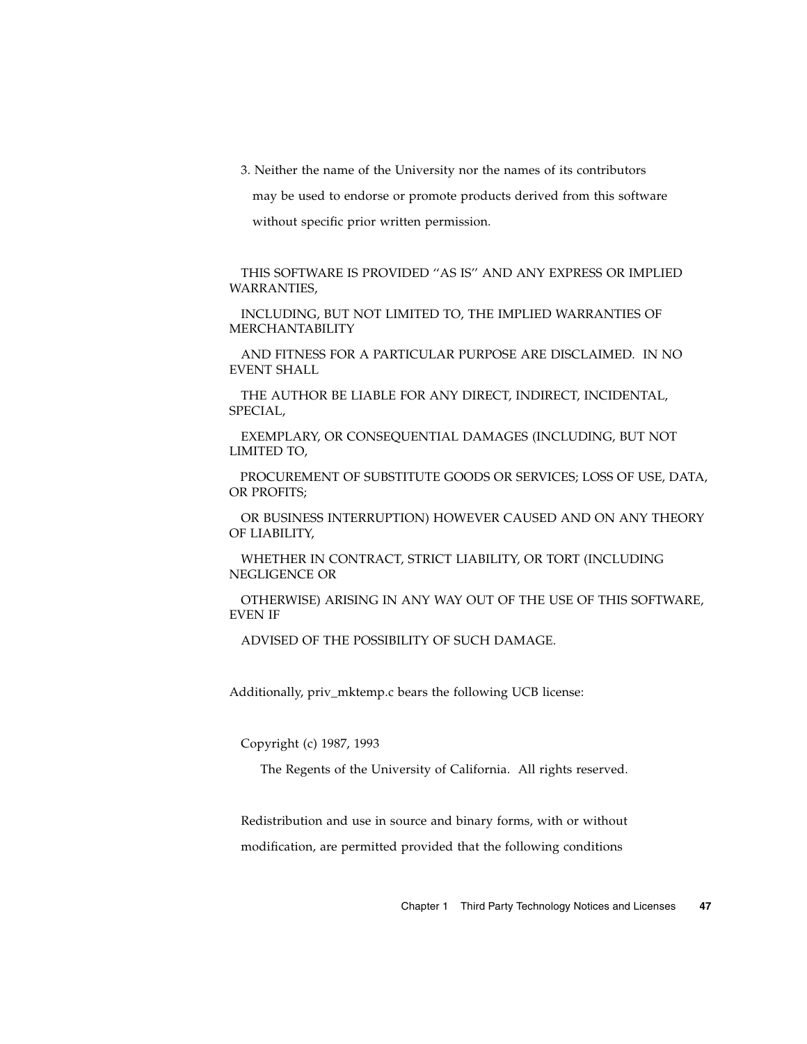3. Neither the name of the University nor the names of its contributors
   may be used to endorse or promote products derived from this software
   without specific prior written permission.

THIS SOFTWARE IS PROVIDED ''AS IS'' AND ANY EXPRESS OR IMPLIED WARRANTIES,
INCLUDING, BUT NOT LIMITED TO, THE IMPLIED WARRANTIES OF MERCHANTABILITY
AND FITNESS FOR A PARTICULAR PURPOSE ARE DISCLAIMED.  IN NO EVENT SHALL
THE AUTHOR BE LIABLE FOR ANY DIRECT, INDIRECT, INCIDENTAL, SPECIAL,
EXEMPLARY, OR CONSEQUENTIAL DAMAGES (INCLUDING, BUT NOT LIMITED TO,
PROCUREMENT OF SUBSTITUTE GOODS OR SERVICES; LOSS OF USE, DATA, OR PROFITS;
OR BUSINESS INTERRUPTION) HOWEVER CAUSED AND ON ANY THEORY OF LIABILITY,
WHETHER IN CONTRACT, STRICT LIABILITY, OR TORT (INCLUDING NEGLIGENCE OR
OTHERWISE) ARISING IN ANY WAY OUT OF THE USE OF THIS SOFTWARE, EVEN IF
ADVISED OF THE POSSIBILITY OF SUCH DAMAGE.

Additionally, priv_mktemp.c bears the following UCB license:

Copyright (c) 1987, 1993
    The Regents of the University of California.  All rights reserved.

Redistribution and use in source and binary forms, with or without
modification, are permitted provided that the following conditions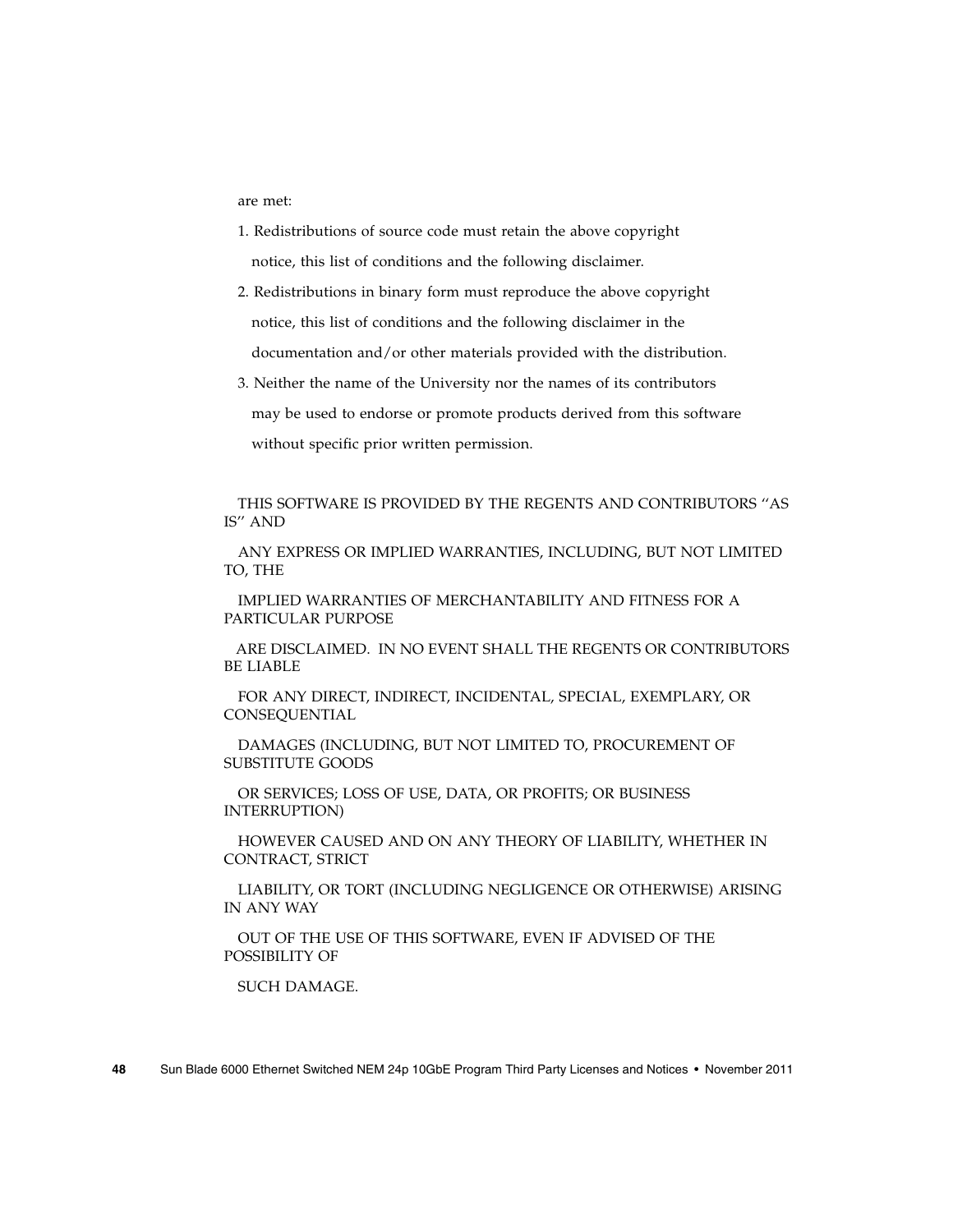are met:

1. Redistributions of source code must retain the above copyright notice, this list of conditions and the following disclaimer.
2. Redistributions in binary form must reproduce the above copyright notice, this list of conditions and the following disclaimer in the documentation and/or other materials provided with the distribution.
3. Neither the name of the University nor the names of its contributors may be used to endorse or promote products derived from this software without specific prior written permission.

THIS SOFTWARE IS PROVIDED BY THE REGENTS AND CONTRIBUTORS ''AS IS'' AND

ANY EXPRESS OR IMPLIED WARRANTIES, INCLUDING, BUT NOT LIMITED TO, THE

IMPLIED WARRANTIES OF MERCHANTABILITY AND FITNESS FOR A PARTICULAR PURPOSE

ARE DISCLAIMED. IN NO EVENT SHALL THE REGENTS OR CONTRIBUTORS BE LIABLE

FOR ANY DIRECT, INDIRECT, INCIDENTAL, SPECIAL, EXEMPLARY, OR CONSEQUENTIAL

DAMAGES (INCLUDING, BUT NOT LIMITED TO, PROCUREMENT OF SUBSTITUTE GOODS

OR SERVICES; LOSS OF USE, DATA, OR PROFITS; OR BUSINESS INTERRUPTION)

HOWEVER CAUSED AND ON ANY THEORY OF LIABILITY, WHETHER IN CONTRACT, STRICT

LIABILITY, OR TORT (INCLUDING NEGLIGENCE OR OTHERWISE) ARISING IN ANY WAY

OUT OF THE USE OF THIS SOFTWARE, EVEN IF ADVISED OF THE POSSIBILITY OF

SUCH DAMAGE.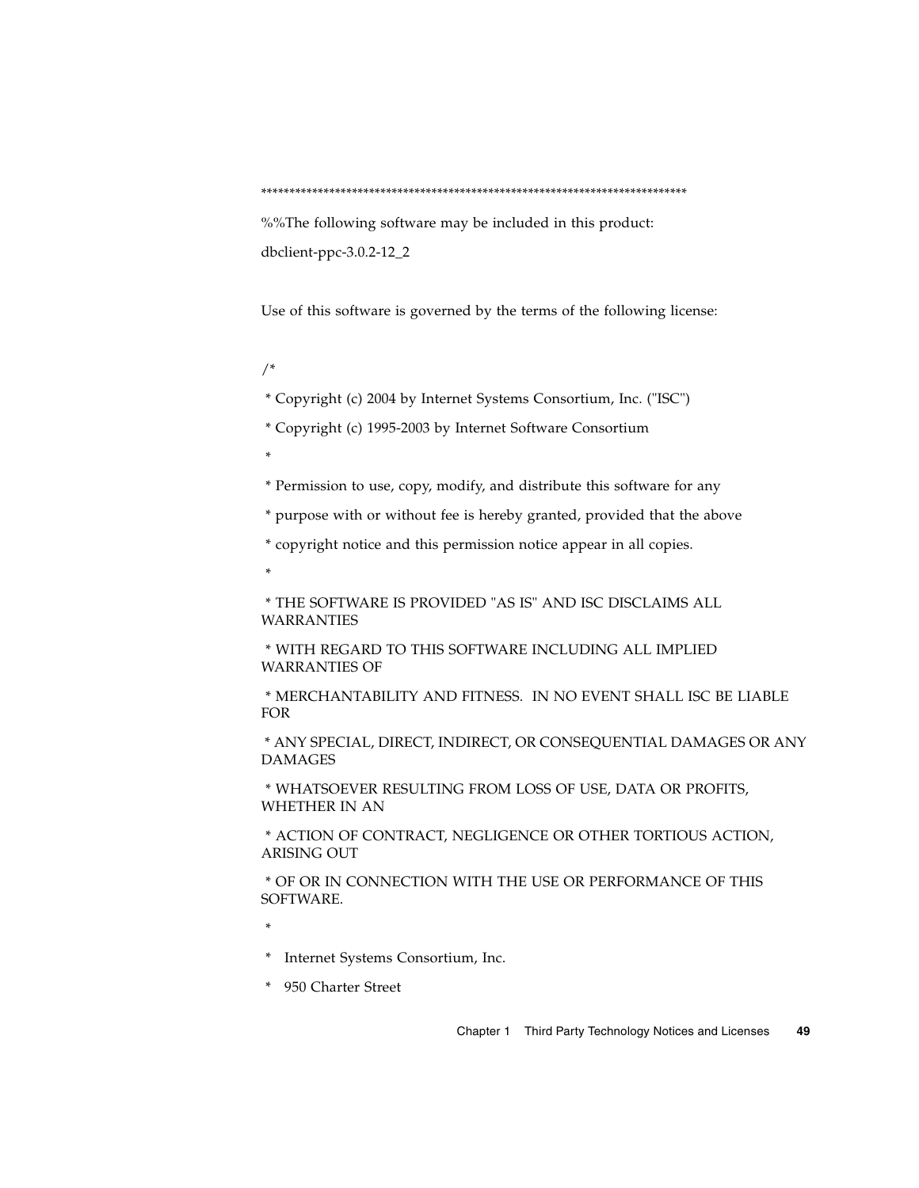***************************************************************************

%%The following software may be included in this product:

dbclient-ppc-3.0.2-12_2

Use of this software is governed by the terms of the following license:

```
/*
 * Copyright (c) 2004 by Internet Systems Consortium, Inc. ("ISC")
 * Copyright (c) 1995-2003 by Internet Software Consortium
 *
 * Permission to use, copy, modify, and distribute this software for any
 * purpose with or without fee is hereby granted, provided that the above
 * copyright notice and this permission notice appear in all copies.
 *
 * THE SOFTWARE IS PROVIDED "AS IS" AND ISC DISCLAIMS ALL WARRANTIES
 * WITH REGARD TO THIS SOFTWARE INCLUDING ALL IMPLIED WARRANTIES OF
 * MERCHANTABILITY AND FITNESS.  IN NO EVENT SHALL ISC BE LIABLE FOR
 * ANY SPECIAL, DIRECT, INDIRECT, OR CONSEQUENTIAL DAMAGES OR ANY DAMAGES
 * WHATSOEVER RESULTING FROM LOSS OF USE, DATA OR PROFITS, WHETHER IN AN
 * ACTION OF CONTRACT, NEGLIGENCE OR OTHER TORTIOUS ACTION, ARISING OUT
 * OF OR IN CONNECTION WITH THE USE OR PERFORMANCE OF THIS SOFTWARE.
 *
 *   Internet Systems Consortium, Inc.
 *   950 Charter Street
```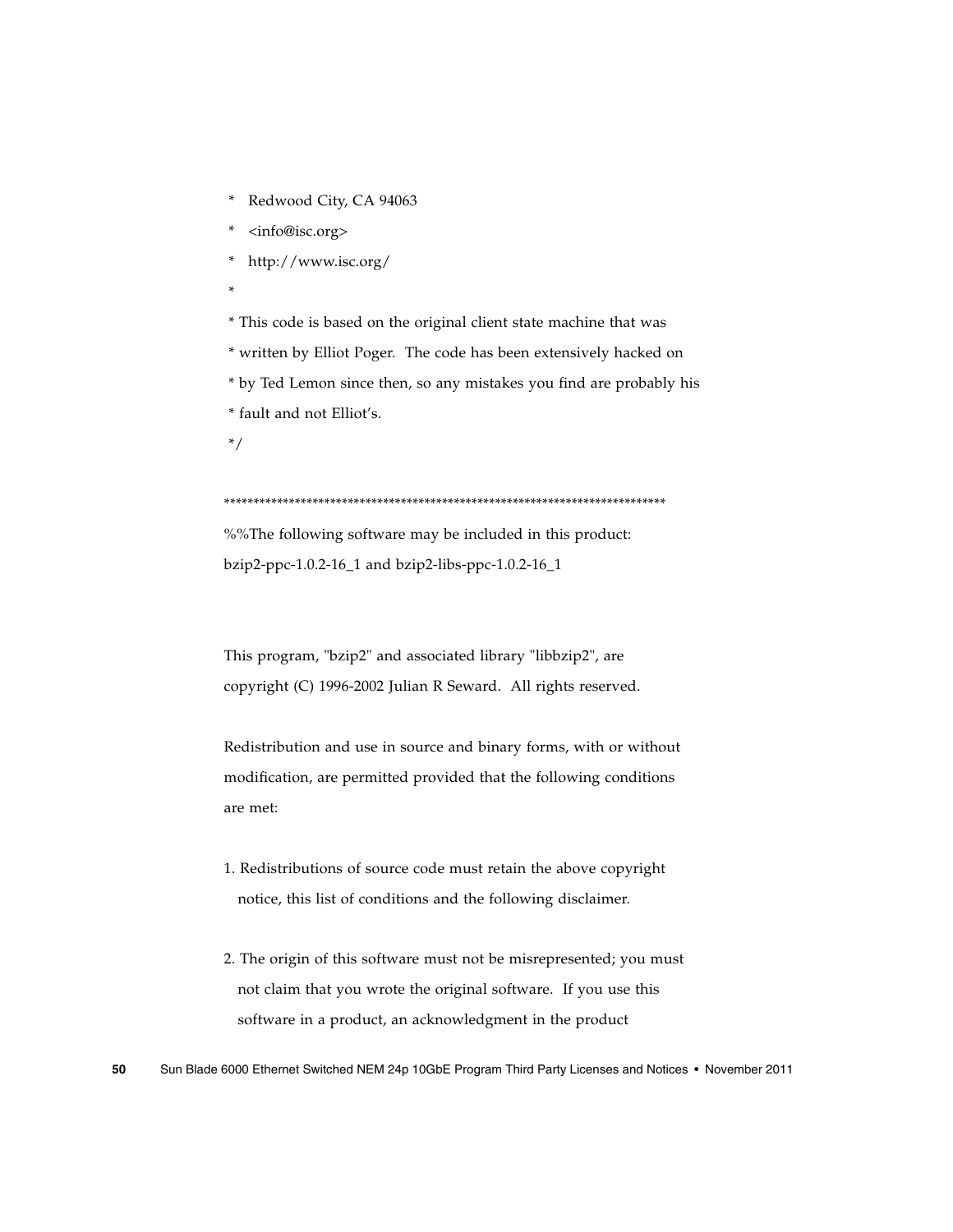```
 *   Redwood City, CA 94063
 *   <info@isc.org>
 *   http://www.isc.org/
 *
 * This code is based on the original client state machine that was
 * written by Elliot Poger.  The code has been extensively hacked on
 * by Ted Lemon since then, so any mistakes you find are probably his
 * fault and not Elliot's.
 */
```

***************************************************************************

%%The following software may be included in this product:
bzip2-ppc-1.0.2-16_1 and bzip2-libs-ppc-1.0.2-16_1

This program, "bzip2" and associated library "libbzip2", are
copyright (C) 1996-2002 Julian R Seward.  All rights reserved.

Redistribution and use in source and binary forms, with or without
modification, are permitted provided that the following conditions
are met:

1. Redistributions of source code must retain the above copyright
   notice, this list of conditions and the following disclaimer.

2. The origin of this software must not be misrepresented; you must
   not claim that you wrote the original software.  If you use this
   software in a product, an acknowledgment in the product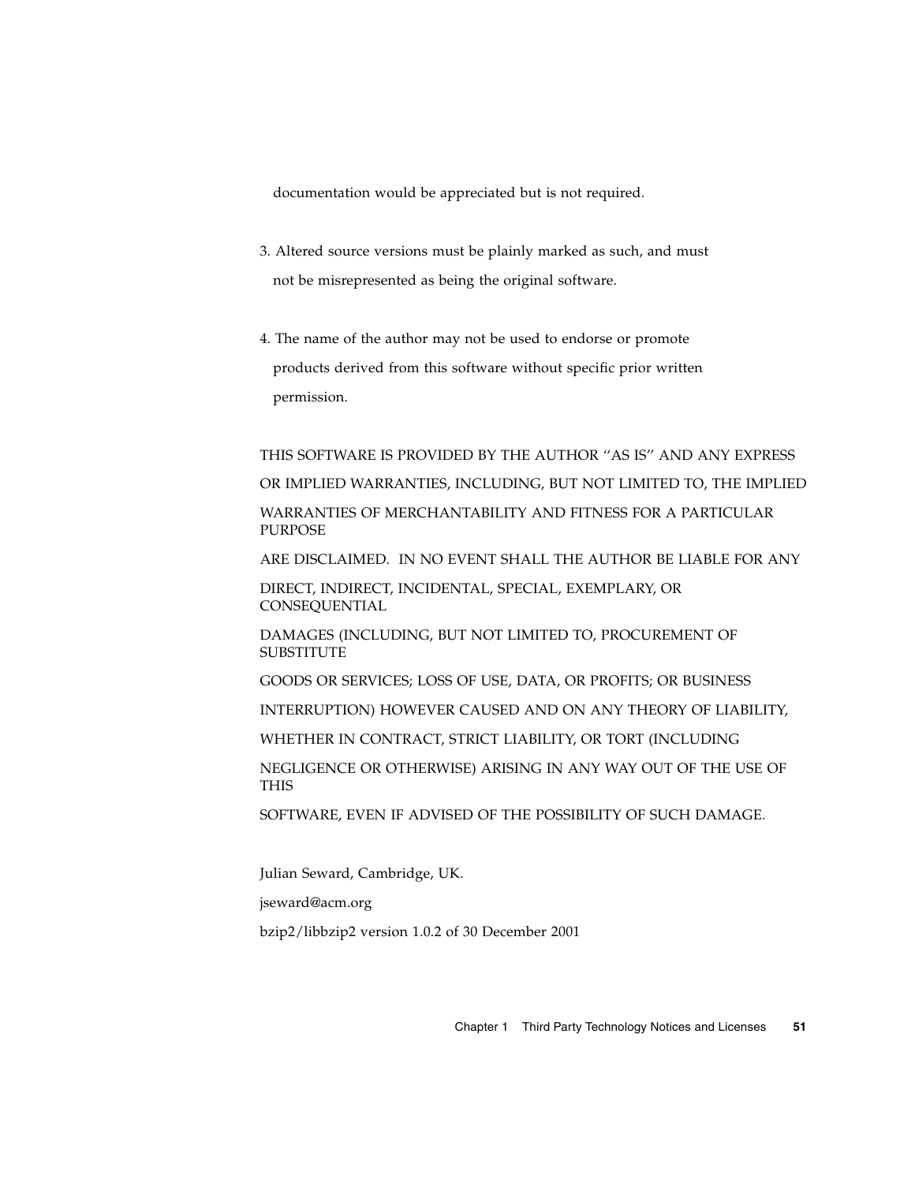documentation would be appreciated but is not required.

3. Altered source versions must be plainly marked as such, and must not be misrepresented as being the original software.

4. The name of the author may not be used to endorse or promote products derived from this software without specific prior written permission.

THIS SOFTWARE IS PROVIDED BY THE AUTHOR ''AS IS'' AND ANY EXPRESS OR IMPLIED WARRANTIES, INCLUDING, BUT NOT LIMITED TO, THE IMPLIED WARRANTIES OF MERCHANTABILITY AND FITNESS FOR A PARTICULAR PURPOSE ARE DISCLAIMED. IN NO EVENT SHALL THE AUTHOR BE LIABLE FOR ANY DIRECT, INDIRECT, INCIDENTAL, SPECIAL, EXEMPLARY, OR CONSEQUENTIAL DAMAGES (INCLUDING, BUT NOT LIMITED TO, PROCUREMENT OF SUBSTITUTE GOODS OR SERVICES; LOSS OF USE, DATA, OR PROFITS; OR BUSINESS INTERRUPTION) HOWEVER CAUSED AND ON ANY THEORY OF LIABILITY, WHETHER IN CONTRACT, STRICT LIABILITY, OR TORT (INCLUDING NEGLIGENCE OR OTHERWISE) ARISING IN ANY WAY OUT OF THE USE OF THIS SOFTWARE, EVEN IF ADVISED OF THE POSSIBILITY OF SUCH DAMAGE.

Julian Seward, Cambridge, UK.

jseward@acm.org

bzip2/libbzip2 version 1.0.2 of 30 December 2001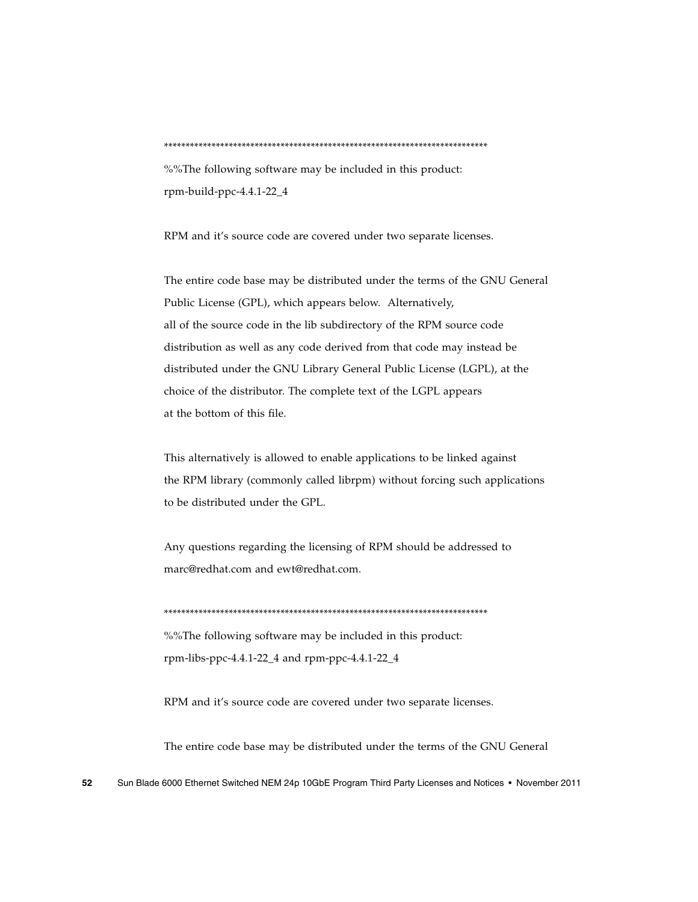**************************************************************************

%%The following software may be included in this product:
rpm-build-ppc-4.4.1-22_4

RPM and it's source code are covered under two separate licenses.

The entire code base may be distributed under the terms of the GNU General Public License (GPL), which appears below. Alternatively, all of the source code in the lib subdirectory of the RPM source code distribution as well as any code derived from that code may instead be distributed under the GNU Library General Public License (LGPL), at the choice of the distributor. The complete text of the LGPL appears at the bottom of this file.

This alternatively is allowed to enable applications to be linked against the RPM library (commonly called librpm) without forcing such applications to be distributed under the GPL.

Any questions regarding the licensing of RPM should be addressed to marc@redhat.com and ewt@redhat.com.

**************************************************************************

%%The following software may be included in this product:
rpm-libs-ppc-4.4.1-22_4 and rpm-ppc-4.4.1-22_4

RPM and it's source code are covered under two separate licenses.

The entire code base may be distributed under the terms of the GNU General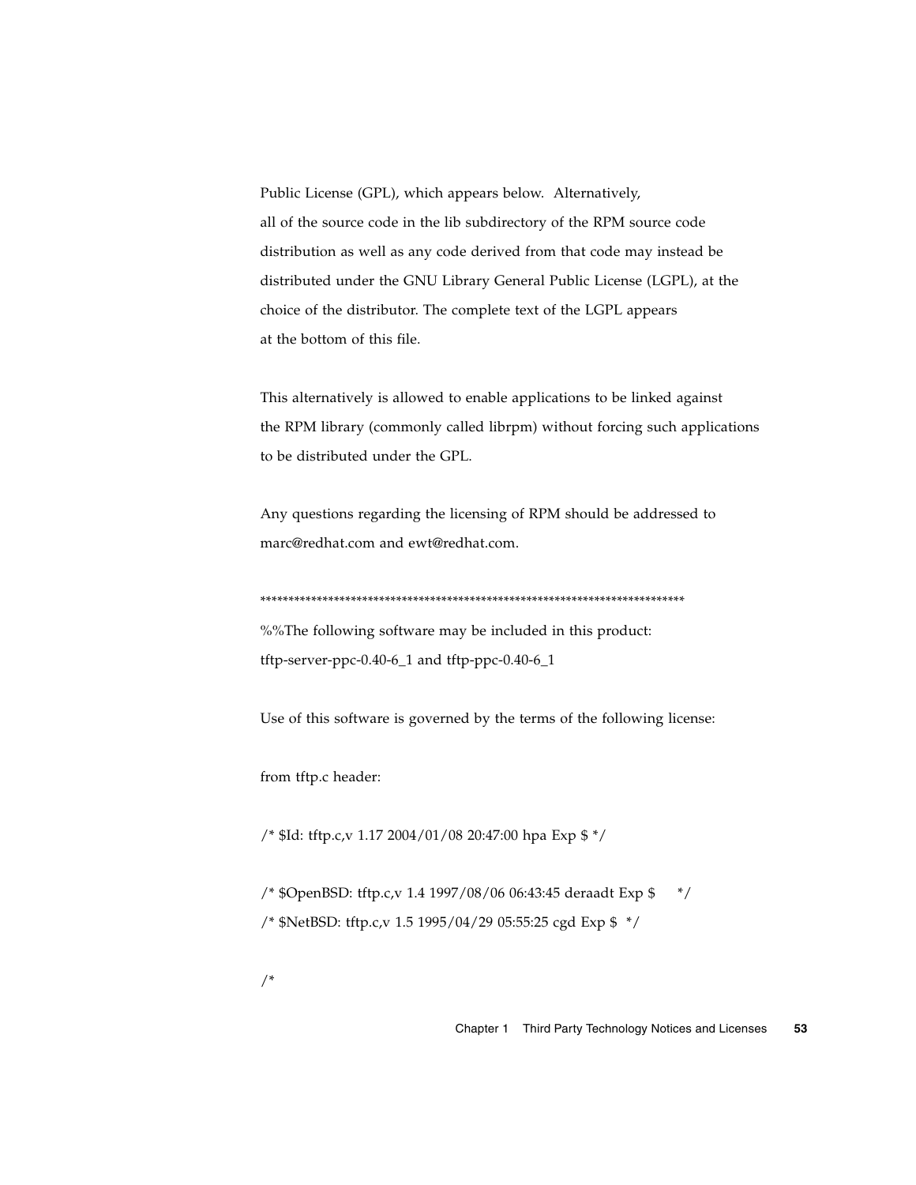Public License (GPL), which appears below. Alternatively, all of the source code in the lib subdirectory of the RPM source code distribution as well as any code derived from that code may instead be distributed under the GNU Library General Public License (LGPL), at the choice of the distributor. The complete text of the LGPL appears at the bottom of this file.

This alternatively is allowed to enable applications to be linked against the RPM library (commonly called librpm) without forcing such applications to be distributed under the GPL.

Any questions regarding the licensing of RPM should be addressed to marc@redhat.com and ewt@redhat.com.

****************************************************************************

%%The following software may be included in this product: tftp-server-ppc-0.40-6_1 and tftp-ppc-0.40-6_1

Use of this software is governed by the terms of the following license:

from tftp.c header:

```
/* $Id: tftp.c,v 1.17 2004/01/08 20:47:00 hpa Exp $ */

/* $OpenBSD: tftp.c,v 1.4 1997/08/06 06:43:45 deraadt Exp $      */
/* $NetBSD: tftp.c,v 1.5 1995/04/29 05:55:25 cgd Exp $  */

/*
```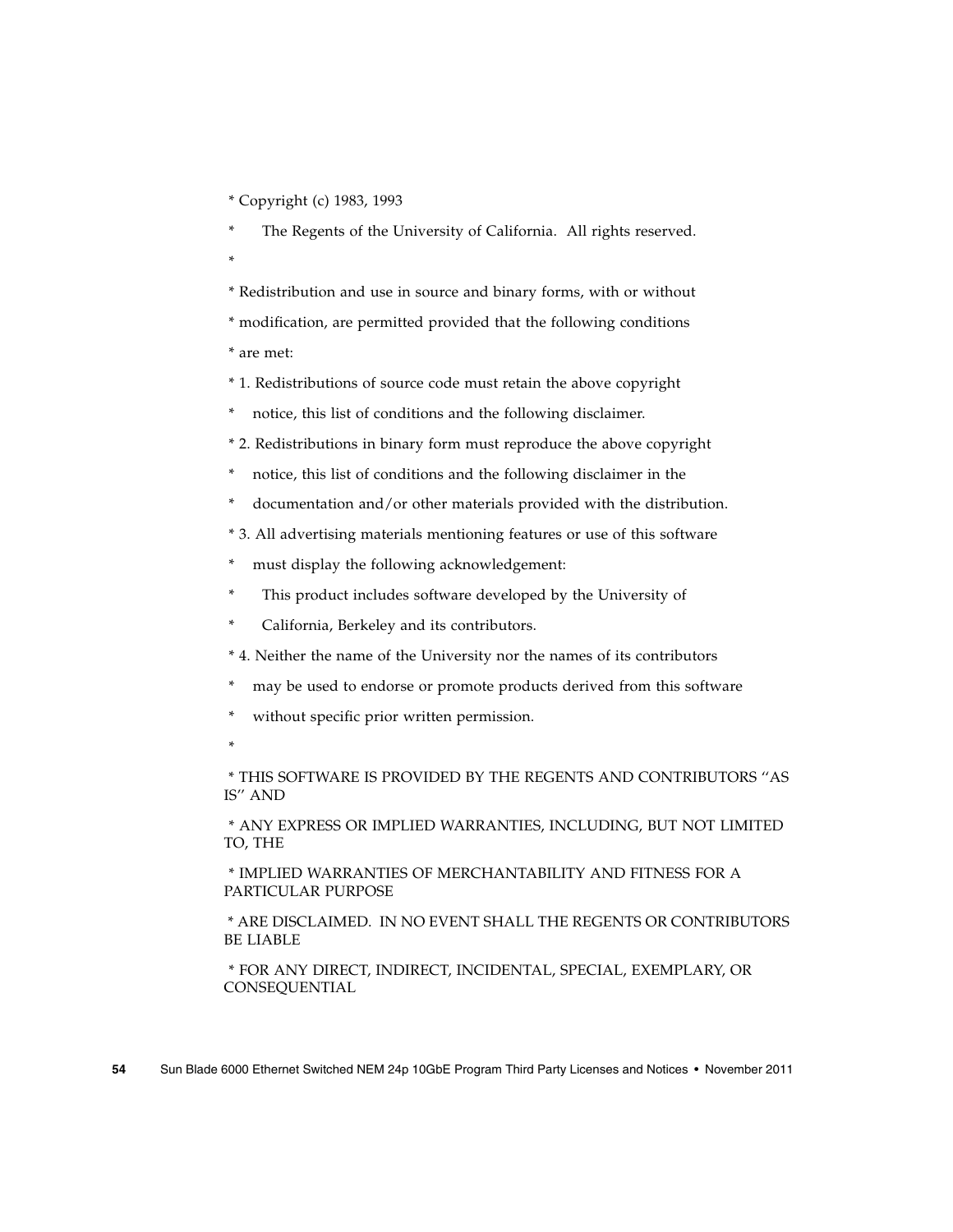* Copyright (c) 1983, 1993

*     The Regents of the University of California.  All rights reserved.

*

* Redistribution and use in source and binary forms, with or without

* modification, are permitted provided that the following conditions

* are met:

* 1. Redistributions of source code must retain the above copyright

*    notice, this list of conditions and the following disclaimer.

* 2. Redistributions in binary form must reproduce the above copyright

*    notice, this list of conditions and the following disclaimer in the

*    documentation and/or other materials provided with the distribution.

* 3. All advertising materials mentioning features or use of this software

*    must display the following acknowledgement:

*     This product includes software developed by the University of

*     California, Berkeley and its contributors.

* 4. Neither the name of the University nor the names of its contributors

*    may be used to endorse or promote products derived from this software

*    without specific prior written permission.

*

* THIS SOFTWARE IS PROVIDED BY THE REGENTS AND CONTRIBUTORS ''AS IS'' AND

* ANY EXPRESS OR IMPLIED WARRANTIES, INCLUDING, BUT NOT LIMITED TO, THE

* IMPLIED WARRANTIES OF MERCHANTABILITY AND FITNESS FOR A PARTICULAR PURPOSE

* ARE DISCLAIMED.  IN NO EVENT SHALL THE REGENTS OR CONTRIBUTORS BE LIABLE

* FOR ANY DIRECT, INDIRECT, INCIDENTAL, SPECIAL, EXEMPLARY, OR CONSEQUENTIAL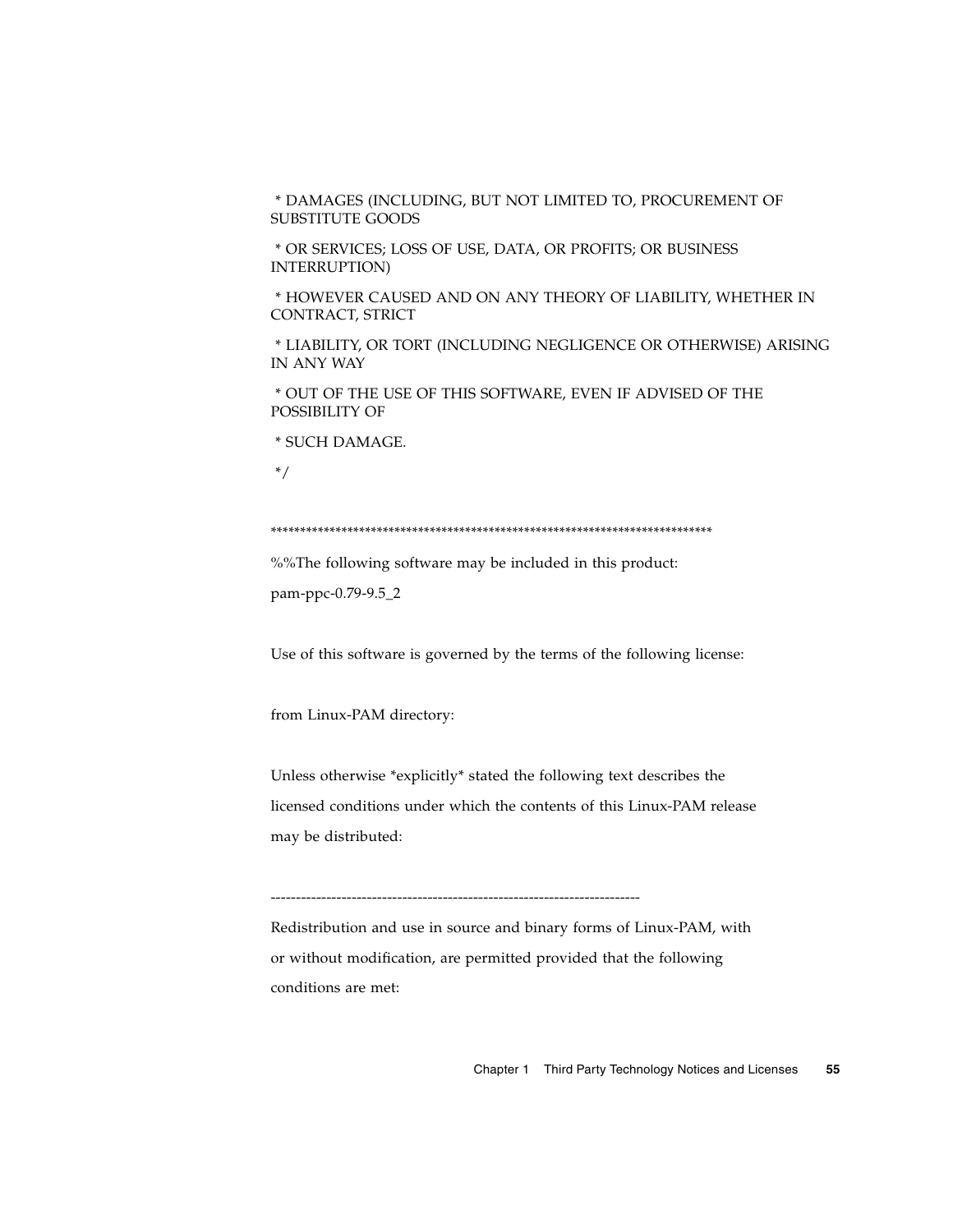* DAMAGES (INCLUDING, BUT NOT LIMITED TO, PROCUREMENT OF SUBSTITUTE GOODS

 * OR SERVICES; LOSS OF USE, DATA, OR PROFITS; OR BUSINESS INTERRUPTION)

 * HOWEVER CAUSED AND ON ANY THEORY OF LIABILITY, WHETHER IN CONTRACT, STRICT

 * LIABILITY, OR TORT (INCLUDING NEGLIGENCE OR OTHERWISE) ARISING IN ANY WAY

 * OUT OF THE USE OF THIS SOFTWARE, EVEN IF ADVISED OF THE POSSIBILITY OF

 * SUCH DAMAGE.

 */

****************************************************************************

%%The following software may be included in this product:

pam-ppc-0.79-9.5_2

Use of this software is governed by the terms of the following license:

from Linux-PAM directory:

Unless otherwise *explicitly* stated the following text describes the

licensed conditions under which the contents of this Linux-PAM release

may be distributed:

-------------------------------------------------------------------------

Redistribution and use in source and binary forms of Linux-PAM, with

or without modification, are permitted provided that the following

conditions are met: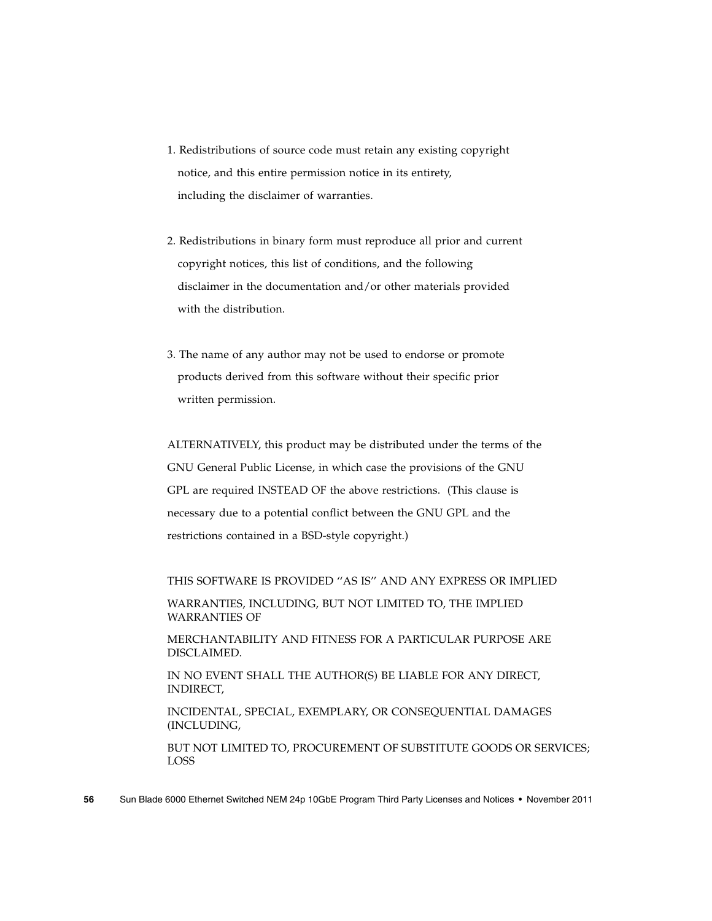1. Redistributions of source code must retain any existing copyright notice, and this entire permission notice in its entirety, including the disclaimer of warranties.

2. Redistributions in binary form must reproduce all prior and current copyright notices, this list of conditions, and the following disclaimer in the documentation and/or other materials provided with the distribution.

3. The name of any author may not be used to endorse or promote products derived from this software without their specific prior written permission.

ALTERNATIVELY, this product may be distributed under the terms of the GNU General Public License, in which case the provisions of the GNU GPL are required INSTEAD OF the above restrictions. (This clause is necessary due to a potential conflict between the GNU GPL and the restrictions contained in a BSD-style copyright.)

THIS SOFTWARE IS PROVIDED ''AS IS'' AND ANY EXPRESS OR IMPLIED

WARRANTIES, INCLUDING, BUT NOT LIMITED TO, THE IMPLIED WARRANTIES OF

MERCHANTABILITY AND FITNESS FOR A PARTICULAR PURPOSE ARE DISCLAIMED.

IN NO EVENT SHALL THE AUTHOR(S) BE LIABLE FOR ANY DIRECT, INDIRECT,

INCIDENTAL, SPECIAL, EXEMPLARY, OR CONSEQUENTIAL DAMAGES (INCLUDING,

BUT NOT LIMITED TO, PROCUREMENT OF SUBSTITUTE GOODS OR SERVICES; LOSS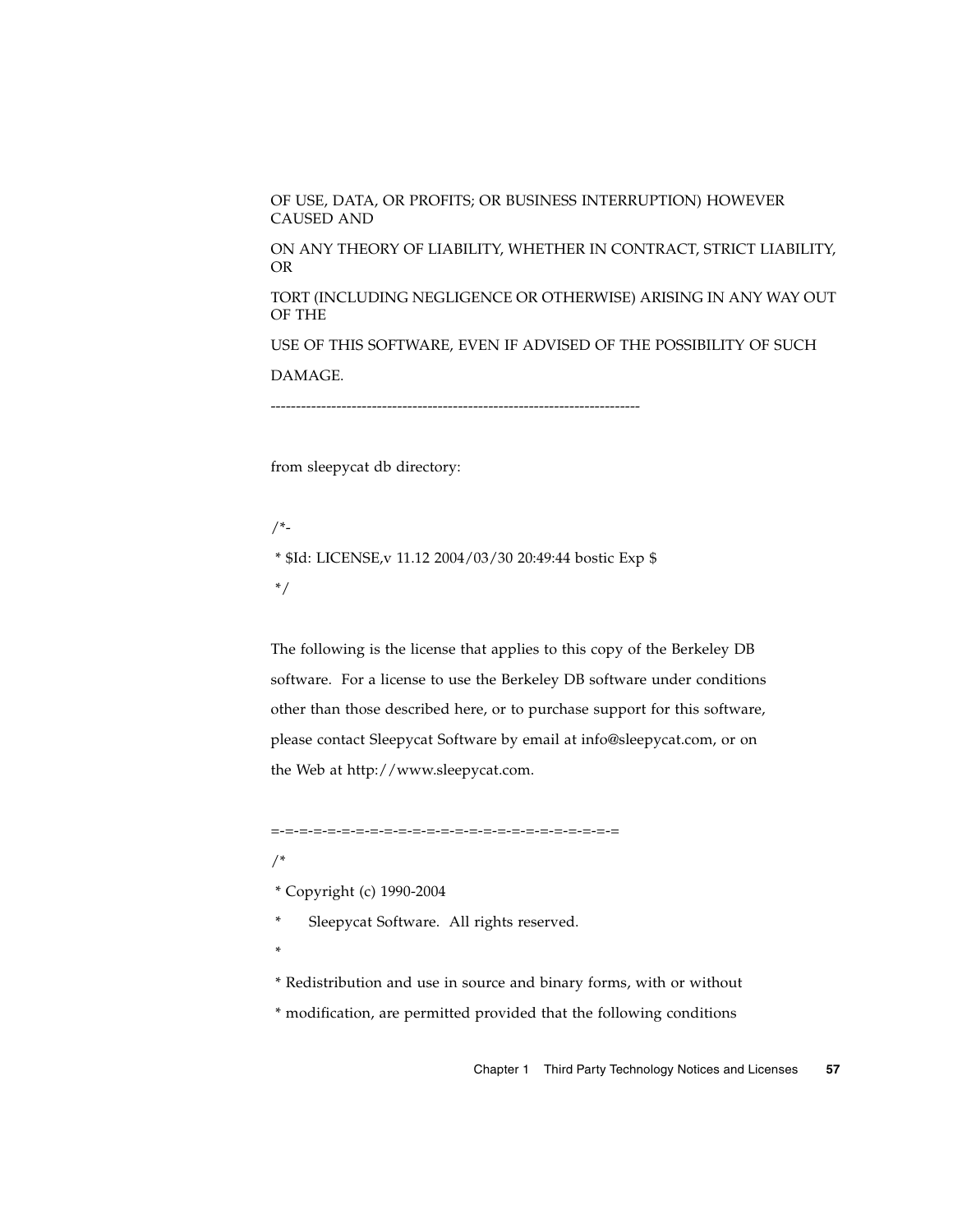OF USE, DATA, OR PROFITS; OR BUSINESS INTERRUPTION) HOWEVER CAUSED AND

ON ANY THEORY OF LIABILITY, WHETHER IN CONTRACT, STRICT LIABILITY, OR

TORT (INCLUDING NEGLIGENCE OR OTHERWISE) ARISING IN ANY WAY OUT OF THE

USE OF THIS SOFTWARE, EVEN IF ADVISED OF THE POSSIBILITY OF SUCH

DAMAGE.

-------------------------------------------------------------------------

from sleepycat db directory:

```
/*-
 * $Id: LICENSE,v 11.12 2004/03/30 20:49:44 bostic Exp $
 */
```

The following is the license that applies to this copy of the Berkeley DB

software. For a license to use the Berkeley DB software under conditions

other than those described here, or to purchase support for this software,

please contact Sleepycat Software by email at info@sleepycat.com, or on

the Web at http://www.sleepycat.com.

```
=-=-=-=-=-=-=-=-=-=-=-=-=-=-=-=-=-=-=-=-=-=-=-=-=
/*
 * Copyright (c) 1990-2004
 *      Sleepycat Software.  All rights reserved.
 *
 * Redistribution and use in source and binary forms, with or without
 * modification, are permitted provided that the following conditions
```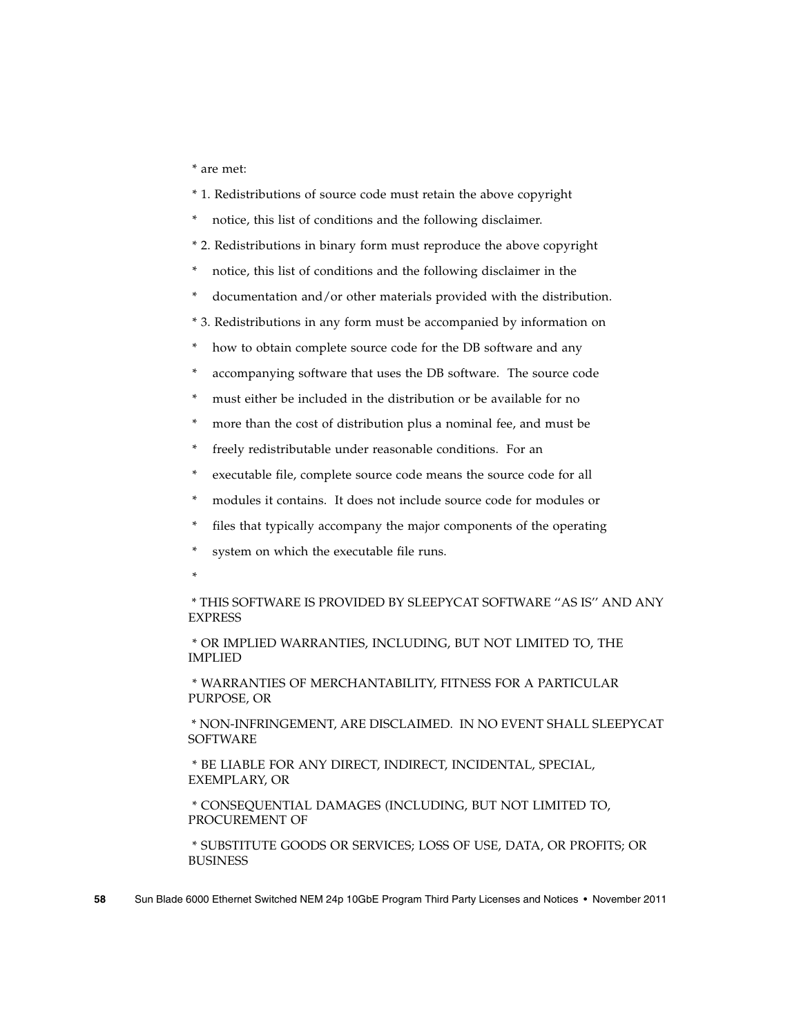* are met:

* 1. Redistributions of source code must retain the above copyright

*    notice, this list of conditions and the following disclaimer.

* 2. Redistributions in binary form must reproduce the above copyright

*    notice, this list of conditions and the following disclaimer in the

*    documentation and/or other materials provided with the distribution.

* 3. Redistributions in any form must be accompanied by information on

*    how to obtain complete source code for the DB software and any

*    accompanying software that uses the DB software.  The source code

*    must either be included in the distribution or be available for no

*    more than the cost of distribution plus a nominal fee, and must be

*    freely redistributable under reasonable conditions.  For an

*    executable file, complete source code means the source code for all

*    modules it contains.  It does not include source code for modules or

*    files that typically accompany the major components of the operating

*    system on which the executable file runs.

*

 * THIS SOFTWARE IS PROVIDED BY SLEEPYCAT SOFTWARE ''AS IS'' AND ANY EXPRESS

 * OR IMPLIED WARRANTIES, INCLUDING, BUT NOT LIMITED TO, THE IMPLIED

 * WARRANTIES OF MERCHANTABILITY, FITNESS FOR A PARTICULAR PURPOSE, OR

 * NON-INFRINGEMENT, ARE DISCLAIMED.  IN NO EVENT SHALL SLEEPYCAT SOFTWARE

 * BE LIABLE FOR ANY DIRECT, INDIRECT, INCIDENTAL, SPECIAL, EXEMPLARY, OR

 * CONSEQUENTIAL DAMAGES (INCLUDING, BUT NOT LIMITED TO, PROCUREMENT OF

 * SUBSTITUTE GOODS OR SERVICES; LOSS OF USE, DATA, OR PROFITS; OR BUSINESS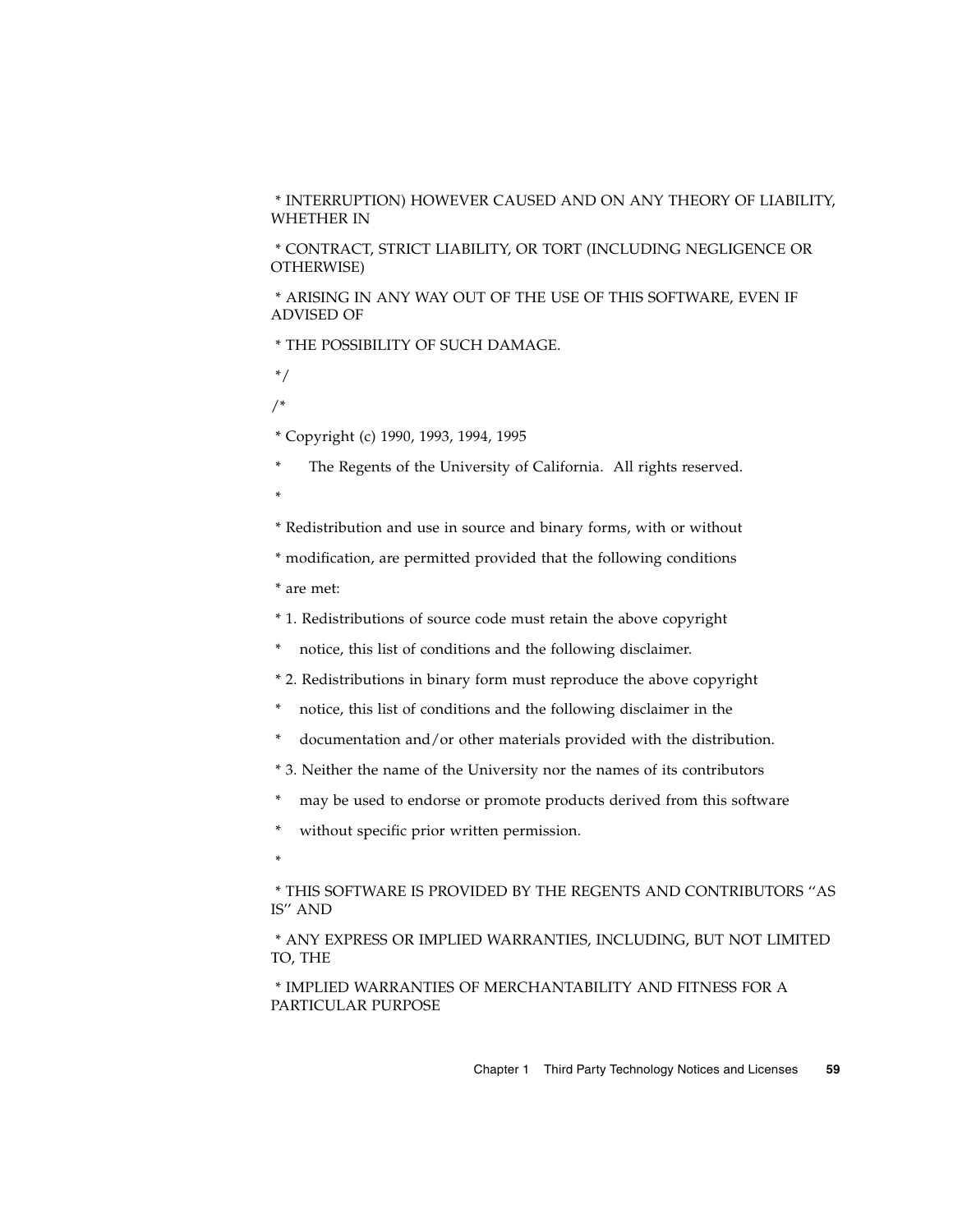* INTERRUPTION) HOWEVER CAUSED AND ON ANY THEORY OF LIABILITY, WHETHER IN

* CONTRACT, STRICT LIABILITY, OR TORT (INCLUDING NEGLIGENCE OR OTHERWISE)

* ARISING IN ANY WAY OUT OF THE USE OF THIS SOFTWARE, EVEN IF ADVISED OF

* THE POSSIBILITY OF SUCH DAMAGE.

*/

/*

* Copyright (c) 1990, 1993, 1994, 1995

*      The Regents of the University of California.  All rights reserved.

*

* Redistribution and use in source and binary forms, with or without

* modification, are permitted provided that the following conditions

* are met:

* 1. Redistributions of source code must retain the above copyright

*    notice, this list of conditions and the following disclaimer.

* 2. Redistributions in binary form must reproduce the above copyright

*    notice, this list of conditions and the following disclaimer in the

*    documentation and/or other materials provided with the distribution.

* 3. Neither the name of the University nor the names of its contributors

*    may be used to endorse or promote products derived from this software

*    without specific prior written permission.

*

* THIS SOFTWARE IS PROVIDED BY THE REGENTS AND CONTRIBUTORS "AS IS" AND

* ANY EXPRESS OR IMPLIED WARRANTIES, INCLUDING, BUT NOT LIMITED TO, THE

* IMPLIED WARRANTIES OF MERCHANTABILITY AND FITNESS FOR A PARTICULAR PURPOSE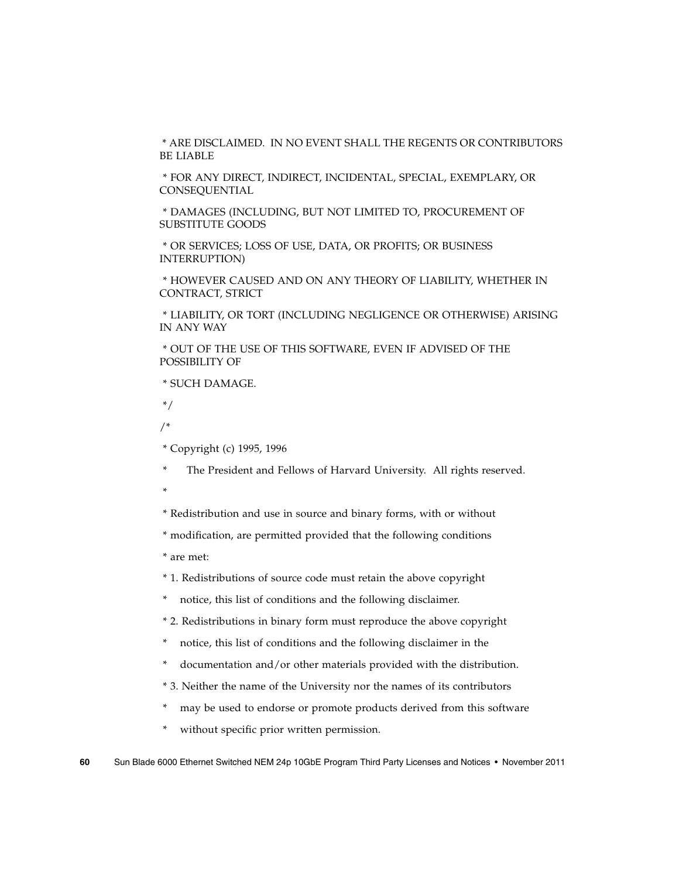* ARE DISCLAIMED. IN NO EVENT SHALL THE REGENTS OR CONTRIBUTORS BE LIABLE

* FOR ANY DIRECT, INDIRECT, INCIDENTAL, SPECIAL, EXEMPLARY, OR CONSEQUENTIAL

* DAMAGES (INCLUDING, BUT NOT LIMITED TO, PROCUREMENT OF SUBSTITUTE GOODS

* OR SERVICES; LOSS OF USE, DATA, OR PROFITS; OR BUSINESS INTERRUPTION)

* HOWEVER CAUSED AND ON ANY THEORY OF LIABILITY, WHETHER IN CONTRACT, STRICT

* LIABILITY, OR TORT (INCLUDING NEGLIGENCE OR OTHERWISE) ARISING IN ANY WAY

* OUT OF THE USE OF THIS SOFTWARE, EVEN IF ADVISED OF THE POSSIBILITY OF

* SUCH DAMAGE.

*/

/*

* Copyright (c) 1995, 1996

*      The President and Fellows of Harvard University.  All rights reserved.

*

* Redistribution and use in source and binary forms, with or without

* modification, are permitted provided that the following conditions

* are met:

* 1. Redistributions of source code must retain the above copyright

*    notice, this list of conditions and the following disclaimer.

* 2. Redistributions in binary form must reproduce the above copyright

*    notice, this list of conditions and the following disclaimer in the

*    documentation and/or other materials provided with the distribution.

* 3. Neither the name of the University nor the names of its contributors

*    may be used to endorse or promote products derived from this software

*    without specific prior written permission.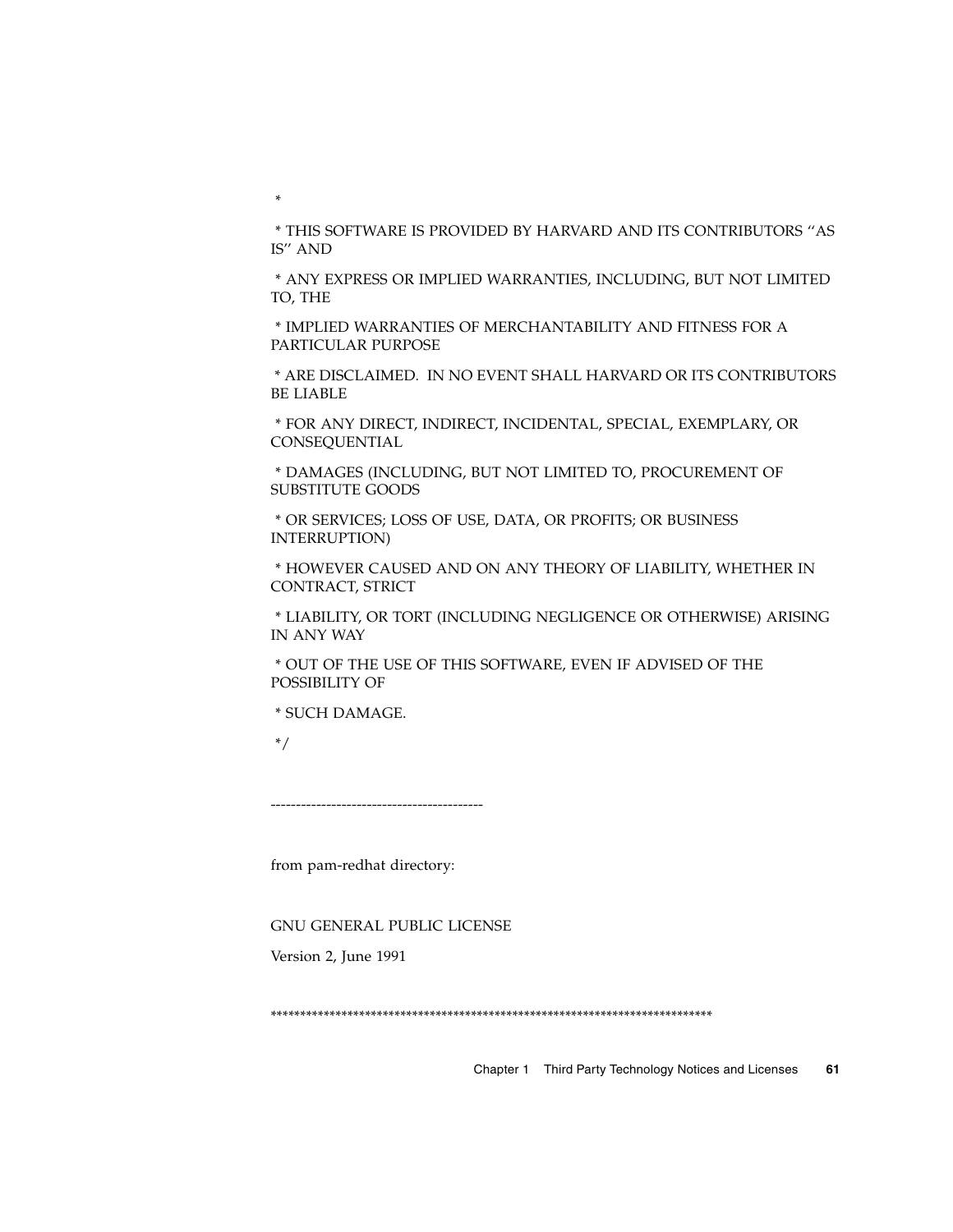*

 * THIS SOFTWARE IS PROVIDED BY HARVARD AND ITS CONTRIBUTORS ''AS IS'' AND

 * ANY EXPRESS OR IMPLIED WARRANTIES, INCLUDING, BUT NOT LIMITED TO, THE

 * IMPLIED WARRANTIES OF MERCHANTABILITY AND FITNESS FOR A PARTICULAR PURPOSE

 * ARE DISCLAIMED.  IN NO EVENT SHALL HARVARD OR ITS CONTRIBUTORS BE LIABLE

 * FOR ANY DIRECT, INDIRECT, INCIDENTAL, SPECIAL, EXEMPLARY, OR CONSEQUENTIAL

 * DAMAGES (INCLUDING, BUT NOT LIMITED TO, PROCUREMENT OF SUBSTITUTE GOODS

 * OR SERVICES; LOSS OF USE, DATA, OR PROFITS; OR BUSINESS INTERRUPTION)

 * HOWEVER CAUSED AND ON ANY THEORY OF LIABILITY, WHETHER IN CONTRACT, STRICT

 * LIABILITY, OR TORT (INCLUDING NEGLIGENCE OR OTHERWISE) ARISING IN ANY WAY

 * OUT OF THE USE OF THIS SOFTWARE, EVEN IF ADVISED OF THE POSSIBILITY OF

 * SUCH DAMAGE.

 */

------------------------------------------

from pam-redhat directory:

GNU GENERAL PUBLIC LICENSE

Version 2, June 1991

*****************************************************************************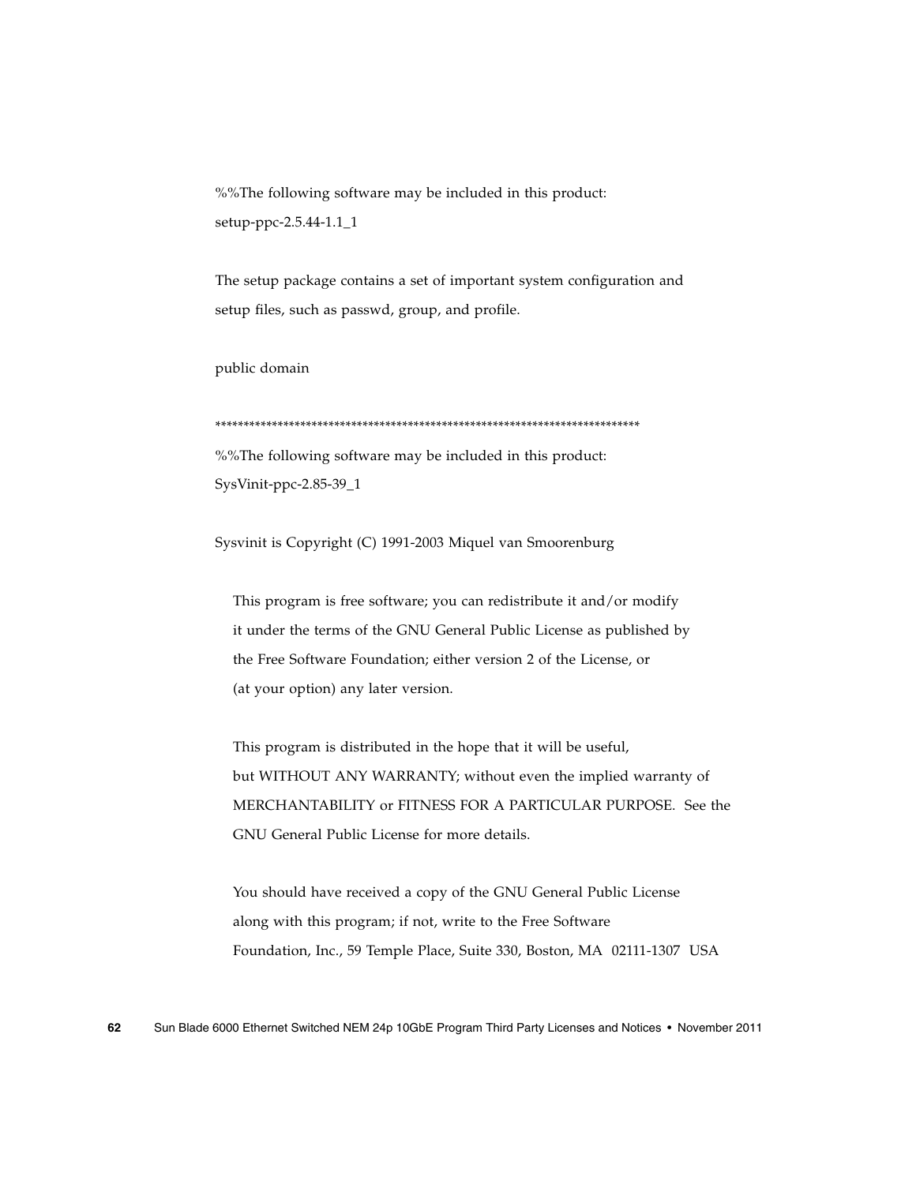%%The following software may be included in this product:
setup-ppc-2.5.44-1.1_1

The setup package contains a set of important system configuration and setup files, such as passwd, group, and profile.

public domain

*************************************************************************

%%The following software may be included in this product:
SysVinit-ppc-2.85-39_1

Sysvinit is Copyright (C) 1991-2003 Miquel van Smoorenburg

This program is free software; you can redistribute it and/or modify
it under the terms of the GNU General Public License as published by
the Free Software Foundation; either version 2 of the License, or
(at your option) any later version.

This program is distributed in the hope that it will be useful,
but WITHOUT ANY WARRANTY; without even the implied warranty of
MERCHANTABILITY or FITNESS FOR A PARTICULAR PURPOSE. See the
GNU General Public License for more details.

You should have received a copy of the GNU General Public License
along with this program; if not, write to the Free Software
Foundation, Inc., 59 Temple Place, Suite 330, Boston, MA 02111-1307 USA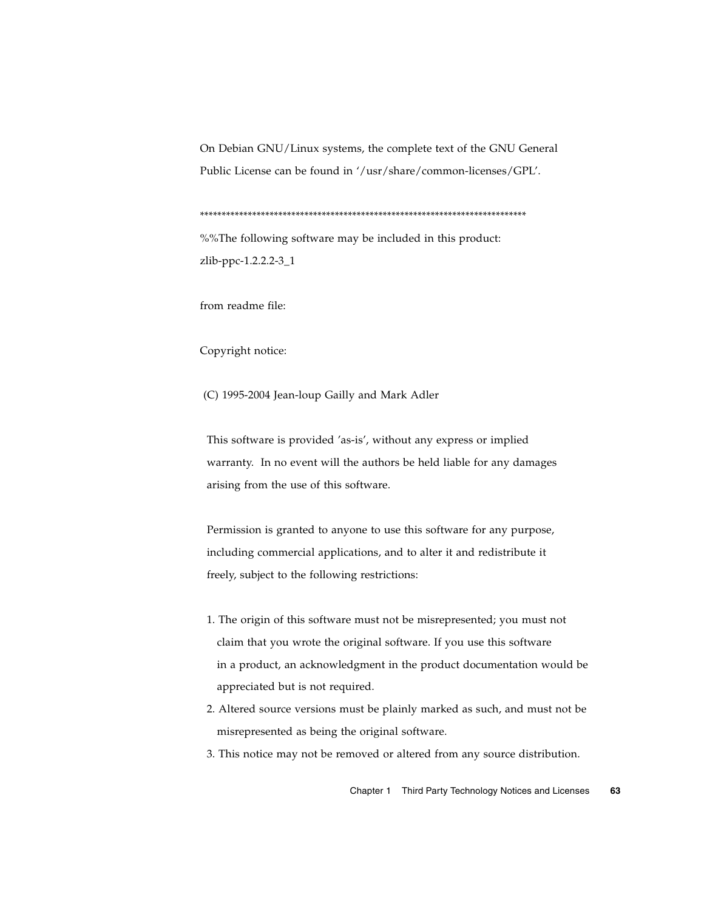On Debian GNU/Linux systems, the complete text of the GNU General Public License can be found in '/usr/share/common-licenses/GPL'.

***************************************************************************

%%The following software may be included in this product: zlib-ppc-1.2.2.2-3_1

from readme file:

Copyright notice:

(C) 1995-2004 Jean-loup Gailly and Mark Adler

This software is provided 'as-is', without any express or implied warranty. In no event will the authors be held liable for any damages arising from the use of this software.

Permission is granted to anyone to use this software for any purpose, including commercial applications, and to alter it and redistribute it freely, subject to the following restrictions:

1. The origin of this software must not be misrepresented; you must not claim that you wrote the original software. If you use this software in a product, an acknowledgment in the product documentation would be appreciated but is not required.
2. Altered source versions must be plainly marked as such, and must not be misrepresented as being the original software.
3. This notice may not be removed or altered from any source distribution.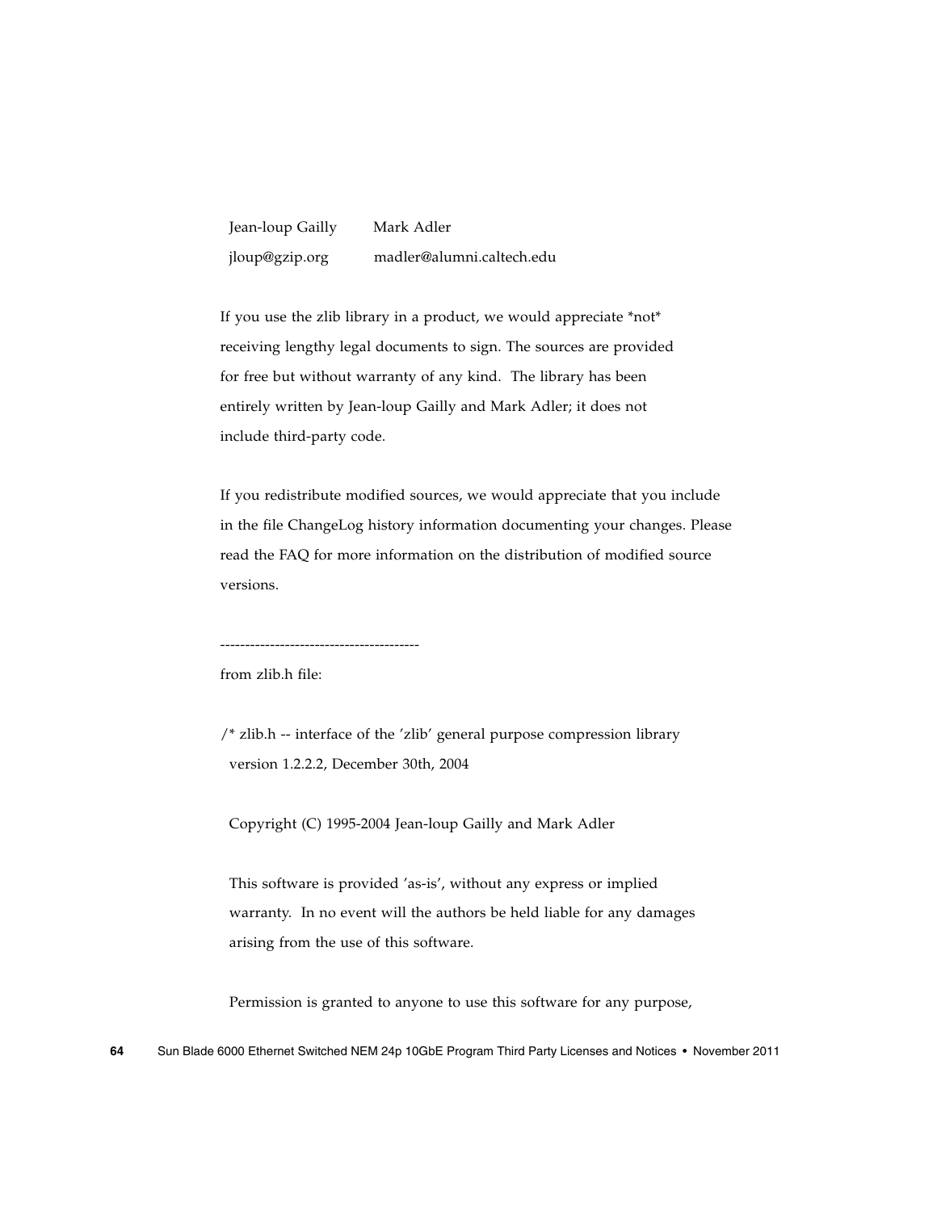Jean-loup Gailly        Mark Adler

jloup@gzip.org          madler@alumni.caltech.edu

If you use the zlib library in a product, we would appreciate *not* receiving lengthy legal documents to sign. The sources are provided for free but without warranty of any kind.  The library has been entirely written by Jean-loup Gailly and Mark Adler; it does not include third-party code.

If you redistribute modified sources, we would appreciate that you include in the file ChangeLog history information documenting your changes. Please read the FAQ for more information on the distribution of modified source versions.

----------------------------------------

from zlib.h file:

/* zlib.h -- interface of the 'zlib' general purpose compression library
  version 1.2.2.2, December 30th, 2004

  Copyright (C) 1995-2004 Jean-loup Gailly and Mark Adler

  This software is provided 'as-is', without any express or implied
  warranty.  In no event will the authors be held liable for any damages
  arising from the use of this software.

  Permission is granted to anyone to use this software for any purpose,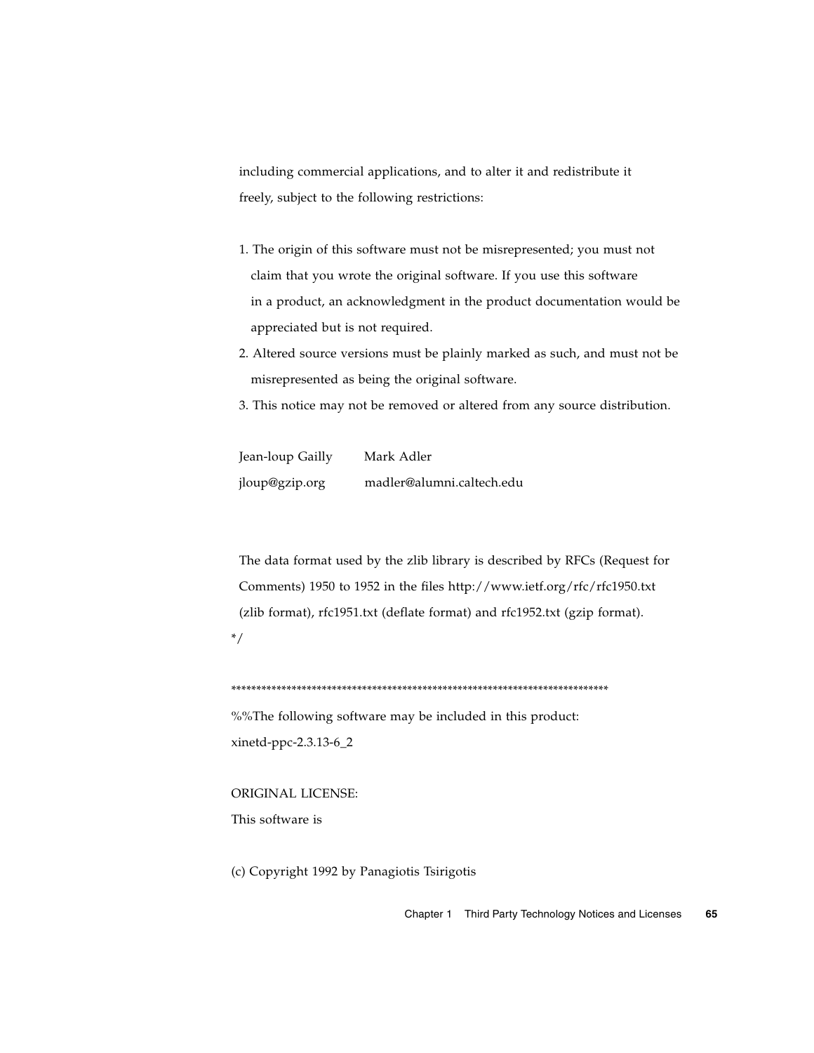including commercial applications, and to alter it and redistribute it
freely, subject to the following restrictions:

1. The origin of this software must not be misrepresented; you must not claim that you wrote the original software. If you use this software in a product, an acknowledgment in the product documentation would be appreciated but is not required.
2. Altered source versions must be plainly marked as such, and must not be misrepresented as being the original software.
3. This notice may not be removed or altered from any source distribution.

Jean-loup Gailly        Mark Adler
jloup@gzip.org          madler@alumni.caltech.edu

The data format used by the zlib library is described by RFCs (Request for Comments) 1950 to 1952 in the files http://www.ietf.org/rfc/rfc1950.txt (zlib format), rfc1951.txt (deflate format) and rfc1952.txt (gzip format).
*/

***************************************************************************

%%The following software may be included in this product:
xinetd-ppc-2.3.13-6_2

ORIGINAL LICENSE:
This software is

(c) Copyright 1992 by Panagiotis Tsirigotis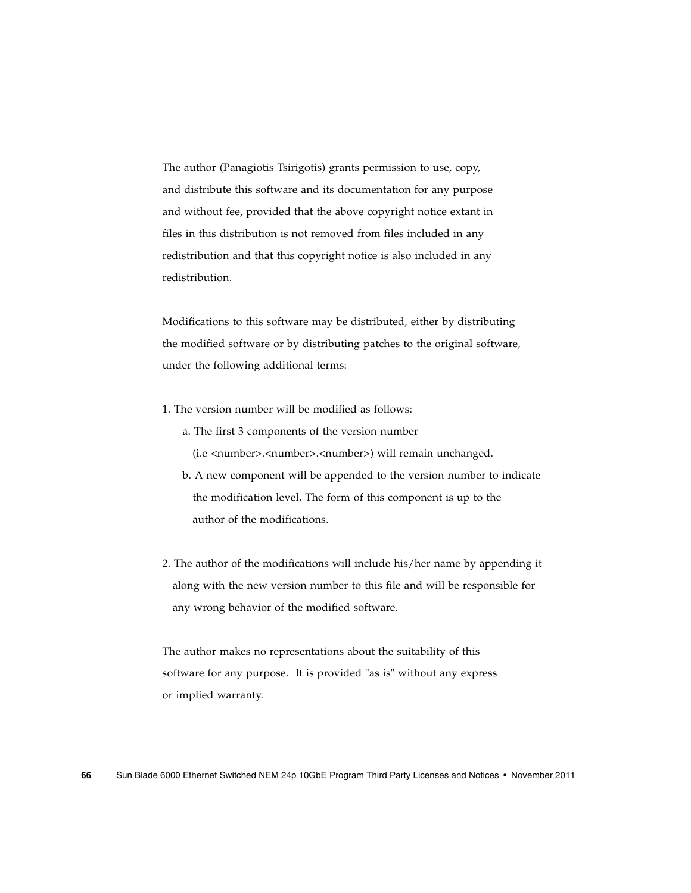The author (Panagiotis Tsirigotis) grants permission to use, copy, and distribute this software and its documentation for any purpose and without fee, provided that the above copyright notice extant in files in this distribution is not removed from files included in any redistribution and that this copyright notice is also included in any redistribution.

Modifications to this software may be distributed, either by distributing the modified software or by distributing patches to the original software, under the following additional terms:

1. The version number will be modified as follows:
   a. The first 3 components of the version number (i.e <number>.<number>.<number>) will remain unchanged.
   b. A new component will be appended to the version number to indicate the modification level. The form of this component is up to the author of the modifications.

2. The author of the modifications will include his/her name by appending it along with the new version number to this file and will be responsible for any wrong behavior of the modified software.

The author makes no representations about the suitability of this software for any purpose. It is provided "as is" without any express or implied warranty.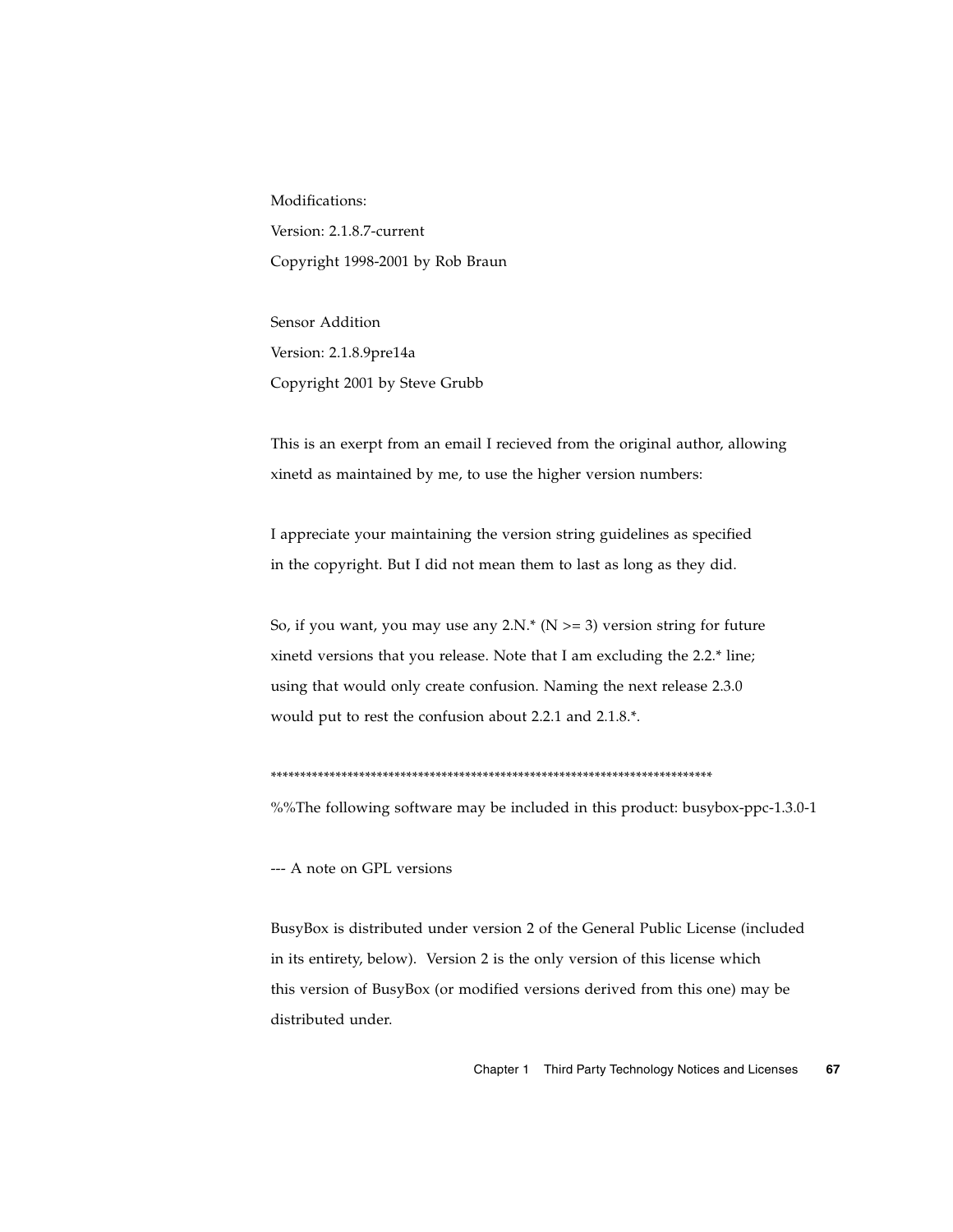Modifications:

Version: 2.1.8.7-current

Copyright 1998-2001 by Rob Braun

Sensor Addition

Version: 2.1.8.9pre14a

Copyright 2001 by Steve Grubb

This is an exerpt from an email I recieved from the original author, allowing xinetd as maintained by me, to use the higher version numbers:

I appreciate your maintaining the version string guidelines as specified in the copyright. But I did not mean them to last as long as they did.

So, if you want, you may use any 2.N.* (N >= 3) version string for future xinetd versions that you release. Note that I am excluding the 2.2.* line; using that would only create confusion. Naming the next release 2.3.0 would put to rest the confusion about 2.2.1 and 2.1.8.*.

****************************************************************************

%%The following software may be included in this product: busybox-ppc-1.3.0-1

--- A note on GPL versions

BusyBox is distributed under version 2 of the General Public License (included in its entirety, below). Version 2 is the only version of this license which this version of BusyBox (or modified versions derived from this one) may be distributed under.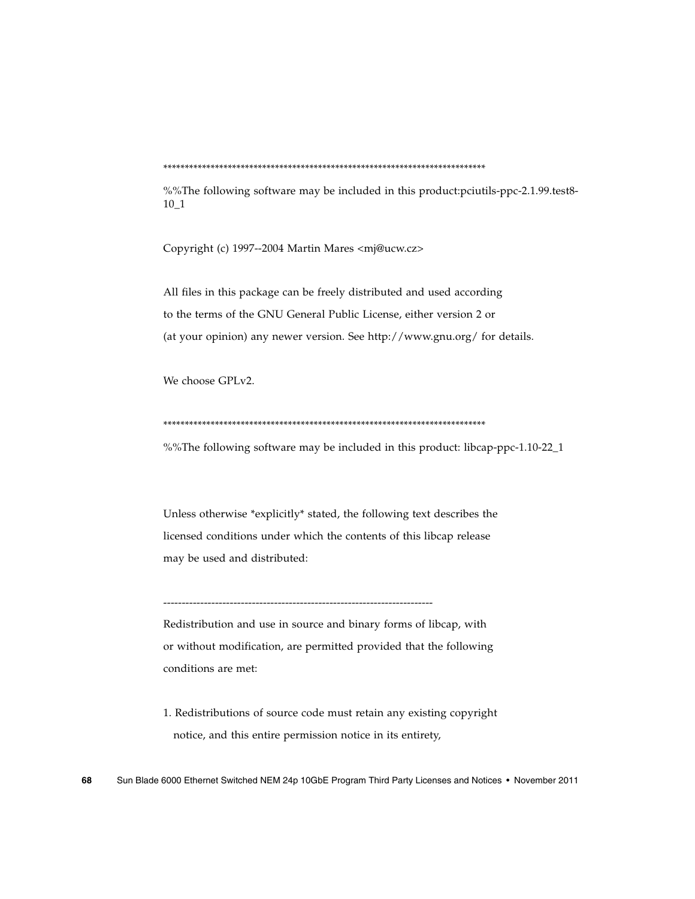***************************************************************************

%%The following software may be included in this product:pciutils-ppc-2.1.99.test8-10_1

Copyright (c) 1997--2004 Martin Mares <mj@ucw.cz>

All files in this package can be freely distributed and used according
to the terms of the GNU General Public License, either version 2 or
(at your opinion) any newer version. See http://www.gnu.org/ for details.

We choose GPLv2.

***************************************************************************

%%The following software may be included in this product: libcap-ppc-1.10-22_1

Unless otherwise *explicitly* stated, the following text describes the
licensed conditions under which the contents of this libcap release
may be used and distributed:

-------------------------------------------------------------------------

Redistribution and use in source and binary forms of libcap, with
or without modification, are permitted provided that the following
conditions are met:

1. Redistributions of source code must retain any existing copyright
   notice, and this entire permission notice in its entirety,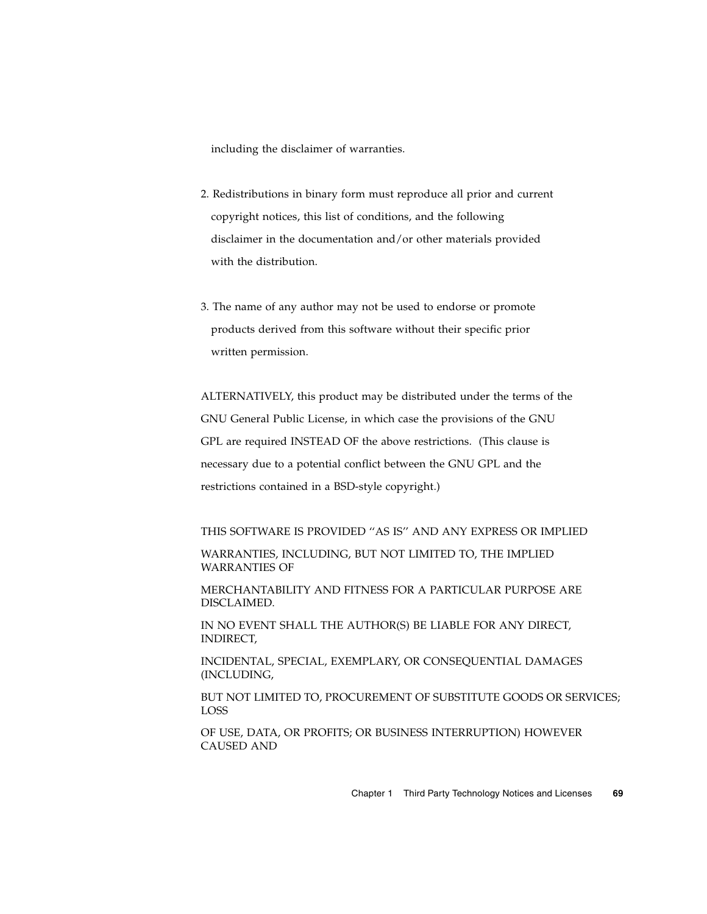including the disclaimer of warranties.

2. Redistributions in binary form must reproduce all prior and current copyright notices, this list of conditions, and the following disclaimer in the documentation and/or other materials provided with the distribution.

3. The name of any author may not be used to endorse or promote products derived from this software without their specific prior written permission.

ALTERNATIVELY, this product may be distributed under the terms of the GNU General Public License, in which case the provisions of the GNU GPL are required INSTEAD OF the above restrictions. (This clause is necessary due to a potential conflict between the GNU GPL and the restrictions contained in a BSD-style copyright.)

THIS SOFTWARE IS PROVIDED ''AS IS'' AND ANY EXPRESS OR IMPLIED

WARRANTIES, INCLUDING, BUT NOT LIMITED TO, THE IMPLIED WARRANTIES OF

MERCHANTABILITY AND FITNESS FOR A PARTICULAR PURPOSE ARE DISCLAIMED.

IN NO EVENT SHALL THE AUTHOR(S) BE LIABLE FOR ANY DIRECT, INDIRECT,

INCIDENTAL, SPECIAL, EXEMPLARY, OR CONSEQUENTIAL DAMAGES (INCLUDING,

BUT NOT LIMITED TO, PROCUREMENT OF SUBSTITUTE GOODS OR SERVICES; LOSS

OF USE, DATA, OR PROFITS; OR BUSINESS INTERRUPTION) HOWEVER CAUSED AND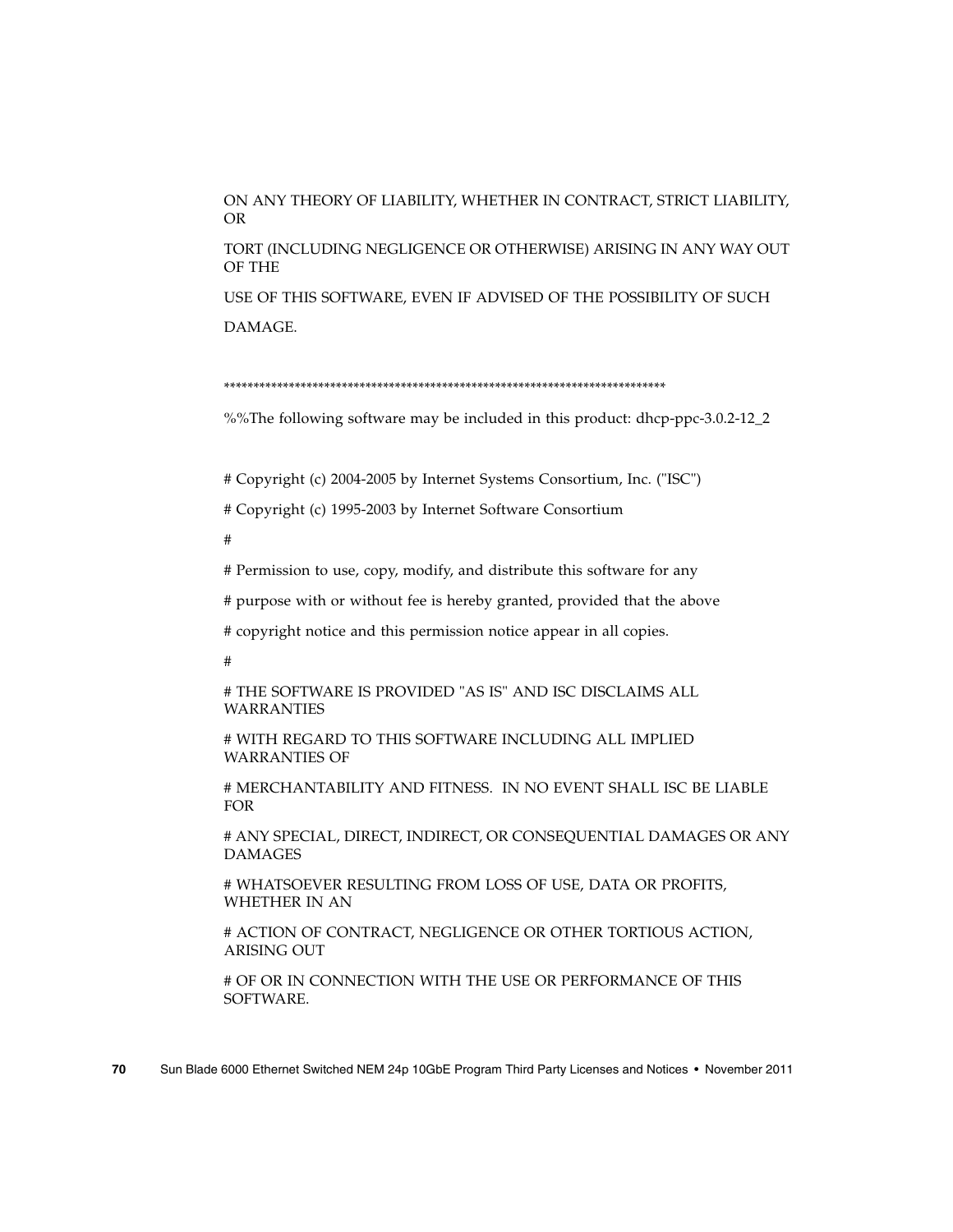ON ANY THEORY OF LIABILITY, WHETHER IN CONTRACT, STRICT LIABILITY, OR

TORT (INCLUDING NEGLIGENCE OR OTHERWISE) ARISING IN ANY WAY OUT OF THE

USE OF THIS SOFTWARE, EVEN IF ADVISED OF THE POSSIBILITY OF SUCH

DAMAGE.

*****************************************************************************

%%The following software may be included in this product: dhcp-ppc-3.0.2-12_2

# Copyright (c) 2004-2005 by Internet Systems Consortium, Inc. ("ISC")

# Copyright (c) 1995-2003 by Internet Software Consortium

#

# Permission to use, copy, modify, and distribute this software for any

# purpose with or without fee is hereby granted, provided that the above

# copyright notice and this permission notice appear in all copies.

#

# THE SOFTWARE IS PROVIDED "AS IS" AND ISC DISCLAIMS ALL WARRANTIES

# WITH REGARD TO THIS SOFTWARE INCLUDING ALL IMPLIED WARRANTIES OF

# MERCHANTABILITY AND FITNESS.  IN NO EVENT SHALL ISC BE LIABLE FOR

# ANY SPECIAL, DIRECT, INDIRECT, OR CONSEQUENTIAL DAMAGES OR ANY DAMAGES

# WHATSOEVER RESULTING FROM LOSS OF USE, DATA OR PROFITS, WHETHER IN AN

# ACTION OF CONTRACT, NEGLIGENCE OR OTHER TORTIOUS ACTION, ARISING OUT

# OF OR IN CONNECTION WITH THE USE OR PERFORMANCE OF THIS SOFTWARE.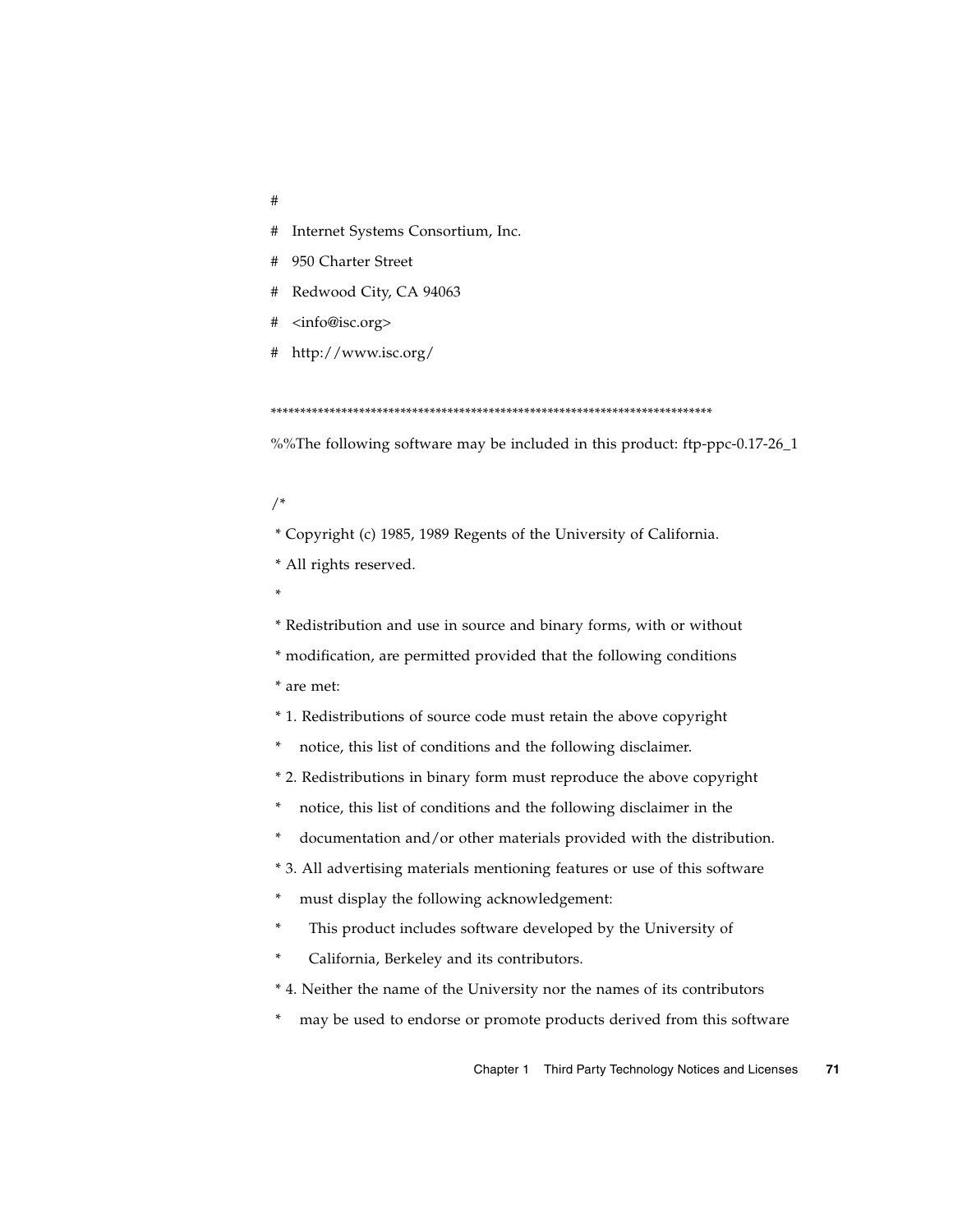```
#
# Internet Systems Consortium, Inc.
# 950 Charter Street
# Redwood City, CA 94063
# <info@isc.org>
# http://www.isc.org/
```

*************************************************************************

%%The following software may be included in this product: ftp-ppc-0.17-26_1

```
/*
 * Copyright (c) 1985, 1989 Regents of the University of California.
 * All rights reserved.
 *
 * Redistribution and use in source and binary forms, with or without
 * modification, are permitted provided that the following conditions
 * are met:
 * 1. Redistributions of source code must retain the above copyright
 *    notice, this list of conditions and the following disclaimer.
 * 2. Redistributions in binary form must reproduce the above copyright
 *    notice, this list of conditions and the following disclaimer in the
 *    documentation and/or other materials provided with the distribution.
 * 3. All advertising materials mentioning features or use of this software
 *    must display the following acknowledgement:
 *      This product includes software developed by the University of
 *      California, Berkeley and its contributors.
 * 4. Neither the name of the University nor the names of its contributors
 *    may be used to endorse or promote products derived from this software
```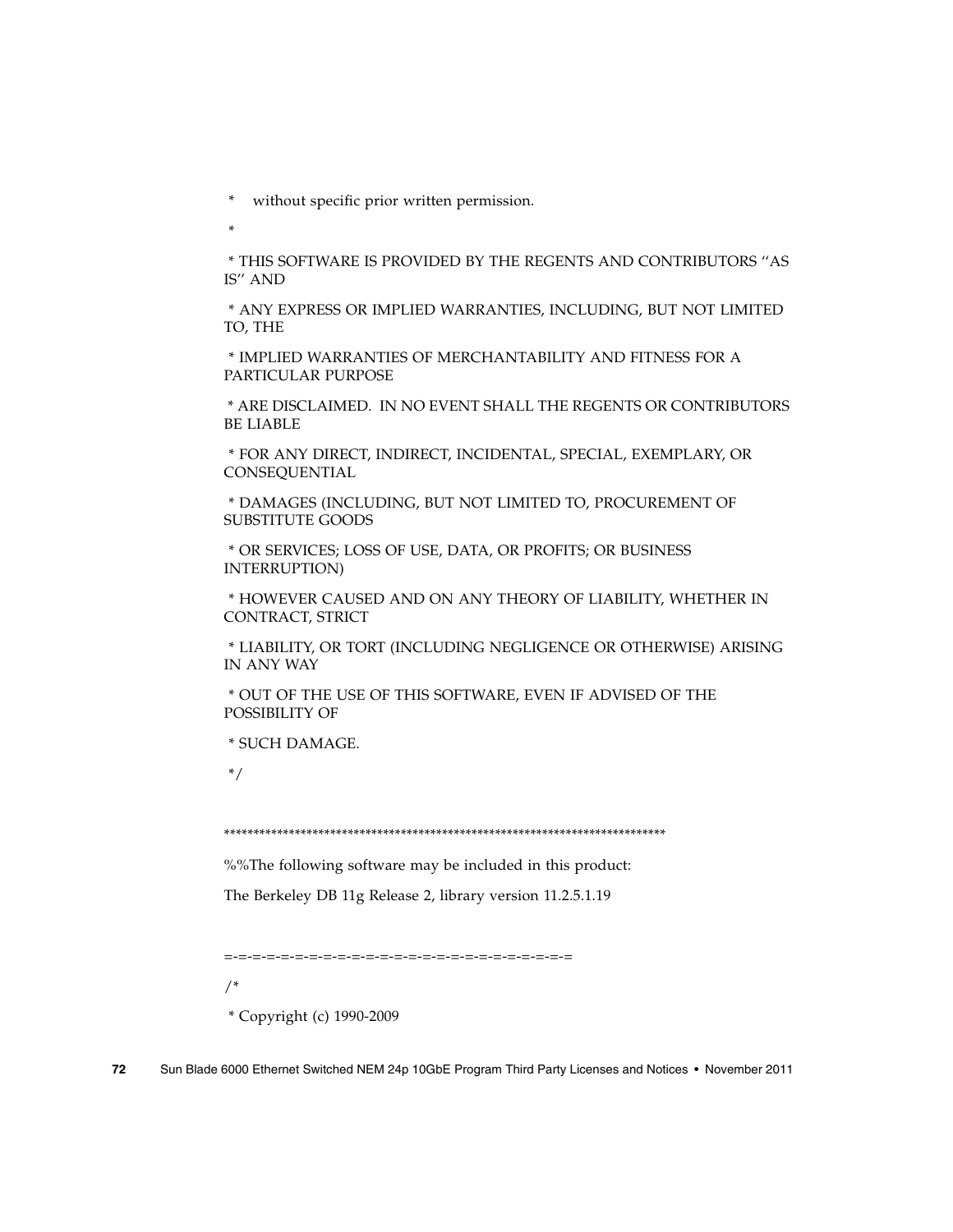\*    without specific prior written permission.

\*

\* THIS SOFTWARE IS PROVIDED BY THE REGENTS AND CONTRIBUTORS ''AS IS'' AND

\* ANY EXPRESS OR IMPLIED WARRANTIES, INCLUDING, BUT NOT LIMITED TO, THE

\* IMPLIED WARRANTIES OF MERCHANTABILITY AND FITNESS FOR A PARTICULAR PURPOSE

\* ARE DISCLAIMED.  IN NO EVENT SHALL THE REGENTS OR CONTRIBUTORS BE LIABLE

\* FOR ANY DIRECT, INDIRECT, INCIDENTAL, SPECIAL, EXEMPLARY, OR CONSEQUENTIAL

\* DAMAGES (INCLUDING, BUT NOT LIMITED TO, PROCUREMENT OF SUBSTITUTE GOODS

\* OR SERVICES; LOSS OF USE, DATA, OR PROFITS; OR BUSINESS INTERRUPTION)

\* HOWEVER CAUSED AND ON ANY THEORY OF LIABILITY, WHETHER IN CONTRACT, STRICT

\* LIABILITY, OR TORT (INCLUDING NEGLIGENCE OR OTHERWISE) ARISING IN ANY WAY

\* OUT OF THE USE OF THIS SOFTWARE, EVEN IF ADVISED OF THE POSSIBILITY OF

\* SUCH DAMAGE.

\*/

\*\*\*\*\*\*\*\*\*\*\*\*\*\*\*\*\*\*\*\*\*\*\*\*\*\*\*\*\*\*\*\*\*\*\*\*\*\*\*\*\*\*\*\*\*\*\*\*\*\*\*\*\*\*\*\*\*\*\*\*\*\*\*\*\*\*\*\*\*\*\*\*\*\*\*

%%The following software may be included in this product:

The Berkeley DB 11g Release 2, library version 11.2.5.1.19

=-=-=-=-=-=-=-=-=-=-=-=-=-=-=-=-=-=-=-=-=-=-=-=-=-=-=-=-=-=-=-=-=

/\*

\* Copyright (c) 1990-2009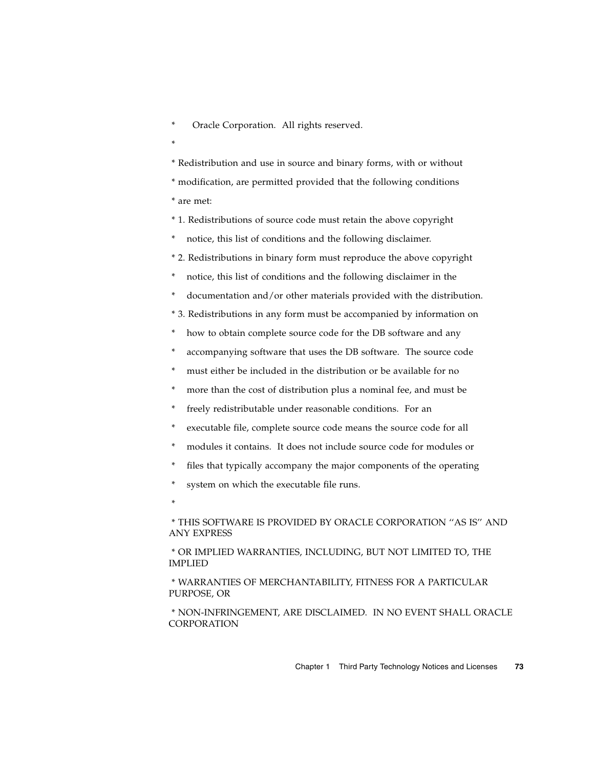```
*    Oracle Corporation.  All rights reserved.
*
* Redistribution and use in source and binary forms, with or without
* modification, are permitted provided that the following conditions
* are met:
* 1. Redistributions of source code must retain the above copyright
*    notice, this list of conditions and the following disclaimer.
* 2. Redistributions in binary form must reproduce the above copyright
*    notice, this list of conditions and the following disclaimer in the
*    documentation and/or other materials provided with the distribution.
* 3. Redistributions in any form must be accompanied by information on
*    how to obtain complete source code for the DB software and any
*    accompanying software that uses the DB software.  The source code
*    must either be included in the distribution or be available for no
*    more than the cost of distribution plus a nominal fee, and must be
*    freely redistributable under reasonable conditions.  For an
*    executable file, complete source code means the source code for all
*    modules it contains.  It does not include source code for modules or
*    files that typically accompany the major components of the operating
*    system on which the executable file runs.
*
* THIS SOFTWARE IS PROVIDED BY ORACLE CORPORATION ''AS IS'' AND ANY EXPRESS
* OR IMPLIED WARRANTIES, INCLUDING, BUT NOT LIMITED TO, THE IMPLIED
* WARRANTIES OF MERCHANTABILITY, FITNESS FOR A PARTICULAR PURPOSE, OR
* NON-INFRINGEMENT, ARE DISCLAIMED.  IN NO EVENT SHALL ORACLE CORPORATION
```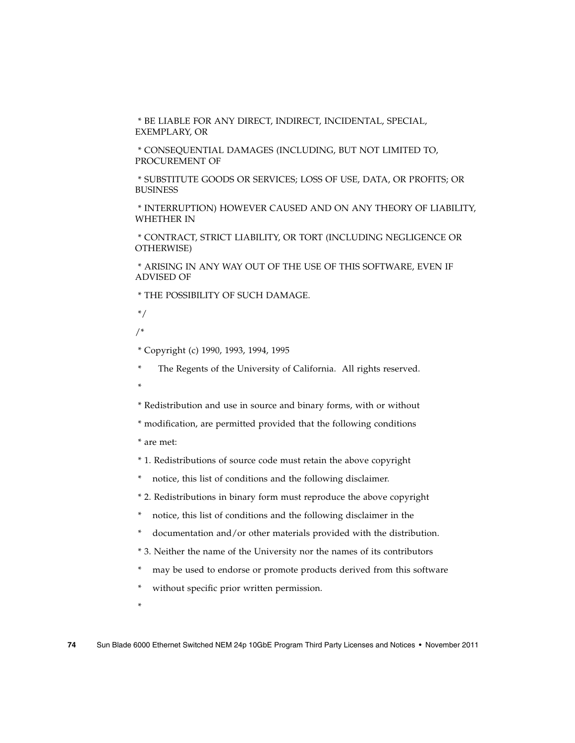* BE LIABLE FOR ANY DIRECT, INDIRECT, INCIDENTAL, SPECIAL, EXEMPLARY, OR

* CONSEQUENTIAL DAMAGES (INCLUDING, BUT NOT LIMITED TO, PROCUREMENT OF

* SUBSTITUTE GOODS OR SERVICES; LOSS OF USE, DATA, OR PROFITS; OR BUSINESS

* INTERRUPTION) HOWEVER CAUSED AND ON ANY THEORY OF LIABILITY, WHETHER IN

* CONTRACT, STRICT LIABILITY, OR TORT (INCLUDING NEGLIGENCE OR OTHERWISE)

* ARISING IN ANY WAY OUT OF THE USE OF THIS SOFTWARE, EVEN IF ADVISED OF

* THE POSSIBILITY OF SUCH DAMAGE.

*/

/*

* Copyright (c) 1990, 1993, 1994, 1995

*      The Regents of the University of California.  All rights reserved.

*

* Redistribution and use in source and binary forms, with or without

* modification, are permitted provided that the following conditions

* are met:

* 1. Redistributions of source code must retain the above copyright

*    notice, this list of conditions and the following disclaimer.

* 2. Redistributions in binary form must reproduce the above copyright

*    notice, this list of conditions and the following disclaimer in the

*    documentation and/or other materials provided with the distribution.

* 3. Neither the name of the University nor the names of its contributors

*    may be used to endorse or promote products derived from this software

*    without specific prior written permission.

*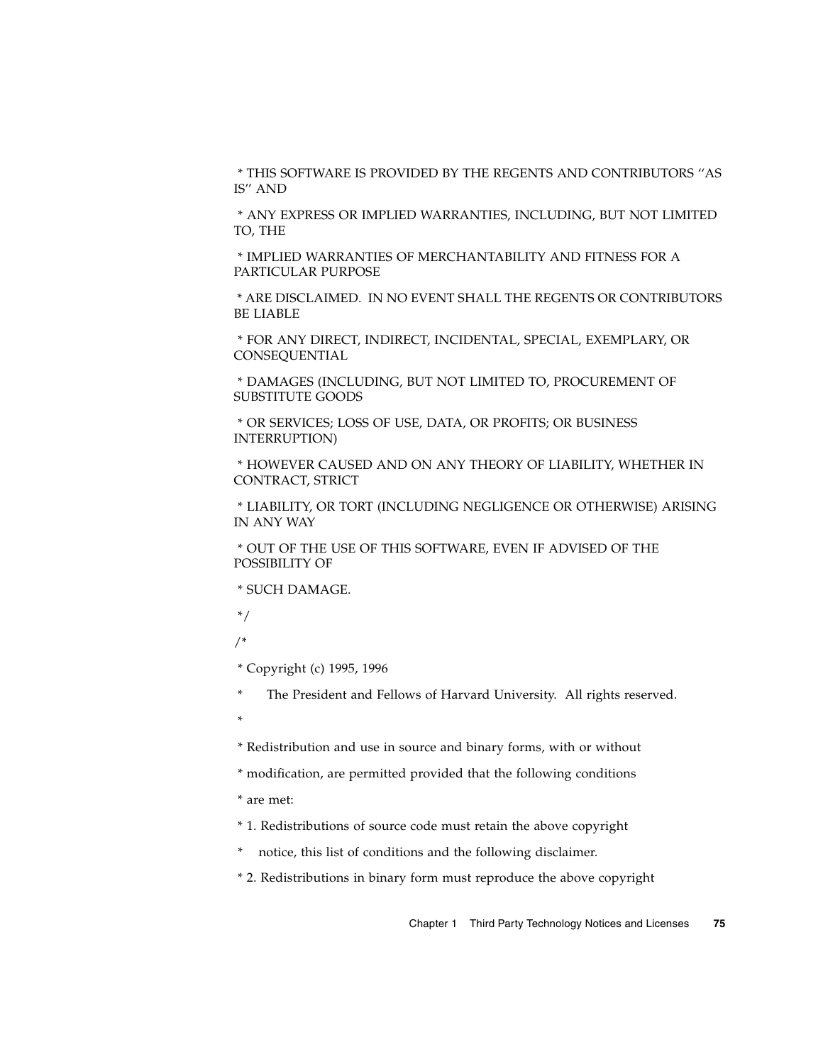* THIS SOFTWARE IS PROVIDED BY THE REGENTS AND CONTRIBUTORS ''AS IS'' AND

* ANY EXPRESS OR IMPLIED WARRANTIES, INCLUDING, BUT NOT LIMITED TO, THE

* IMPLIED WARRANTIES OF MERCHANTABILITY AND FITNESS FOR A PARTICULAR PURPOSE

* ARE DISCLAIMED. IN NO EVENT SHALL THE REGENTS OR CONTRIBUTORS BE LIABLE

* FOR ANY DIRECT, INDIRECT, INCIDENTAL, SPECIAL, EXEMPLARY, OR CONSEQUENTIAL

* DAMAGES (INCLUDING, BUT NOT LIMITED TO, PROCUREMENT OF SUBSTITUTE GOODS

* OR SERVICES; LOSS OF USE, DATA, OR PROFITS; OR BUSINESS INTERRUPTION)

* HOWEVER CAUSED AND ON ANY THEORY OF LIABILITY, WHETHER IN CONTRACT, STRICT

* LIABILITY, OR TORT (INCLUDING NEGLIGENCE OR OTHERWISE) ARISING IN ANY WAY

* OUT OF THE USE OF THIS SOFTWARE, EVEN IF ADVISED OF THE POSSIBILITY OF

* SUCH DAMAGE.

*/

/*

* Copyright (c) 1995, 1996

* The President and Fellows of Harvard University. All rights reserved.

*

* Redistribution and use in source and binary forms, with or without

* modification, are permitted provided that the following conditions

* are met:

* 1. Redistributions of source code must retain the above copyright

* notice, this list of conditions and the following disclaimer.

* 2. Redistributions in binary form must reproduce the above copyright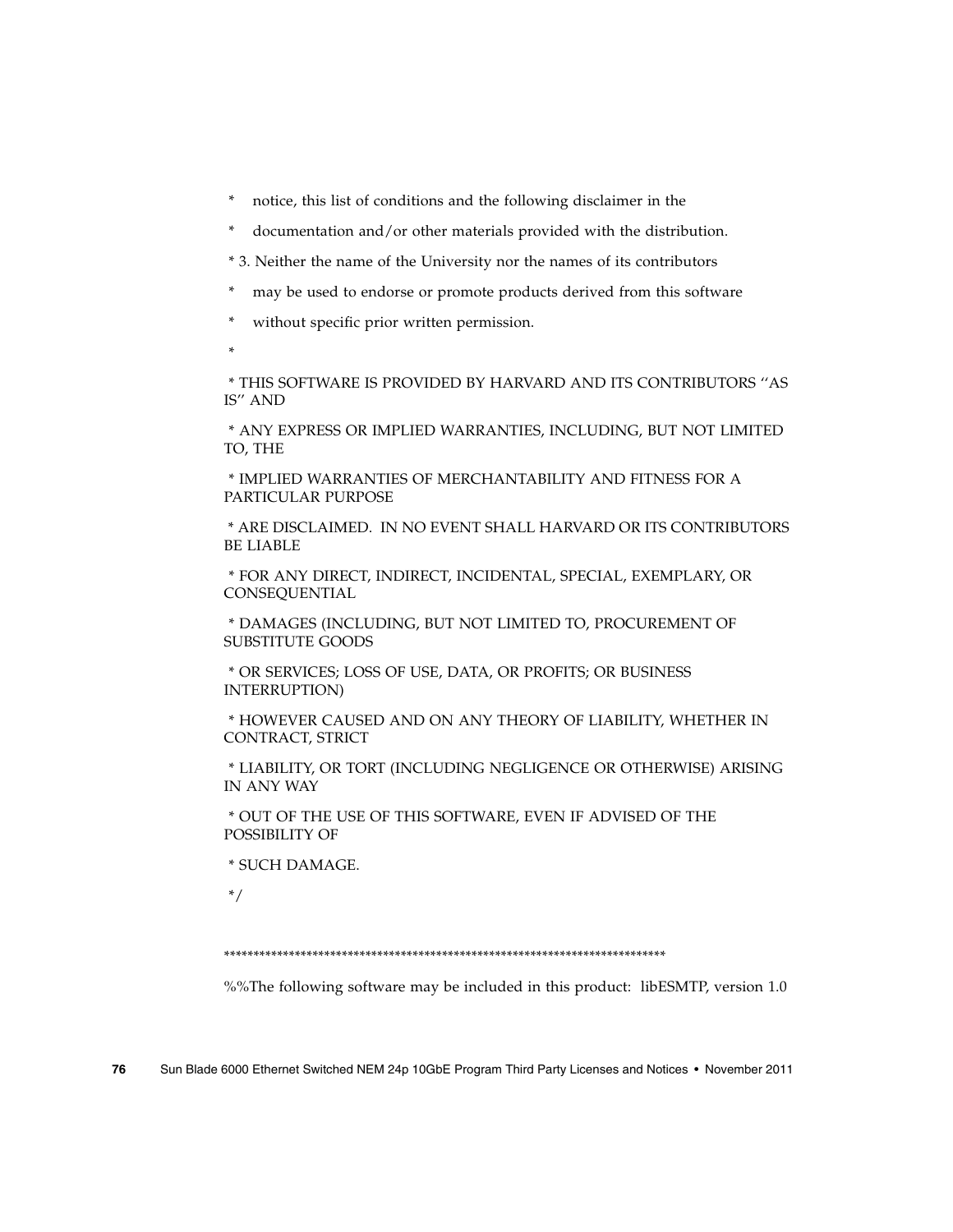\*    notice, this list of conditions and the following disclaimer in the

\*    documentation and/or other materials provided with the distribution.

\* 3. Neither the name of the University nor the names of its contributors

\*    may be used to endorse or promote products derived from this software

\*    without specific prior written permission.

\*

\* THIS SOFTWARE IS PROVIDED BY HARVARD AND ITS CONTRIBUTORS ''AS IS'' AND

\* ANY EXPRESS OR IMPLIED WARRANTIES, INCLUDING, BUT NOT LIMITED TO, THE

\* IMPLIED WARRANTIES OF MERCHANTABILITY AND FITNESS FOR A PARTICULAR PURPOSE

\* ARE DISCLAIMED.  IN NO EVENT SHALL HARVARD OR ITS CONTRIBUTORS BE LIABLE

\* FOR ANY DIRECT, INDIRECT, INCIDENTAL, SPECIAL, EXEMPLARY, OR CONSEQUENTIAL

\* DAMAGES (INCLUDING, BUT NOT LIMITED TO, PROCUREMENT OF SUBSTITUTE GOODS

\* OR SERVICES; LOSS OF USE, DATA, OR PROFITS; OR BUSINESS INTERRUPTION)

\* HOWEVER CAUSED AND ON ANY THEORY OF LIABILITY, WHETHER IN CONTRACT, STRICT

\* LIABILITY, OR TORT (INCLUDING NEGLIGENCE OR OTHERWISE) ARISING IN ANY WAY

\* OUT OF THE USE OF THIS SOFTWARE, EVEN IF ADVISED OF THE POSSIBILITY OF

\* SUCH DAMAGE.

\*/

\*\*\*\*\*\*\*\*\*\*\*\*\*\*\*\*\*\*\*\*\*\*\*\*\*\*\*\*\*\*\*\*\*\*\*\*\*\*\*\*\*\*\*\*\*\*\*\*\*\*\*\*\*\*\*\*\*\*\*\*\*\*\*\*\*\*\*\*\*\*\*\*\*\*\*

%%The following software may be included in this product:  libESMTP, version 1.0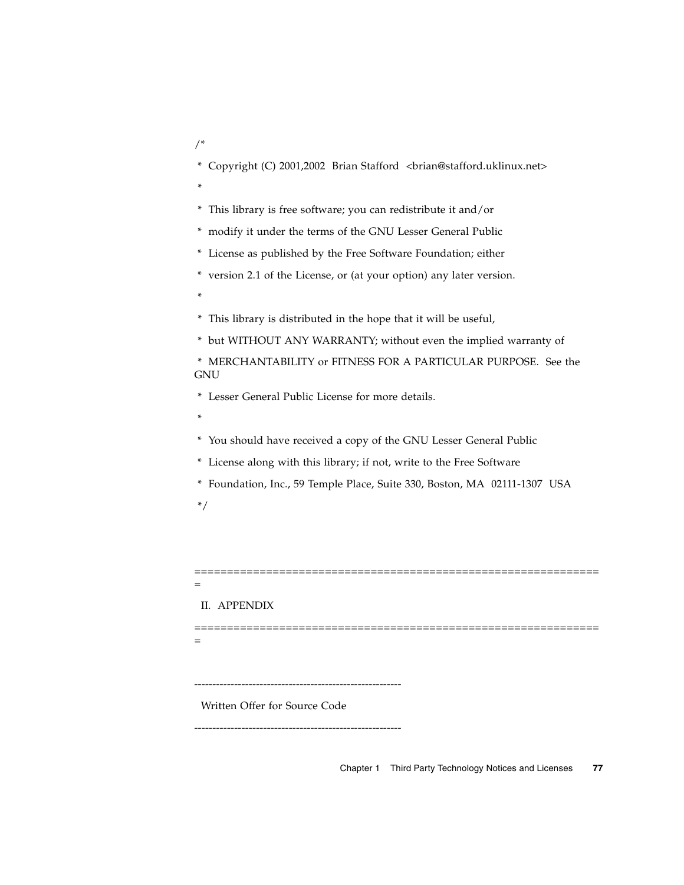```
/*
 * Copyright (C) 2001,2002  Brian Stafford  <brian@stafford.uklinux.net>
 *
 * This library is free software; you can redistribute it and/or
 * modify it under the terms of the GNU Lesser General Public
 * License as published by the Free Software Foundation; either
 * version 2.1 of the License, or (at your option) any later version.
 *
 * This library is distributed in the hope that it will be useful,
 * but WITHOUT ANY WARRANTY; without even the implied warranty of
 * MERCHANTABILITY or FITNESS FOR A PARTICULAR PURPOSE.  See the GNU
 * Lesser General Public License for more details.
 *
 * You should have received a copy of the GNU Lesser General Public
 * License along with this library; if not, write to the Free Software
 * Foundation, Inc., 59 Temple Place, Suite 330, Boston, MA  02111-1307  USA
 */
```

```
===============================================================
 II.  APPENDIX
===============================================================
```

```
----------------------------------------------------------
 Written Offer for Source Code
----------------------------------------------------------
```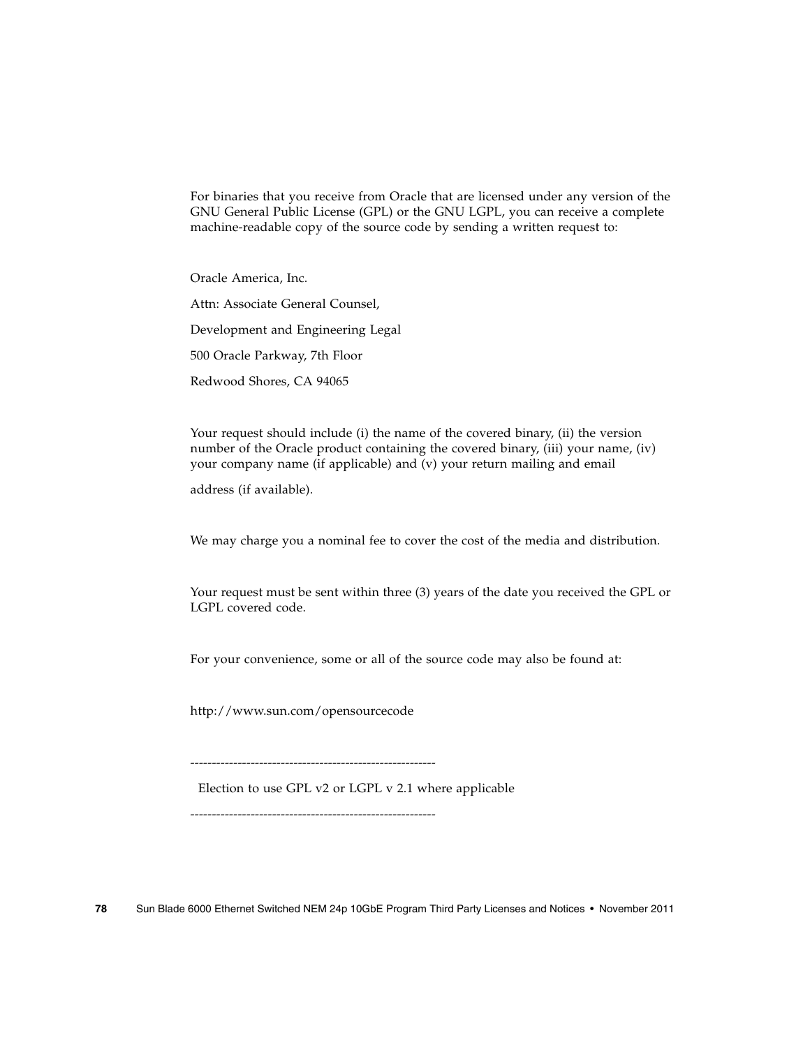For binaries that you receive from Oracle that are licensed under any version of the GNU General Public License (GPL) or the GNU LGPL, you can receive a complete machine-readable copy of the source code by sending a written request to:

Oracle America, Inc.

Attn: Associate General Counsel,

Development and Engineering Legal

500 Oracle Parkway, 7th Floor

Redwood Shores, CA 94065

Your request should include (i) the name of the covered binary, (ii) the version number of the Oracle product containing the covered binary, (iii) your name, (iv) your company name (if applicable) and (v) your return mailing and email

address (if available).

We may charge you a nominal fee to cover the cost of the media and distribution.

Your request must be sent within three (3) years of the date you received the GPL or LGPL covered code.

For your convenience, some or all of the source code may also be found at:

http://www.sun.com/opensourcecode

---------------------------------------------------------

Election to use GPL v2 or LGPL v 2.1 where applicable

---------------------------------------------------------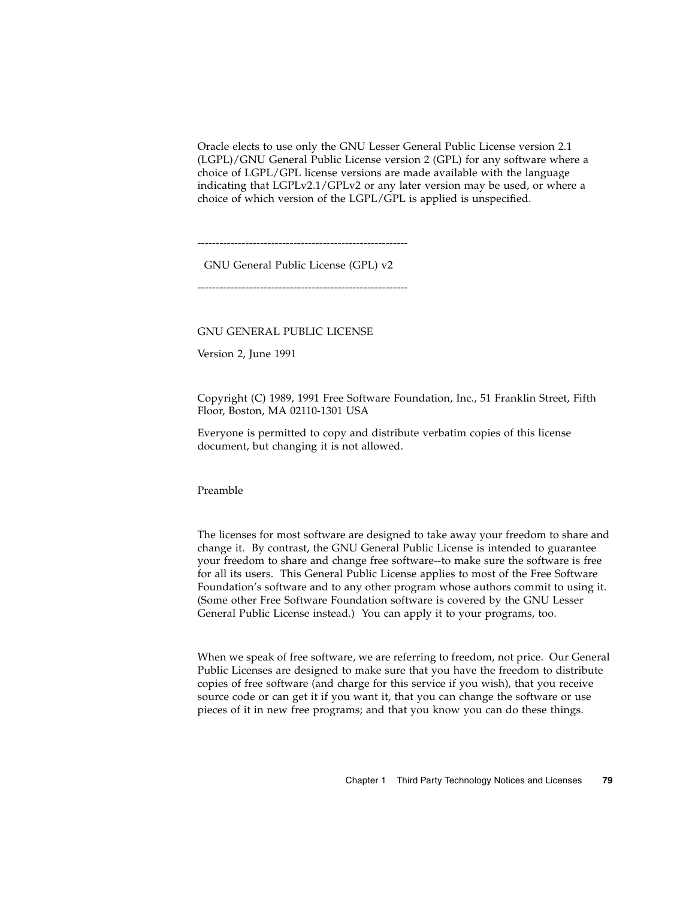Oracle elects to use only the GNU Lesser General Public License version 2.1 (LGPL)/GNU General Public License version 2 (GPL) for any software where a choice of LGPL/GPL license versions are made available with the language indicating that LGPLv2.1/GPLv2 or any later version may be used, or where a choice of which version of the LGPL/GPL is applied is unspecified.

----------------------------------------------------------

GNU General Public License (GPL) v2

----------------------------------------------------------

GNU GENERAL PUBLIC LICENSE

Version 2, June 1991

Copyright (C) 1989, 1991 Free Software Foundation, Inc., 51 Franklin Street, Fifth Floor, Boston, MA 02110-1301 USA

Everyone is permitted to copy and distribute verbatim copies of this license document, but changing it is not allowed.

Preamble

The licenses for most software are designed to take away your freedom to share and change it. By contrast, the GNU General Public License is intended to guarantee your freedom to share and change free software--to make sure the software is free for all its users. This General Public License applies to most of the Free Software Foundation's software and to any other program whose authors commit to using it. (Some other Free Software Foundation software is covered by the GNU Lesser General Public License instead.) You can apply it to your programs, too.

When we speak of free software, we are referring to freedom, not price. Our General Public Licenses are designed to make sure that you have the freedom to distribute copies of free software (and charge for this service if you wish), that you receive source code or can get it if you want it, that you can change the software or use pieces of it in new free programs; and that you know you can do these things.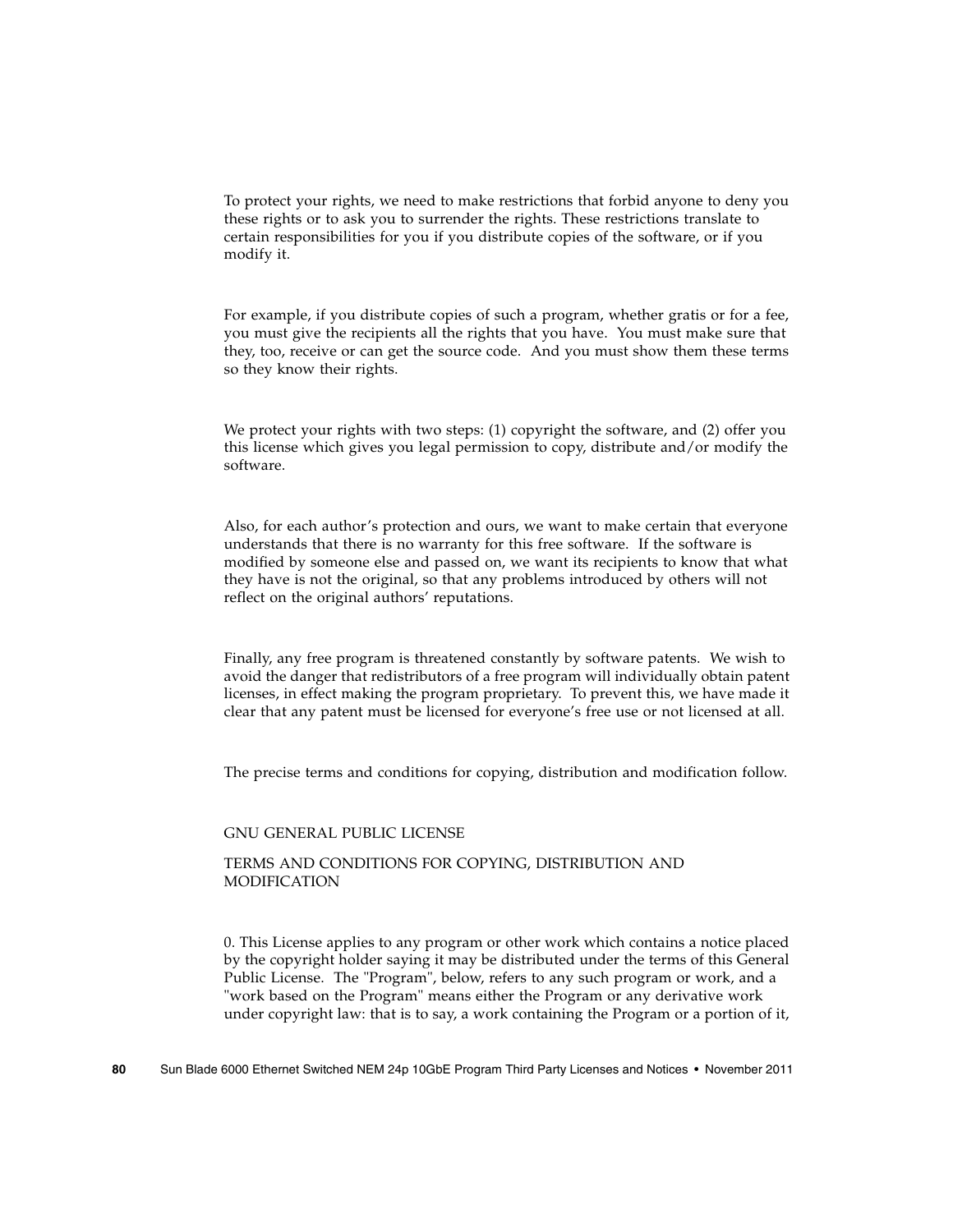To protect your rights, we need to make restrictions that forbid anyone to deny you these rights or to ask you to surrender the rights. These restrictions translate to certain responsibilities for you if you distribute copies of the software, or if you modify it.

For example, if you distribute copies of such a program, whether gratis or for a fee, you must give the recipients all the rights that you have. You must make sure that they, too, receive or can get the source code. And you must show them these terms so they know their rights.

We protect your rights with two steps: (1) copyright the software, and (2) offer you this license which gives you legal permission to copy, distribute and/or modify the software.

Also, for each author's protection and ours, we want to make certain that everyone understands that there is no warranty for this free software. If the software is modified by someone else and passed on, we want its recipients to know that what they have is not the original, so that any problems introduced by others will not reflect on the original authors' reputations.

Finally, any free program is threatened constantly by software patents. We wish to avoid the danger that redistributors of a free program will individually obtain patent licenses, in effect making the program proprietary. To prevent this, we have made it clear that any patent must be licensed for everyone's free use or not licensed at all.

The precise terms and conditions for copying, distribution and modification follow.

GNU GENERAL PUBLIC LICENSE

TERMS AND CONDITIONS FOR COPYING, DISTRIBUTION AND MODIFICATION

0. This License applies to any program or other work which contains a notice placed by the copyright holder saying it may be distributed under the terms of this General Public License. The "Program", below, refers to any such program or work, and a "work based on the Program" means either the Program or any derivative work under copyright law: that is to say, a work containing the Program or a portion of it,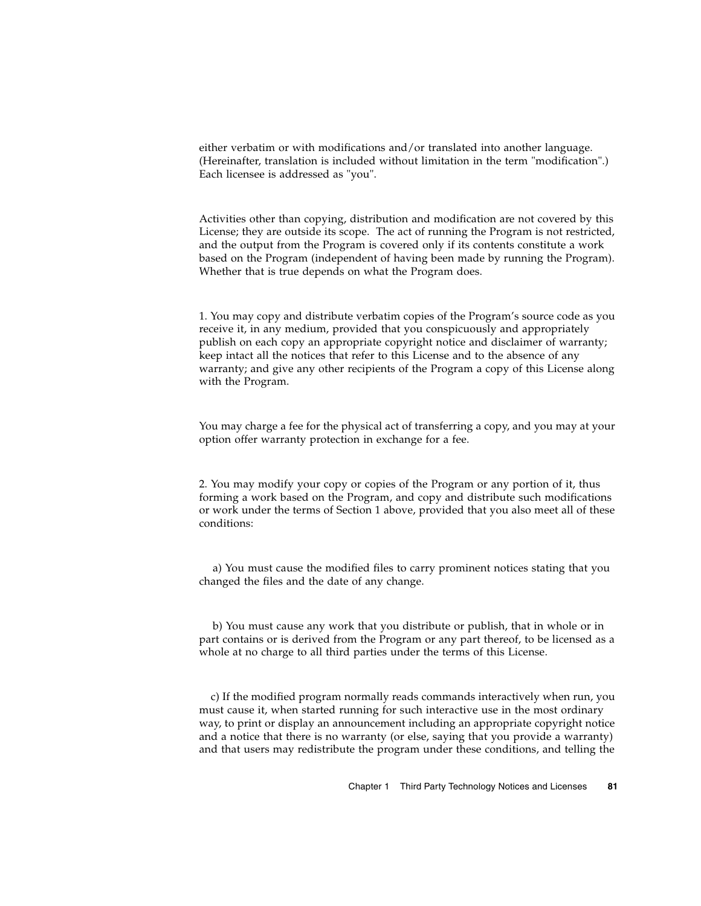either verbatim or with modifications and/or translated into another language. (Hereinafter, translation is included without limitation in the term "modification".) Each licensee is addressed as "you".

Activities other than copying, distribution and modification are not covered by this License; they are outside its scope. The act of running the Program is not restricted, and the output from the Program is covered only if its contents constitute a work based on the Program (independent of having been made by running the Program). Whether that is true depends on what the Program does.

1. You may copy and distribute verbatim copies of the Program's source code as you receive it, in any medium, provided that you conspicuously and appropriately publish on each copy an appropriate copyright notice and disclaimer of warranty; keep intact all the notices that refer to this License and to the absence of any warranty; and give any other recipients of the Program a copy of this License along with the Program.

You may charge a fee for the physical act of transferring a copy, and you may at your option offer warranty protection in exchange for a fee.

2. You may modify your copy or copies of the Program or any portion of it, thus forming a work based on the Program, and copy and distribute such modifications or work under the terms of Section 1 above, provided that you also meet all of these conditions:

a) You must cause the modified files to carry prominent notices stating that you changed the files and the date of any change.

b) You must cause any work that you distribute or publish, that in whole or in part contains or is derived from the Program or any part thereof, to be licensed as a whole at no charge to all third parties under the terms of this License.

c) If the modified program normally reads commands interactively when run, you must cause it, when started running for such interactive use in the most ordinary way, to print or display an announcement including an appropriate copyright notice and a notice that there is no warranty (or else, saying that you provide a warranty) and that users may redistribute the program under these conditions, and telling the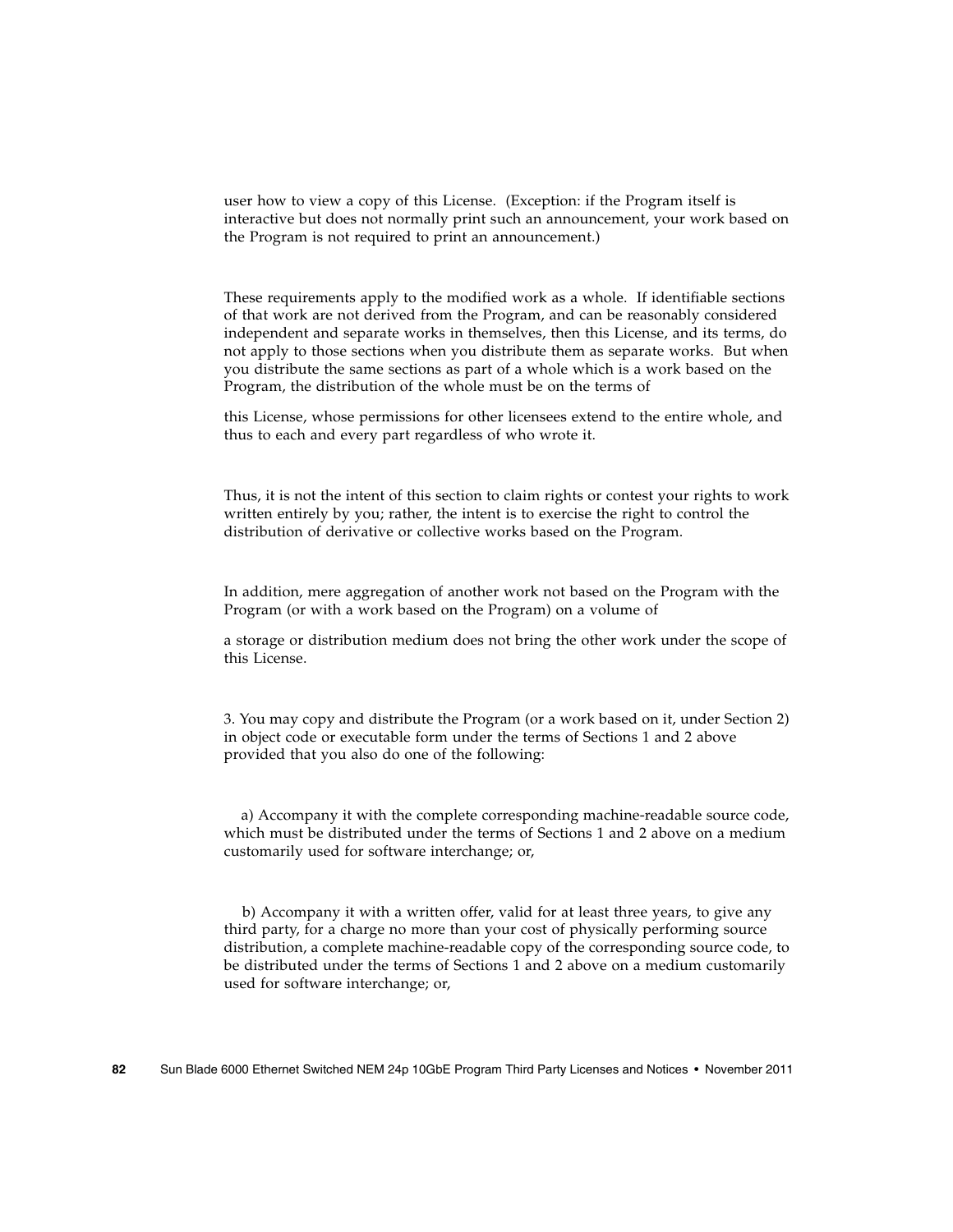user how to view a copy of this License. (Exception: if the Program itself is interactive but does not normally print such an announcement, your work based on the Program is not required to print an announcement.)

These requirements apply to the modified work as a whole. If identifiable sections of that work are not derived from the Program, and can be reasonably considered independent and separate works in themselves, then this License, and its terms, do not apply to those sections when you distribute them as separate works. But when you distribute the same sections as part of a whole which is a work based on the Program, the distribution of the whole must be on the terms of

this License, whose permissions for other licensees extend to the entire whole, and thus to each and every part regardless of who wrote it.

Thus, it is not the intent of this section to claim rights or contest your rights to work written entirely by you; rather, the intent is to exercise the right to control the distribution of derivative or collective works based on the Program.

In addition, mere aggregation of another work not based on the Program with the Program (or with a work based on the Program) on a volume of

a storage or distribution medium does not bring the other work under the scope of this License.

3. You may copy and distribute the Program (or a work based on it, under Section 2) in object code or executable form under the terms of Sections 1 and 2 above provided that you also do one of the following:

a) Accompany it with the complete corresponding machine-readable source code, which must be distributed under the terms of Sections 1 and 2 above on a medium customarily used for software interchange; or,

b) Accompany it with a written offer, valid for at least three years, to give any third party, for a charge no more than your cost of physically performing source distribution, a complete machine-readable copy of the corresponding source code, to be distributed under the terms of Sections 1 and 2 above on a medium customarily used for software interchange; or,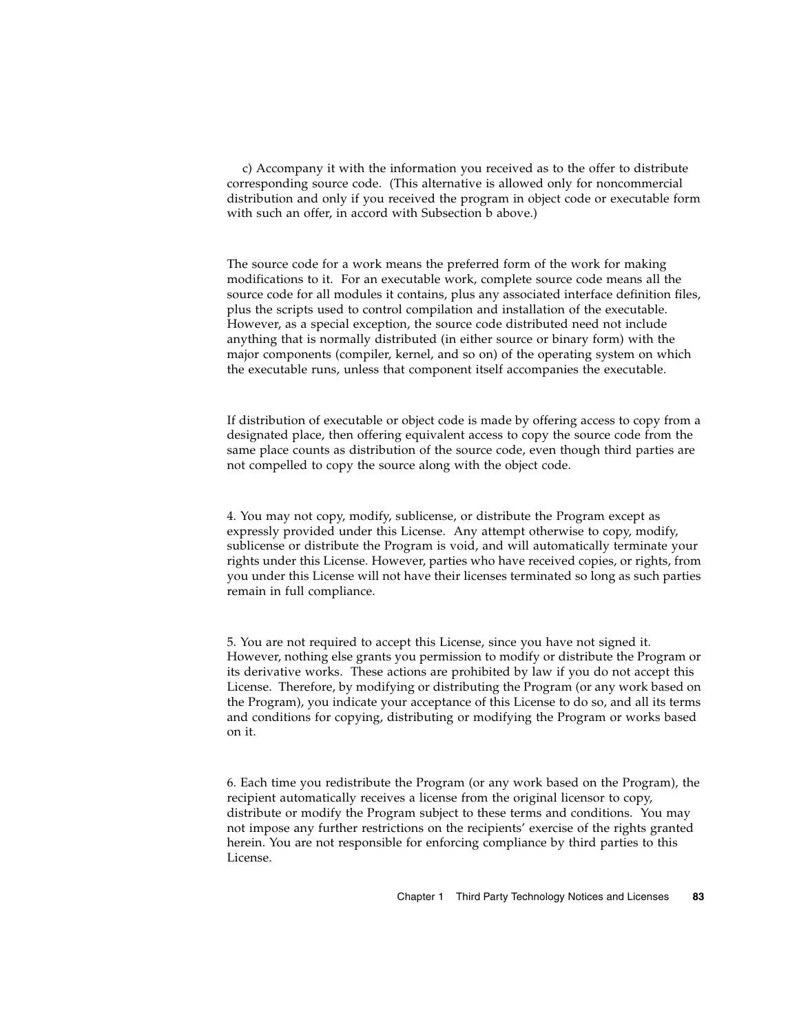c) Accompany it with the information you received as to the offer to distribute corresponding source code. (This alternative is allowed only for noncommercial distribution and only if you received the program in object code or executable form with such an offer, in accord with Subsection b above.)

The source code for a work means the preferred form of the work for making modifications to it. For an executable work, complete source code means all the source code for all modules it contains, plus any associated interface definition files, plus the scripts used to control compilation and installation of the executable. However, as a special exception, the source code distributed need not include anything that is normally distributed (in either source or binary form) with the major components (compiler, kernel, and so on) of the operating system on which the executable runs, unless that component itself accompanies the executable.

If distribution of executable or object code is made by offering access to copy from a designated place, then offering equivalent access to copy the source code from the same place counts as distribution of the source code, even though third parties are not compelled to copy the source along with the object code.

4. You may not copy, modify, sublicense, or distribute the Program except as expressly provided under this License. Any attempt otherwise to copy, modify, sublicense or distribute the Program is void, and will automatically terminate your rights under this License. However, parties who have received copies, or rights, from you under this License will not have their licenses terminated so long as such parties remain in full compliance.

5. You are not required to accept this License, since you have not signed it. However, nothing else grants you permission to modify or distribute the Program or its derivative works. These actions are prohibited by law if you do not accept this License. Therefore, by modifying or distributing the Program (or any work based on the Program), you indicate your acceptance of this License to do so, and all its terms and conditions for copying, distributing or modifying the Program or works based on it.

6. Each time you redistribute the Program (or any work based on the Program), the recipient automatically receives a license from the original licensor to copy, distribute or modify the Program subject to these terms and conditions. You may not impose any further restrictions on the recipients' exercise of the rights granted herein. You are not responsible for enforcing compliance by third parties to this License.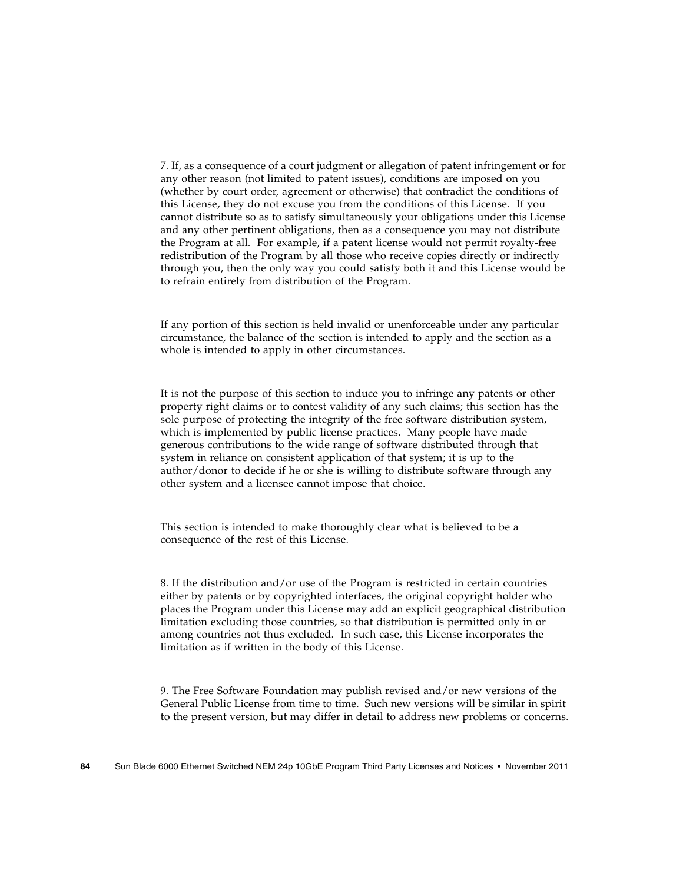7. If, as a consequence of a court judgment or allegation of patent infringement or for any other reason (not limited to patent issues), conditions are imposed on you (whether by court order, agreement or otherwise) that contradict the conditions of this License, they do not excuse you from the conditions of this License. If you cannot distribute so as to satisfy simultaneously your obligations under this License and any other pertinent obligations, then as a consequence you may not distribute the Program at all. For example, if a patent license would not permit royalty-free redistribution of the Program by all those who receive copies directly or indirectly through you, then the only way you could satisfy both it and this License would be to refrain entirely from distribution of the Program.

If any portion of this section is held invalid or unenforceable under any particular circumstance, the balance of the section is intended to apply and the section as a whole is intended to apply in other circumstances.

It is not the purpose of this section to induce you to infringe any patents or other property right claims or to contest validity of any such claims; this section has the sole purpose of protecting the integrity of the free software distribution system, which is implemented by public license practices. Many people have made generous contributions to the wide range of software distributed through that system in reliance on consistent application of that system; it is up to the author/donor to decide if he or she is willing to distribute software through any other system and a licensee cannot impose that choice.

This section is intended to make thoroughly clear what is believed to be a consequence of the rest of this License.

8. If the distribution and/or use of the Program is restricted in certain countries either by patents or by copyrighted interfaces, the original copyright holder who places the Program under this License may add an explicit geographical distribution limitation excluding those countries, so that distribution is permitted only in or among countries not thus excluded. In such case, this License incorporates the limitation as if written in the body of this License.

9. The Free Software Foundation may publish revised and/or new versions of the General Public License from time to time. Such new versions will be similar in spirit to the present version, but may differ in detail to address new problems or concerns.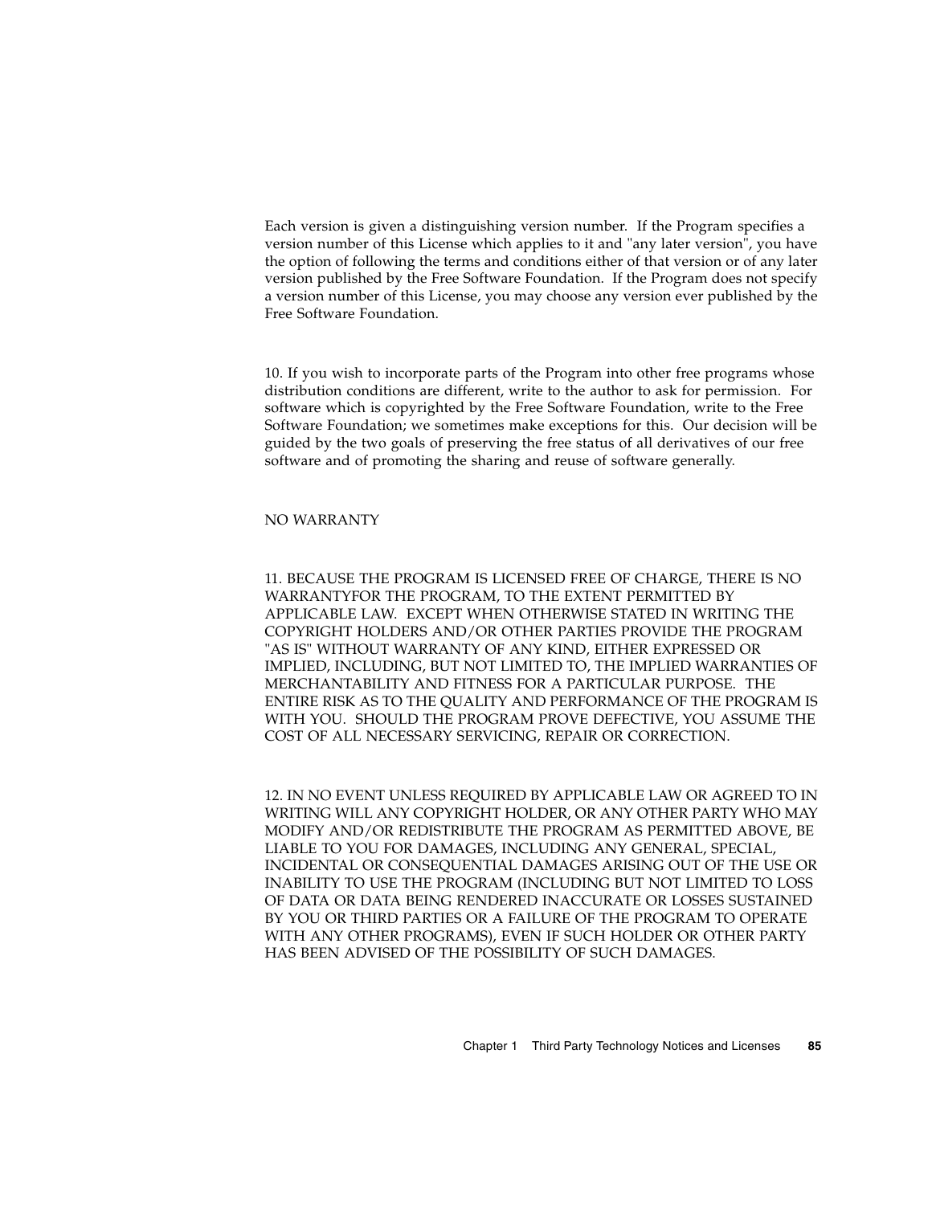Each version is given a distinguishing version number. If the Program specifies a version number of this License which applies to it and "any later version", you have the option of following the terms and conditions either of that version or of any later version published by the Free Software Foundation. If the Program does not specify a version number of this License, you may choose any version ever published by the Free Software Foundation.

10. If you wish to incorporate parts of the Program into other free programs whose distribution conditions are different, write to the author to ask for permission. For software which is copyrighted by the Free Software Foundation, write to the Free Software Foundation; we sometimes make exceptions for this. Our decision will be guided by the two goals of preserving the free status of all derivatives of our free software and of promoting the sharing and reuse of software generally.

NO WARRANTY

11. BECAUSE THE PROGRAM IS LICENSED FREE OF CHARGE, THERE IS NO WARRANTYFOR THE PROGRAM, TO THE EXTENT PERMITTED BY APPLICABLE LAW. EXCEPT WHEN OTHERWISE STATED IN WRITING THE COPYRIGHT HOLDERS AND/OR OTHER PARTIES PROVIDE THE PROGRAM "AS IS" WITHOUT WARRANTY OF ANY KIND, EITHER EXPRESSED OR IMPLIED, INCLUDING, BUT NOT LIMITED TO, THE IMPLIED WARRANTIES OF MERCHANTABILITY AND FITNESS FOR A PARTICULAR PURPOSE. THE ENTIRE RISK AS TO THE QUALITY AND PERFORMANCE OF THE PROGRAM IS WITH YOU. SHOULD THE PROGRAM PROVE DEFECTIVE, YOU ASSUME THE COST OF ALL NECESSARY SERVICING, REPAIR OR CORRECTION.

12. IN NO EVENT UNLESS REQUIRED BY APPLICABLE LAW OR AGREED TO IN WRITING WILL ANY COPYRIGHT HOLDER, OR ANY OTHER PARTY WHO MAY MODIFY AND/OR REDISTRIBUTE THE PROGRAM AS PERMITTED ABOVE, BE LIABLE TO YOU FOR DAMAGES, INCLUDING ANY GENERAL, SPECIAL, INCIDENTAL OR CONSEQUENTIAL DAMAGES ARISING OUT OF THE USE OR INABILITY TO USE THE PROGRAM (INCLUDING BUT NOT LIMITED TO LOSS OF DATA OR DATA BEING RENDERED INACCURATE OR LOSSES SUSTAINED BY YOU OR THIRD PARTIES OR A FAILURE OF THE PROGRAM TO OPERATE WITH ANY OTHER PROGRAMS), EVEN IF SUCH HOLDER OR OTHER PARTY HAS BEEN ADVISED OF THE POSSIBILITY OF SUCH DAMAGES.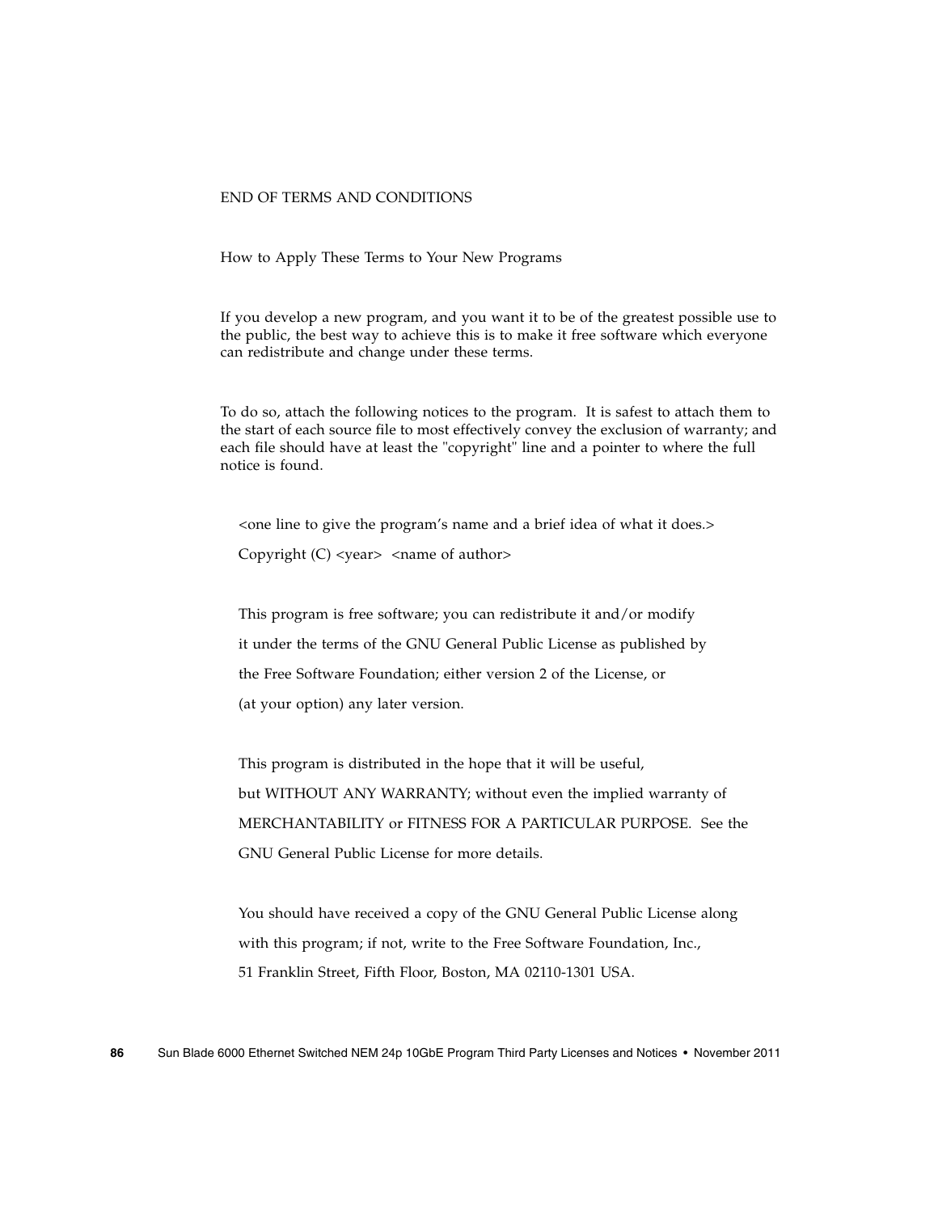END OF TERMS AND CONDITIONS

How to Apply These Terms to Your New Programs

If you develop a new program, and you want it to be of the greatest possible use to the public, the best way to achieve this is to make it free software which everyone can redistribute and change under these terms.

To do so, attach the following notices to the program. It is safest to attach them to the start of each source file to most effectively convey the exclusion of warranty; and each file should have at least the "copyright" line and a pointer to where the full notice is found.

<one line to give the program's name and a brief idea of what it does.>

Copyright (C) <year> <name of author>

This program is free software; you can redistribute it and/or modify

it under the terms of the GNU General Public License as published by

the Free Software Foundation; either version 2 of the License, or

(at your option) any later version.

This program is distributed in the hope that it will be useful,

but WITHOUT ANY WARRANTY; without even the implied warranty of

MERCHANTABILITY or FITNESS FOR A PARTICULAR PURPOSE. See the

GNU General Public License for more details.

You should have received a copy of the GNU General Public License along

with this program; if not, write to the Free Software Foundation, Inc.,

51 Franklin Street, Fifth Floor, Boston, MA 02110-1301 USA.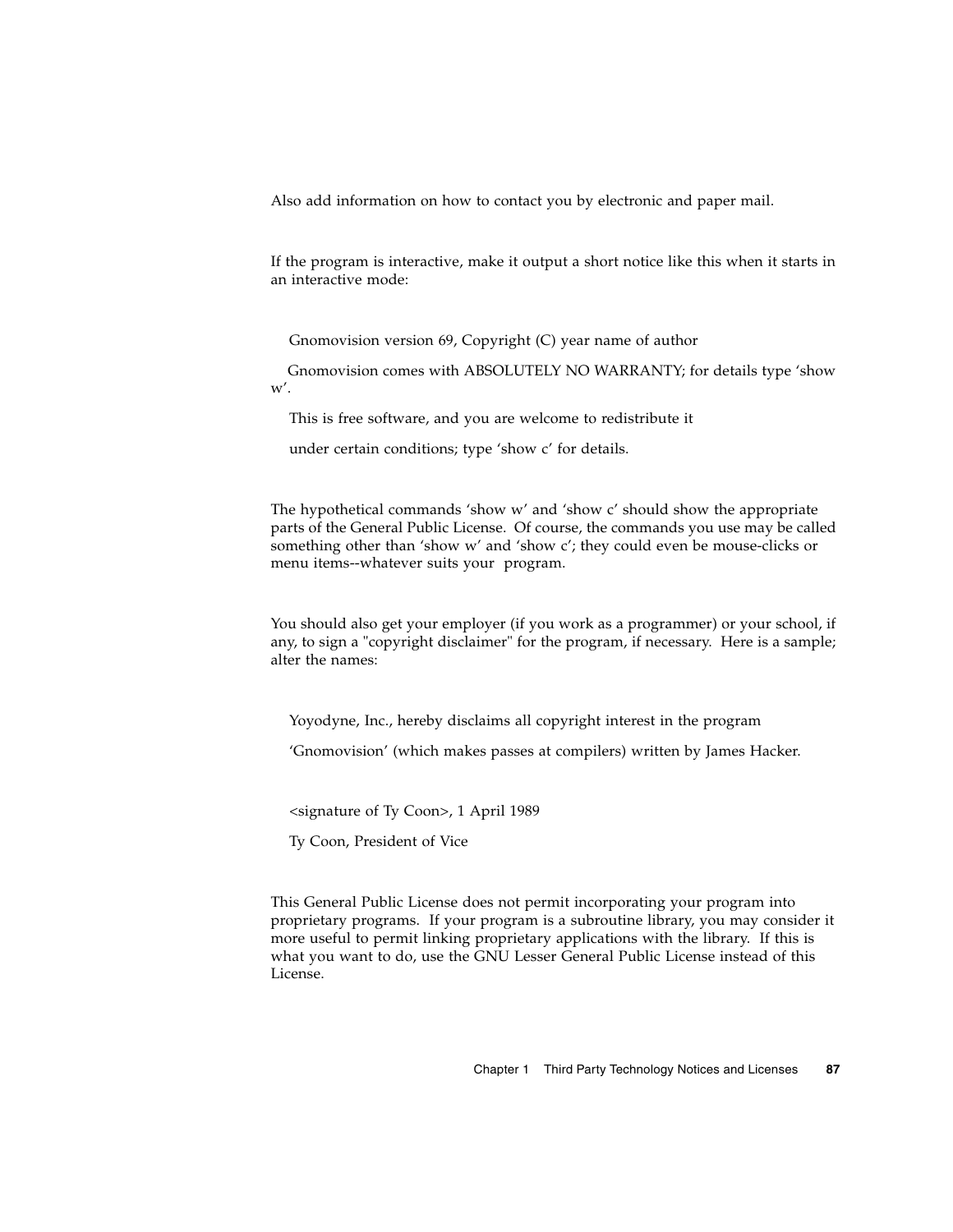Also add information on how to contact you by electronic and paper mail.

If the program is interactive, make it output a short notice like this when it starts in an interactive mode:

Gnomovision version 69, Copyright (C) year name of author

Gnomovision comes with ABSOLUTELY NO WARRANTY; for details type ‘show w’.

This is free software, and you are welcome to redistribute it

under certain conditions; type ‘show c’ for details.

The hypothetical commands ‘show w’ and ‘show c’ should show the appropriate parts of the General Public License.  Of course, the commands you use may be called something other than ‘show w’ and ‘show c’; they could even be mouse-clicks or menu items--whatever suits your  program.

You should also get your employer (if you work as a programmer) or your school, if any, to sign a "copyright disclaimer" for the program, if necessary.  Here is a sample; alter the names:

Yoyodyne, Inc., hereby disclaims all copyright interest in the program

‘Gnomovision’ (which makes passes at compilers) written by James Hacker.

<signature of Ty Coon>, 1 April 1989

Ty Coon, President of Vice

This General Public License does not permit incorporating your program into proprietary programs.  If your program is a subroutine library, you may consider it more useful to permit linking proprietary applications with the library.  If this is what you want to do, use the GNU Lesser General Public License instead of this License.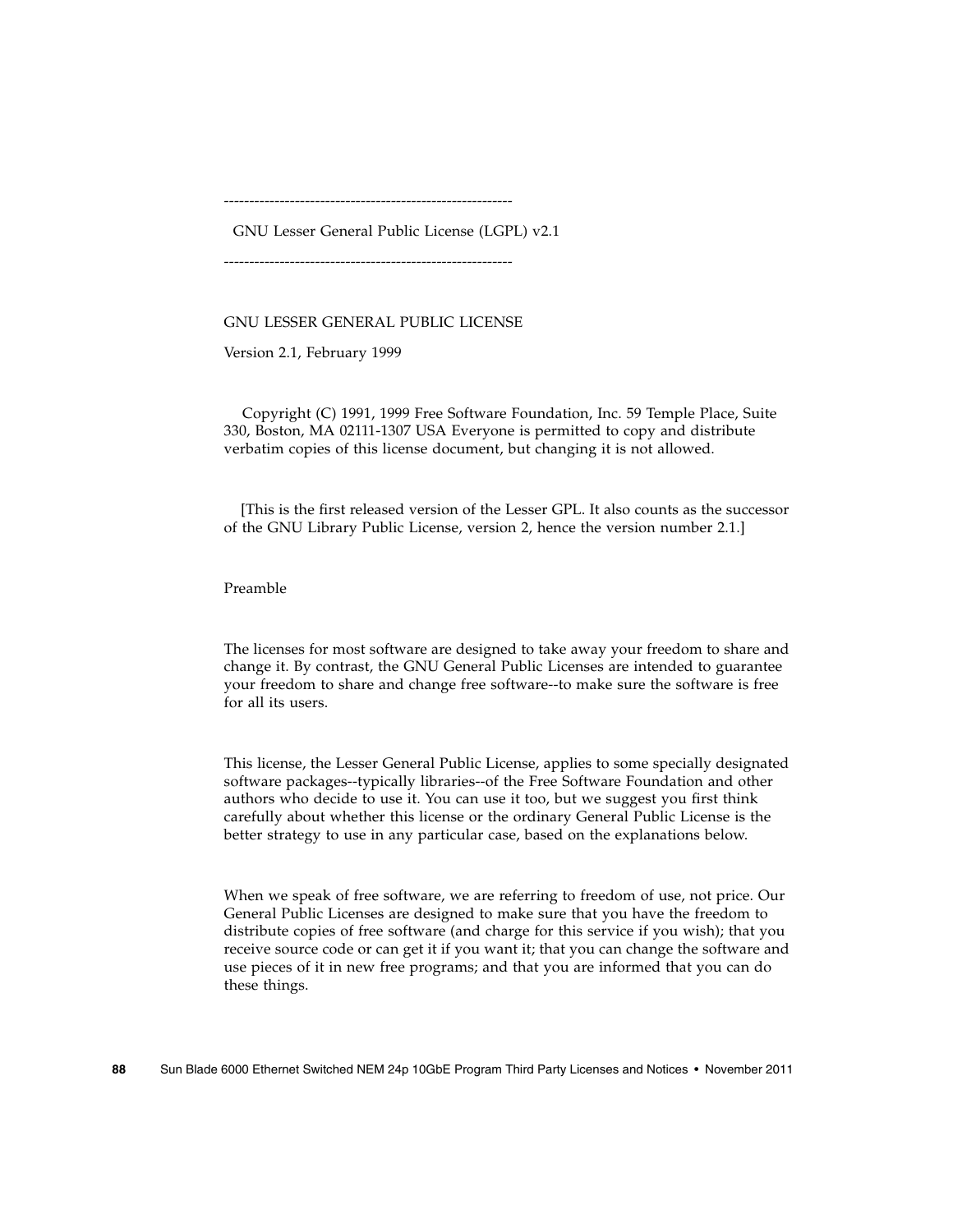---------------------------------------------------------

GNU Lesser General Public License (LGPL) v2.1

---------------------------------------------------------

GNU LESSER GENERAL PUBLIC LICENSE

Version 2.1, February 1999

Copyright (C) 1991, 1999 Free Software Foundation, Inc. 59 Temple Place, Suite 330, Boston, MA 02111-1307 USA Everyone is permitted to copy and distribute verbatim copies of this license document, but changing it is not allowed.

[This is the first released version of the Lesser GPL. It also counts as the successor of the GNU Library Public License, version 2, hence the version number 2.1.]

Preamble

The licenses for most software are designed to take away your freedom to share and change it. By contrast, the GNU General Public Licenses are intended to guarantee your freedom to share and change free software--to make sure the software is free for all its users.

This license, the Lesser General Public License, applies to some specially designated software packages--typically libraries--of the Free Software Foundation and other authors who decide to use it. You can use it too, but we suggest you first think carefully about whether this license or the ordinary General Public License is the better strategy to use in any particular case, based on the explanations below.

When we speak of free software, we are referring to freedom of use, not price. Our General Public Licenses are designed to make sure that you have the freedom to distribute copies of free software (and charge for this service if you wish); that you receive source code or can get it if you want it; that you can change the software and use pieces of it in new free programs; and that you are informed that you can do these things.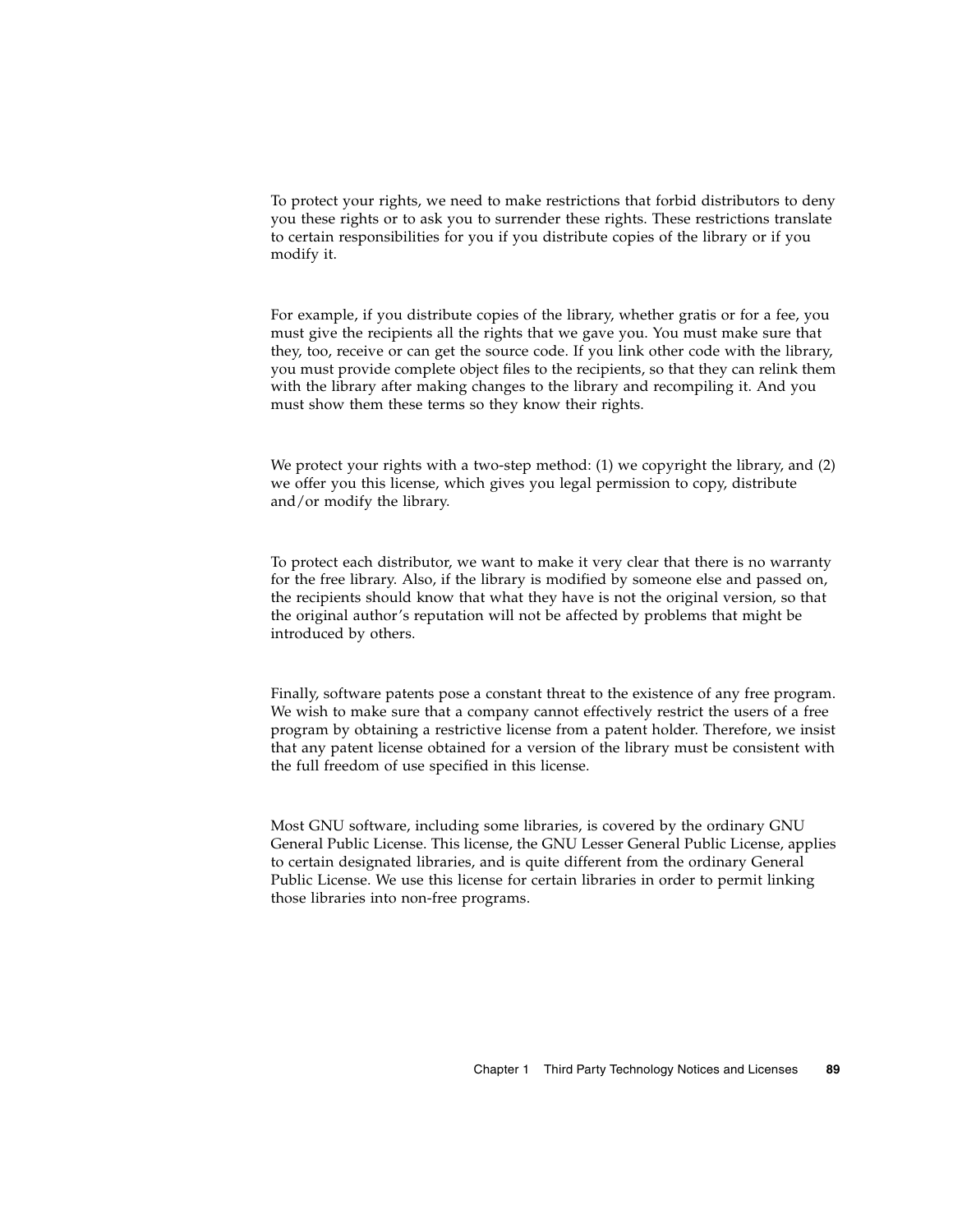To protect your rights, we need to make restrictions that forbid distributors to deny you these rights or to ask you to surrender these rights. These restrictions translate to certain responsibilities for you if you distribute copies of the library or if you modify it.

For example, if you distribute copies of the library, whether gratis or for a fee, you must give the recipients all the rights that we gave you. You must make sure that they, too, receive or can get the source code. If you link other code with the library, you must provide complete object files to the recipients, so that they can relink them with the library after making changes to the library and recompiling it. And you must show them these terms so they know their rights.

We protect your rights with a two-step method: (1) we copyright the library, and (2) we offer you this license, which gives you legal permission to copy, distribute and/or modify the library.

To protect each distributor, we want to make it very clear that there is no warranty for the free library. Also, if the library is modified by someone else and passed on, the recipients should know that what they have is not the original version, so that the original author's reputation will not be affected by problems that might be introduced by others.

Finally, software patents pose a constant threat to the existence of any free program. We wish to make sure that a company cannot effectively restrict the users of a free program by obtaining a restrictive license from a patent holder. Therefore, we insist that any patent license obtained for a version of the library must be consistent with the full freedom of use specified in this license.

Most GNU software, including some libraries, is covered by the ordinary GNU General Public License. This license, the GNU Lesser General Public License, applies to certain designated libraries, and is quite different from the ordinary General Public License. We use this license for certain libraries in order to permit linking those libraries into non-free programs.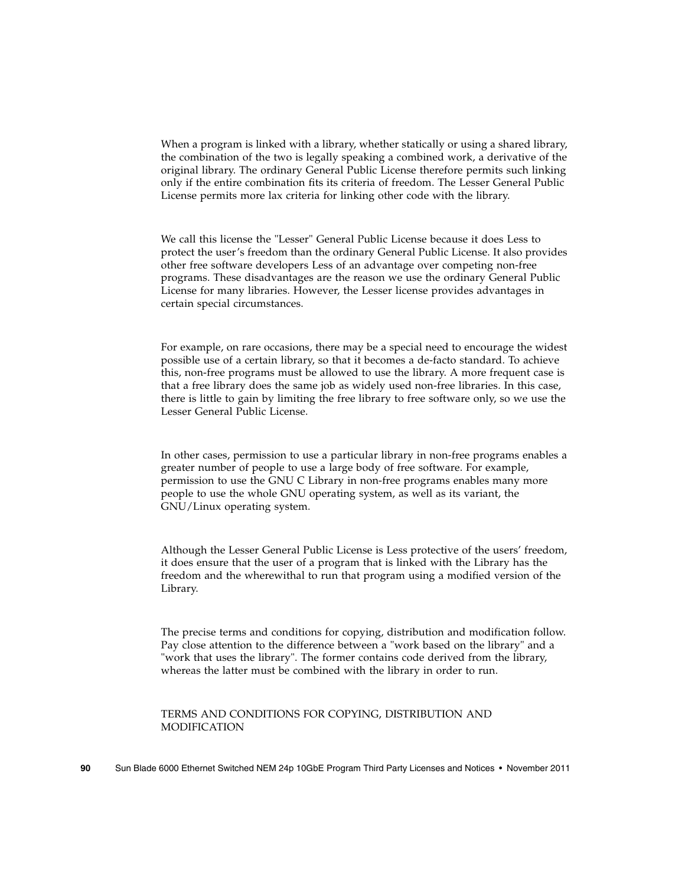When a program is linked with a library, whether statically or using a shared library, the combination of the two is legally speaking a combined work, a derivative of the original library. The ordinary General Public License therefore permits such linking only if the entire combination fits its criteria of freedom. The Lesser General Public License permits more lax criteria for linking other code with the library.

We call this license the "Lesser" General Public License because it does Less to protect the user's freedom than the ordinary General Public License. It also provides other free software developers Less of an advantage over competing non-free programs. These disadvantages are the reason we use the ordinary General Public License for many libraries. However, the Lesser license provides advantages in certain special circumstances.

For example, on rare occasions, there may be a special need to encourage the widest possible use of a certain library, so that it becomes a de-facto standard. To achieve this, non-free programs must be allowed to use the library. A more frequent case is that a free library does the same job as widely used non-free libraries. In this case, there is little to gain by limiting the free library to free software only, so we use the Lesser General Public License.

In other cases, permission to use a particular library in non-free programs enables a greater number of people to use a large body of free software. For example, permission to use the GNU C Library in non-free programs enables many more people to use the whole GNU operating system, as well as its variant, the GNU/Linux operating system.

Although the Lesser General Public License is Less protective of the users' freedom, it does ensure that the user of a program that is linked with the Library has the freedom and the wherewithal to run that program using a modified version of the Library.

The precise terms and conditions for copying, distribution and modification follow. Pay close attention to the difference between a "work based on the library" and a "work that uses the library". The former contains code derived from the library, whereas the latter must be combined with the library in order to run.

TERMS AND CONDITIONS FOR COPYING, DISTRIBUTION AND MODIFICATION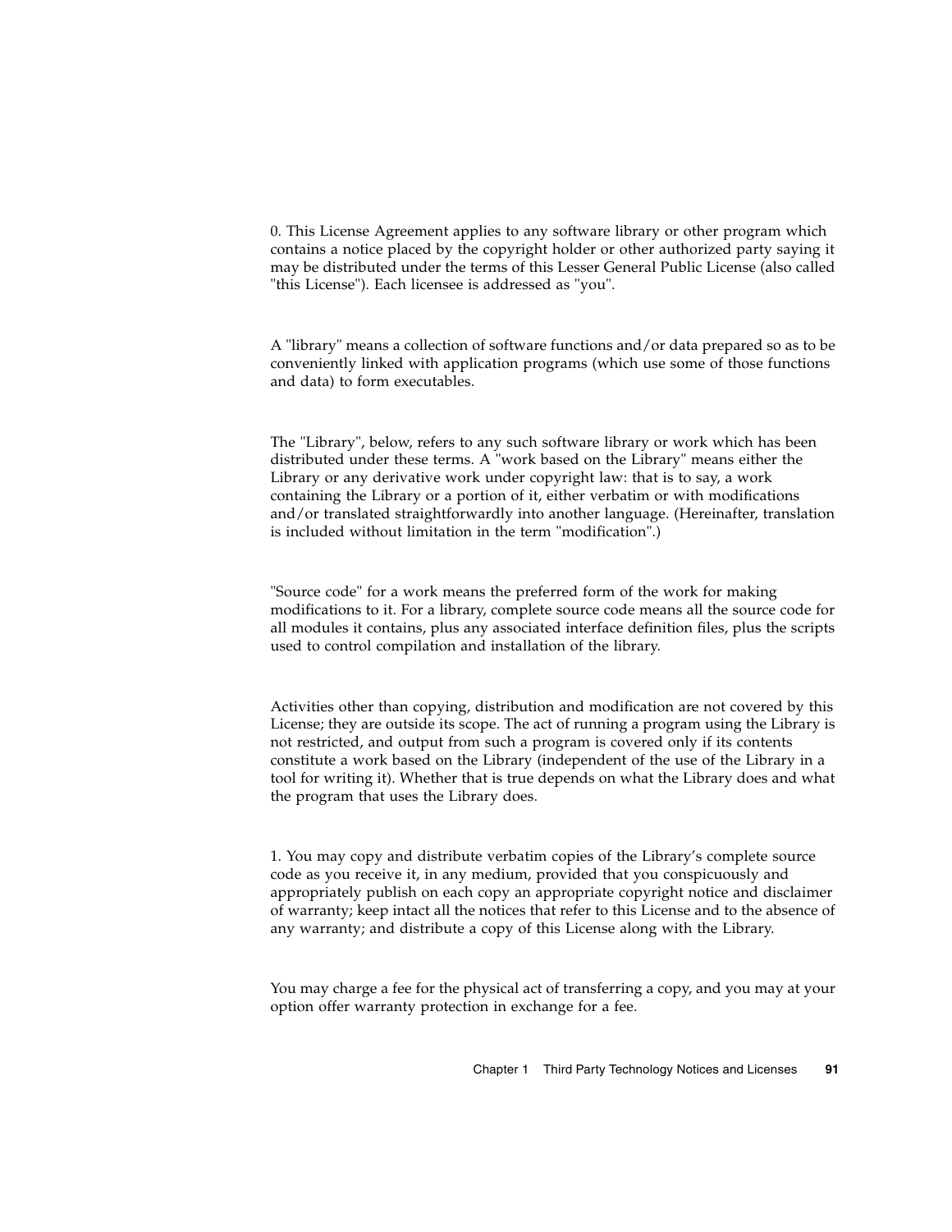0. This License Agreement applies to any software library or other program which contains a notice placed by the copyright holder or other authorized party saying it may be distributed under the terms of this Lesser General Public License (also called "this License"). Each licensee is addressed as "you".

A "library" means a collection of software functions and/or data prepared so as to be conveniently linked with application programs (which use some of those functions and data) to form executables.

The "Library", below, refers to any such software library or work which has been distributed under these terms. A "work based on the Library" means either the Library or any derivative work under copyright law: that is to say, a work containing the Library or a portion of it, either verbatim or with modifications and/or translated straightforwardly into another language. (Hereinafter, translation is included without limitation in the term "modification".)

"Source code" for a work means the preferred form of the work for making modifications to it. For a library, complete source code means all the source code for all modules it contains, plus any associated interface definition files, plus the scripts used to control compilation and installation of the library.

Activities other than copying, distribution and modification are not covered by this License; they are outside its scope. The act of running a program using the Library is not restricted, and output from such a program is covered only if its contents constitute a work based on the Library (independent of the use of the Library in a tool for writing it). Whether that is true depends on what the Library does and what the program that uses the Library does.

1. You may copy and distribute verbatim copies of the Library's complete source code as you receive it, in any medium, provided that you conspicuously and appropriately publish on each copy an appropriate copyright notice and disclaimer of warranty; keep intact all the notices that refer to this License and to the absence of any warranty; and distribute a copy of this License along with the Library.

You may charge a fee for the physical act of transferring a copy, and you may at your option offer warranty protection in exchange for a fee.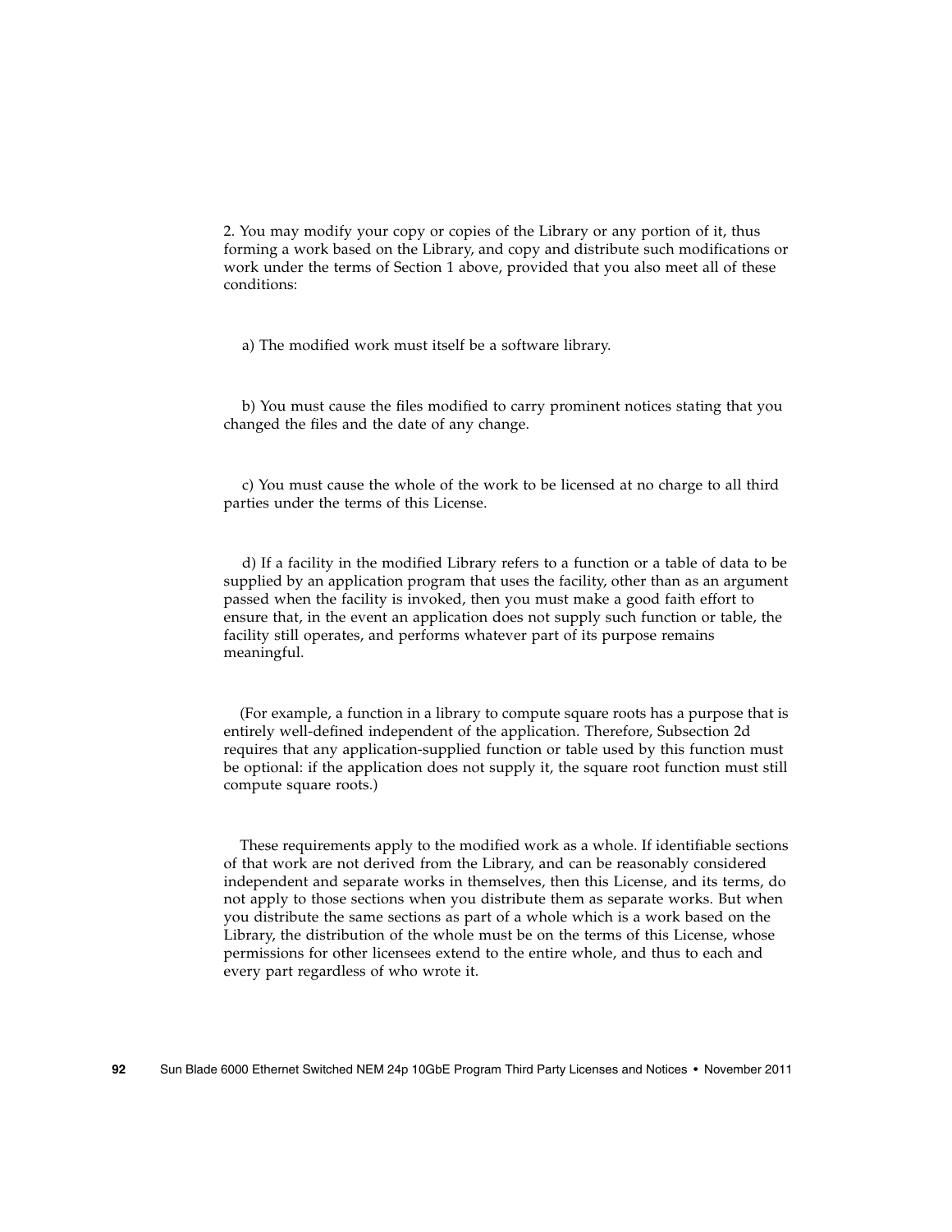2. You may modify your copy or copies of the Library or any portion of it, thus forming a work based on the Library, and copy and distribute such modifications or work under the terms of Section 1 above, provided that you also meet all of these conditions:

a) The modified work must itself be a software library.

b) You must cause the files modified to carry prominent notices stating that you changed the files and the date of any change.

c) You must cause the whole of the work to be licensed at no charge to all third parties under the terms of this License.

d) If a facility in the modified Library refers to a function or a table of data to be supplied by an application program that uses the facility, other than as an argument passed when the facility is invoked, then you must make a good faith effort to ensure that, in the event an application does not supply such function or table, the facility still operates, and performs whatever part of its purpose remains meaningful.

(For example, a function in a library to compute square roots has a purpose that is entirely well-defined independent of the application. Therefore, Subsection 2d requires that any application-supplied function or table used by this function must be optional: if the application does not supply it, the square root function must still compute square roots.)

These requirements apply to the modified work as a whole. If identifiable sections of that work are not derived from the Library, and can be reasonably considered independent and separate works in themselves, then this License, and its terms, do not apply to those sections when you distribute them as separate works. But when you distribute the same sections as part of a whole which is a work based on the Library, the distribution of the whole must be on the terms of this License, whose permissions for other licensees extend to the entire whole, and thus to each and every part regardless of who wrote it.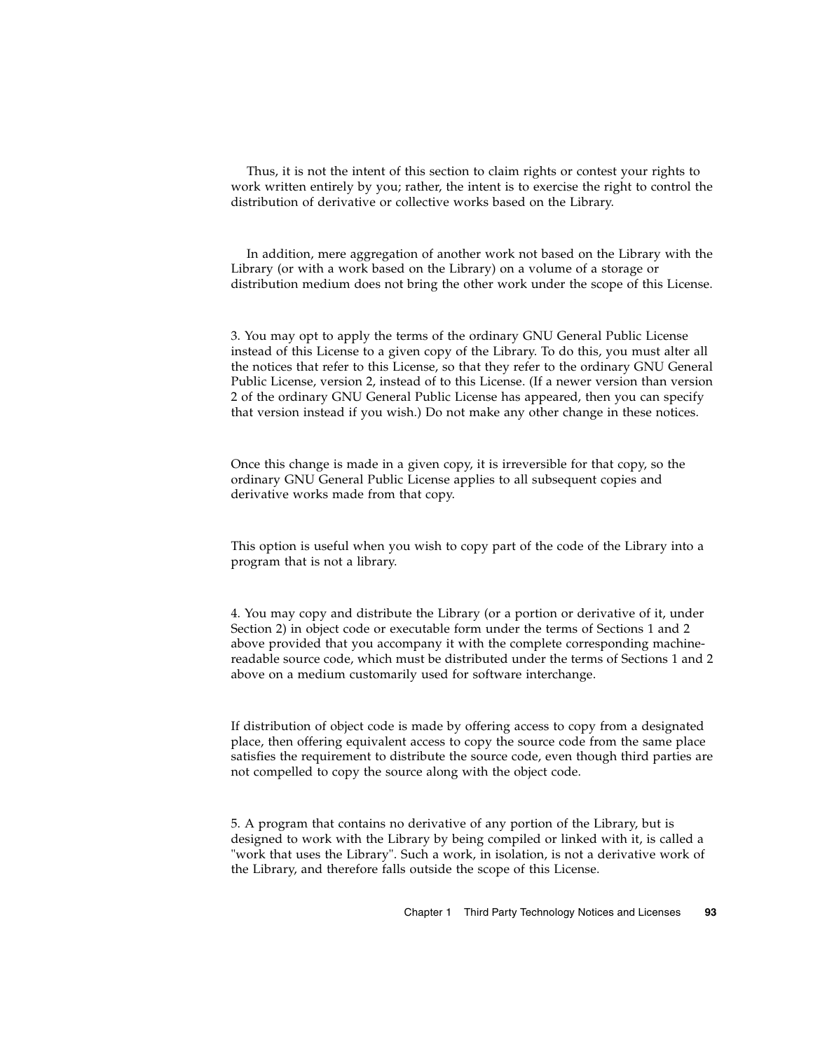Thus, it is not the intent of this section to claim rights or contest your rights to work written entirely by you; rather, the intent is to exercise the right to control the distribution of derivative or collective works based on the Library.

In addition, mere aggregation of another work not based on the Library with the Library (or with a work based on the Library) on a volume of a storage or distribution medium does not bring the other work under the scope of this License.

3. You may opt to apply the terms of the ordinary GNU General Public License instead of this License to a given copy of the Library. To do this, you must alter all the notices that refer to this License, so that they refer to the ordinary GNU General Public License, version 2, instead of to this License. (If a newer version than version 2 of the ordinary GNU General Public License has appeared, then you can specify that version instead if you wish.) Do not make any other change in these notices.

Once this change is made in a given copy, it is irreversible for that copy, so the ordinary GNU General Public License applies to all subsequent copies and derivative works made from that copy.

This option is useful when you wish to copy part of the code of the Library into a program that is not a library.

4. You may copy and distribute the Library (or a portion or derivative of it, under Section 2) in object code or executable form under the terms of Sections 1 and 2 above provided that you accompany it with the complete corresponding machine-readable source code, which must be distributed under the terms of Sections 1 and 2 above on a medium customarily used for software interchange.

If distribution of object code is made by offering access to copy from a designated place, then offering equivalent access to copy the source code from the same place satisfies the requirement to distribute the source code, even though third parties are not compelled to copy the source along with the object code.

5. A program that contains no derivative of any portion of the Library, but is designed to work with the Library by being compiled or linked with it, is called a "work that uses the Library". Such a work, in isolation, is not a derivative work of the Library, and therefore falls outside the scope of this License.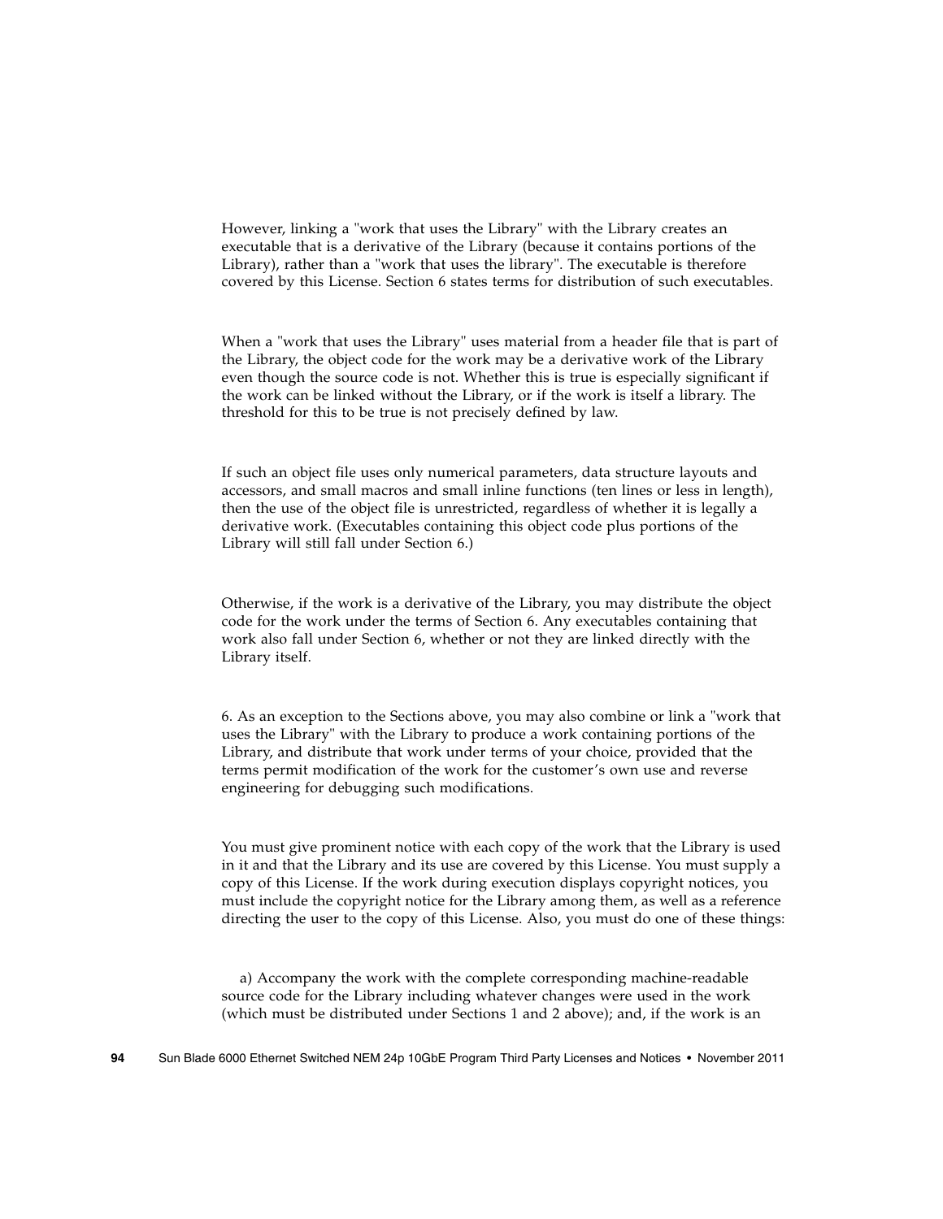However, linking a "work that uses the Library" with the Library creates an executable that is a derivative of the Library (because it contains portions of the Library), rather than a "work that uses the library". The executable is therefore covered by this License. Section 6 states terms for distribution of such executables.

When a "work that uses the Library" uses material from a header file that is part of the Library, the object code for the work may be a derivative work of the Library even though the source code is not. Whether this is true is especially significant if the work can be linked without the Library, or if the work is itself a library. The threshold for this to be true is not precisely defined by law.

If such an object file uses only numerical parameters, data structure layouts and accessors, and small macros and small inline functions (ten lines or less in length), then the use of the object file is unrestricted, regardless of whether it is legally a derivative work. (Executables containing this object code plus portions of the Library will still fall under Section 6.)

Otherwise, if the work is a derivative of the Library, you may distribute the object code for the work under the terms of Section 6. Any executables containing that work also fall under Section 6, whether or not they are linked directly with the Library itself.

6. As an exception to the Sections above, you may also combine or link a "work that uses the Library" with the Library to produce a work containing portions of the Library, and distribute that work under terms of your choice, provided that the terms permit modification of the work for the customer's own use and reverse engineering for debugging such modifications.

You must give prominent notice with each copy of the work that the Library is used in it and that the Library and its use are covered by this License. You must supply a copy of this License. If the work during execution displays copyright notices, you must include the copyright notice for the Library among them, as well as a reference directing the user to the copy of this License. Also, you must do one of these things:

a) Accompany the work with the complete corresponding machine-readable source code for the Library including whatever changes were used in the work (which must be distributed under Sections 1 and 2 above); and, if the work is an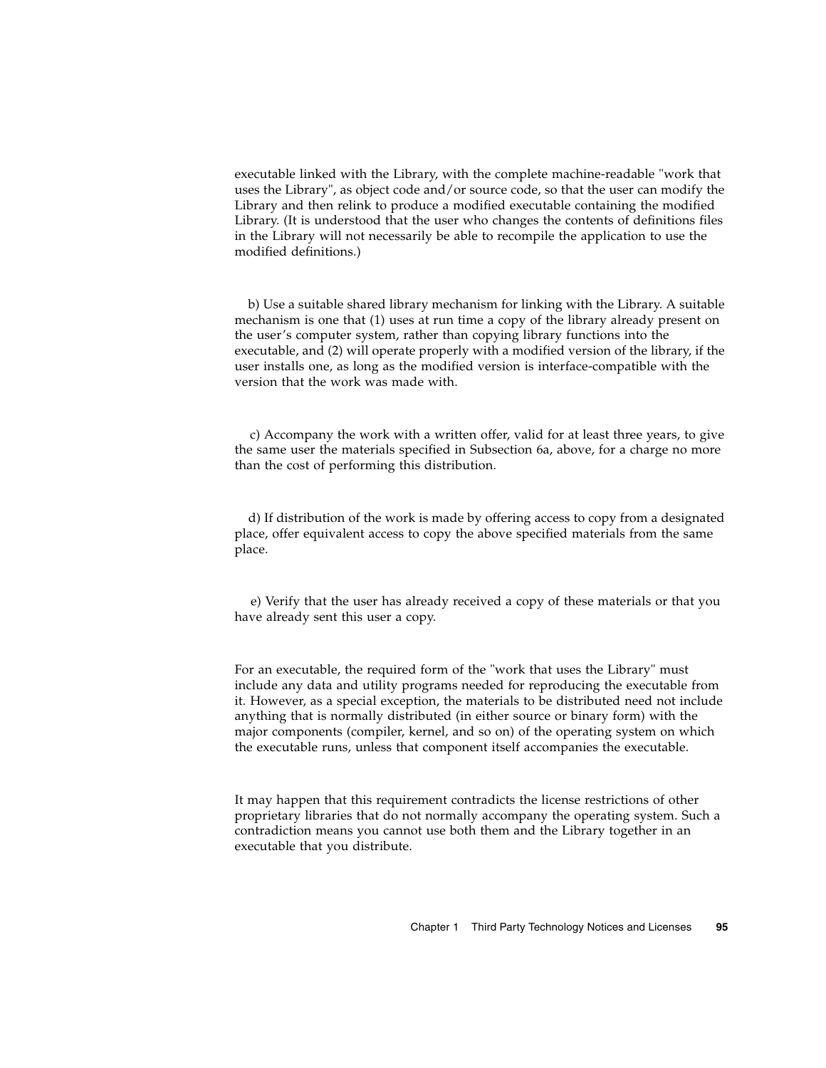executable linked with the Library, with the complete machine-readable "work that uses the Library", as object code and/or source code, so that the user can modify the Library and then relink to produce a modified executable containing the modified Library. (It is understood that the user who changes the contents of definitions files in the Library will not necessarily be able to recompile the application to use the modified definitions.)

b) Use a suitable shared library mechanism for linking with the Library. A suitable mechanism is one that (1) uses at run time a copy of the library already present on the user's computer system, rather than copying library functions into the executable, and (2) will operate properly with a modified version of the library, if the user installs one, as long as the modified version is interface-compatible with the version that the work was made with.

c) Accompany the work with a written offer, valid for at least three years, to give the same user the materials specified in Subsection 6a, above, for a charge no more than the cost of performing this distribution.

d) If distribution of the work is made by offering access to copy from a designated place, offer equivalent access to copy the above specified materials from the same place.

e) Verify that the user has already received a copy of these materials or that you have already sent this user a copy.

For an executable, the required form of the "work that uses the Library" must include any data and utility programs needed for reproducing the executable from it. However, as a special exception, the materials to be distributed need not include anything that is normally distributed (in either source or binary form) with the major components (compiler, kernel, and so on) of the operating system on which the executable runs, unless that component itself accompanies the executable.

It may happen that this requirement contradicts the license restrictions of other proprietary libraries that do not normally accompany the operating system. Such a contradiction means you cannot use both them and the Library together in an executable that you distribute.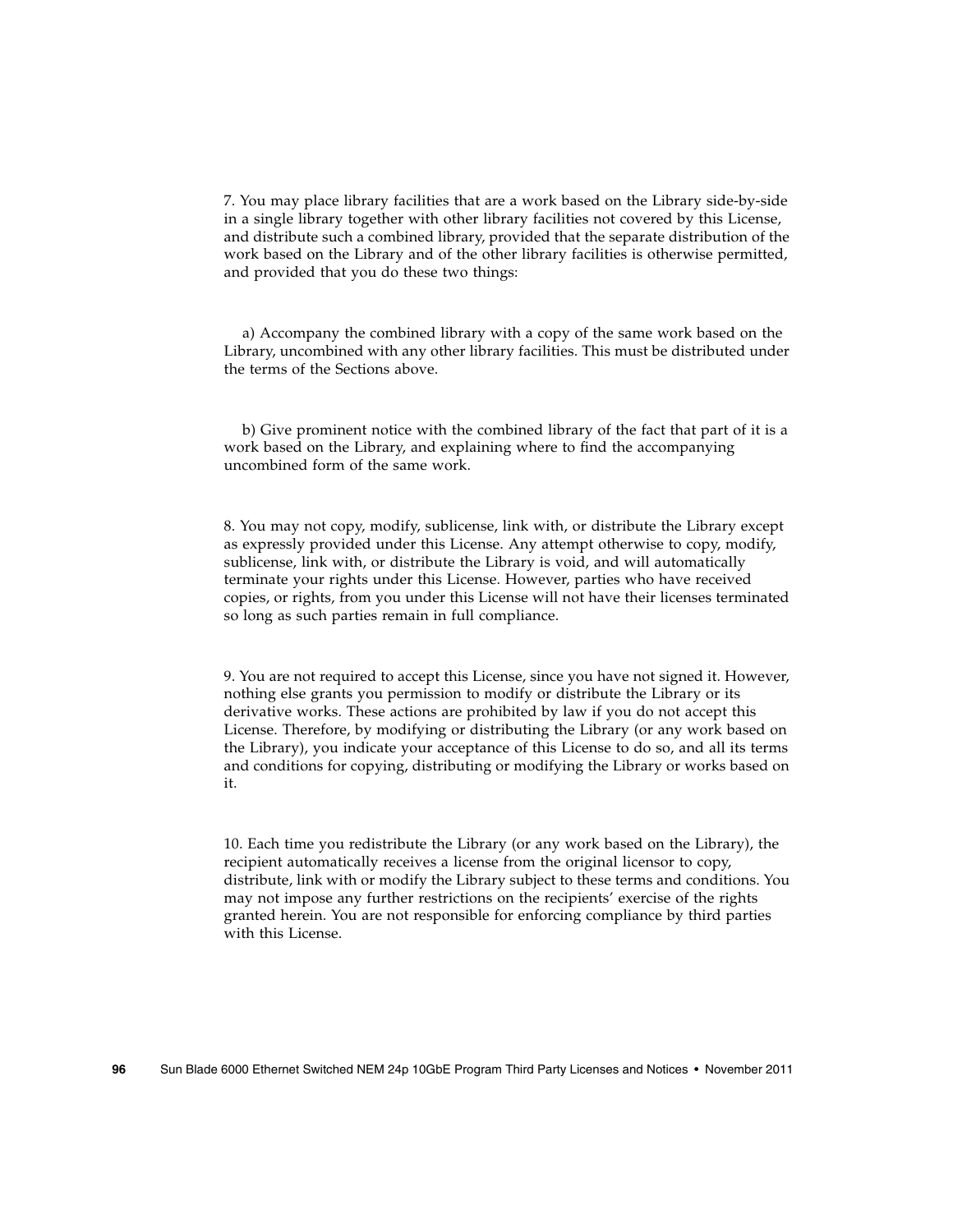7. You may place library facilities that are a work based on the Library side-by-side in a single library together with other library facilities not covered by this License, and distribute such a combined library, provided that the separate distribution of the work based on the Library and of the other library facilities is otherwise permitted, and provided that you do these two things:

a) Accompany the combined library with a copy of the same work based on the Library, uncombined with any other library facilities. This must be distributed under the terms of the Sections above.

b) Give prominent notice with the combined library of the fact that part of it is a work based on the Library, and explaining where to find the accompanying uncombined form of the same work.

8. You may not copy, modify, sublicense, link with, or distribute the Library except as expressly provided under this License. Any attempt otherwise to copy, modify, sublicense, link with, or distribute the Library is void, and will automatically terminate your rights under this License. However, parties who have received copies, or rights, from you under this License will not have their licenses terminated so long as such parties remain in full compliance.

9. You are not required to accept this License, since you have not signed it. However, nothing else grants you permission to modify or distribute the Library or its derivative works. These actions are prohibited by law if you do not accept this License. Therefore, by modifying or distributing the Library (or any work based on the Library), you indicate your acceptance of this License to do so, and all its terms and conditions for copying, distributing or modifying the Library or works based on it.

10. Each time you redistribute the Library (or any work based on the Library), the recipient automatically receives a license from the original licensor to copy, distribute, link with or modify the Library subject to these terms and conditions. You may not impose any further restrictions on the recipients' exercise of the rights granted herein. You are not responsible for enforcing compliance by third parties with this License.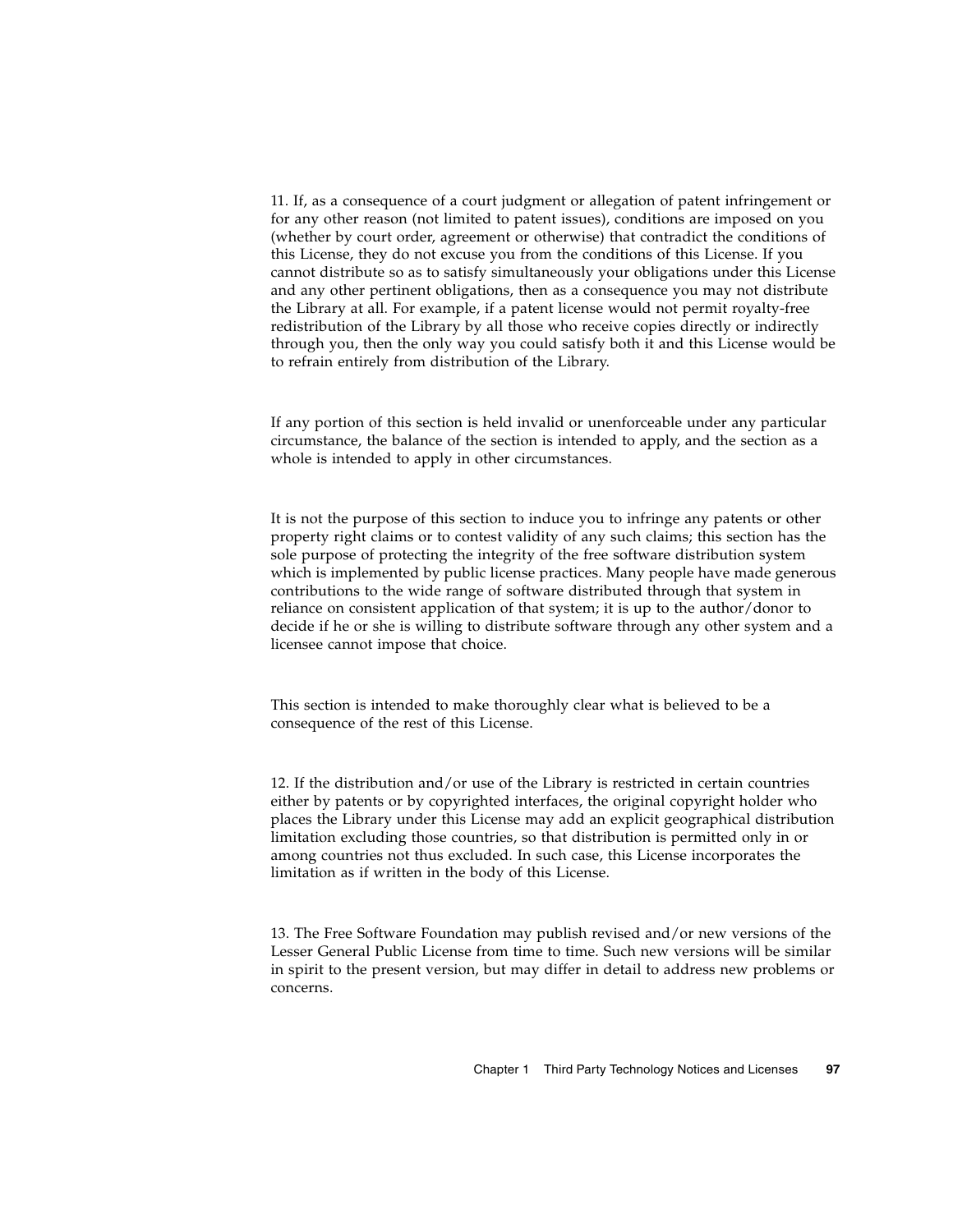11. If, as a consequence of a court judgment or allegation of patent infringement or for any other reason (not limited to patent issues), conditions are imposed on you (whether by court order, agreement or otherwise) that contradict the conditions of this License, they do not excuse you from the conditions of this License. If you cannot distribute so as to satisfy simultaneously your obligations under this License and any other pertinent obligations, then as a consequence you may not distribute the Library at all. For example, if a patent license would not permit royalty-free redistribution of the Library by all those who receive copies directly or indirectly through you, then the only way you could satisfy both it and this License would be to refrain entirely from distribution of the Library.

If any portion of this section is held invalid or unenforceable under any particular circumstance, the balance of the section is intended to apply, and the section as a whole is intended to apply in other circumstances.

It is not the purpose of this section to induce you to infringe any patents or other property right claims or to contest validity of any such claims; this section has the sole purpose of protecting the integrity of the free software distribution system which is implemented by public license practices. Many people have made generous contributions to the wide range of software distributed through that system in reliance on consistent application of that system; it is up to the author/donor to decide if he or she is willing to distribute software through any other system and a licensee cannot impose that choice.

This section is intended to make thoroughly clear what is believed to be a consequence of the rest of this License.

12. If the distribution and/or use of the Library is restricted in certain countries either by patents or by copyrighted interfaces, the original copyright holder who places the Library under this License may add an explicit geographical distribution limitation excluding those countries, so that distribution is permitted only in or among countries not thus excluded. In such case, this License incorporates the limitation as if written in the body of this License.

13. The Free Software Foundation may publish revised and/or new versions of the Lesser General Public License from time to time. Such new versions will be similar in spirit to the present version, but may differ in detail to address new problems or concerns.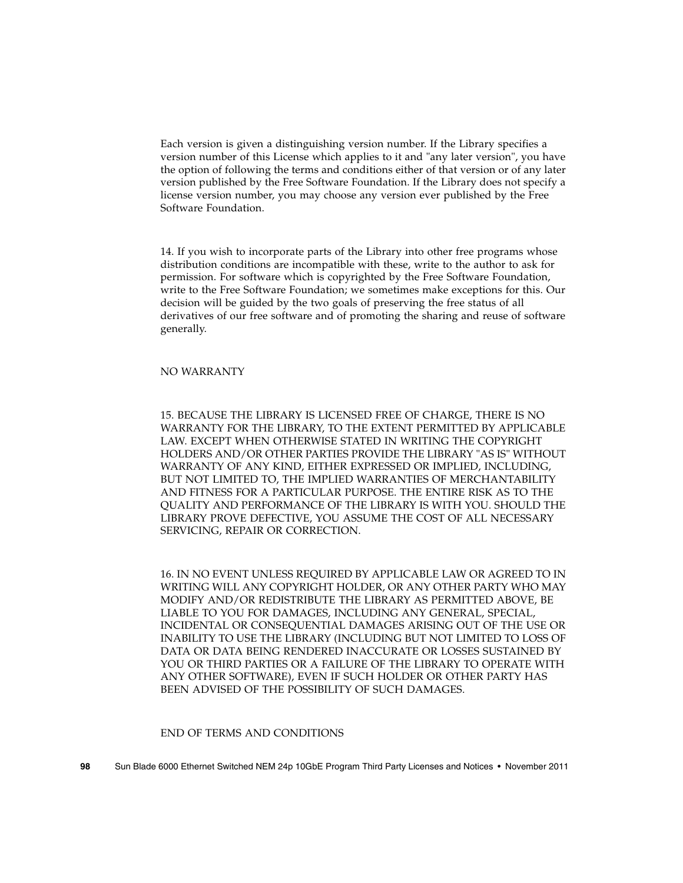Each version is given a distinguishing version number. If the Library specifies a version number of this License which applies to it and "any later version", you have the option of following the terms and conditions either of that version or of any later version published by the Free Software Foundation. If the Library does not specify a license version number, you may choose any version ever published by the Free Software Foundation.

14. If you wish to incorporate parts of the Library into other free programs whose distribution conditions are incompatible with these, write to the author to ask for permission. For software which is copyrighted by the Free Software Foundation, write to the Free Software Foundation; we sometimes make exceptions for this. Our decision will be guided by the two goals of preserving the free status of all derivatives of our free software and of promoting the sharing and reuse of software generally.

NO WARRANTY

15. BECAUSE THE LIBRARY IS LICENSED FREE OF CHARGE, THERE IS NO WARRANTY FOR THE LIBRARY, TO THE EXTENT PERMITTED BY APPLICABLE LAW. EXCEPT WHEN OTHERWISE STATED IN WRITING THE COPYRIGHT HOLDERS AND/OR OTHER PARTIES PROVIDE THE LIBRARY "AS IS" WITHOUT WARRANTY OF ANY KIND, EITHER EXPRESSED OR IMPLIED, INCLUDING, BUT NOT LIMITED TO, THE IMPLIED WARRANTIES OF MERCHANTABILITY AND FITNESS FOR A PARTICULAR PURPOSE. THE ENTIRE RISK AS TO THE QUALITY AND PERFORMANCE OF THE LIBRARY IS WITH YOU. SHOULD THE LIBRARY PROVE DEFECTIVE, YOU ASSUME THE COST OF ALL NECESSARY SERVICING, REPAIR OR CORRECTION.

16. IN NO EVENT UNLESS REQUIRED BY APPLICABLE LAW OR AGREED TO IN WRITING WILL ANY COPYRIGHT HOLDER, OR ANY OTHER PARTY WHO MAY MODIFY AND/OR REDISTRIBUTE THE LIBRARY AS PERMITTED ABOVE, BE LIABLE TO YOU FOR DAMAGES, INCLUDING ANY GENERAL, SPECIAL, INCIDENTAL OR CONSEQUENTIAL DAMAGES ARISING OUT OF THE USE OR INABILITY TO USE THE LIBRARY (INCLUDING BUT NOT LIMITED TO LOSS OF DATA OR DATA BEING RENDERED INACCURATE OR LOSSES SUSTAINED BY YOU OR THIRD PARTIES OR A FAILURE OF THE LIBRARY TO OPERATE WITH ANY OTHER SOFTWARE), EVEN IF SUCH HOLDER OR OTHER PARTY HAS BEEN ADVISED OF THE POSSIBILITY OF SUCH DAMAGES.

END OF TERMS AND CONDITIONS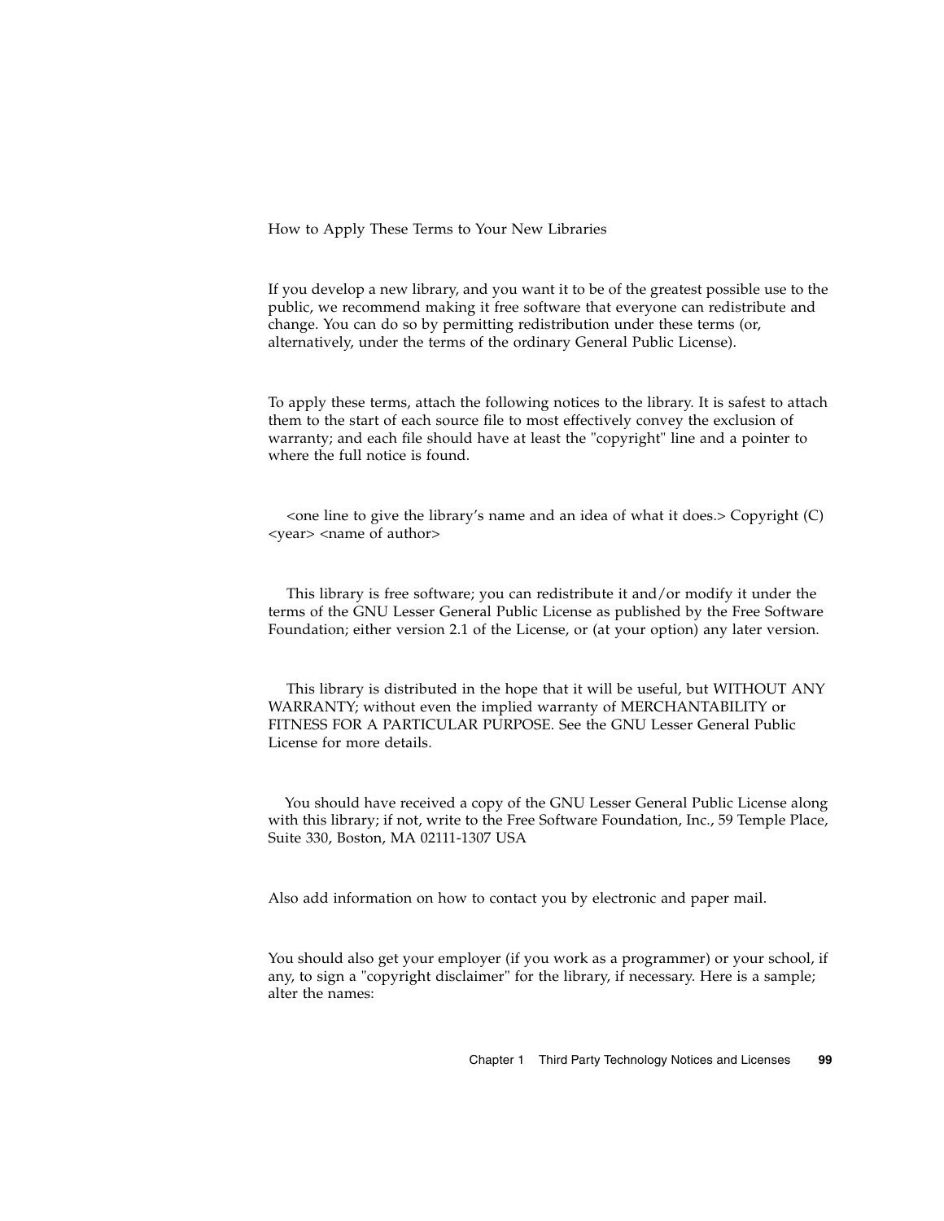How to Apply These Terms to Your New Libraries

If you develop a new library, and you want it to be of the greatest possible use to the public, we recommend making it free software that everyone can redistribute and change. You can do so by permitting redistribution under these terms (or, alternatively, under the terms of the ordinary General Public License).

To apply these terms, attach the following notices to the library. It is safest to attach them to the start of each source file to most effectively convey the exclusion of warranty; and each file should have at least the "copyright" line and a pointer to where the full notice is found.

<one line to give the library's name and an idea of what it does.> Copyright (C) <year> <name of author>

This library is free software; you can redistribute it and/or modify it under the terms of the GNU Lesser General Public License as published by the Free Software Foundation; either version 2.1 of the License, or (at your option) any later version.

This library is distributed in the hope that it will be useful, but WITHOUT ANY WARRANTY; without even the implied warranty of MERCHANTABILITY or FITNESS FOR A PARTICULAR PURPOSE. See the GNU Lesser General Public License for more details.

You should have received a copy of the GNU Lesser General Public License along with this library; if not, write to the Free Software Foundation, Inc., 59 Temple Place, Suite 330, Boston, MA 02111-1307 USA

Also add information on how to contact you by electronic and paper mail.

You should also get your employer (if you work as a programmer) or your school, if any, to sign a "copyright disclaimer" for the library, if necessary. Here is a sample; alter the names: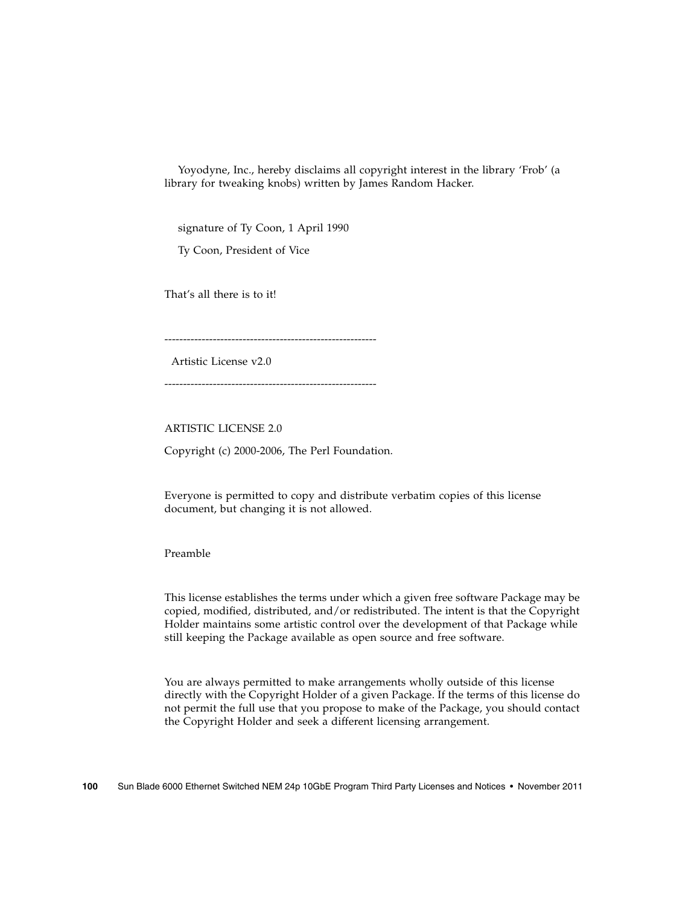Yoyodyne, Inc., hereby disclaims all copyright interest in the library 'Frob' (a library for tweaking knobs) written by James Random Hacker.

signature of Ty Coon, 1 April 1990

Ty Coon, President of Vice

That's all there is to it!

---------------------------------------------------------

Artistic License v2.0

---------------------------------------------------------

ARTISTIC LICENSE 2.0

Copyright (c) 2000-2006, The Perl Foundation.

Everyone is permitted to copy and distribute verbatim copies of this license document, but changing it is not allowed.

Preamble

This license establishes the terms under which a given free software Package may be copied, modified, distributed, and/or redistributed. The intent is that the Copyright Holder maintains some artistic control over the development of that Package while still keeping the Package available as open source and free software.

You are always permitted to make arrangements wholly outside of this license directly with the Copyright Holder of a given Package. If the terms of this license do not permit the full use that you propose to make of the Package, you should contact the Copyright Holder and seek a different licensing arrangement.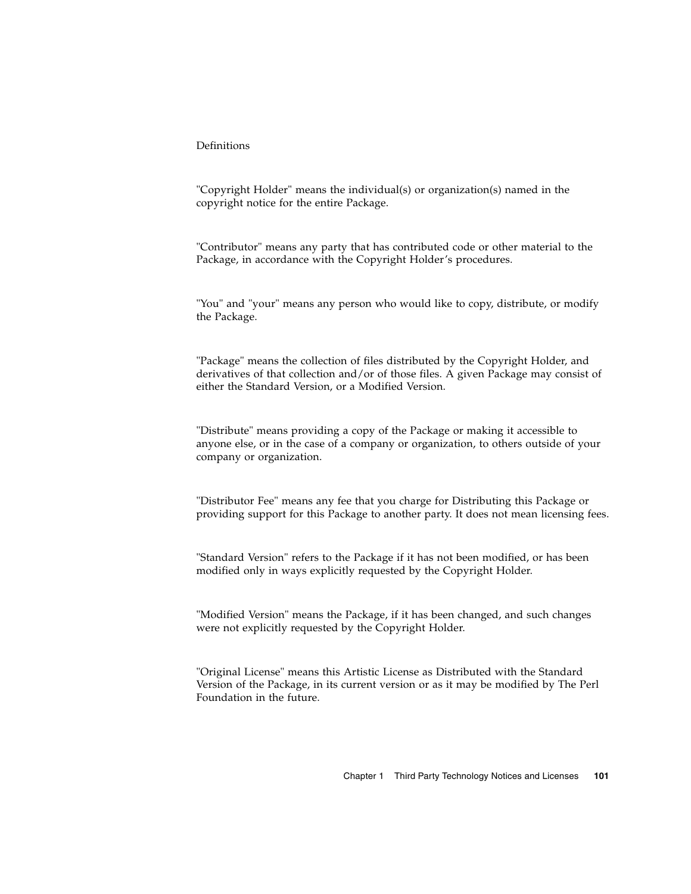Definitions

"Copyright Holder" means the individual(s) or organization(s) named in the copyright notice for the entire Package.

"Contributor" means any party that has contributed code or other material to the Package, in accordance with the Copyright Holder's procedures.

"You" and "your" means any person who would like to copy, distribute, or modify the Package.

"Package" means the collection of files distributed by the Copyright Holder, and derivatives of that collection and/or of those files. A given Package may consist of either the Standard Version, or a Modified Version.

"Distribute" means providing a copy of the Package or making it accessible to anyone else, or in the case of a company or organization, to others outside of your company or organization.

"Distributor Fee" means any fee that you charge for Distributing this Package or providing support for this Package to another party. It does not mean licensing fees.

"Standard Version" refers to the Package if it has not been modified, or has been modified only in ways explicitly requested by the Copyright Holder.

"Modified Version" means the Package, if it has been changed, and such changes were not explicitly requested by the Copyright Holder.

"Original License" means this Artistic License as Distributed with the Standard Version of the Package, in its current version or as it may be modified by The Perl Foundation in the future.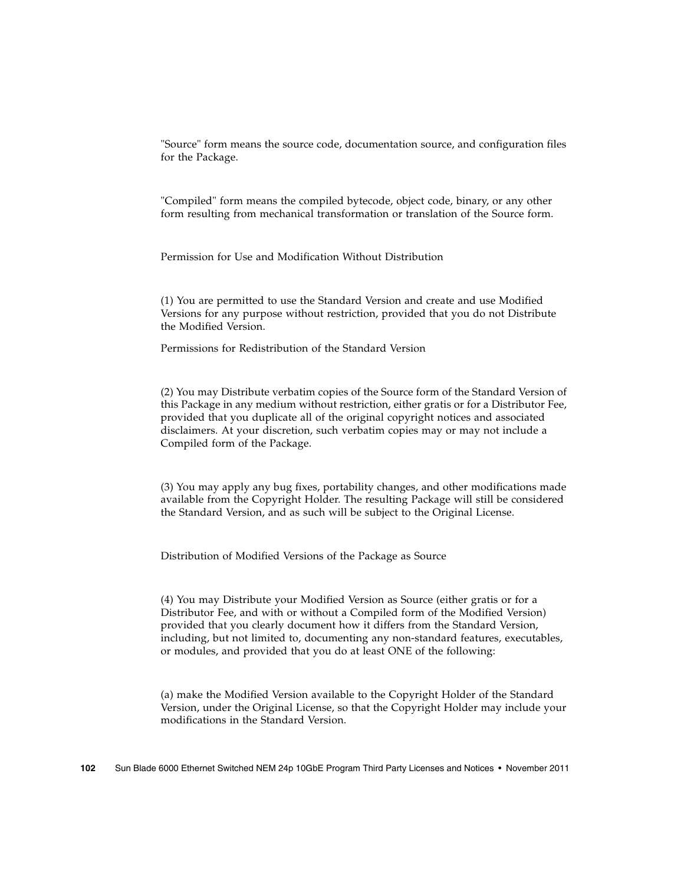"Source" form means the source code, documentation source, and configuration files for the Package.

"Compiled" form means the compiled bytecode, object code, binary, or any other form resulting from mechanical transformation or translation of the Source form.

Permission for Use and Modification Without Distribution

(1) You are permitted to use the Standard Version and create and use Modified Versions for any purpose without restriction, provided that you do not Distribute the Modified Version.

Permissions for Redistribution of the Standard Version

(2) You may Distribute verbatim copies of the Source form of the Standard Version of this Package in any medium without restriction, either gratis or for a Distributor Fee, provided that you duplicate all of the original copyright notices and associated disclaimers. At your discretion, such verbatim copies may or may not include a Compiled form of the Package.

(3) You may apply any bug fixes, portability changes, and other modifications made available from the Copyright Holder. The resulting Package will still be considered the Standard Version, and as such will be subject to the Original License.

Distribution of Modified Versions of the Package as Source

(4) You may Distribute your Modified Version as Source (either gratis or for a Distributor Fee, and with or without a Compiled form of the Modified Version) provided that you clearly document how it differs from the Standard Version, including, but not limited to, documenting any non-standard features, executables, or modules, and provided that you do at least ONE of the following:

(a) make the Modified Version available to the Copyright Holder of the Standard Version, under the Original License, so that the Copyright Holder may include your modifications in the Standard Version.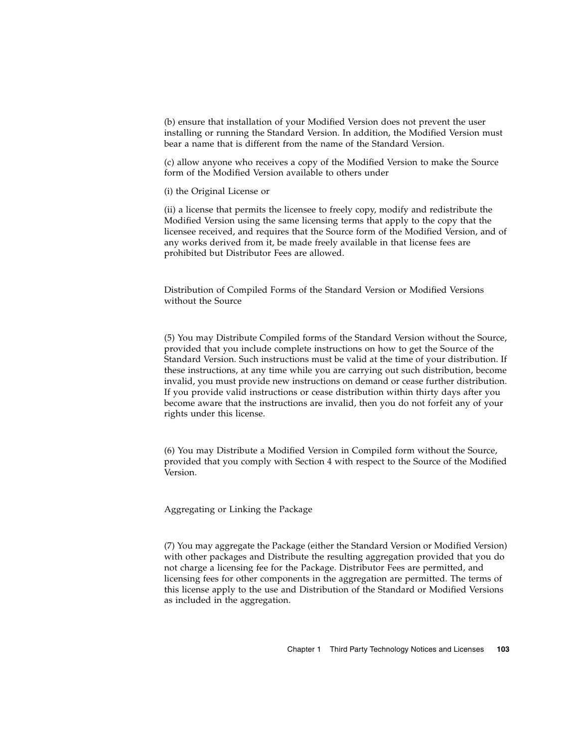(b) ensure that installation of your Modified Version does not prevent the user installing or running the Standard Version. In addition, the Modified Version must bear a name that is different from the name of the Standard Version.

(c) allow anyone who receives a copy of the Modified Version to make the Source form of the Modified Version available to others under

(i) the Original License or

(ii) a license that permits the licensee to freely copy, modify and redistribute the Modified Version using the same licensing terms that apply to the copy that the licensee received, and requires that the Source form of the Modified Version, and of any works derived from it, be made freely available in that license fees are prohibited but Distributor Fees are allowed.

Distribution of Compiled Forms of the Standard Version or Modified Versions without the Source

(5) You may Distribute Compiled forms of the Standard Version without the Source, provided that you include complete instructions on how to get the Source of the Standard Version. Such instructions must be valid at the time of your distribution. If these instructions, at any time while you are carrying out such distribution, become invalid, you must provide new instructions on demand or cease further distribution. If you provide valid instructions or cease distribution within thirty days after you become aware that the instructions are invalid, then you do not forfeit any of your rights under this license.

(6) You may Distribute a Modified Version in Compiled form without the Source, provided that you comply with Section 4 with respect to the Source of the Modified Version.

Aggregating or Linking the Package

(7) You may aggregate the Package (either the Standard Version or Modified Version) with other packages and Distribute the resulting aggregation provided that you do not charge a licensing fee for the Package. Distributor Fees are permitted, and licensing fees for other components in the aggregation are permitted. The terms of this license apply to the use and Distribution of the Standard or Modified Versions as included in the aggregation.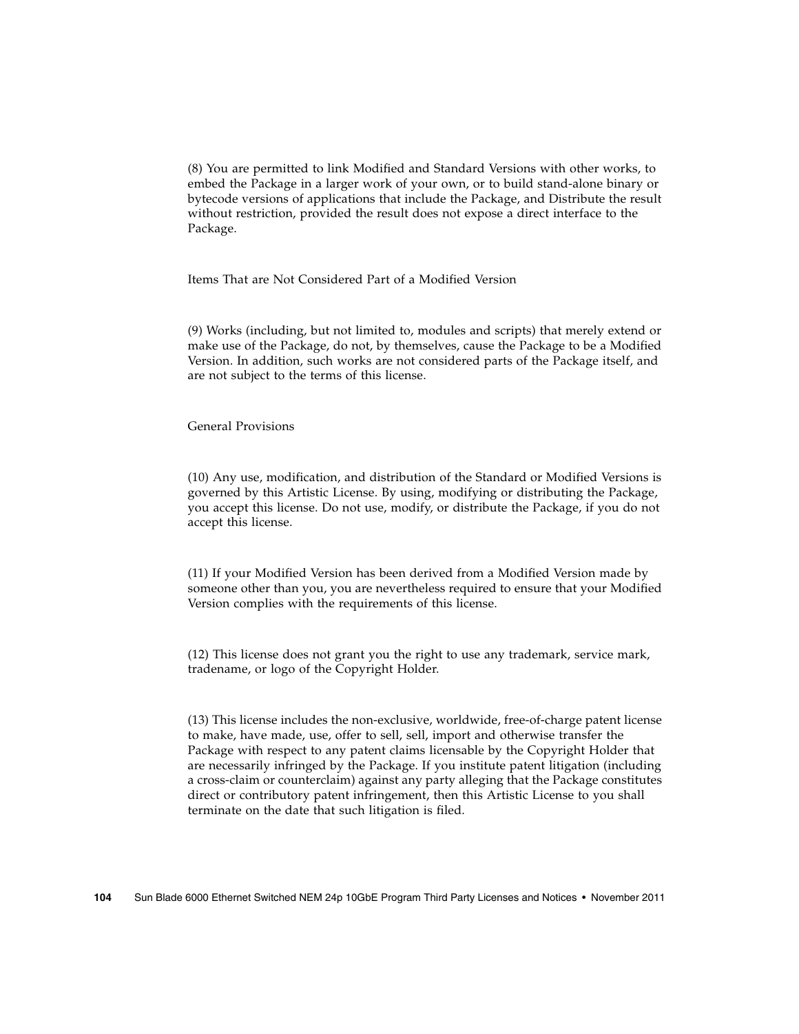(8) You are permitted to link Modified and Standard Versions with other works, to embed the Package in a larger work of your own, or to build stand-alone binary or bytecode versions of applications that include the Package, and Distribute the result without restriction, provided the result does not expose a direct interface to the Package.

Items That are Not Considered Part of a Modified Version

(9) Works (including, but not limited to, modules and scripts) that merely extend or make use of the Package, do not, by themselves, cause the Package to be a Modified Version. In addition, such works are not considered parts of the Package itself, and are not subject to the terms of this license.

General Provisions

(10) Any use, modification, and distribution of the Standard or Modified Versions is governed by this Artistic License. By using, modifying or distributing the Package, you accept this license. Do not use, modify, or distribute the Package, if you do not accept this license.

(11) If your Modified Version has been derived from a Modified Version made by someone other than you, you are nevertheless required to ensure that your Modified Version complies with the requirements of this license.

(12) This license does not grant you the right to use any trademark, service mark, tradename, or logo of the Copyright Holder.

(13) This license includes the non-exclusive, worldwide, free-of-charge patent license to make, have made, use, offer to sell, sell, import and otherwise transfer the Package with respect to any patent claims licensable by the Copyright Holder that are necessarily infringed by the Package. If you institute patent litigation (including a cross-claim or counterclaim) against any party alleging that the Package constitutes direct or contributory patent infringement, then this Artistic License to you shall terminate on the date that such litigation is filed.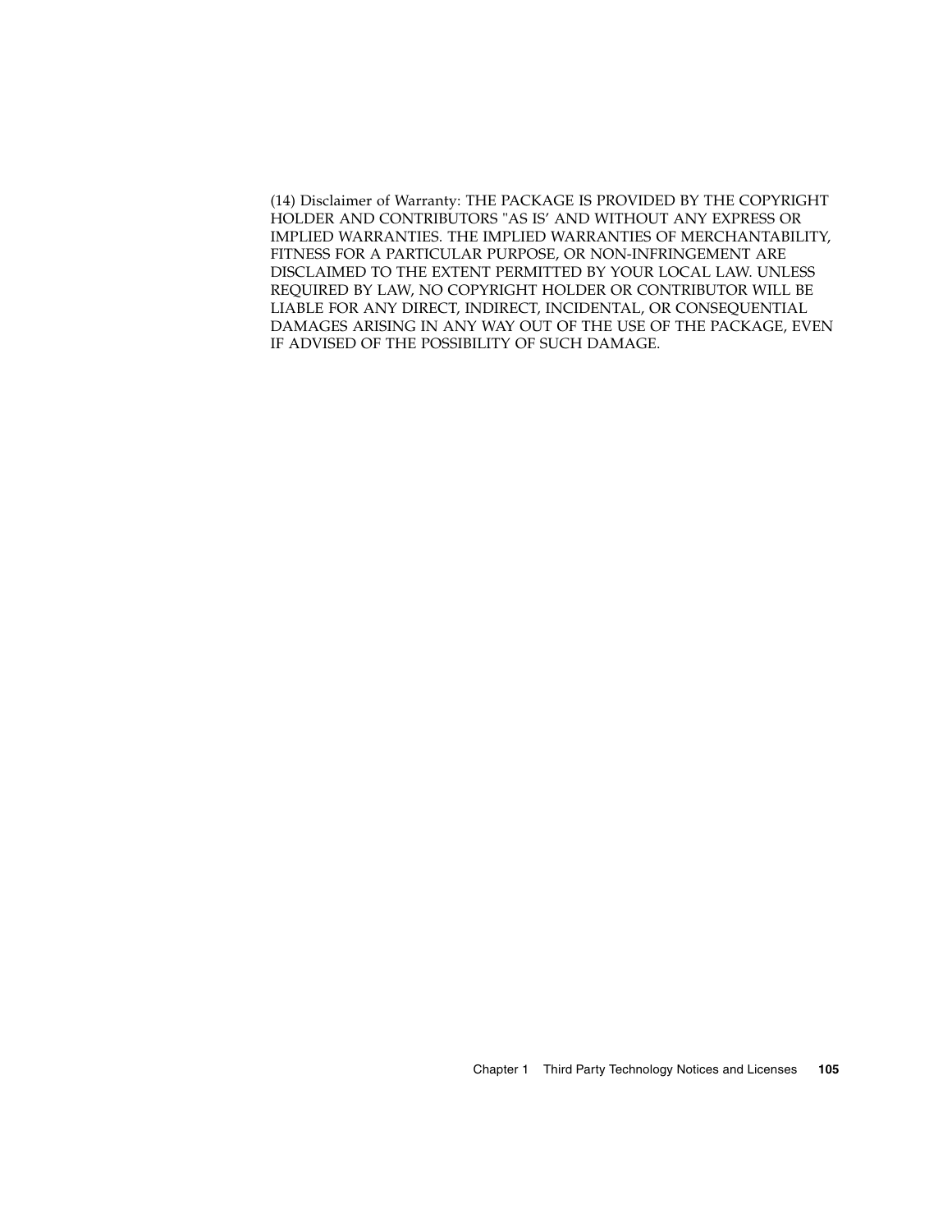(14) Disclaimer of Warranty: THE PACKAGE IS PROVIDED BY THE COPYRIGHT HOLDER AND CONTRIBUTORS "AS IS' AND WITHOUT ANY EXPRESS OR IMPLIED WARRANTIES. THE IMPLIED WARRANTIES OF MERCHANTABILITY, FITNESS FOR A PARTICULAR PURPOSE, OR NON-INFRINGEMENT ARE DISCLAIMED TO THE EXTENT PERMITTED BY YOUR LOCAL LAW. UNLESS REQUIRED BY LAW, NO COPYRIGHT HOLDER OR CONTRIBUTOR WILL BE LIABLE FOR ANY DIRECT, INDIRECT, INCIDENTAL, OR CONSEQUENTIAL DAMAGES ARISING IN ANY WAY OUT OF THE USE OF THE PACKAGE, EVEN IF ADVISED OF THE POSSIBILITY OF SUCH DAMAGE.